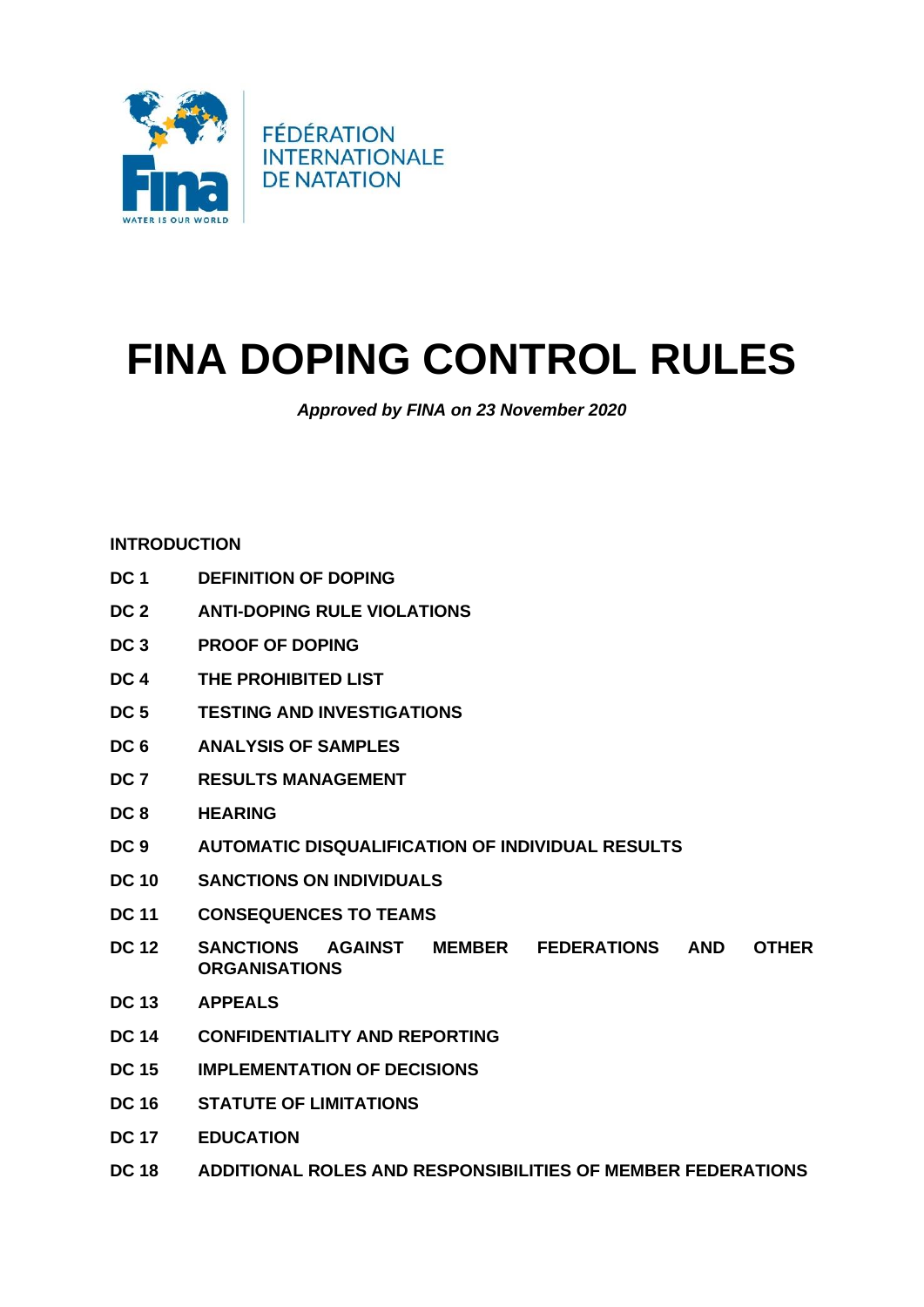FÉDÉRATION
INTERNATIONALE
DE NATATION

# FINA DOPING CONTROL RULES

***Approved by FINA on 23 November 2020***

**INTRODUCTION**

**DC 1 DEFINITION OF DOPING**

**DC 2 ANTI-DOPING RULE VIOLATIONS**

**DC 3 PROOF OF DOPING**

**DC 4 THE PROHIBITED LIST**

**DC 5 TESTING AND INVESTIGATIONS**

**DC 6 ANALYSIS OF SAMPLES**

**DC 7 RESULTS MANAGEMENT**

**DC 8 HEARING**

**DC 9 AUTOMATIC DISQUALIFICATION OF INDIVIDUAL RESULTS**

**DC 10 SANCTIONS ON INDIVIDUALS**

**DC 11 CONSEQUENCES TO TEAMS**

**DC 12 SANCTIONS AGAINST MEMBER FEDERATIONS AND OTHER ORGANISATIONS**

**DC 13 APPEALS**

**DC 14 CONFIDENTIALITY AND REPORTING**

**DC 15 IMPLEMENTATION OF DECISIONS**

**DC 16 STATUTE OF LIMITATIONS**

**DC 17 EDUCATION**

**DC 18 ADDITIONAL ROLES AND RESPONSIBILITIES OF MEMBER FEDERATIONS**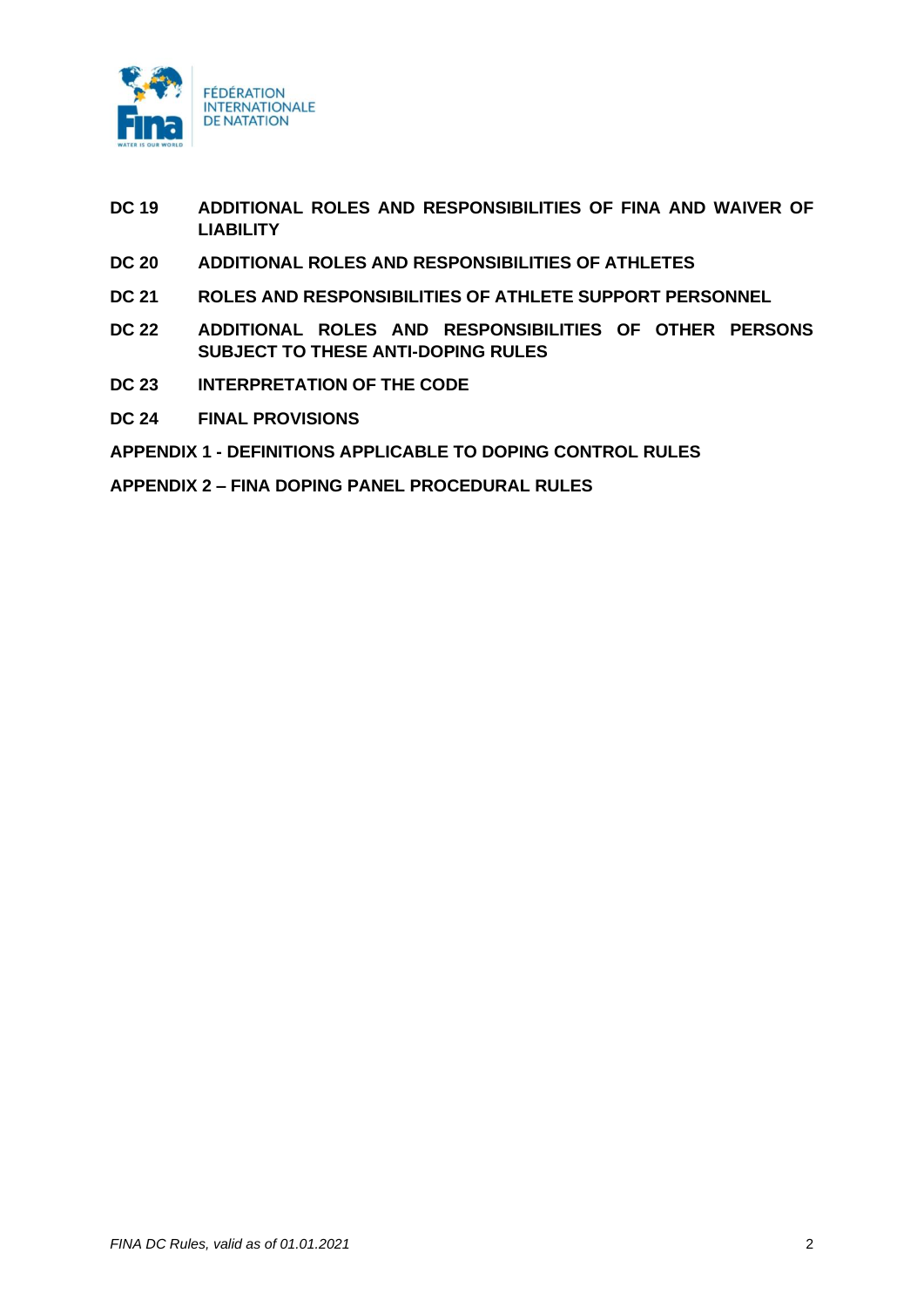**DC 19 ADDITIONAL ROLES AND RESPONSIBILITIES OF FINA AND WAIVER OF LIABILITY**

**DC 20 ADDITIONAL ROLES AND RESPONSIBILITIES OF ATHLETES**

**DC 21 ROLES AND RESPONSIBILITIES OF ATHLETE SUPPORT PERSONNEL**

**DC 22 ADDITIONAL ROLES AND RESPONSIBILITIES OF OTHER PERSONS SUBJECT TO THESE ANTI-DOPING RULES**

**DC 23 INTERPRETATION OF THE CODE**

**DC 24 FINAL PROVISIONS**

**APPENDIX 1 - DEFINITIONS APPLICABLE TO DOPING CONTROL RULES**

**APPENDIX 2 – FINA DOPING PANEL PROCEDURAL RULES**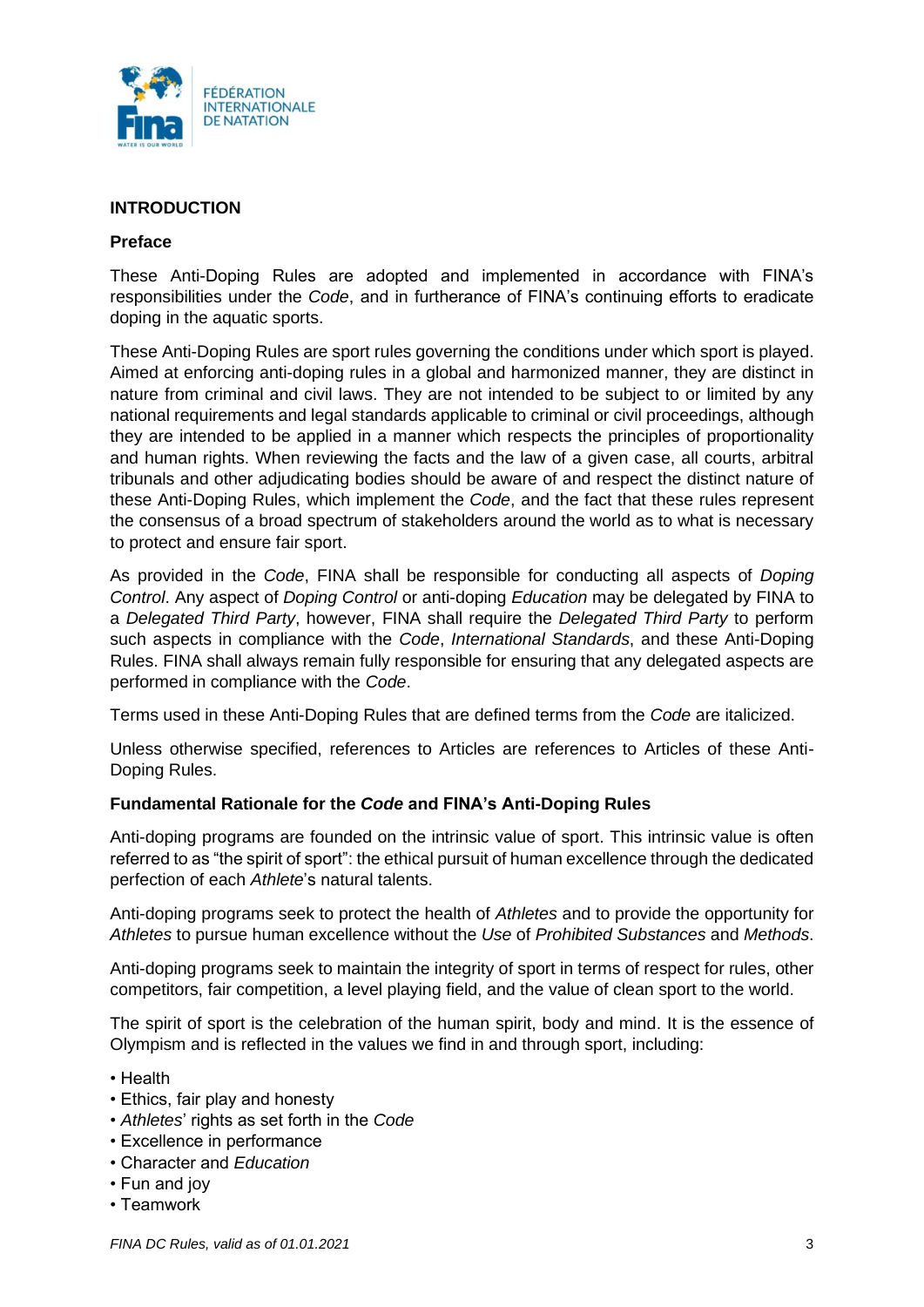## INTRODUCTION

### Preface

These Anti-Doping Rules are adopted and implemented in accordance with FINA's responsibilities under the *Code*, and in furtherance of FINA's continuing efforts to eradicate doping in the aquatic sports.

These Anti-Doping Rules are sport rules governing the conditions under which sport is played. Aimed at enforcing anti-doping rules in a global and harmonized manner, they are distinct in nature from criminal and civil laws. They are not intended to be subject to or limited by any national requirements and legal standards applicable to criminal or civil proceedings, although they are intended to be applied in a manner which respects the principles of proportionality and human rights. When reviewing the facts and the law of a given case, all courts, arbitral tribunals and other adjudicating bodies should be aware of and respect the distinct nature of these Anti-Doping Rules, which implement the *Code*, and the fact that these rules represent the consensus of a broad spectrum of stakeholders around the world as to what is necessary to protect and ensure fair sport.

As provided in the *Code*, FINA shall be responsible for conducting all aspects of *Doping Control*. Any aspect of *Doping Control* or anti-doping *Education* may be delegated by FINA to a *Delegated Third Party*, however, FINA shall require the *Delegated Third Party* to perform such aspects in compliance with the *Code*, *International Standards*, and these Anti-Doping Rules. FINA shall always remain fully responsible for ensuring that any delegated aspects are performed in compliance with the *Code*.

Terms used in these Anti-Doping Rules that are defined terms from the *Code* are italicized.

Unless otherwise specified, references to Articles are references to Articles of these Anti-Doping Rules.

### Fundamental Rationale for the *Code* and FINA's Anti-Doping Rules

Anti-doping programs are founded on the intrinsic value of sport. This intrinsic value is often referred to as "the spirit of sport": the ethical pursuit of human excellence through the dedicated perfection of each *Athlete*'s natural talents.

Anti-doping programs seek to protect the health of *Athletes* and to provide the opportunity for *Athletes* to pursue human excellence without the *Use* of *Prohibited Substances* and *Methods*.

Anti-doping programs seek to maintain the integrity of sport in terms of respect for rules, other competitors, fair competition, a level playing field, and the value of clean sport to the world.

The spirit of sport is the celebration of the human spirit, body and mind. It is the essence of Olympism and is reflected in the values we find in and through sport, including:

- Health
- Ethics, fair play and honesty
- *Athletes*' rights as set forth in the *Code*
- Excellence in performance
- Character and *Education*
- Fun and joy
- Teamwork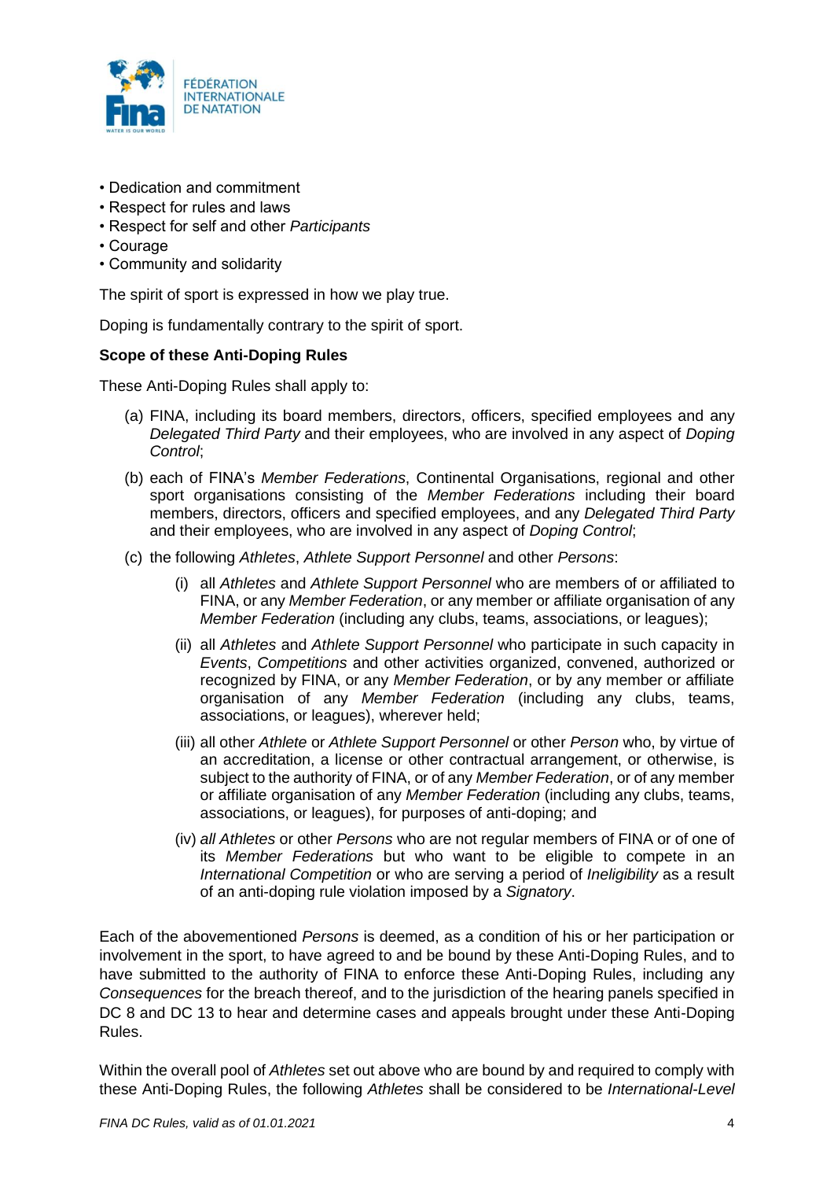- Dedication and commitment
- Respect for rules and laws
- Respect for self and other *Participants*
- Courage
- Community and solidarity

The spirit of sport is expressed in how we play true.

Doping is fundamentally contrary to the spirit of sport.

**Scope of these Anti-Doping Rules**

These Anti-Doping Rules shall apply to:

(a) FINA, including its board members, directors, officers, specified employees and any *Delegated Third Party* and their employees, who are involved in any aspect of *Doping Control*;

(b) each of FINA's *Member Federations*, Continental Organisations, regional and other sport organisations consisting of the *Member Federations* including their board members, directors, officers and specified employees, and any *Delegated Third Party* and their employees, who are involved in any aspect of *Doping Control*;

(c) the following *Athletes*, *Athlete Support Personnel* and other *Persons*:

  (i) all *Athletes* and *Athlete Support Personnel* who are members of or affiliated to FINA, or any *Member Federation*, or any member or affiliate organisation of any *Member Federation* (including any clubs, teams, associations, or leagues);

  (ii) all *Athletes* and *Athlete Support Personnel* who participate in such capacity in *Events*, *Competitions* and other activities organized, convened, authorized or recognized by FINA, or any *Member Federation*, or by any member or affiliate organisation of any *Member Federation* (including any clubs, teams, associations, or leagues), wherever held;

  (iii) all other *Athlete* or *Athlete Support Personnel* or other *Person* who, by virtue of an accreditation, a license or other contractual arrangement, or otherwise, is subject to the authority of FINA, or of any *Member Federation*, or of any member or affiliate organisation of any *Member Federation* (including any clubs, teams, associations, or leagues), for purposes of anti-doping; and

  (iv) *all Athletes* or other *Persons* who are not regular members of FINA or of one of its *Member Federations* but who want to be eligible to compete in an *International Competition* or who are serving a period of *Ineligibility* as a result of an anti-doping rule violation imposed by a *Signatory*.

Each of the abovementioned *Persons* is deemed, as a condition of his or her participation or involvement in the sport, to have agreed to and be bound by these Anti-Doping Rules, and to have submitted to the authority of FINA to enforce these Anti-Doping Rules, including any *Consequences* for the breach thereof, and to the jurisdiction of the hearing panels specified in DC 8 and DC 13 to hear and determine cases and appeals brought under these Anti-Doping Rules.

Within the overall pool of *Athletes* set out above who are bound by and required to comply with these Anti-Doping Rules, the following *Athletes* shall be considered to be *International-Level*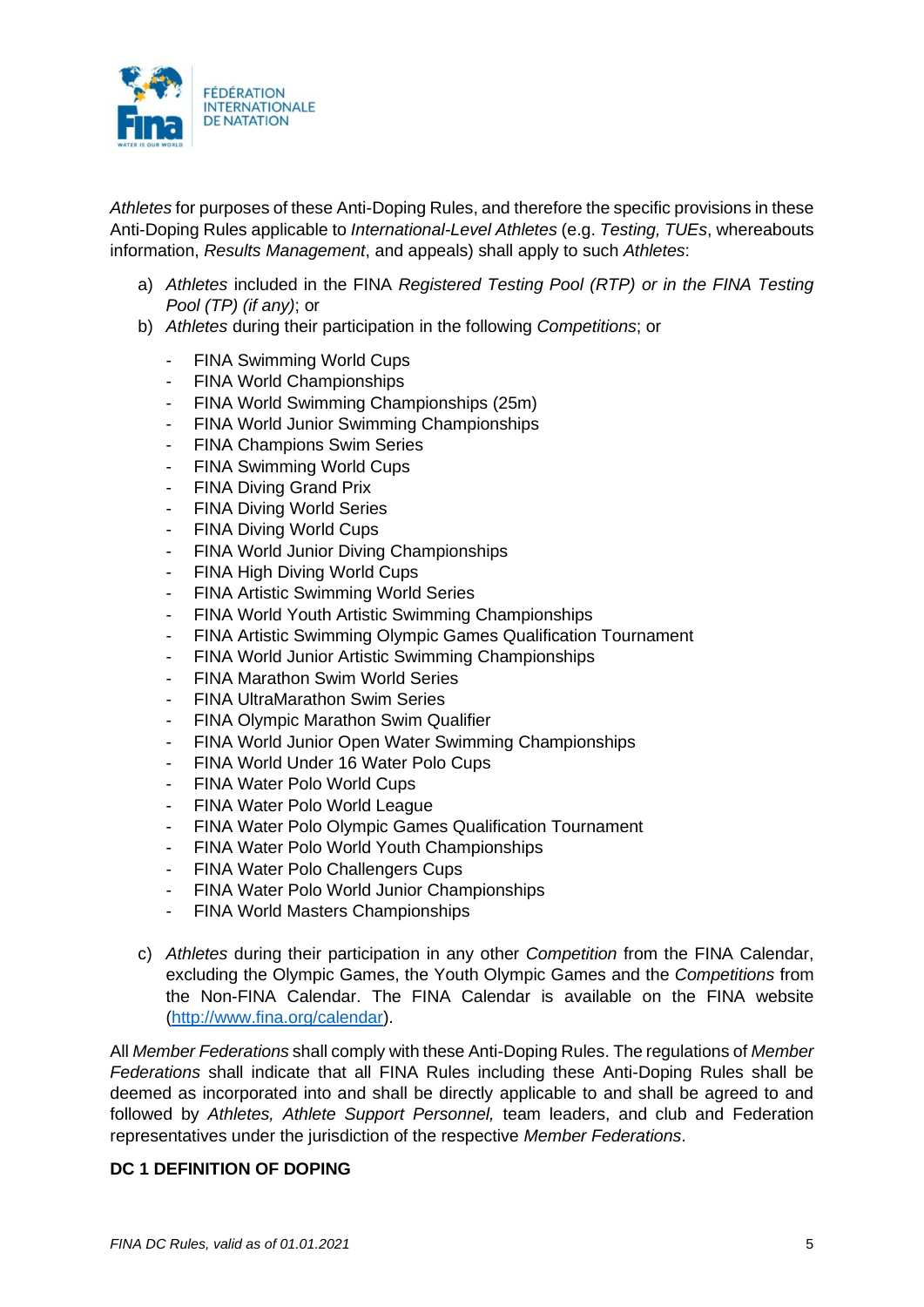*Athletes* for purposes of these Anti-Doping Rules, and therefore the specific provisions in these Anti-Doping Rules applicable to *International-Level Athletes* (e.g. *Testing, TUEs*, whereabouts information, *Results Management*, and appeals) shall apply to such *Athletes*:

a) *Athletes* included in the FINA *Registered Testing Pool (RTP) or in the FINA Testing Pool (TP) (if any)*; or
b) *Athletes* during their participation in the following *Competitions*; or
   - FINA Swimming World Cups
   - FINA World Championships
   - FINA World Swimming Championships (25m)
   - FINA World Junior Swimming Championships
   - FINA Champions Swim Series
   - FINA Swimming World Cups
   - FINA Diving Grand Prix
   - FINA Diving World Series
   - FINA Diving World Cups
   - FINA World Junior Diving Championships
   - FINA High Diving World Cups
   - FINA Artistic Swimming World Series
   - FINA World Youth Artistic Swimming Championships
   - FINA Artistic Swimming Olympic Games Qualification Tournament
   - FINA World Junior Artistic Swimming Championships
   - FINA Marathon Swim World Series
   - FINA UltraMarathon Swim Series
   - FINA Olympic Marathon Swim Qualifier
   - FINA World Junior Open Water Swimming Championships
   - FINA World Under 16 Water Polo Cups
   - FINA Water Polo World Cups
   - FINA Water Polo World League
   - FINA Water Polo Olympic Games Qualification Tournament
   - FINA Water Polo World Youth Championships
   - FINA Water Polo Challengers Cups
   - FINA Water Polo World Junior Championships
   - FINA World Masters Championships
c) *Athletes* during their participation in any other *Competition* from the FINA Calendar, excluding the Olympic Games, the Youth Olympic Games and the *Competitions* from the Non-FINA Calendar. The FINA Calendar is available on the FINA website (http://www.fina.org/calendar).

All *Member Federations* shall comply with these Anti-Doping Rules. The regulations of *Member Federations* shall indicate that all FINA Rules including these Anti-Doping Rules shall be deemed as incorporated into and shall be directly applicable to and shall be agreed to and followed by *Athletes, Athlete Support Personnel,* team leaders, and club and Federation representatives under the jurisdiction of the respective *Member Federations*.

## DC 1 DEFINITION OF DOPING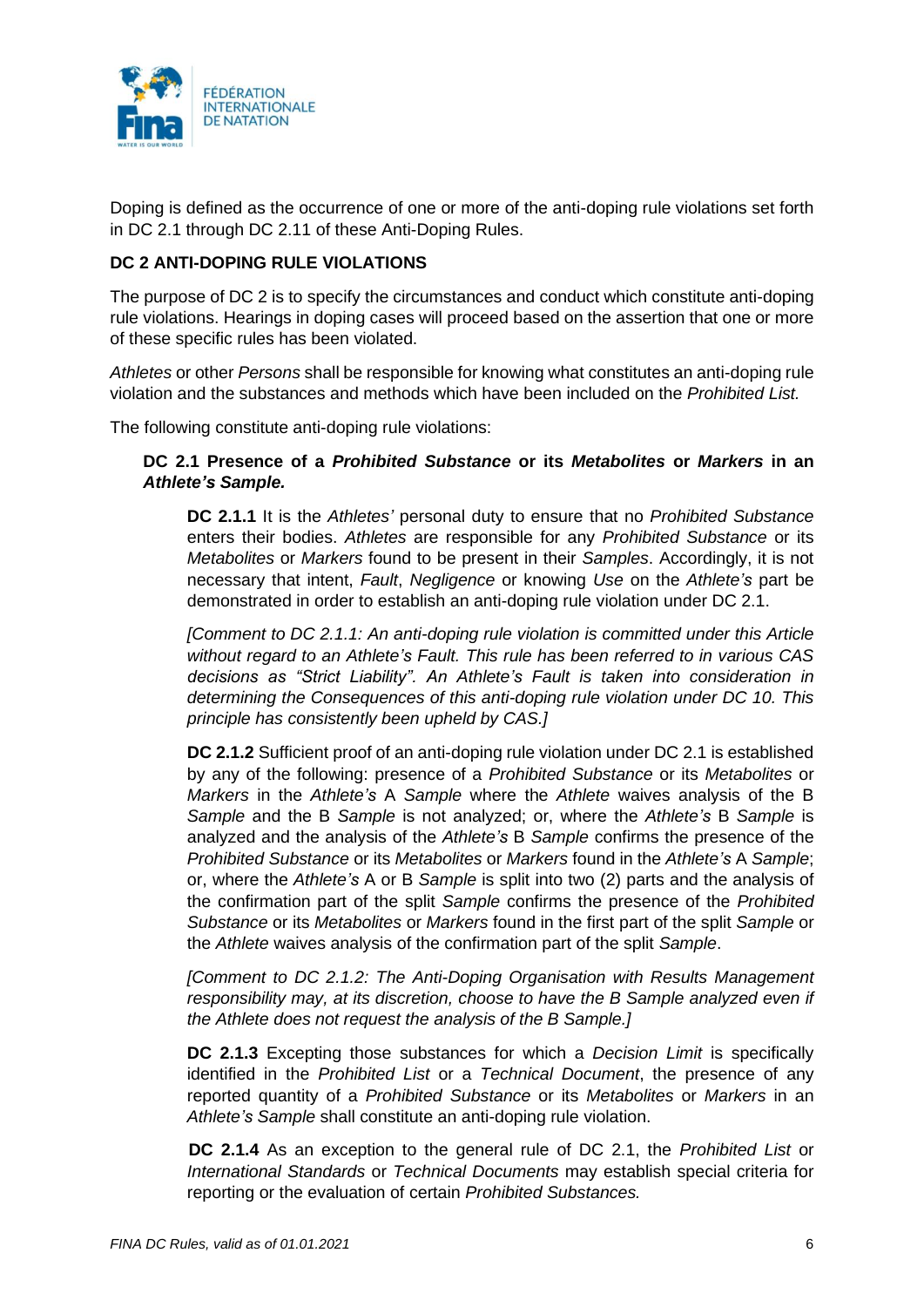Doping is defined as the occurrence of one or more of the anti-doping rule violations set forth in DC 2.1 through DC 2.11 of these Anti-Doping Rules.

## DC 2 ANTI-DOPING RULE VIOLATIONS

The purpose of DC 2 is to specify the circumstances and conduct which constitute anti-doping rule violations. Hearings in doping cases will proceed based on the assertion that one or more of these specific rules has been violated.

*Athletes* or other *Persons* shall be responsible for knowing what constitutes an anti-doping rule violation and the substances and methods which have been included on the *Prohibited List.*

The following constitute anti-doping rule violations:

### DC 2.1 Presence of a *Prohibited Substance* or its *Metabolites* or *Markers* in an *Athlete's Sample.*

**DC 2.1.1** It is the *Athletes'* personal duty to ensure that no *Prohibited Substance* enters their bodies. *Athletes* are responsible for any *Prohibited Substance* or its *Metabolites* or *Markers* found to be present in their *Samples*. Accordingly, it is not necessary that intent, *Fault*, *Negligence* or knowing *Use* on the *Athlete's* part be demonstrated in order to establish an anti-doping rule violation under DC 2.1.

*[Comment to DC 2.1.1: An anti-doping rule violation is committed under this Article without regard to an Athlete's Fault. This rule has been referred to in various CAS decisions as "Strict Liability". An Athlete's Fault is taken into consideration in determining the Consequences of this anti-doping rule violation under DC 10. This principle has consistently been upheld by CAS.]*

**DC 2.1.2** Sufficient proof of an anti-doping rule violation under DC 2.1 is established by any of the following: presence of a *Prohibited Substance* or its *Metabolites* or *Markers* in the *Athlete's* A *Sample* where the *Athlete* waives analysis of the B *Sample* and the B *Sample* is not analyzed; or, where the *Athlete's* B *Sample* is analyzed and the analysis of the *Athlete's* B *Sample* confirms the presence of the *Prohibited Substance* or its *Metabolites* or *Markers* found in the *Athlete's* A *Sample*; or, where the *Athlete's* A or B *Sample* is split into two (2) parts and the analysis of the confirmation part of the split *Sample* confirms the presence of the *Prohibited Substance* or its *Metabolites* or *Markers* found in the first part of the split *Sample* or the *Athlete* waives analysis of the confirmation part of the split *Sample*.

*[Comment to DC 2.1.2: The Anti-Doping Organisation with Results Management responsibility may, at its discretion, choose to have the B Sample analyzed even if the Athlete does not request the analysis of the B Sample.]*

**DC 2.1.3** Excepting those substances for which a *Decision Limit* is specifically identified in the *Prohibited List* or a *Technical Document*, the presence of any reported quantity of a *Prohibited Substance* or its *Metabolites* or *Markers* in an *Athlete's Sample* shall constitute an anti-doping rule violation.

**DC 2.1.4** As an exception to the general rule of DC 2.1, the *Prohibited List* or *International Standards* or *Technical Documents* may establish special criteria for reporting or the evaluation of certain *Prohibited Substances.*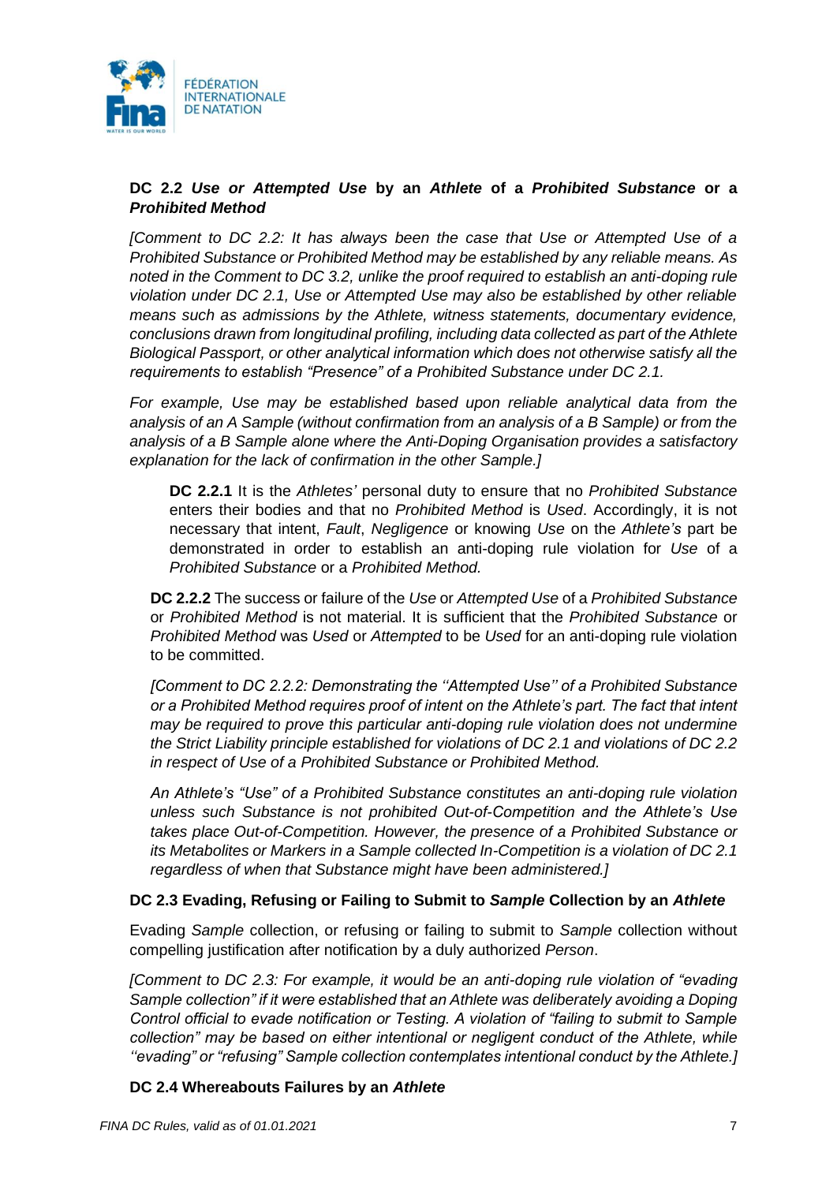### DC 2.2 *Use or Attempted Use* by an *Athlete* of a *Prohibited Substance* or a *Prohibited Method*

*[Comment to DC 2.2: It has always been the case that Use or Attempted Use of a Prohibited Substance or Prohibited Method may be established by any reliable means. As noted in the Comment to DC 3.2, unlike the proof required to establish an anti-doping rule violation under DC 2.1, Use or Attempted Use may also be established by other reliable means such as admissions by the Athlete, witness statements, documentary evidence, conclusions drawn from longitudinal profiling, including data collected as part of the Athlete Biological Passport, or other analytical information which does not otherwise satisfy all the requirements to establish "Presence" of a Prohibited Substance under DC 2.1.*

*For example, Use may be established based upon reliable analytical data from the analysis of an A Sample (without confirmation from an analysis of a B Sample) or from the analysis of a B Sample alone where the Anti-Doping Organisation provides a satisfactory explanation for the lack of confirmation in the other Sample.]*

**DC 2.2.1** It is the *Athletes'* personal duty to ensure that no *Prohibited Substance* enters their bodies and that no *Prohibited Method* is *Used*. Accordingly, it is not necessary that intent, *Fault*, *Negligence* or knowing *Use* on the *Athlete's* part be demonstrated in order to establish an anti-doping rule violation for *Use* of a *Prohibited Substance* or a *Prohibited Method.*

**DC 2.2.2** The success or failure of the *Use* or *Attempted Use* of a *Prohibited Substance* or *Prohibited Method* is not material. It is sufficient that the *Prohibited Substance* or *Prohibited Method* was *Used* or *Attempted* to be *Used* for an anti-doping rule violation to be committed.

*[Comment to DC 2.2.2: Demonstrating the ''Attempted Use'' of a Prohibited Substance or a Prohibited Method requires proof of intent on the Athlete's part. The fact that intent may be required to prove this particular anti-doping rule violation does not undermine the Strict Liability principle established for violations of DC 2.1 and violations of DC 2.2 in respect of Use of a Prohibited Substance or Prohibited Method.*

*An Athlete's "Use" of a Prohibited Substance constitutes an anti-doping rule violation unless such Substance is not prohibited Out-of-Competition and the Athlete's Use takes place Out-of-Competition. However, the presence of a Prohibited Substance or its Metabolites or Markers in a Sample collected In-Competition is a violation of DC 2.1 regardless of when that Substance might have been administered.]*

### DC 2.3 Evading, Refusing or Failing to Submit to *Sample* Collection by an *Athlete*

Evading *Sample* collection, or refusing or failing to submit to *Sample* collection without compelling justification after notification by a duly authorized *Person*.

*[Comment to DC 2.3: For example, it would be an anti-doping rule violation of "evading Sample collection" if it were established that an Athlete was deliberately avoiding a Doping Control official to evade notification or Testing. A violation of "failing to submit to Sample collection" may be based on either intentional or negligent conduct of the Athlete, while ''evading" or "refusing" Sample collection contemplates intentional conduct by the Athlete.]*

### DC 2.4 Whereabouts Failures by an *Athlete*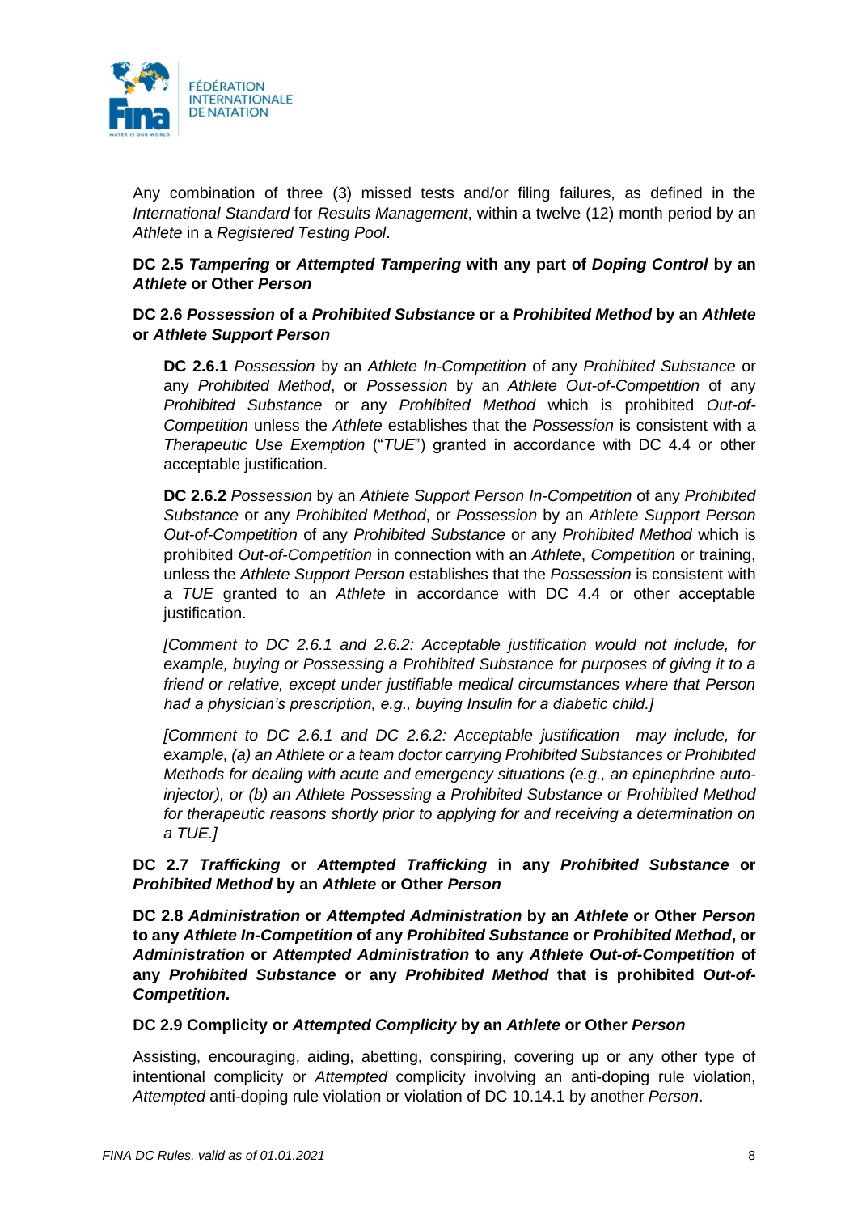Any combination of three (3) missed tests and/or filing failures, as defined in the *International Standard* for *Results Management*, within a twelve (12) month period by an *Athlete* in a *Registered Testing Pool*.

**DC 2.5** ***Tampering*** **or** ***Attempted Tampering*** **with any part of** ***Doping Control*** **by an** ***Athlete*** **or Other** ***Person***

**DC 2.6** ***Possession*** **of a** ***Prohibited Substance*** **or a** ***Prohibited Method*** **by an** ***Athlete*** **or** ***Athlete Support Person***

**DC 2.6.1** *Possession* by an *Athlete In-Competition* of any *Prohibited Substance* or any *Prohibited Method*, or *Possession* by an *Athlete Out-of-Competition* of any *Prohibited Substance* or any *Prohibited Method* which is prohibited *Out-of-Competition* unless the *Athlete* establishes that the *Possession* is consistent with a *Therapeutic Use Exemption* ("*TUE*") granted in accordance with DC 4.4 or other acceptable justification.

**DC 2.6.2** *Possession* by an *Athlete Support Person In-Competition* of any *Prohibited Substance* or any *Prohibited Method*, or *Possession* by an *Athlete Support Person Out-of-Competition* of any *Prohibited Substance* or any *Prohibited Method* which is prohibited *Out-of-Competition* in connection with an *Athlete*, *Competition* or training, unless the *Athlete Support Person* establishes that the *Possession* is consistent with a *TUE* granted to an *Athlete* in accordance with DC 4.4 or other acceptable justification.

*[Comment to DC 2.6.1 and 2.6.2: Acceptable justification would not include, for example, buying or Possessing a Prohibited Substance for purposes of giving it to a friend or relative, except under justifiable medical circumstances where that Person had a physician's prescription, e.g., buying Insulin for a diabetic child.]*

*[Comment to DC 2.6.1 and DC 2.6.2: Acceptable justification may include, for example, (a) an Athlete or a team doctor carrying Prohibited Substances or Prohibited Methods for dealing with acute and emergency situations (e.g., an epinephrine auto-injector), or (b) an Athlete Possessing a Prohibited Substance or Prohibited Method for therapeutic reasons shortly prior to applying for and receiving a determination on a TUE.]*

**DC 2.7** ***Trafficking*** **or** ***Attempted Trafficking*** **in any** ***Prohibited Substance*** **or** ***Prohibited Method*** **by an** ***Athlete*** **or Other** ***Person***

**DC 2.8** ***Administration*** **or** ***Attempted Administration*** **by an** ***Athlete*** **or Other** ***Person*** **to any** ***Athlete In-Competition*** **of any** ***Prohibited Substance*** **or** ***Prohibited Method*****, or** ***Administration*** **or** ***Attempted Administration*** **to any** ***Athlete Out-of-Competition*** **of any** ***Prohibited Substance*** **or any** ***Prohibited Method*** **that is prohibited** ***Out-of-Competition*****.**

**DC 2.9 Complicity or** ***Attempted Complicity*** **by an** ***Athlete*** **or Other** ***Person***

Assisting, encouraging, aiding, abetting, conspiring, covering up or any other type of intentional complicity or *Attempted* complicity involving an anti-doping rule violation, *Attempted* anti-doping rule violation or violation of DC 10.14.1 by another *Person*.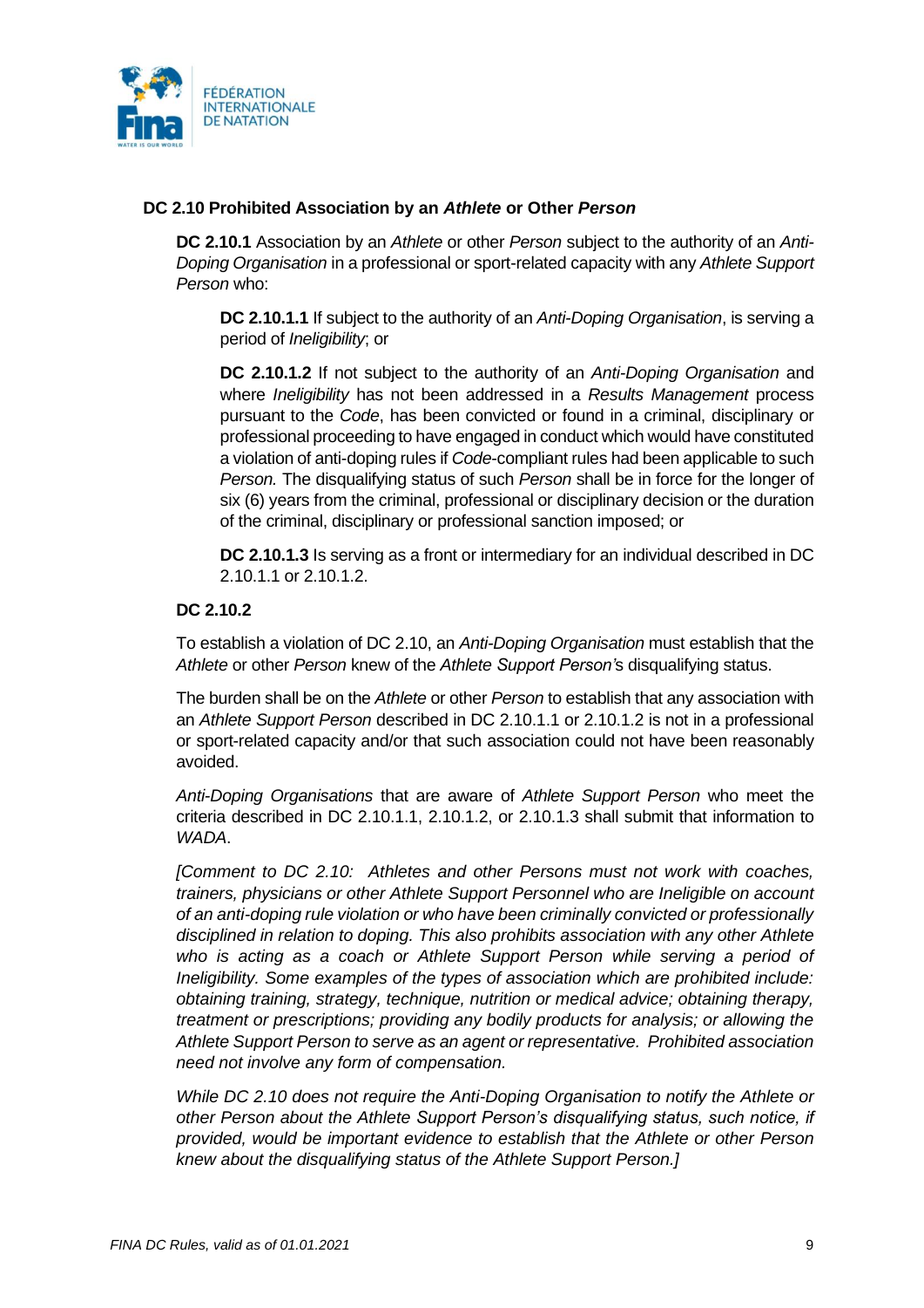### DC 2.10 Prohibited Association by an *Athlete* or Other *Person*

**DC 2.10.1** Association by an *Athlete* or other *Person* subject to the authority of an *Anti-Doping Organisation* in a professional or sport-related capacity with any *Athlete Support Person* who:

**DC 2.10.1.1** If subject to the authority of an *Anti-Doping Organisation*, is serving a period of *Ineligibility*; or

**DC 2.10.1.2** If not subject to the authority of an *Anti-Doping Organisation* and where *Ineligibility* has not been addressed in a *Results Management* process pursuant to the *Code*, has been convicted or found in a criminal, disciplinary or professional proceeding to have engaged in conduct which would have constituted a violation of anti-doping rules if *Code*-compliant rules had been applicable to such *Person.* The disqualifying status of such *Person* shall be in force for the longer of six (6) years from the criminal, professional or disciplinary decision or the duration of the criminal, disciplinary or professional sanction imposed; or

**DC 2.10.1.3** Is serving as a front or intermediary for an individual described in DC 2.10.1.1 or 2.10.1.2.

**DC 2.10.2**

To establish a violation of DC 2.10, an *Anti-Doping Organisation* must establish that the *Athlete* or other *Person* knew of the *Athlete Support Person'*s disqualifying status.

The burden shall be on the *Athlete* or other *Person* to establish that any association with an *Athlete Support Person* described in DC 2.10.1.1 or 2.10.1.2 is not in a professional or sport-related capacity and/or that such association could not have been reasonably avoided.

*Anti-Doping Organisations* that are aware of *Athlete Support Person* who meet the criteria described in DC 2.10.1.1, 2.10.1.2, or 2.10.1.3 shall submit that information to *WADA*.

*[Comment to DC 2.10: Athletes and other Persons must not work with coaches, trainers, physicians or other Athlete Support Personnel who are Ineligible on account of an anti-doping rule violation or who have been criminally convicted or professionally disciplined in relation to doping. This also prohibits association with any other Athlete who is acting as a coach or Athlete Support Person while serving a period of Ineligibility. Some examples of the types of association which are prohibited include: obtaining training, strategy, technique, nutrition or medical advice; obtaining therapy, treatment or prescriptions; providing any bodily products for analysis; or allowing the Athlete Support Person to serve as an agent or representative. Prohibited association need not involve any form of compensation.*

*While DC 2.10 does not require the Anti-Doping Organisation to notify the Athlete or other Person about the Athlete Support Person's disqualifying status, such notice, if provided, would be important evidence to establish that the Athlete or other Person knew about the disqualifying status of the Athlete Support Person.]*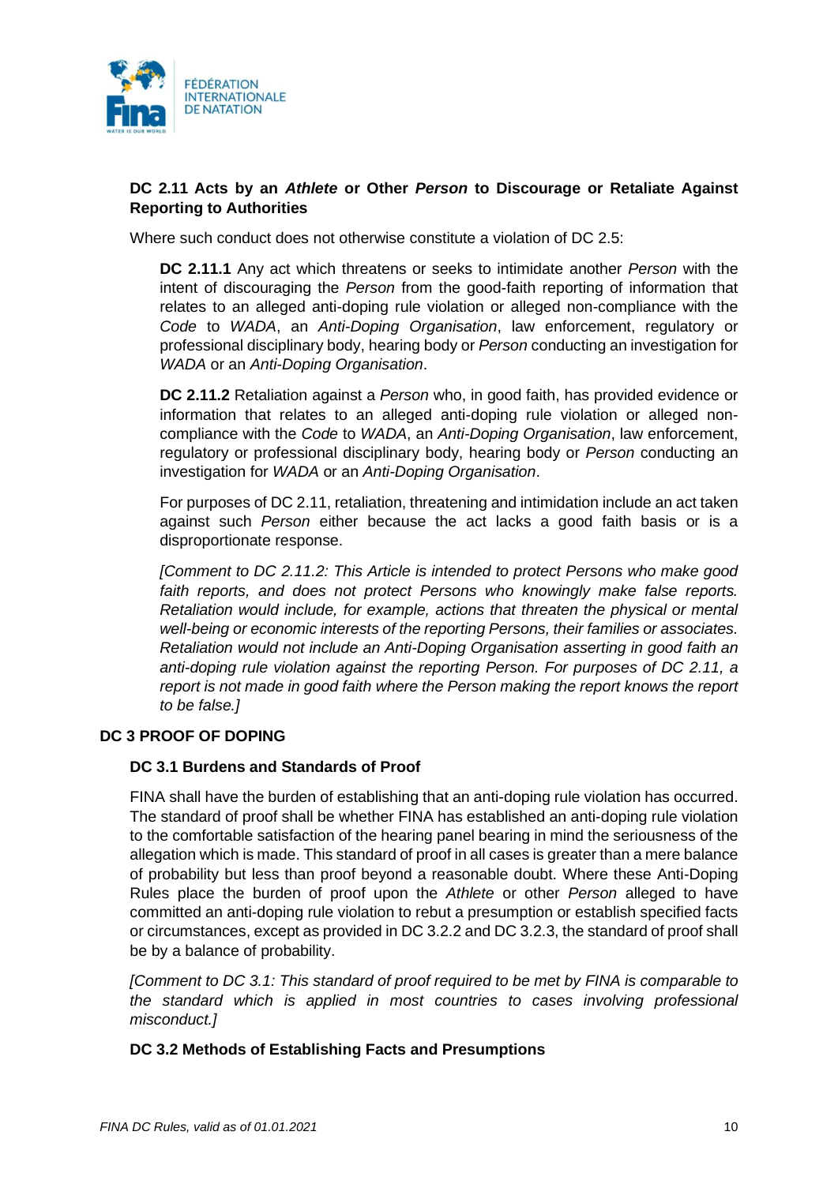### DC 2.11 Acts by an *Athlete* or Other *Person* to Discourage or Retaliate Against Reporting to Authorities

Where such conduct does not otherwise constitute a violation of DC 2.5:

**DC 2.11.1** Any act which threatens or seeks to intimidate another *Person* with the intent of discouraging the *Person* from the good-faith reporting of information that relates to an alleged anti-doping rule violation or alleged non-compliance with the *Code* to *WADA*, an *Anti-Doping Organisation*, law enforcement, regulatory or professional disciplinary body, hearing body or *Person* conducting an investigation for *WADA* or an *Anti-Doping Organisation*.

**DC 2.11.2** Retaliation against a *Person* who, in good faith, has provided evidence or information that relates to an alleged anti-doping rule violation or alleged non-compliance with the *Code* to *WADA*, an *Anti-Doping Organisation*, law enforcement, regulatory or professional disciplinary body, hearing body or *Person* conducting an investigation for *WADA* or an *Anti-Doping Organisation*.

For purposes of DC 2.11, retaliation, threatening and intimidation include an act taken against such *Person* either because the act lacks a good faith basis or is a disproportionate response.

*[Comment to DC 2.11.2: This Article is intended to protect Persons who make good faith reports, and does not protect Persons who knowingly make false reports. Retaliation would include, for example, actions that threaten the physical or mental well-being or economic interests of the reporting Persons, their families or associates. Retaliation would not include an Anti-Doping Organisation asserting in good faith an anti-doping rule violation against the reporting Person. For purposes of DC 2.11, a report is not made in good faith where the Person making the report knows the report to be false.]*

## DC 3 PROOF OF DOPING

### DC 3.1 Burdens and Standards of Proof

FINA shall have the burden of establishing that an anti-doping rule violation has occurred. The standard of proof shall be whether FINA has established an anti-doping rule violation to the comfortable satisfaction of the hearing panel bearing in mind the seriousness of the allegation which is made. This standard of proof in all cases is greater than a mere balance of probability but less than proof beyond a reasonable doubt. Where these Anti-Doping Rules place the burden of proof upon the *Athlete* or other *Person* alleged to have committed an anti-doping rule violation to rebut a presumption or establish specified facts or circumstances, except as provided in DC 3.2.2 and DC 3.2.3, the standard of proof shall be by a balance of probability.

*[Comment to DC 3.1: This standard of proof required to be met by FINA is comparable to the standard which is applied in most countries to cases involving professional misconduct.]*

### DC 3.2 Methods of Establishing Facts and Presumptions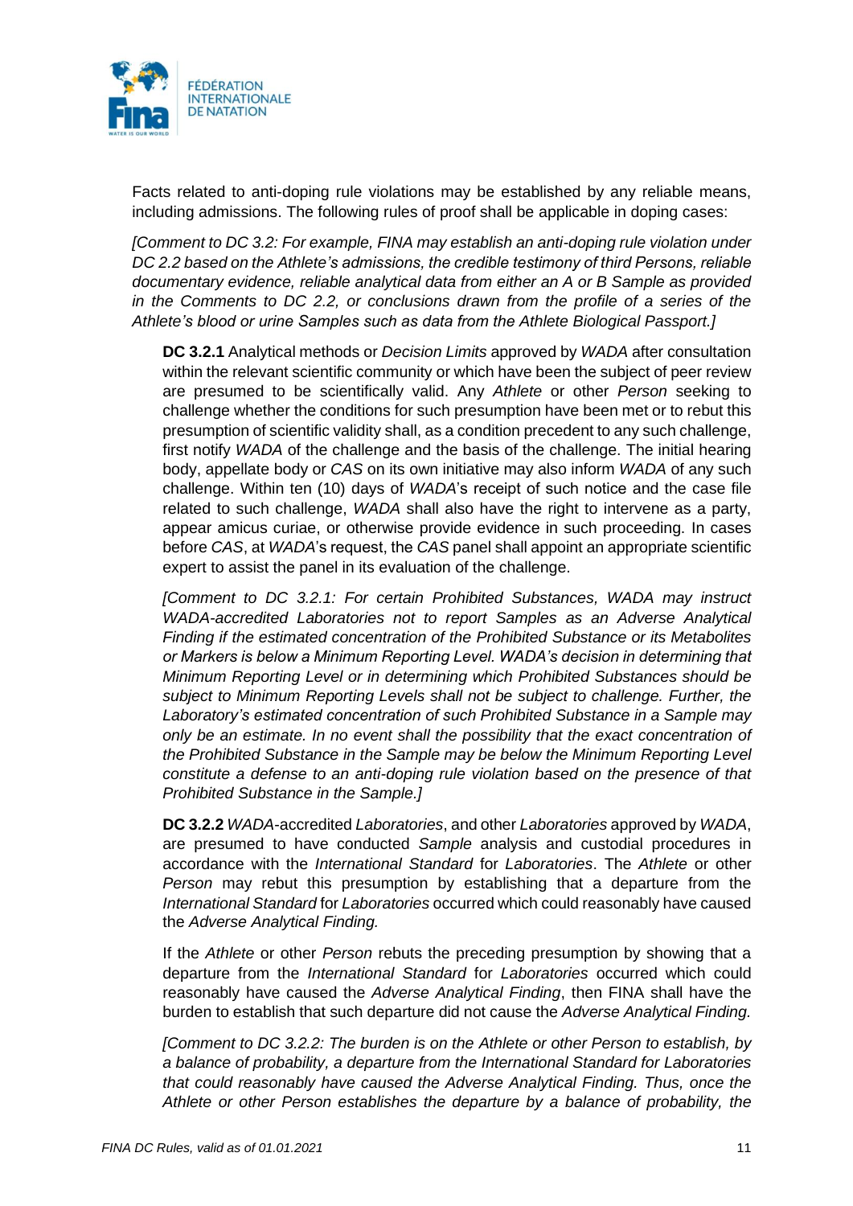Facts related to anti-doping rule violations may be established by any reliable means, including admissions. The following rules of proof shall be applicable in doping cases:

*[Comment to DC 3.2: For example, FINA may establish an anti-doping rule violation under DC 2.2 based on the Athlete's admissions, the credible testimony of third Persons, reliable documentary evidence, reliable analytical data from either an A or B Sample as provided in the Comments to DC 2.2, or conclusions drawn from the profile of a series of the Athlete's blood or urine Samples such as data from the Athlete Biological Passport.]*

**DC 3.2.1** Analytical methods or *Decision Limits* approved by *WADA* after consultation within the relevant scientific community or which have been the subject of peer review are presumed to be scientifically valid. Any *Athlete* or other *Person* seeking to challenge whether the conditions for such presumption have been met or to rebut this presumption of scientific validity shall, as a condition precedent to any such challenge, first notify *WADA* of the challenge and the basis of the challenge. The initial hearing body, appellate body or *CAS* on its own initiative may also inform *WADA* of any such challenge. Within ten (10) days of *WADA*'s receipt of such notice and the case file related to such challenge, *WADA* shall also have the right to intervene as a party, appear amicus curiae, or otherwise provide evidence in such proceeding. In cases before *CAS*, at *WADA*'s request, the *CAS* panel shall appoint an appropriate scientific expert to assist the panel in its evaluation of the challenge.

*[Comment to DC 3.2.1: For certain Prohibited Substances, WADA may instruct WADA-accredited Laboratories not to report Samples as an Adverse Analytical Finding if the estimated concentration of the Prohibited Substance or its Metabolites or Markers is below a Minimum Reporting Level. WADA's decision in determining that Minimum Reporting Level or in determining which Prohibited Substances should be subject to Minimum Reporting Levels shall not be subject to challenge. Further, the Laboratory's estimated concentration of such Prohibited Substance in a Sample may only be an estimate. In no event shall the possibility that the exact concentration of the Prohibited Substance in the Sample may be below the Minimum Reporting Level constitute a defense to an anti-doping rule violation based on the presence of that Prohibited Substance in the Sample.]*

**DC 3.2.2** *WADA*-accredited *Laboratories*, and other *Laboratories* approved by *WADA*, are presumed to have conducted *Sample* analysis and custodial procedures in accordance with the *International Standard* for *Laboratories*. The *Athlete* or other *Person* may rebut this presumption by establishing that a departure from the *International Standard* for *Laboratories* occurred which could reasonably have caused the *Adverse Analytical Finding.*

If the *Athlete* or other *Person* rebuts the preceding presumption by showing that a departure from the *International Standard* for *Laboratories* occurred which could reasonably have caused the *Adverse Analytical Finding*, then FINA shall have the burden to establish that such departure did not cause the *Adverse Analytical Finding.*

*[Comment to DC 3.2.2: The burden is on the Athlete or other Person to establish, by a balance of probability, a departure from the International Standard for Laboratories that could reasonably have caused the Adverse Analytical Finding. Thus, once the Athlete or other Person establishes the departure by a balance of probability, the*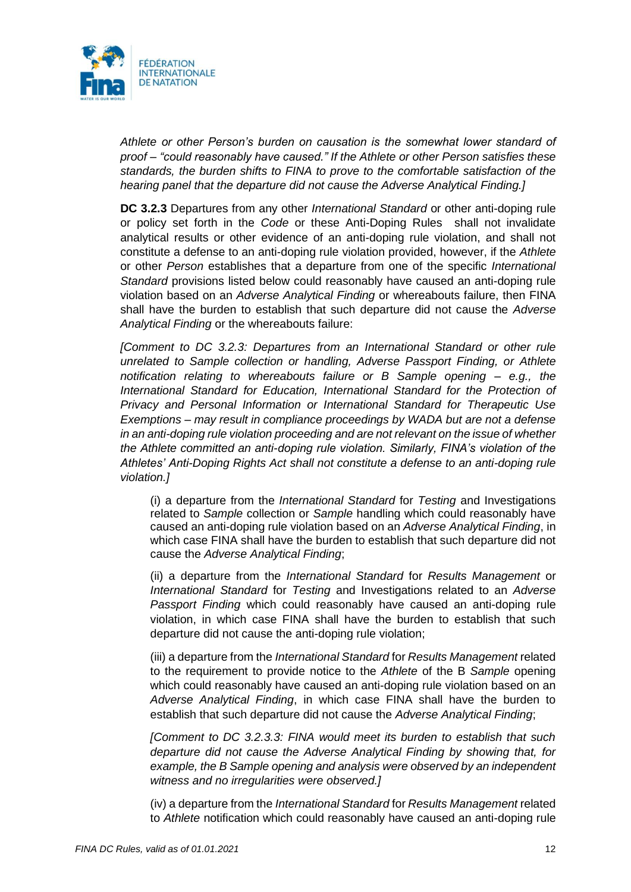*Athlete or other Person's burden on causation is the somewhat lower standard of proof – "could reasonably have caused." If the Athlete or other Person satisfies these standards, the burden shifts to FINA to prove to the comfortable satisfaction of the hearing panel that the departure did not cause the Adverse Analytical Finding.]*

**DC 3.2.3** Departures from any other *International Standard* or other anti-doping rule or policy set forth in the *Code* or these Anti-Doping Rules shall not invalidate analytical results or other evidence of an anti-doping rule violation, and shall not constitute a defense to an anti-doping rule violation provided, however, if the *Athlete* or other *Person* establishes that a departure from one of the specific *International Standard* provisions listed below could reasonably have caused an anti-doping rule violation based on an *Adverse Analytical Finding* or whereabouts failure, then FINA shall have the burden to establish that such departure did not cause the *Adverse Analytical Finding* or the whereabouts failure:

*[Comment to DC 3.2.3: Departures from an International Standard or other rule unrelated to Sample collection or handling, Adverse Passport Finding, or Athlete notification relating to whereabouts failure or B Sample opening – e.g., the International Standard for Education, International Standard for the Protection of Privacy and Personal Information or International Standard for Therapeutic Use Exemptions – may result in compliance proceedings by WADA but are not a defense in an anti-doping rule violation proceeding and are not relevant on the issue of whether the Athlete committed an anti-doping rule violation. Similarly, FINA's violation of the Athletes' Anti-Doping Rights Act shall not constitute a defense to an anti-doping rule violation.]*

(i) a departure from the *International Standard* for *Testing* and Investigations related to *Sample* collection or *Sample* handling which could reasonably have caused an anti-doping rule violation based on an *Adverse Analytical Finding*, in which case FINA shall have the burden to establish that such departure did not cause the *Adverse Analytical Finding*;

(ii) a departure from the *International Standard* for *Results Management* or *International Standard* for *Testing* and Investigations related to an *Adverse Passport Finding* which could reasonably have caused an anti-doping rule violation, in which case FINA shall have the burden to establish that such departure did not cause the anti-doping rule violation;

(iii) a departure from the *International Standard* for *Results Management* related to the requirement to provide notice to the *Athlete* of the B *Sample* opening which could reasonably have caused an anti-doping rule violation based on an *Adverse Analytical Finding*, in which case FINA shall have the burden to establish that such departure did not cause the *Adverse Analytical Finding*;

*[Comment to DC 3.2.3.3: FINA would meet its burden to establish that such departure did not cause the Adverse Analytical Finding by showing that, for example, the B Sample opening and analysis were observed by an independent witness and no irregularities were observed.]*

(iv) a departure from the *International Standard* for *Results Management* related to *Athlete* notification which could reasonably have caused an anti-doping rule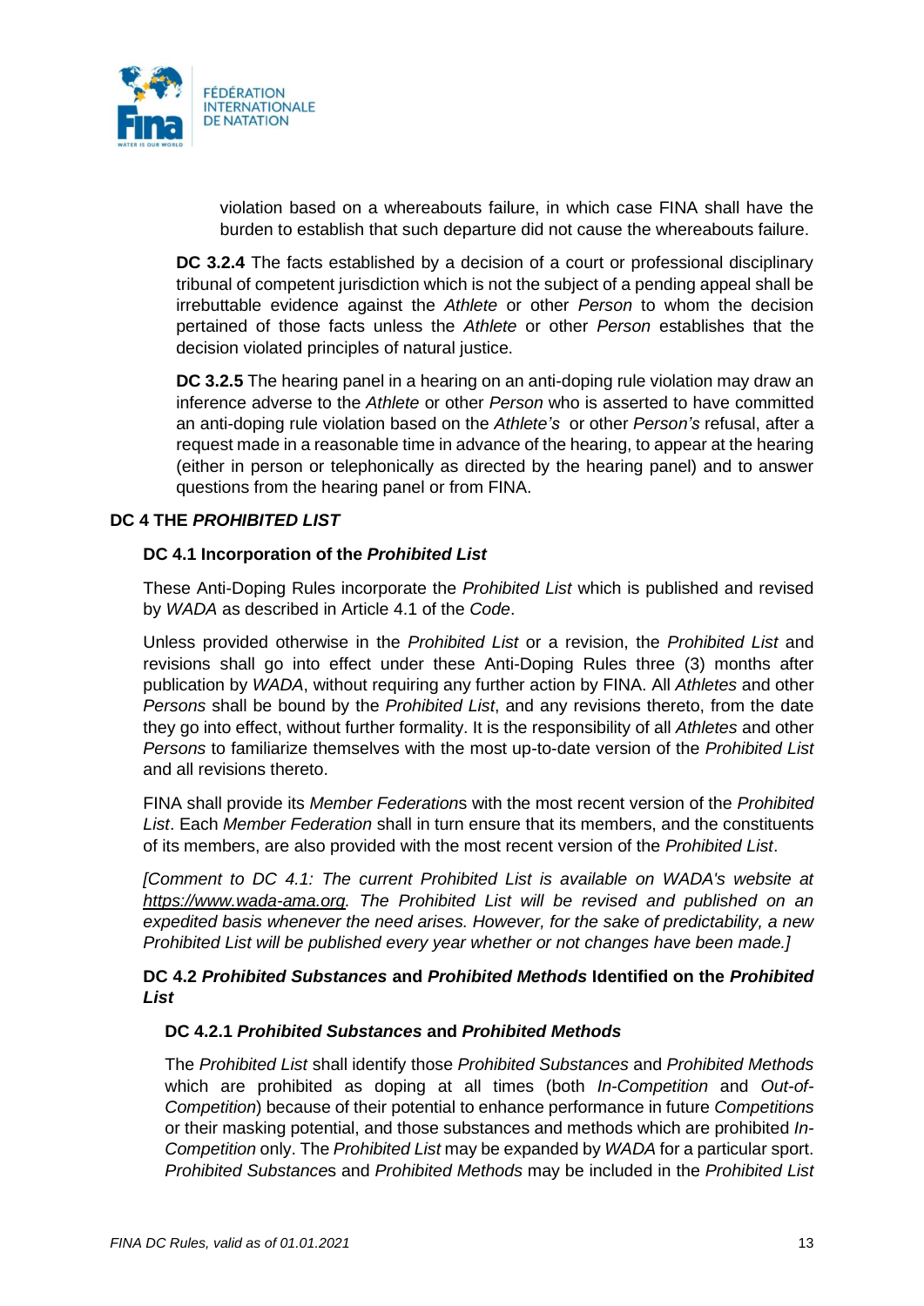violation based on a whereabouts failure, in which case FINA shall have the burden to establish that such departure did not cause the whereabouts failure.

**DC 3.2.4** The facts established by a decision of a court or professional disciplinary tribunal of competent jurisdiction which is not the subject of a pending appeal shall be irrebuttable evidence against the *Athlete* or other *Person* to whom the decision pertained of those facts unless the *Athlete* or other *Person* establishes that the decision violated principles of natural justice.

**DC 3.2.5** The hearing panel in a hearing on an anti-doping rule violation may draw an inference adverse to the *Athlete* or other *Person* who is asserted to have committed an anti-doping rule violation based on the *Athlete's* or other *Person's* refusal, after a request made in a reasonable time in advance of the hearing, to appear at the hearing (either in person or telephonically as directed by the hearing panel) and to answer questions from the hearing panel or from FINA.

## DC 4 THE *PROHIBITED LIST*

### DC 4.1 Incorporation of the *Prohibited List*

These Anti-Doping Rules incorporate the *Prohibited List* which is published and revised by *WADA* as described in Article 4.1 of the *Code*.

Unless provided otherwise in the *Prohibited List* or a revision, the *Prohibited List* and revisions shall go into effect under these Anti-Doping Rules three (3) months after publication by *WADA*, without requiring any further action by FINA. All *Athletes* and other *Persons* shall be bound by the *Prohibited List*, and any revisions thereto, from the date they go into effect, without further formality. It is the responsibility of all *Athletes* and other *Persons* to familiarize themselves with the most up-to-date version of the *Prohibited List* and all revisions thereto.

FINA shall provide its *Member Federation*s with the most recent version of the *Prohibited List*. Each *Member Federation* shall in turn ensure that its members, and the constituents of its members, are also provided with the most recent version of the *Prohibited List*.

*[Comment to DC 4.1: The current Prohibited List is available on WADA's website at https://www.wada-ama.org. The Prohibited List will be revised and published on an expedited basis whenever the need arises. However, for the sake of predictability, a new Prohibited List will be published every year whether or not changes have been made.]*

### DC 4.2 *Prohibited Substances* and *Prohibited Methods* Identified on the *Prohibited List*

#### DC 4.2.1 *Prohibited Substances* and *Prohibited Methods*

The *Prohibited List* shall identify those *Prohibited Substances* and *Prohibited Methods* which are prohibited as doping at all times (both *In-Competition* and *Out-of-Competition*) because of their potential to enhance performance in future *Competitions* or their masking potential, and those substances and methods which are prohibited *In-Competition* only. The *Prohibited List* may be expanded by *WADA* for a particular sport. *Prohibited Substance*s and *Prohibited Methods* may be included in the *Prohibited List*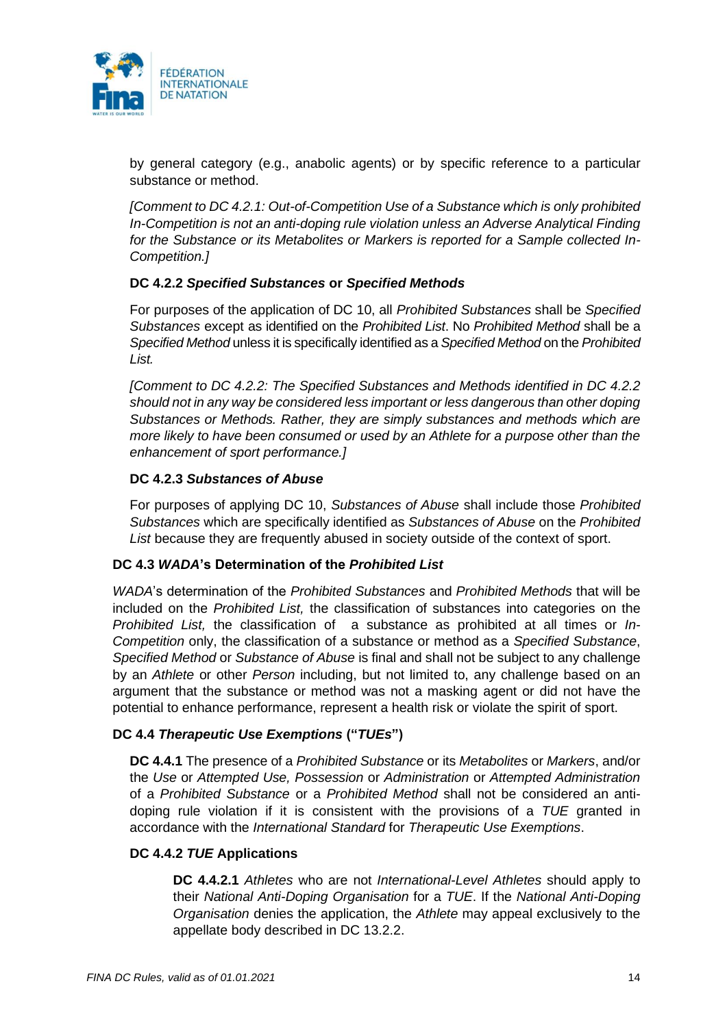by general category (e.g., anabolic agents) or by specific reference to a particular substance or method.

*[Comment to DC 4.2.1: Out-of-Competition Use of a Substance which is only prohibited In-Competition is not an anti-doping rule violation unless an Adverse Analytical Finding for the Substance or its Metabolites or Markers is reported for a Sample collected In-Competition.]*

**DC 4.2.2 *Specified Substances* or *Specified Methods***

For purposes of the application of DC 10, all *Prohibited Substances* shall be *Specified Substances* except as identified on the *Prohibited List*. No *Prohibited Method* shall be a *Specified Method* unless it is specifically identified as a *Specified Method* on the *Prohibited List.*

*[Comment to DC 4.2.2: The Specified Substances and Methods identified in DC 4.2.2 should not in any way be considered less important or less dangerous than other doping Substances or Methods. Rather, they are simply substances and methods which are more likely to have been consumed or used by an Athlete for a purpose other than the enhancement of sport performance.]*

**DC 4.2.3 *Substances of Abuse***

For purposes of applying DC 10, *Substances of Abuse* shall include those *Prohibited Substances* which are specifically identified as *Substances of Abuse* on the *Prohibited List* because they are frequently abused in society outside of the context of sport.

**DC 4.3 *WADA*'s Determination of the *Prohibited List***

*WADA*'s determination of the *Prohibited Substances* and *Prohibited Methods* that will be included on the *Prohibited List,* the classification of substances into categories on the *Prohibited List,* the classification of a substance as prohibited at all times or *In-Competition* only, the classification of a substance or method as a *Specified Substance*, *Specified Method* or *Substance of Abuse* is final and shall not be subject to any challenge by an *Athlete* or other *Person* including, but not limited to, any challenge based on an argument that the substance or method was not a masking agent or did not have the potential to enhance performance, represent a health risk or violate the spirit of sport.

**DC 4.4 *Therapeutic Use Exemptions* ("*TUEs*")**

**DC 4.4.1** The presence of a *Prohibited Substance* or its *Metabolites* or *Markers*, and/or the *Use* or *Attempted Use, Possession* or *Administration* or *Attempted Administration* of a *Prohibited Substance* or a *Prohibited Method* shall not be considered an anti-doping rule violation if it is consistent with the provisions of a *TUE* granted in accordance with the *International Standard* for *Therapeutic Use Exemptions*.

**DC 4.4.2 *TUE* Applications**

**DC 4.4.2.1** *Athletes* who are not *International-Level Athletes* should apply to their *National Anti-Doping Organisation* for a *TUE*. If the *National Anti-Doping Organisation* denies the application, the *Athlete* may appeal exclusively to the appellate body described in DC 13.2.2.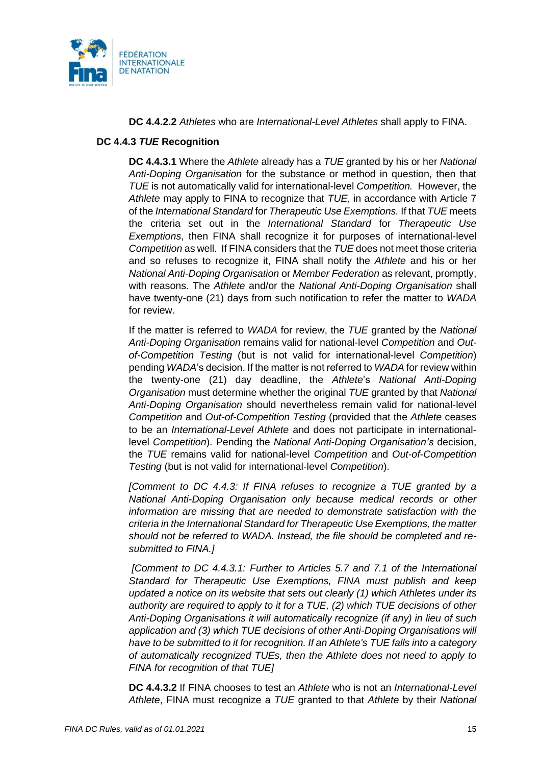**DC 4.4.2.2** *Athletes* who are *International-Level Athletes* shall apply to FINA.

**DC 4.4.3 *TUE* Recognition**

**DC 4.4.3.1** Where the *Athlete* already has a *TUE* granted by his or her *National Anti-Doping Organisation* for the substance or method in question, then that *TUE* is not automatically valid for international-level *Competition.* However, the *Athlete* may apply to FINA to recognize that *TUE*, in accordance with Article 7 of the *International Standard* for *Therapeutic Use Exemptions.* If that *TUE* meets the criteria set out in the *International Standard* for *Therapeutic Use Exemptions*, then FINA shall recognize it for purposes of international-level *Competition* as well. If FINA considers that the *TUE* does not meet those criteria and so refuses to recognize it, FINA shall notify the *Athlete* and his or her *National Anti-Doping Organisation* or *Member Federation* as relevant, promptly, with reasons. The *Athlete* and/or the *National Anti-Doping Organisation* shall have twenty-one (21) days from such notification to refer the matter to *WADA* for review.

If the matter is referred to *WADA* for review, the *TUE* granted by the *National Anti-Doping Organisation* remains valid for national-level *Competition* and *Out-of-Competition Testing* (but is not valid for international-level *Competition*) pending *WADA*'s decision. If the matter is not referred to *WADA* for review within the twenty-one (21) day deadline, the *Athlete*'s *National Anti-Doping Organisation* must determine whether the original *TUE* granted by that *National Anti-Doping Organisation* should nevertheless remain valid for national-level *Competition* and *Out-of-Competition Testing* (provided that the *Athlete* ceases to be an *International-Level Athlete* and does not participate in international-level *Competition*). Pending the *National Anti-Doping Organisation's* decision, the *TUE* remains valid for national-level *Competition* and *Out-of-Competition Testing* (but is not valid for international-level *Competition*).

*[Comment to DC 4.4.3: If FINA refuses to recognize a TUE granted by a National Anti-Doping Organisation only because medical records or other information are missing that are needed to demonstrate satisfaction with the criteria in the International Standard for Therapeutic Use Exemptions, the matter should not be referred to WADA. Instead, the file should be completed and re-submitted to FINA.]*

*[Comment to DC 4.4.3.1: Further to Articles 5.7 and 7.1 of the International Standard for Therapeutic Use Exemptions, FINA must publish and keep updated a notice on its website that sets out clearly (1) which Athletes under its authority are required to apply to it for a TUE, (2) which TUE decisions of other Anti-Doping Organisations it will automatically recognize (if any) in lieu of such application and (3) which TUE decisions of other Anti-Doping Organisations will have to be submitted to it for recognition. If an Athlete's TUE falls into a category of automatically recognized TUEs, then the Athlete does not need to apply to FINA for recognition of that TUE]*

**DC 4.4.3.2** If FINA chooses to test an *Athlete* who is not an *International-Level Athlete*, FINA must recognize a *TUE* granted to that *Athlete* by their *National*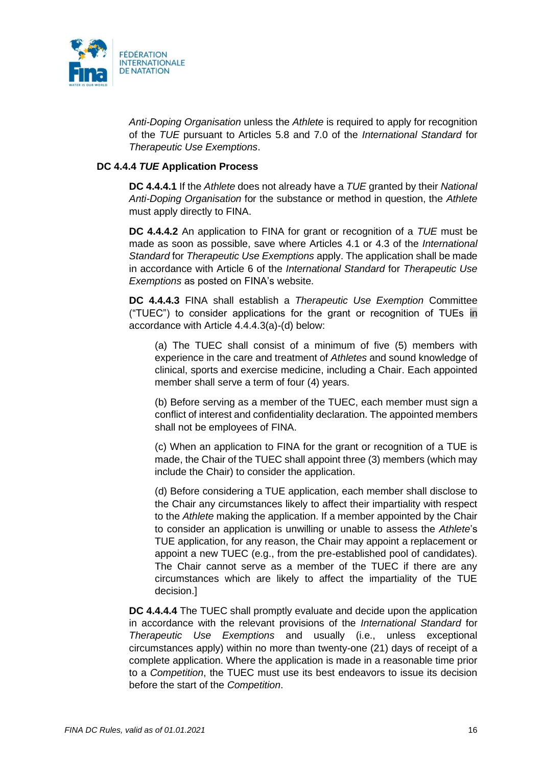*Anti-Doping Organisation* unless the *Athlete* is required to apply for recognition of the *TUE* pursuant to Articles 5.8 and 7.0 of the *International Standard* for *Therapeutic Use Exemptions*.

**DC 4.4.4 *TUE* Application Process**

**DC 4.4.4.1** If the *Athlete* does not already have a *TUE* granted by their *National Anti-Doping Organisation* for the substance or method in question, the *Athlete* must apply directly to FINA.

**DC 4.4.4.2** An application to FINA for grant or recognition of a *TUE* must be made as soon as possible, save where Articles 4.1 or 4.3 of the *International Standard* for *Therapeutic Use Exemptions* apply. The application shall be made in accordance with Article 6 of the *International Standard* for *Therapeutic Use Exemptions* as posted on FINA's website.

**DC 4.4.4.3** FINA shall establish a *Therapeutic Use Exemption* Committee ("TUEC") to consider applications for the grant or recognition of TUEs in accordance with Article 4.4.4.3(a)-(d) below:

(a) The TUEC shall consist of a minimum of five (5) members with experience in the care and treatment of *Athletes* and sound knowledge of clinical, sports and exercise medicine, including a Chair. Each appointed member shall serve a term of four (4) years.

(b) Before serving as a member of the TUEC, each member must sign a conflict of interest and confidentiality declaration. The appointed members shall not be employees of FINA.

(c) When an application to FINA for the grant or recognition of a TUE is made, the Chair of the TUEC shall appoint three (3) members (which may include the Chair) to consider the application.

(d) Before considering a TUE application, each member shall disclose to the Chair any circumstances likely to affect their impartiality with respect to the *Athlete* making the application. If a member appointed by the Chair to consider an application is unwilling or unable to assess the *Athlete*'s TUE application, for any reason, the Chair may appoint a replacement or appoint a new TUEC (e.g., from the pre-established pool of candidates). The Chair cannot serve as a member of the TUEC if there are any circumstances which are likely to affect the impartiality of the TUE decision.]

**DC 4.4.4.4** The TUEC shall promptly evaluate and decide upon the application in accordance with the relevant provisions of the *International Standard* for *Therapeutic Use Exemptions* and usually (i.e., unless exceptional circumstances apply) within no more than twenty-one (21) days of receipt of a complete application. Where the application is made in a reasonable time prior to a *Competition*, the TUEC must use its best endeavors to issue its decision before the start of the *Competition*.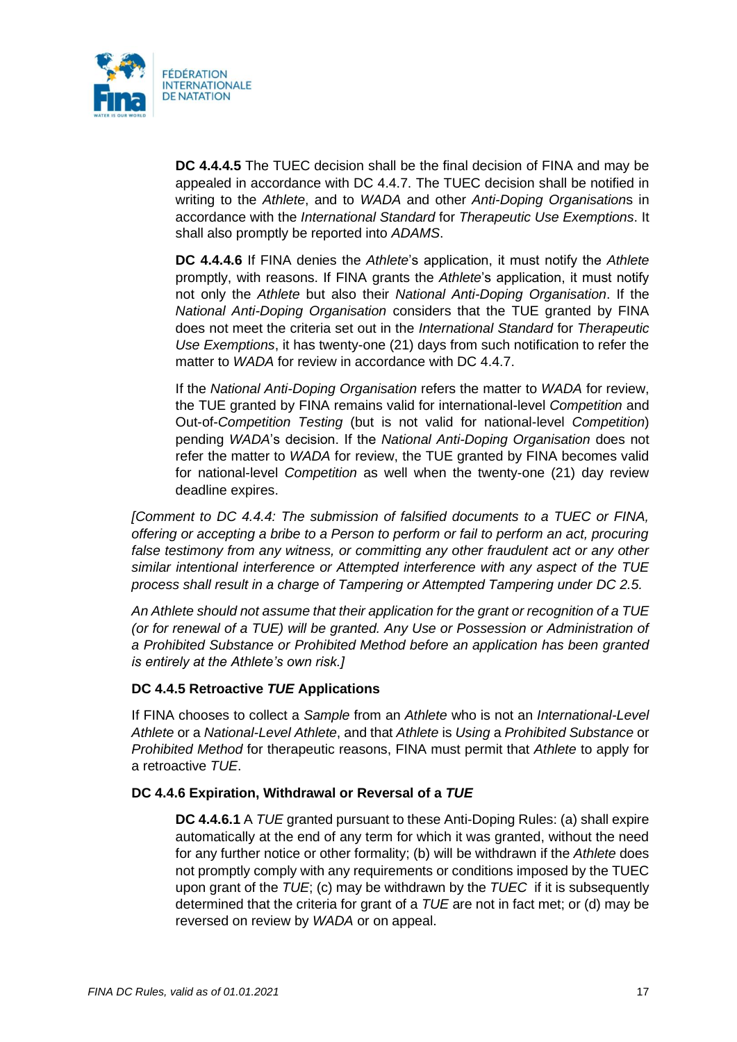**DC 4.4.4.5** The TUEC decision shall be the final decision of FINA and may be appealed in accordance with DC 4.4.7. The TUEC decision shall be notified in writing to the *Athlete*, and to *WADA* and other *Anti-Doping Organisation*s in accordance with the *International Standard* for *Therapeutic Use Exemptions*. It shall also promptly be reported into *ADAMS*.

**DC 4.4.4.6** If FINA denies the *Athlete*'s application, it must notify the *Athlete* promptly, with reasons. If FINA grants the *Athlete*'s application, it must notify not only the *Athlete* but also their *National Anti-Doping Organisation*. If the *National Anti-Doping Organisation* considers that the TUE granted by FINA does not meet the criteria set out in the *International Standard* for *Therapeutic Use Exemptions*, it has twenty-one (21) days from such notification to refer the matter to *WADA* for review in accordance with DC 4.4.7.

If the *National Anti-Doping Organisation* refers the matter to *WADA* for review, the TUE granted by FINA remains valid for international-level *Competition* and Out-of-*Competition Testing* (but is not valid for national-level *Competition*) pending *WADA*'s decision. If the *National Anti-Doping Organisation* does not refer the matter to *WADA* for review, the TUE granted by FINA becomes valid for national-level *Competition* as well when the twenty-one (21) day review deadline expires.

*[Comment to DC 4.4.4: The submission of falsified documents to a TUEC or FINA, offering or accepting a bribe to a Person to perform or fail to perform an act, procuring false testimony from any witness, or committing any other fraudulent act or any other similar intentional interference or Attempted interference with any aspect of the TUE process shall result in a charge of Tampering or Attempted Tampering under DC 2.5.*

*An Athlete should not assume that their application for the grant or recognition of a TUE (or for renewal of a TUE) will be granted. Any Use or Possession or Administration of a Prohibited Substance or Prohibited Method before an application has been granted is entirely at the Athlete's own risk.]*

### DC 4.4.5 Retroactive *TUE* Applications

If FINA chooses to collect a *Sample* from an *Athlete* who is not an *International-Level Athlete* or a *National-Level Athlete*, and that *Athlete* is *Using* a *Prohibited Substance* or *Prohibited Method* for therapeutic reasons, FINA must permit that *Athlete* to apply for a retroactive *TUE*.

### DC 4.4.6 Expiration, Withdrawal or Reversal of a *TUE*

**DC 4.4.6.1** A *TUE* granted pursuant to these Anti-Doping Rules: (a) shall expire automatically at the end of any term for which it was granted, without the need for any further notice or other formality; (b) will be withdrawn if the *Athlete* does not promptly comply with any requirements or conditions imposed by the TUEC upon grant of the *TUE*; (c) may be withdrawn by the *TUEC* if it is subsequently determined that the criteria for grant of a *TUE* are not in fact met; or (d) may be reversed on review by *WADA* or on appeal.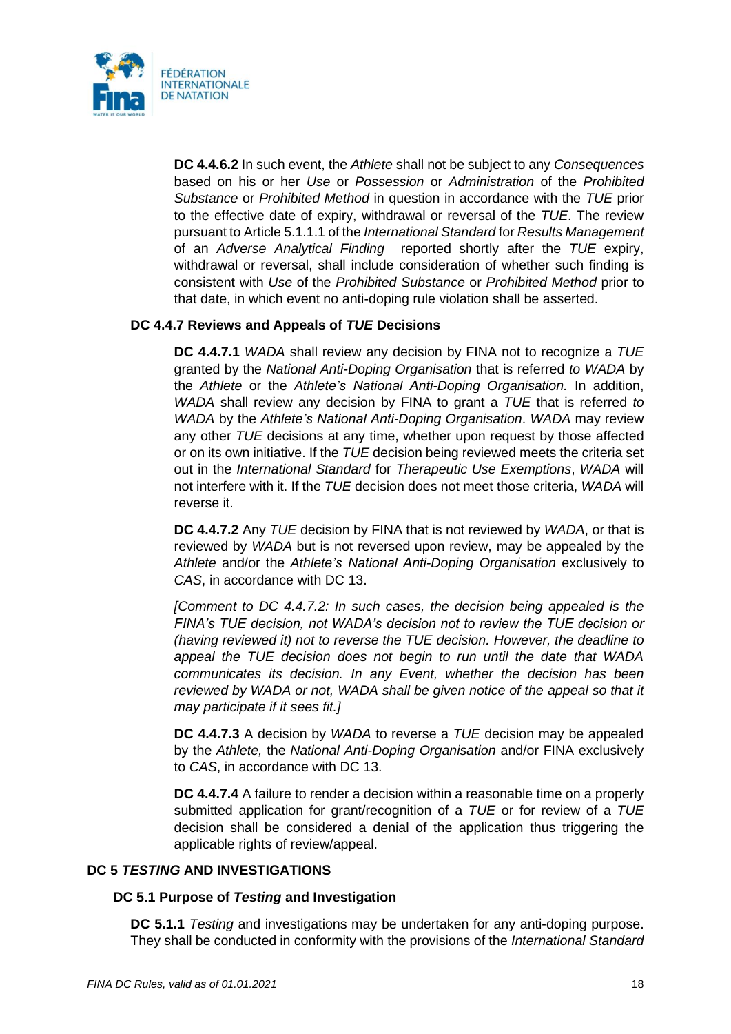**DC 4.4.6.2** In such event, the *Athlete* shall not be subject to any *Consequences* based on his or her *Use* or *Possession* or *Administration* of the *Prohibited Substance* or *Prohibited Method* in question in accordance with the *TUE* prior to the effective date of expiry, withdrawal or reversal of the *TUE*. The review pursuant to Article 5.1.1.1 of the *International Standard* for *Results Management* of an *Adverse Analytical Finding* reported shortly after the *TUE* expiry, withdrawal or reversal, shall include consideration of whether such finding is consistent with *Use* of the *Prohibited Substance* or *Prohibited Method* prior to that date, in which event no anti-doping rule violation shall be asserted.

### DC 4.4.7 Reviews and Appeals of *TUE* Decisions

**DC 4.4.7.1** *WADA* shall review any decision by FINA not to recognize a *TUE* granted by the *National Anti-Doping Organisation* that is referred *to WADA* by the *Athlete* or the *Athlete's National Anti-Doping Organisation.* In addition, *WADA* shall review any decision by FINA to grant a *TUE* that is referred *to WADA* by the *Athlete's National Anti-Doping Organisation*. *WADA* may review any other *TUE* decisions at any time, whether upon request by those affected or on its own initiative. If the *TUE* decision being reviewed meets the criteria set out in the *International Standard* for *Therapeutic Use Exemptions*, *WADA* will not interfere with it. If the *TUE* decision does not meet those criteria, *WADA* will reverse it.

**DC 4.4.7.2** Any *TUE* decision by FINA that is not reviewed by *WADA*, or that is reviewed by *WADA* but is not reversed upon review, may be appealed by the *Athlete* and/or the *Athlete's National Anti-Doping Organisation* exclusively to *CAS*, in accordance with DC 13.

*[Comment to DC 4.4.7.2: In such cases, the decision being appealed is the FINA's TUE decision, not WADA's decision not to review the TUE decision or (having reviewed it) not to reverse the TUE decision. However, the deadline to appeal the TUE decision does not begin to run until the date that WADA communicates its decision. In any Event, whether the decision has been reviewed by WADA or not, WADA shall be given notice of the appeal so that it may participate if it sees fit.]*

**DC 4.4.7.3** A decision by *WADA* to reverse a *TUE* decision may be appealed by the *Athlete,* the *National Anti-Doping Organisation* and/or FINA exclusively to *CAS*, in accordance with DC 13.

**DC 4.4.7.4** A failure to render a decision within a reasonable time on a properly submitted application for grant/recognition of a *TUE* or for review of a *TUE* decision shall be considered a denial of the application thus triggering the applicable rights of review/appeal.

# DC 5 *TESTING* AND INVESTIGATIONS

## DC 5.1 Purpose of *Testing* and Investigation

**DC 5.1.1** *Testing* and investigations may be undertaken for any anti-doping purpose. They shall be conducted in conformity with the provisions of the *International Standard*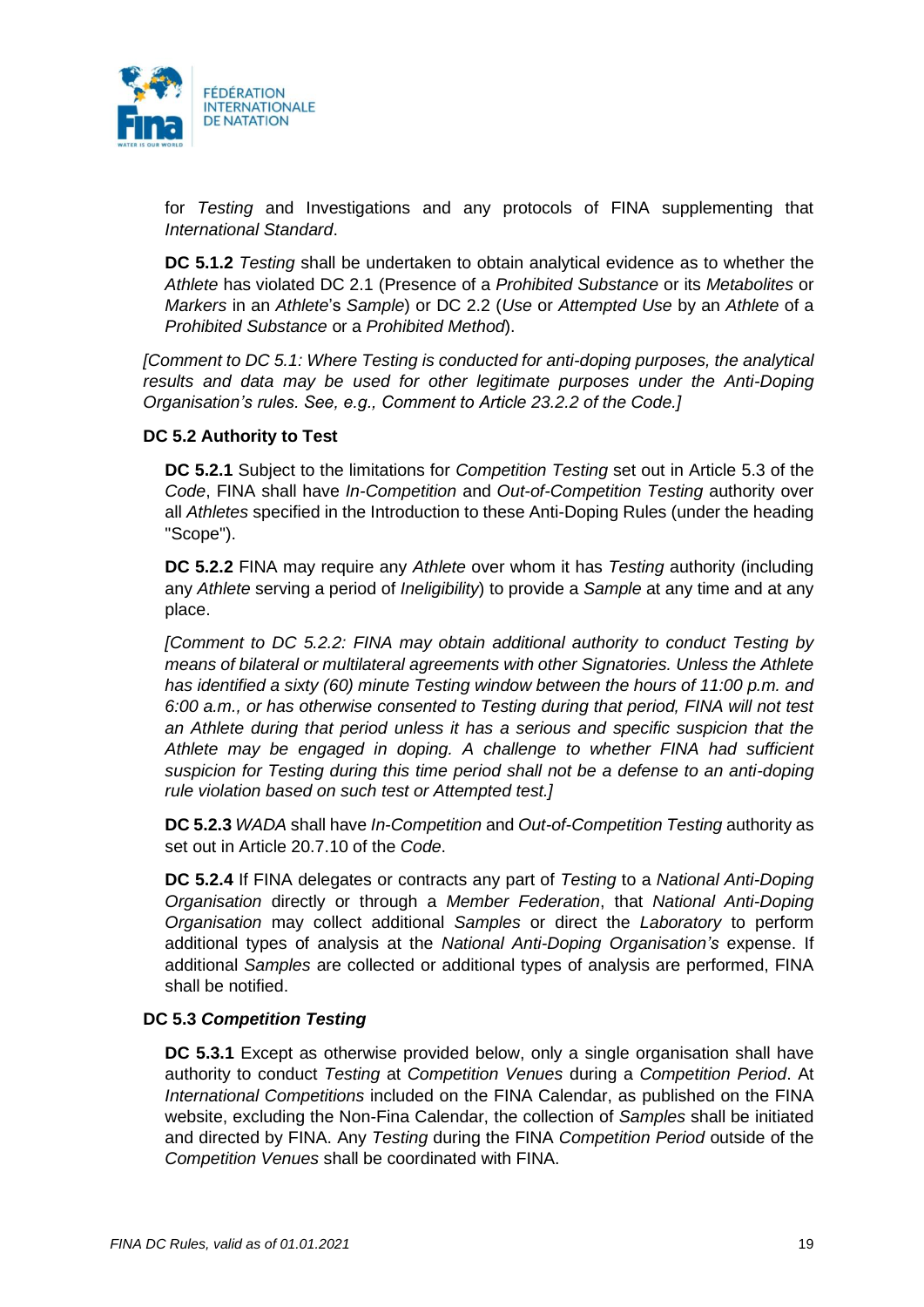for *Testing* and Investigations and any protocols of FINA supplementing that *International Standard*.

**DC 5.1.2** *Testing* shall be undertaken to obtain analytical evidence as to whether the *Athlete* has violated DC 2.1 (Presence of a *Prohibited Substance* or its *Metabolites* or *Markers* in an *Athlete*'s *Sample*) or DC 2.2 (*Use* or *Attempted Use* by an *Athlete* of a *Prohibited Substance* or a *Prohibited Method*).

*[Comment to DC 5.1: Where Testing is conducted for anti-doping purposes, the analytical results and data may be used for other legitimate purposes under the Anti-Doping Organisation's rules. See, e.g., Comment to Article 23.2.2 of the Code.]*

**DC 5.2 Authority to Test**

**DC 5.2.1** Subject to the limitations for *Competition Testing* set out in Article 5.3 of the *Code*, FINA shall have *In-Competition* and *Out-of-Competition Testing* authority over all *Athletes* specified in the Introduction to these Anti-Doping Rules (under the heading "Scope").

**DC 5.2.2** FINA may require any *Athlete* over whom it has *Testing* authority (including any *Athlete* serving a period of *Ineligibility*) to provide a *Sample* at any time and at any place.

*[Comment to DC 5.2.2: FINA may obtain additional authority to conduct Testing by means of bilateral or multilateral agreements with other Signatories. Unless the Athlete has identified a sixty (60) minute Testing window between the hours of 11:00 p.m. and 6:00 a.m., or has otherwise consented to Testing during that period, FINA will not test an Athlete during that period unless it has a serious and specific suspicion that the Athlete may be engaged in doping. A challenge to whether FINA had sufficient suspicion for Testing during this time period shall not be a defense to an anti-doping rule violation based on such test or Attempted test.]*

**DC 5.2.3** *WADA* shall have *In-Competition* and *Out-of-Competition Testing* authority as set out in Article 20.7.10 of the *Code*.

**DC 5.2.4** If FINA delegates or contracts any part of *Testing* to a *National Anti-Doping Organisation* directly or through a *Member Federation*, that *National Anti-Doping Organisation* may collect additional *Samples* or direct the *Laboratory* to perform additional types of analysis at the *National Anti-Doping Organisation's* expense. If additional *Samples* are collected or additional types of analysis are performed, FINA shall be notified.

**DC 5.3 *Competition Testing***

**DC 5.3.1** Except as otherwise provided below, only a single organisation shall have authority to conduct *Testing* at *Competition Venues* during a *Competition Period*. At *International Competitions* included on the FINA Calendar, as published on the FINA website, excluding the Non-Fina Calendar, the collection of *Samples* shall be initiated and directed by FINA. Any *Testing* during the FINA *Competition Period* outside of the *Competition Venues* shall be coordinated with FINA.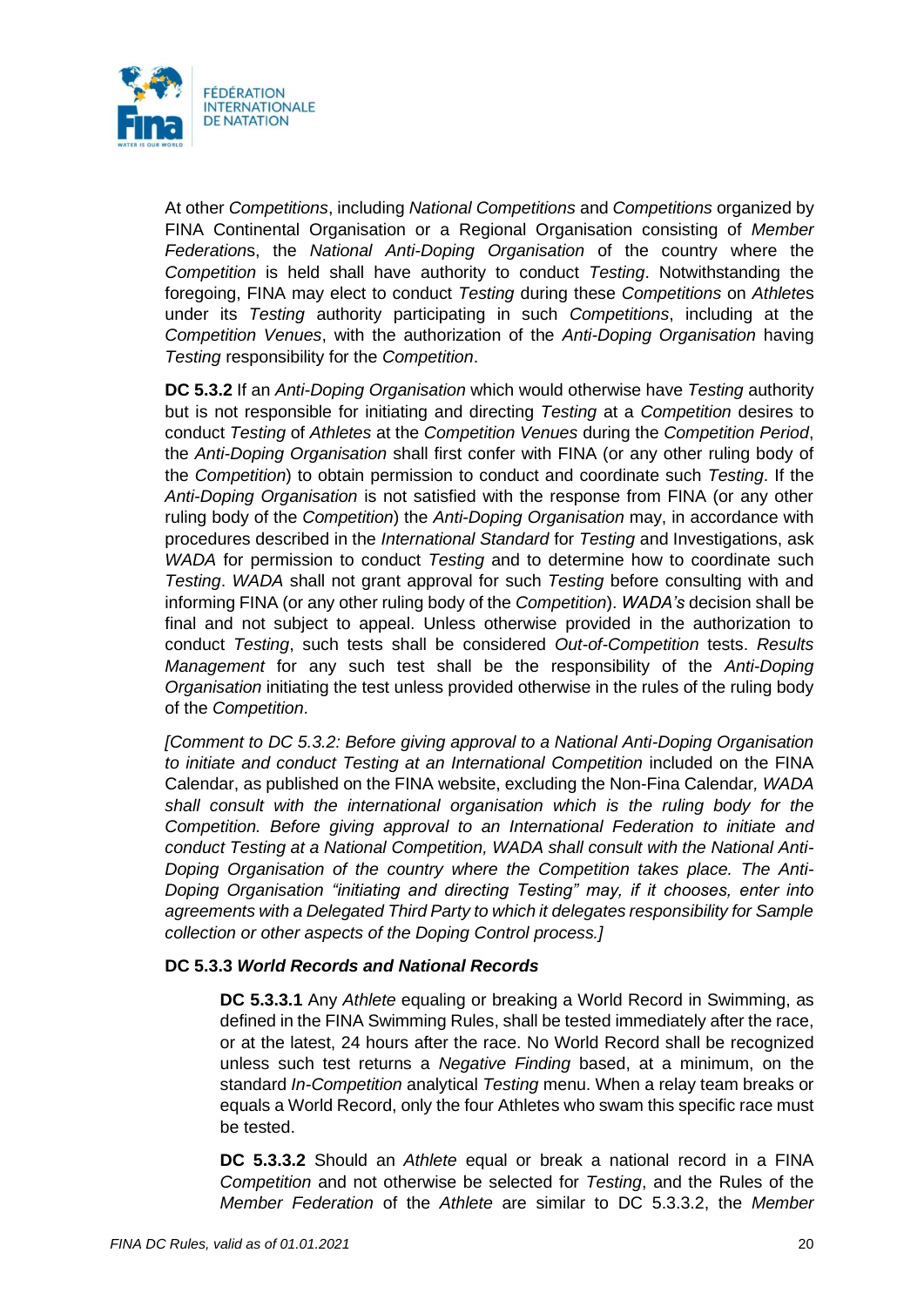At other *Competitions*, including *National Competitions* and *Competitions* organized by FINA Continental Organisation or a Regional Organisation consisting of *Member Federation*s, the *National Anti-Doping Organisation* of the country where the *Competition* is held shall have authority to conduct *Testing*. Notwithstanding the foregoing, FINA may elect to conduct *Testing* during these *Competitions* on *Athlete*s under its *Testing* authority participating in such *Competitions*, including at the *Competition Venues*, with the authorization of the *Anti-Doping Organisation* having *Testing* responsibility for the *Competition*.

**DC 5.3.2** If an *Anti-Doping Organisation* which would otherwise have *Testing* authority but is not responsible for initiating and directing *Testing* at a *Competition* desires to conduct *Testing* of *Athletes* at the *Competition Venues* during the *Competition Period*, the *Anti-Doping Organisation* shall first confer with FINA (or any other ruling body of the *Competition*) to obtain permission to conduct and coordinate such *Testing*. If the *Anti-Doping Organisation* is not satisfied with the response from FINA (or any other ruling body of the *Competition*) the *Anti-Doping Organisation* may, in accordance with procedures described in the *International Standard* for *Testing* and Investigations, ask *WADA* for permission to conduct *Testing* and to determine how to coordinate such *Testing*. *WADA* shall not grant approval for such *Testing* before consulting with and informing FINA (or any other ruling body of the *Competition*). *WADA's* decision shall be final and not subject to appeal. Unless otherwise provided in the authorization to conduct *Testing*, such tests shall be considered *Out-of-Competition* tests. *Results Management* for any such test shall be the responsibility of the *Anti-Doping Organisation* initiating the test unless provided otherwise in the rules of the ruling body of the *Competition*.

*[Comment to DC 5.3.2: Before giving approval to a National Anti-Doping Organisation to initiate and conduct Testing at an International Competition* included on the FINA Calendar, as published on the FINA website, excluding the Non-Fina Calendar*, WADA shall consult with the international organisation which is the ruling body for the Competition. Before giving approval to an International Federation to initiate and conduct Testing at a National Competition, WADA shall consult with the National Anti-Doping Organisation of the country where the Competition takes place. The Anti-Doping Organisation "initiating and directing Testing" may, if it chooses, enter into agreements with a Delegated Third Party to which it delegates responsibility for Sample collection or other aspects of the Doping Control process.]*

**DC 5.3.3 *World Records and National Records***

**DC 5.3.3.1** Any *Athlete* equaling or breaking a World Record in Swimming, as defined in the FINA Swimming Rules, shall be tested immediately after the race, or at the latest, 24 hours after the race. No World Record shall be recognized unless such test returns a *Negative Finding* based, at a minimum, on the standard *In-Competition* analytical *Testing* menu. When a relay team breaks or equals a World Record, only the four Athletes who swam this specific race must be tested.

**DC 5.3.3.2** Should an *Athlete* equal or break a national record in a FINA *Competition* and not otherwise be selected for *Testing*, and the Rules of the *Member Federation* of the *Athlete* are similar to DC 5.3.3.2, the *Member*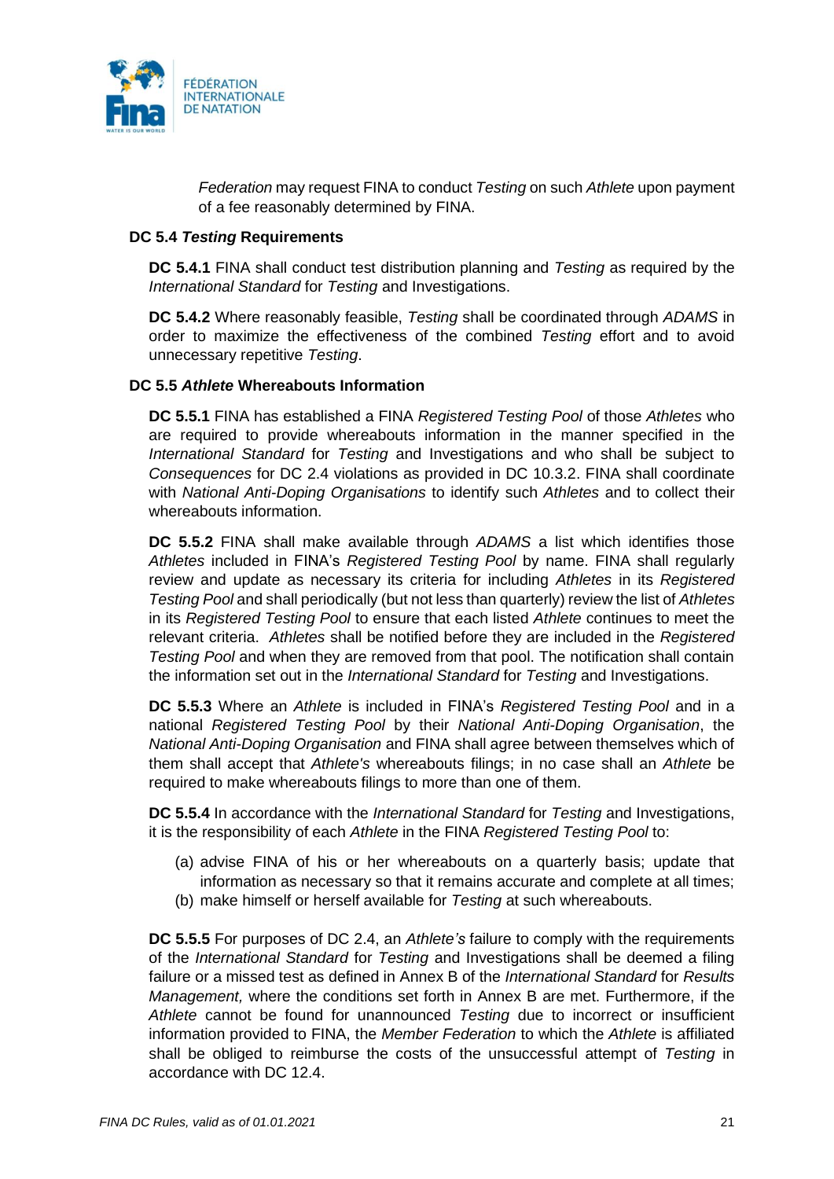*Federation* may request FINA to conduct *Testing* on such *Athlete* upon payment of a fee reasonably determined by FINA.

**DC 5.4 *Testing* Requirements**

**DC 5.4.1** FINA shall conduct test distribution planning and *Testing* as required by the *International Standard* for *Testing* and Investigations.

**DC 5.4.2** Where reasonably feasible, *Testing* shall be coordinated through *ADAMS* in order to maximize the effectiveness of the combined *Testing* effort and to avoid unnecessary repetitive *Testing*.

**DC 5.5 *Athlete* Whereabouts Information**

**DC 5.5.1** FINA has established a FINA *Registered Testing Pool* of those *Athletes* who are required to provide whereabouts information in the manner specified in the *International Standard* for *Testing* and Investigations and who shall be subject to *Consequences* for DC 2.4 violations as provided in DC 10.3.2. FINA shall coordinate with *National Anti-Doping Organisations* to identify such *Athletes* and to collect their whereabouts information.

**DC 5.5.2** FINA shall make available through *ADAMS* a list which identifies those *Athletes* included in FINA's *Registered Testing Pool* by name. FINA shall regularly review and update as necessary its criteria for including *Athletes* in its *Registered Testing Pool* and shall periodically (but not less than quarterly) review the list of *Athletes* in its *Registered Testing Pool* to ensure that each listed *Athlete* continues to meet the relevant criteria. *Athletes* shall be notified before they are included in the *Registered Testing Pool* and when they are removed from that pool. The notification shall contain the information set out in the *International Standard* for *Testing* and Investigations.

**DC 5.5.3** Where an *Athlete* is included in FINA's *Registered Testing Pool* and in a national *Registered Testing Pool* by their *National Anti-Doping Organisation*, the *National Anti-Doping Organisation* and FINA shall agree between themselves which of them shall accept that *Athlete's* whereabouts filings; in no case shall an *Athlete* be required to make whereabouts filings to more than one of them.

**DC 5.5.4** In accordance with the *International Standard* for *Testing* and Investigations, it is the responsibility of each *Athlete* in the FINA *Registered Testing Pool* to:

(a) advise FINA of his or her whereabouts on a quarterly basis; update that information as necessary so that it remains accurate and complete at all times;
(b) make himself or herself available for *Testing* at such whereabouts.

**DC 5.5.5** For purposes of DC 2.4, an *Athlete's* failure to comply with the requirements of the *International Standard* for *Testing* and Investigations shall be deemed a filing failure or a missed test as defined in Annex B of the *International Standard* for *Results Management,* where the conditions set forth in Annex B are met. Furthermore, if the *Athlete* cannot be found for unannounced *Testing* due to incorrect or insufficient information provided to FINA, the *Member Federation* to which the *Athlete* is affiliated shall be obliged to reimburse the costs of the unsuccessful attempt of *Testing* in accordance with DC 12.4.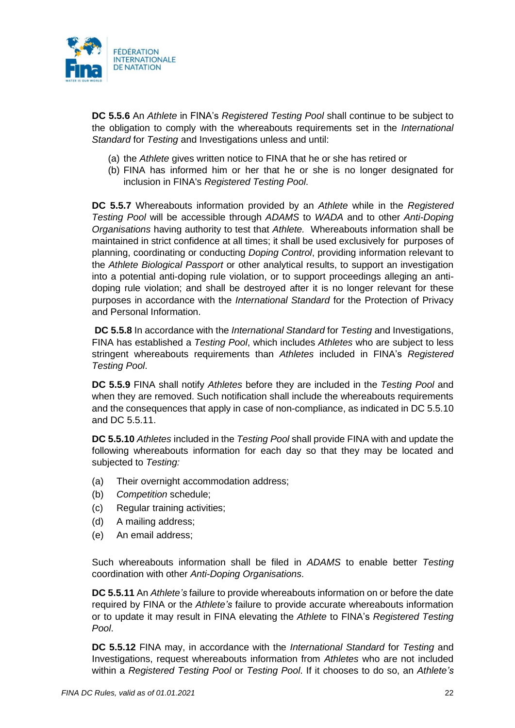**DC 5.5.6** An *Athlete* in FINA's *Registered Testing Pool* shall continue to be subject to the obligation to comply with the whereabouts requirements set in the *International Standard* for *Testing* and Investigations unless and until:

(a) the *Athlete* gives written notice to FINA that he or she has retired or
(b) FINA has informed him or her that he or she is no longer designated for inclusion in FINA's *Registered Testing Pool*.

**DC 5.5.7** Whereabouts information provided by an *Athlete* while in the *Registered Testing Pool* will be accessible through *ADAMS* to *WADA* and to other *Anti-Doping Organisations* having authority to test that *Athlete.* Whereabouts information shall be maintained in strict confidence at all times; it shall be used exclusively for purposes of planning, coordinating or conducting *Doping Control*, providing information relevant to the *Athlete Biological Passport* or other analytical results, to support an investigation into a potential anti-doping rule violation, or to support proceedings alleging an anti-doping rule violation; and shall be destroyed after it is no longer relevant for these purposes in accordance with the *International Standard* for the Protection of Privacy and Personal Information.

**DC 5.5.8** In accordance with the *International Standard* for *Testing* and Investigations, FINA has established a *Testing Pool*, which includes *Athletes* who are subject to less stringent whereabouts requirements than *Athletes* included in FINA's *Registered Testing Pool*.

**DC 5.5.9** FINA shall notify *Athletes* before they are included in the *Testing Pool* and when they are removed. Such notification shall include the whereabouts requirements and the consequences that apply in case of non-compliance, as indicated in DC 5.5.10 and DC 5.5.11.

**DC 5.5.10** *Athletes* included in the *Testing Pool* shall provide FINA with and update the following whereabouts information for each day so that they may be located and subjected to *Testing:*

(a) Their overnight accommodation address;
(b) *Competition* schedule;
(c) Regular training activities;
(d) A mailing address;
(e) An email address;

Such whereabouts information shall be filed in *ADAMS* to enable better *Testing* coordination with other *Anti-Doping Organisations*.

**DC 5.5.11** An *Athlete's* failure to provide whereabouts information on or before the date required by FINA or the *Athlete's* failure to provide accurate whereabouts information or to update it may result in FINA elevating the *Athlete* to FINA's *Registered Testing Pool*.

**DC 5.5.12** FINA may, in accordance with the *International Standard* for *Testing* and Investigations, request whereabouts information from *Athletes* who are not included within a *Registered Testing Pool* or *Testing Pool*. If it chooses to do so, an *Athlete's*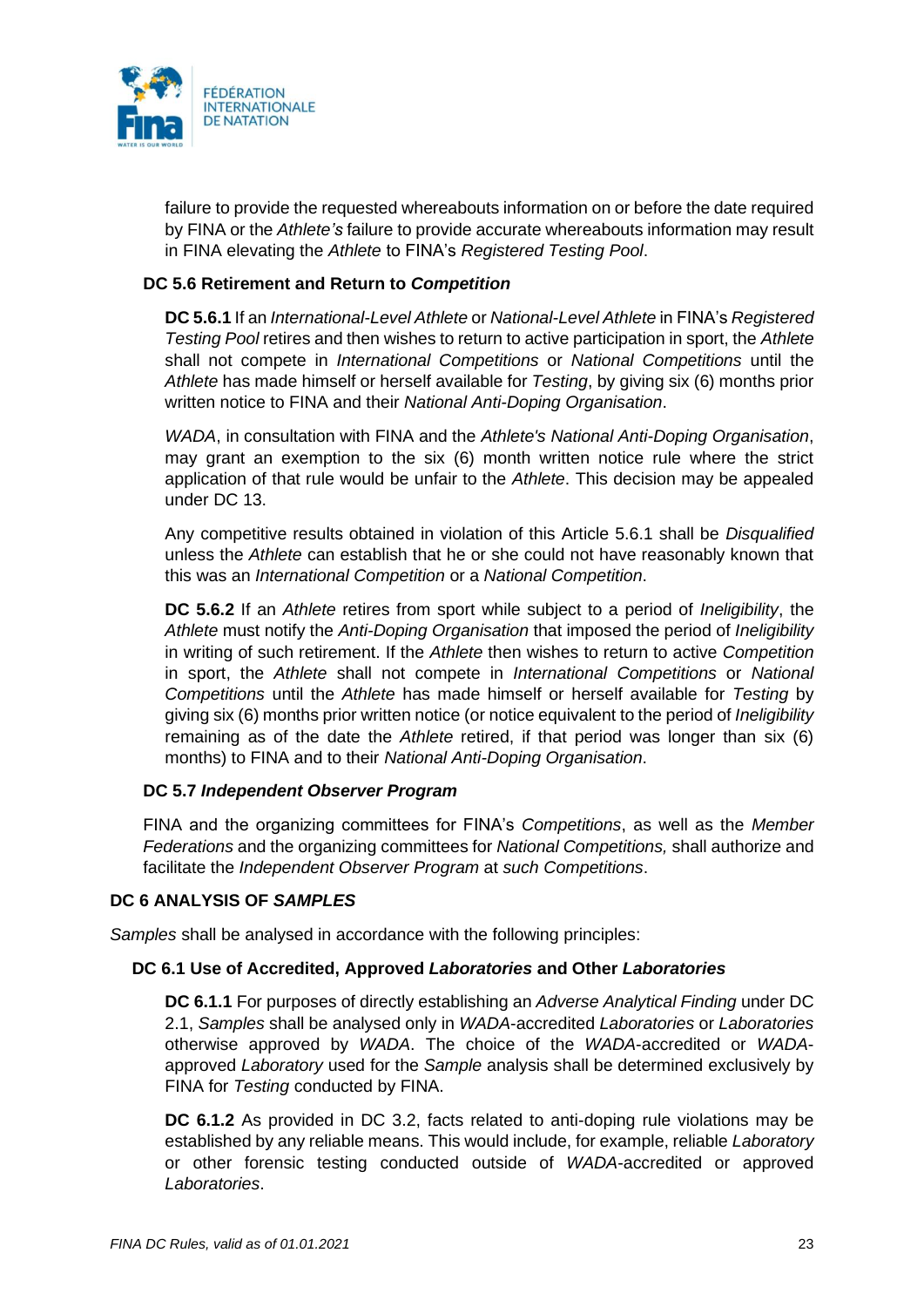failure to provide the requested whereabouts information on or before the date required by FINA or the *Athlete's* failure to provide accurate whereabouts information may result in FINA elevating the *Athlete* to FINA's *Registered Testing Pool*.

### DC 5.6 Retirement and Return to *Competition*

**DC 5.6.1** If an *International-Level Athlete* or *National-Level Athlete* in FINA's *Registered Testing Pool* retires and then wishes to return to active participation in sport, the *Athlete* shall not compete in *International Competitions* or *National Competitions* until the *Athlete* has made himself or herself available for *Testing*, by giving six (6) months prior written notice to FINA and their *National Anti-Doping Organisation*.

*WADA*, in consultation with FINA and the *Athlete's National Anti-Doping Organisation*, may grant an exemption to the six (6) month written notice rule where the strict application of that rule would be unfair to the *Athlete*. This decision may be appealed under DC 13.

Any competitive results obtained in violation of this Article 5.6.1 shall be *Disqualified* unless the *Athlete* can establish that he or she could not have reasonably known that this was an *International Competition* or a *National Competition*.

**DC 5.6.2** If an *Athlete* retires from sport while subject to a period of *Ineligibility*, the *Athlete* must notify the *Anti-Doping Organisation* that imposed the period of *Ineligibility* in writing of such retirement. If the *Athlete* then wishes to return to active *Competition* in sport, the *Athlete* shall not compete in *International Competitions* or *National Competitions* until the *Athlete* has made himself or herself available for *Testing* by giving six (6) months prior written notice (or notice equivalent to the period of *Ineligibility* remaining as of the date the *Athlete* retired, if that period was longer than six (6) months) to FINA and to their *National Anti-Doping Organisation*.

### DC 5.7 *Independent Observer Program*

FINA and the organizing committees for FINA's *Competitions*, as well as the *Member Federations* and the organizing committees for *National Competitions,* shall authorize and facilitate the *Independent Observer Program* at *such Competitions*.

## DC 6 ANALYSIS OF *SAMPLES*

*Samples* shall be analysed in accordance with the following principles:

### DC 6.1 Use of Accredited, Approved *Laboratories* and Other *Laboratories*

**DC 6.1.1** For purposes of directly establishing an *Adverse Analytical Finding* under DC 2.1, *Samples* shall be analysed only in *WADA*-accredited *Laboratories* or *Laboratories* otherwise approved by *WADA*. The choice of the *WADA*-accredited or *WADA*-approved *Laboratory* used for the *Sample* analysis shall be determined exclusively by FINA for *Testing* conducted by FINA.

**DC 6.1.2** As provided in DC 3.2, facts related to anti-doping rule violations may be established by any reliable means. This would include, for example, reliable *Laboratory* or other forensic testing conducted outside of *WADA*-accredited or approved *Laboratories*.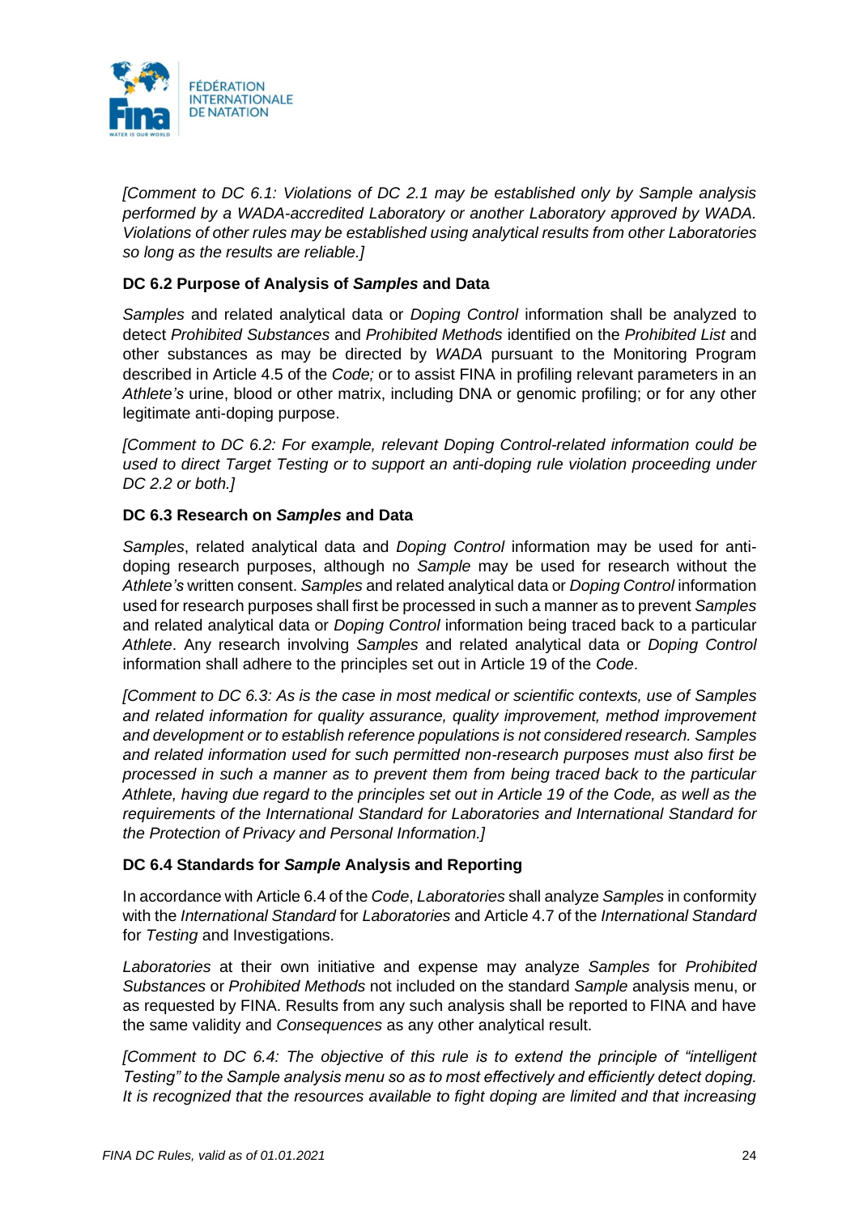*[Comment to DC 6.1: Violations of DC 2.1 may be established only by Sample analysis performed by a WADA-accredited Laboratory or another Laboratory approved by WADA. Violations of other rules may be established using analytical results from other Laboratories so long as the results are reliable.]*

### DC 6.2 Purpose of Analysis of *Samples* and Data

*Samples* and related analytical data or *Doping Control* information shall be analyzed to detect *Prohibited Substances* and *Prohibited Methods* identified on the *Prohibited List* and other substances as may be directed by *WADA* pursuant to the Monitoring Program described in Article 4.5 of the *Code;* or to assist FINA in profiling relevant parameters in an *Athlete's* urine, blood or other matrix, including DNA or genomic profiling; or for any other legitimate anti-doping purpose.

*[Comment to DC 6.2: For example, relevant Doping Control-related information could be used to direct Target Testing or to support an anti-doping rule violation proceeding under DC 2.2 or both.]*

### DC 6.3 Research on *Samples* and Data

*Samples*, related analytical data and *Doping Control* information may be used for anti-doping research purposes, although no *Sample* may be used for research without the *Athlete's* written consent. *Samples* and related analytical data or *Doping Control* information used for research purposes shall first be processed in such a manner as to prevent *Samples* and related analytical data or *Doping Control* information being traced back to a particular *Athlete*. Any research involving *Samples* and related analytical data or *Doping Control* information shall adhere to the principles set out in Article 19 of the *Code*.

*[Comment to DC 6.3: As is the case in most medical or scientific contexts, use of Samples and related information for quality assurance, quality improvement, method improvement and development or to establish reference populations is not considered research. Samples and related information used for such permitted non-research purposes must also first be processed in such a manner as to prevent them from being traced back to the particular Athlete, having due regard to the principles set out in Article 19 of the Code, as well as the requirements of the International Standard for Laboratories and International Standard for the Protection of Privacy and Personal Information.]*

### DC 6.4 Standards for *Sample* Analysis and Reporting

In accordance with Article 6.4 of the *Code*, *Laboratories* shall analyze *Samples* in conformity with the *International Standard* for *Laboratories* and Article 4.7 of the *International Standard* for *Testing* and Investigations.

*Laboratories* at their own initiative and expense may analyze *Samples* for *Prohibited Substances* or *Prohibited Methods* not included on the standard *Sample* analysis menu, or as requested by FINA. Results from any such analysis shall be reported to FINA and have the same validity and *Consequences* as any other analytical result.

*[Comment to DC 6.4: The objective of this rule is to extend the principle of "intelligent Testing" to the Sample analysis menu so as to most effectively and efficiently detect doping. It is recognized that the resources available to fight doping are limited and that increasing*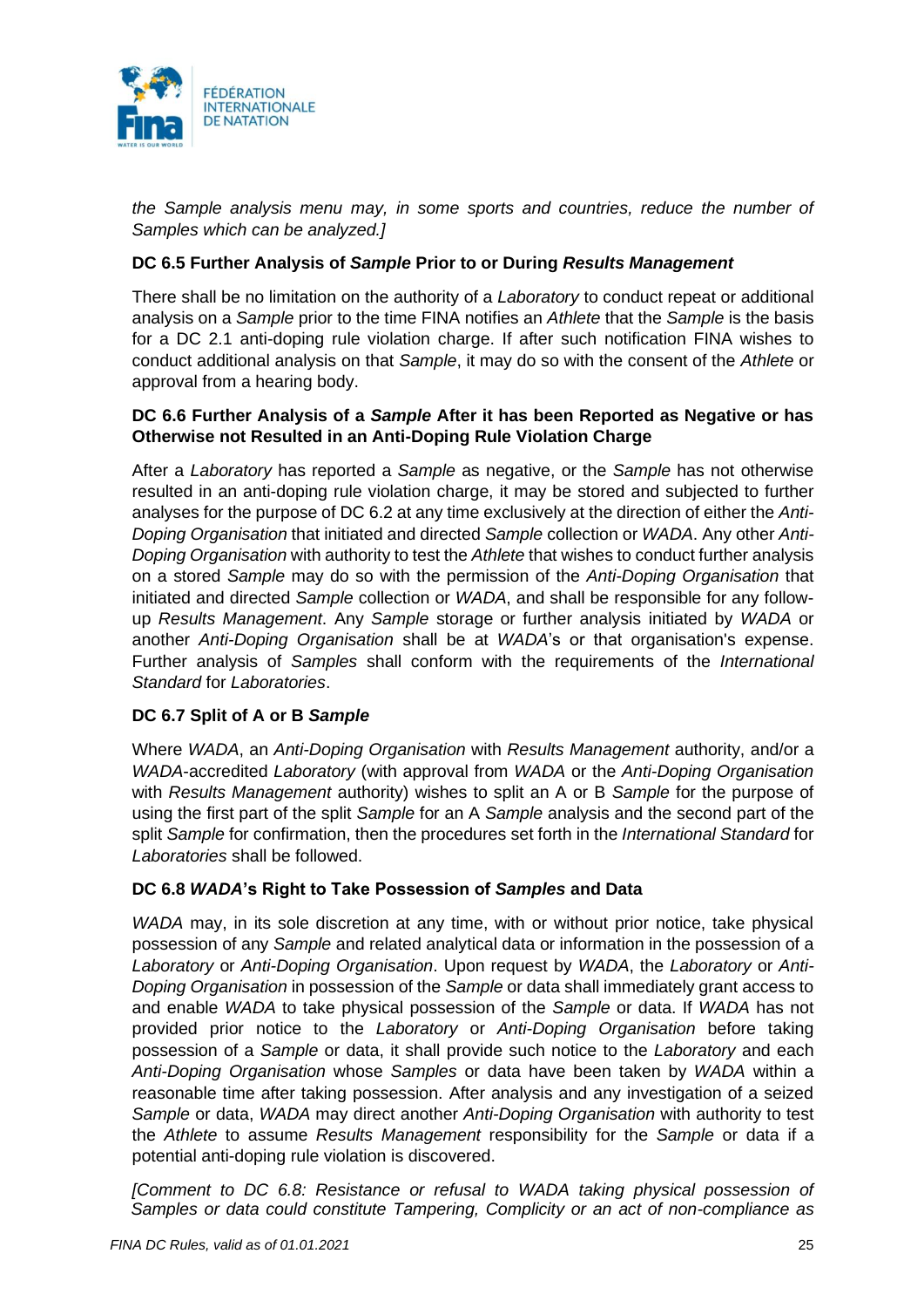*the Sample analysis menu may, in some sports and countries, reduce the number of Samples which can be analyzed.]*

### DC 6.5 Further Analysis of *Sample* Prior to or During *Results Management*

There shall be no limitation on the authority of a *Laboratory* to conduct repeat or additional analysis on a *Sample* prior to the time FINA notifies an *Athlete* that the *Sample* is the basis for a DC 2.1 anti-doping rule violation charge. If after such notification FINA wishes to conduct additional analysis on that *Sample*, it may do so with the consent of the *Athlete* or approval from a hearing body.

### DC 6.6 Further Analysis of a *Sample* After it has been Reported as Negative or has Otherwise not Resulted in an Anti-Doping Rule Violation Charge

After a *Laboratory* has reported a *Sample* as negative, or the *Sample* has not otherwise resulted in an anti-doping rule violation charge, it may be stored and subjected to further analyses for the purpose of DC 6.2 at any time exclusively at the direction of either the *Anti-Doping Organisation* that initiated and directed *Sample* collection or *WADA*. Any other *Anti-Doping Organisation* with authority to test the *Athlete* that wishes to conduct further analysis on a stored *Sample* may do so with the permission of the *Anti-Doping Organisation* that initiated and directed *Sample* collection or *WADA*, and shall be responsible for any follow-up *Results Management*. Any *Sample* storage or further analysis initiated by *WADA* or another *Anti-Doping Organisation* shall be at *WADA*'s or that organisation's expense. Further analysis of *Samples* shall conform with the requirements of the *International Standard* for *Laboratories*.

### DC 6.7 Split of A or B *Sample*

Where *WADA*, an *Anti-Doping Organisation* with *Results Management* authority, and/or a *WADA*-accredited *Laboratory* (with approval from *WADA* or the *Anti-Doping Organisation* with *Results Management* authority) wishes to split an A or B *Sample* for the purpose of using the first part of the split *Sample* for an A *Sample* analysis and the second part of the split *Sample* for confirmation, then the procedures set forth in the *International Standard* for *Laboratories* shall be followed.

### DC 6.8 *WADA*'s Right to Take Possession of *Samples* and Data

*WADA* may, in its sole discretion at any time, with or without prior notice, take physical possession of any *Sample* and related analytical data or information in the possession of a *Laboratory* or *Anti-Doping Organisation*. Upon request by *WADA*, the *Laboratory* or *Anti-Doping Organisation* in possession of the *Sample* or data shall immediately grant access to and enable *WADA* to take physical possession of the *Sample* or data. If *WADA* has not provided prior notice to the *Laboratory* or *Anti-Doping Organisation* before taking possession of a *Sample* or data, it shall provide such notice to the *Laboratory* and each *Anti-Doping Organisation* whose *Samples* or data have been taken by *WADA* within a reasonable time after taking possession. After analysis and any investigation of a seized *Sample* or data, *WADA* may direct another *Anti-Doping Organisation* with authority to test the *Athlete* to assume *Results Management* responsibility for the *Sample* or data if a potential anti-doping rule violation is discovered.

*[Comment to DC 6.8: Resistance or refusal to WADA taking physical possession of Samples or data could constitute Tampering, Complicity or an act of non-compliance as*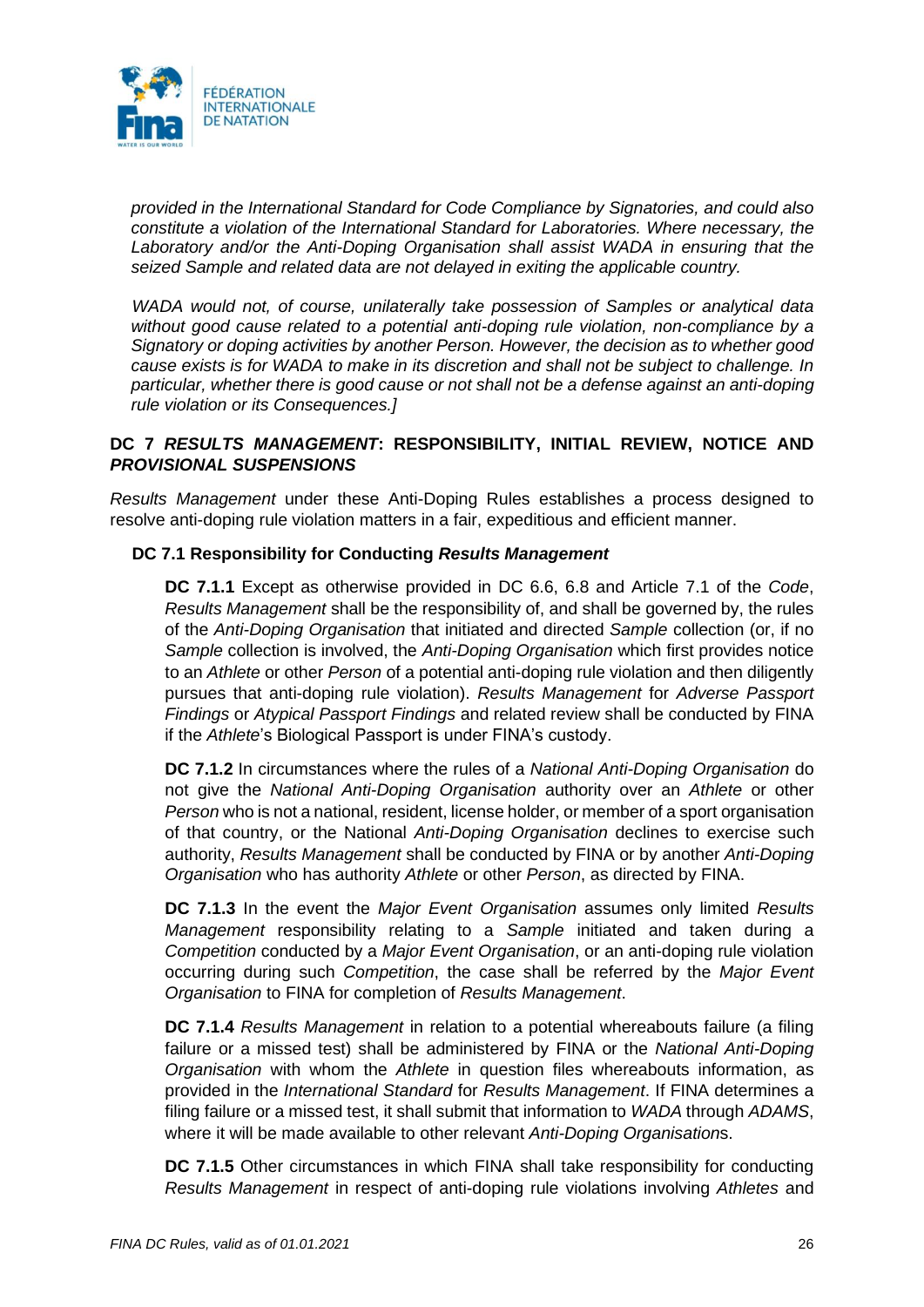*provided in the International Standard for Code Compliance by Signatories, and could also constitute a violation of the International Standard for Laboratories. Where necessary, the Laboratory and/or the Anti-Doping Organisation shall assist WADA in ensuring that the seized Sample and related data are not delayed in exiting the applicable country.*

*WADA would not, of course, unilaterally take possession of Samples or analytical data without good cause related to a potential anti-doping rule violation, non-compliance by a Signatory or doping activities by another Person. However, the decision as to whether good cause exists is for WADA to make in its discretion and shall not be subject to challenge. In particular, whether there is good cause or not shall not be a defense against an anti-doping rule violation or its Consequences.]*

## DC 7 *RESULTS MANAGEMENT*: RESPONSIBILITY, INITIAL REVIEW, NOTICE AND *PROVISIONAL SUSPENSIONS*

*Results Management* under these Anti-Doping Rules establishes a process designed to resolve anti-doping rule violation matters in a fair, expeditious and efficient manner.

### DC 7.1 Responsibility for Conducting *Results Management*

**DC 7.1.1** Except as otherwise provided in DC 6.6, 6.8 and Article 7.1 of the *Code*, *Results Management* shall be the responsibility of, and shall be governed by, the rules of the *Anti-Doping Organisation* that initiated and directed *Sample* collection (or, if no *Sample* collection is involved, the *Anti-Doping Organisation* which first provides notice to an *Athlete* or other *Person* of a potential anti-doping rule violation and then diligently pursues that anti-doping rule violation). *Results Management* for *Adverse Passport Findings* or *Atypical Passport Findings* and related review shall be conducted by FINA if the *Athlete*'s Biological Passport is under FINA's custody.

**DC 7.1.2** In circumstances where the rules of a *National Anti-Doping Organisation* do not give the *National Anti-Doping Organisation* authority over an *Athlete* or other *Person* who is not a national, resident, license holder, or member of a sport organisation of that country, or the National *Anti-Doping Organisation* declines to exercise such authority, *Results Management* shall be conducted by FINA or by another *Anti-Doping Organisation* who has authority *Athlete* or other *Person*, as directed by FINA.

**DC 7.1.3** In the event the *Major Event Organisation* assumes only limited *Results Management* responsibility relating to a *Sample* initiated and taken during a *Competition* conducted by a *Major Event Organisation*, or an anti-doping rule violation occurring during such *Competition*, the case shall be referred by the *Major Event Organisation* to FINA for completion of *Results Management*.

**DC 7.1.4** *Results Management* in relation to a potential whereabouts failure (a filing failure or a missed test) shall be administered by FINA or the *National Anti-Doping Organisation* with whom the *Athlete* in question files whereabouts information, as provided in the *International Standard* for *Results Management*. If FINA determines a filing failure or a missed test, it shall submit that information to *WADA* through *ADAMS*, where it will be made available to other relevant *Anti-Doping Organisation*s.

**DC 7.1.5** Other circumstances in which FINA shall take responsibility for conducting *Results Management* in respect of anti-doping rule violations involving *Athletes* and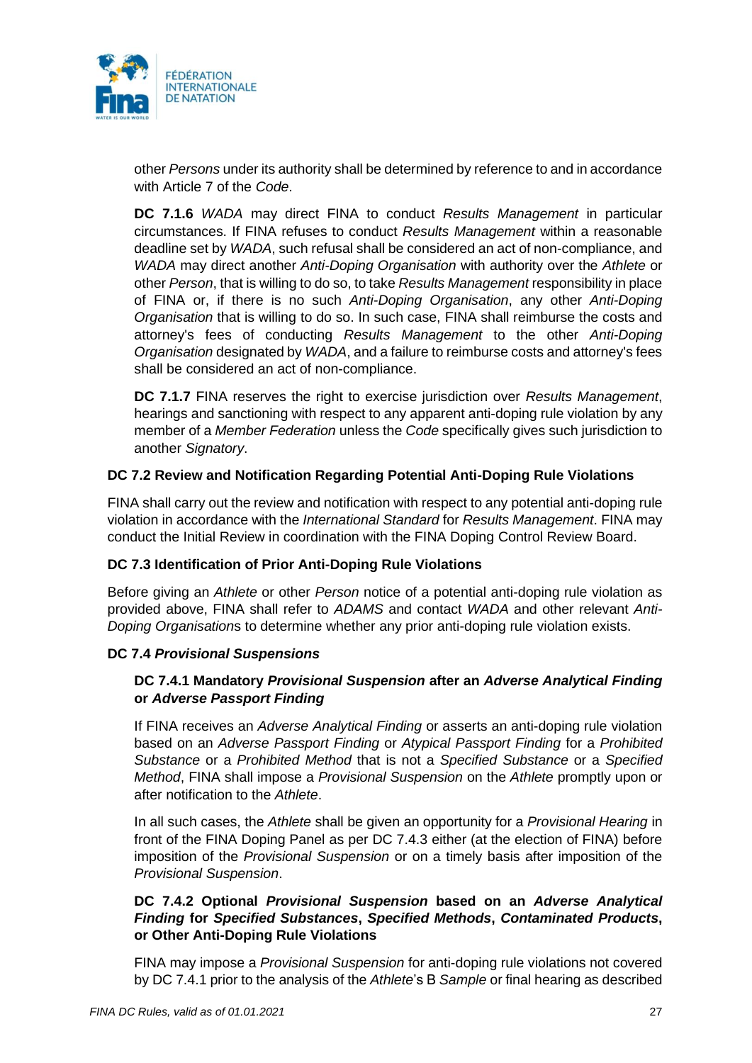other *Persons* under its authority shall be determined by reference to and in accordance with Article 7 of the *Code*.

**DC 7.1.6** *WADA* may direct FINA to conduct *Results Management* in particular circumstances. If FINA refuses to conduct *Results Management* within a reasonable deadline set by *WADA*, such refusal shall be considered an act of non-compliance, and *WADA* may direct another *Anti-Doping Organisation* with authority over the *Athlete* or other *Person*, that is willing to do so, to take *Results Management* responsibility in place of FINA or, if there is no such *Anti-Doping Organisation*, any other *Anti-Doping Organisation* that is willing to do so. In such case, FINA shall reimburse the costs and attorney's fees of conducting *Results Management* to the other *Anti-Doping Organisation* designated by *WADA*, and a failure to reimburse costs and attorney's fees shall be considered an act of non-compliance.

**DC 7.1.7** FINA reserves the right to exercise jurisdiction over *Results Management*, hearings and sanctioning with respect to any apparent anti-doping rule violation by any member of a *Member Federation* unless the *Code* specifically gives such jurisdiction to another *Signatory*.

### DC 7.2 Review and Notification Regarding Potential Anti-Doping Rule Violations

FINA shall carry out the review and notification with respect to any potential anti-doping rule violation in accordance with the *International Standard* for *Results Management*. FINA may conduct the Initial Review in coordination with the FINA Doping Control Review Board.

### DC 7.3 Identification of Prior Anti-Doping Rule Violations

Before giving an *Athlete* or other *Person* notice of a potential anti-doping rule violation as provided above, FINA shall refer to *ADAMS* and contact *WADA* and other relevant *Anti-Doping Organisation*s to determine whether any prior anti-doping rule violation exists.

### DC 7.4 *Provisional Suspensions*

#### DC 7.4.1 Mandatory *Provisional Suspension* after an *Adverse Analytical Finding* or *Adverse Passport Finding*

If FINA receives an *Adverse Analytical Finding* or asserts an anti-doping rule violation based on an *Adverse Passport Finding* or *Atypical Passport Finding* for a *Prohibited Substance* or a *Prohibited Method* that is not a *Specified Substance* or a *Specified Method*, FINA shall impose a *Provisional Suspension* on the *Athlete* promptly upon or after notification to the *Athlete*.

In all such cases, the *Athlete* shall be given an opportunity for a *Provisional Hearing* in front of the FINA Doping Panel as per DC 7.4.3 either (at the election of FINA) before imposition of the *Provisional Suspension* or on a timely basis after imposition of the *Provisional Suspension*.

#### DC 7.4.2 Optional *Provisional Suspension* based on an *Adverse Analytical Finding* for *Specified Substances*, *Specified Methods*, *Contaminated Products*, or Other Anti-Doping Rule Violations

FINA may impose a *Provisional Suspension* for anti-doping rule violations not covered by DC 7.4.1 prior to the analysis of the *Athlete*'s B *Sample* or final hearing as described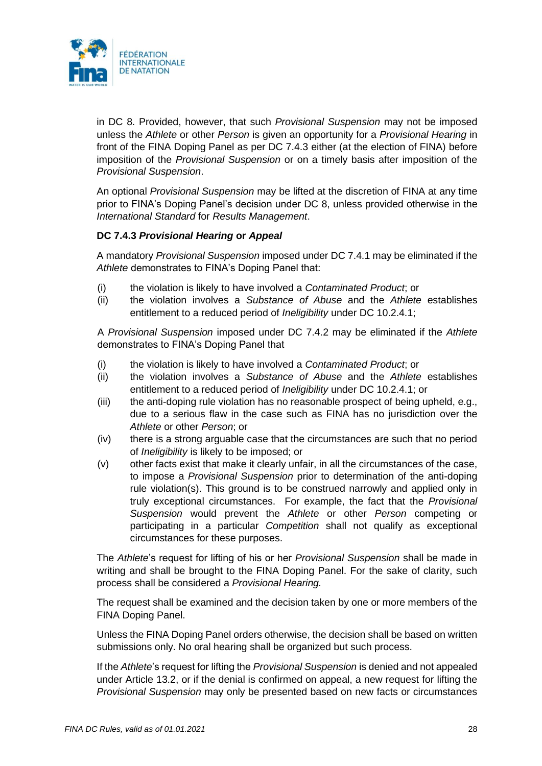in DC 8. Provided, however, that such *Provisional Suspension* may not be imposed unless the *Athlete* or other *Person* is given an opportunity for a *Provisional Hearing* in front of the FINA Doping Panel as per DC 7.4.3 either (at the election of FINA) before imposition of the *Provisional Suspension* or on a timely basis after imposition of the *Provisional Suspension*.

An optional *Provisional Suspension* may be lifted at the discretion of FINA at any time prior to FINA's Doping Panel's decision under DC 8, unless provided otherwise in the *International Standard* for *Results Management*.

### DC 7.4.3 *Provisional Hearing* or *Appeal*

A mandatory *Provisional Suspension* imposed under DC 7.4.1 may be eliminated if the *Athlete* demonstrates to FINA's Doping Panel that:

(i) the violation is likely to have involved a *Contaminated Product*; or
(ii) the violation involves a *Substance of Abuse* and the *Athlete* establishes entitlement to a reduced period of *Ineligibility* under DC 10.2.4.1;

A *Provisional Suspension* imposed under DC 7.4.2 may be eliminated if the *Athlete* demonstrates to FINA's Doping Panel that

(i) the violation is likely to have involved a *Contaminated Product*; or
(ii) the violation involves a *Substance of Abuse* and the *Athlete* establishes entitlement to a reduced period of *Ineligibility* under DC 10.2.4.1; or
(iii) the anti-doping rule violation has no reasonable prospect of being upheld, e.g., due to a serious flaw in the case such as FINA has no jurisdiction over the *Athlete* or other *Person*; or
(iv) there is a strong arguable case that the circumstances are such that no period of *Ineligibility* is likely to be imposed; or
(v) other facts exist that make it clearly unfair, in all the circumstances of the case, to impose a *Provisional Suspension* prior to determination of the anti-doping rule violation(s). This ground is to be construed narrowly and applied only in truly exceptional circumstances. For example, the fact that the *Provisional Suspension* would prevent the *Athlete* or other *Person* competing or participating in a particular *Competition* shall not qualify as exceptional circumstances for these purposes.

The *Athlete*'s request for lifting of his or her *Provisional Suspension* shall be made in writing and shall be brought to the FINA Doping Panel. For the sake of clarity, such process shall be considered a *Provisional Hearing.*

The request shall be examined and the decision taken by one or more members of the FINA Doping Panel.

Unless the FINA Doping Panel orders otherwise, the decision shall be based on written submissions only. No oral hearing shall be organized but such process.

If the *Athlete*'s request for lifting the *Provisional Suspension* is denied and not appealed under Article 13.2, or if the denial is confirmed on appeal, a new request for lifting the *Provisional Suspension* may only be presented based on new facts or circumstances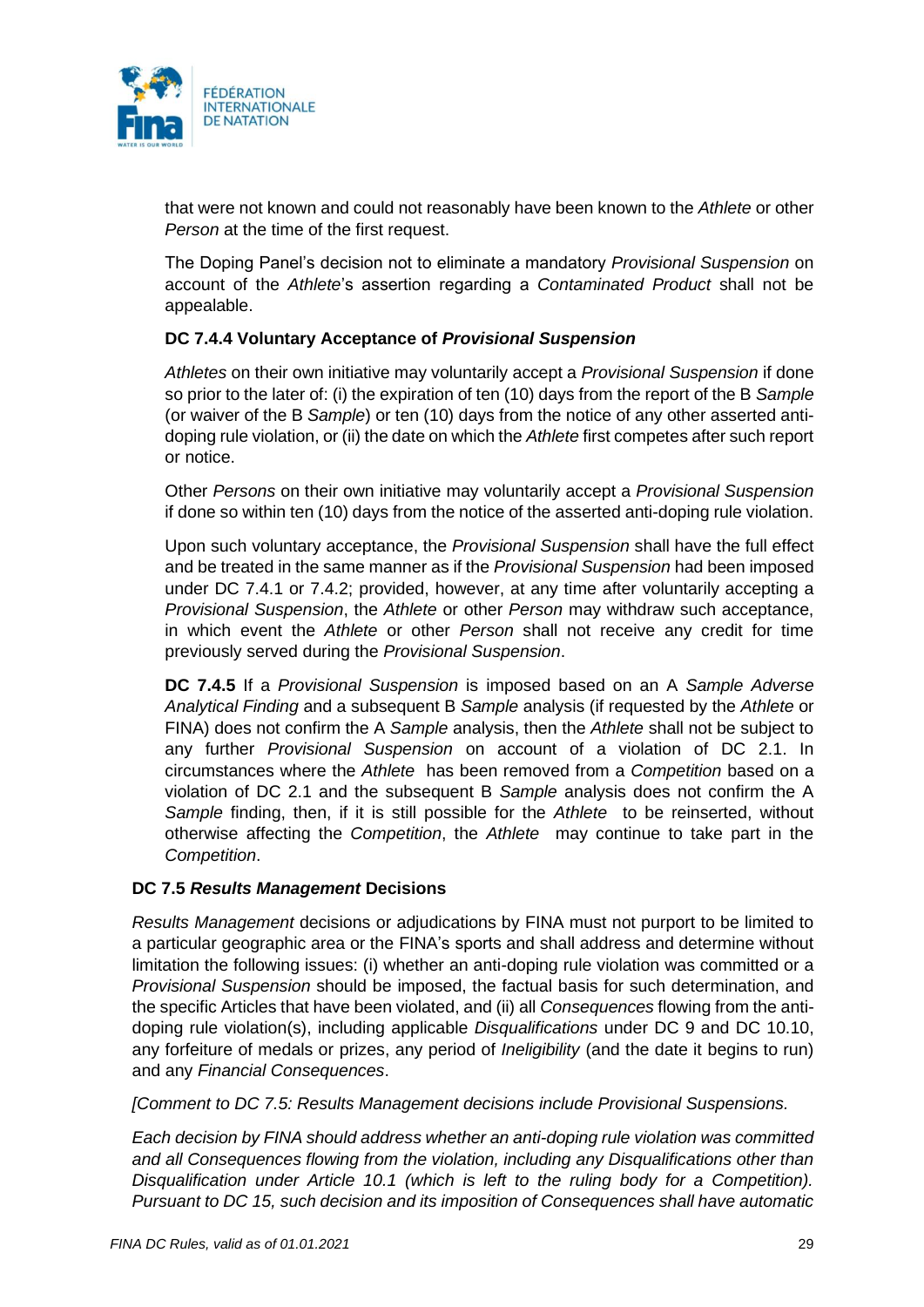that were not known and could not reasonably have been known to the *Athlete* or other *Person* at the time of the first request.

The Doping Panel's decision not to eliminate a mandatory *Provisional Suspension* on account of the *Athlete*'s assertion regarding a *Contaminated Product* shall not be appealable.

**DC 7.4.4 Voluntary Acceptance of *Provisional Suspension***

*Athletes* on their own initiative may voluntarily accept a *Provisional Suspension* if done so prior to the later of: (i) the expiration of ten (10) days from the report of the B *Sample* (or waiver of the B *Sample*) or ten (10) days from the notice of any other asserted anti-doping rule violation, or (ii) the date on which the *Athlete* first competes after such report or notice.

Other *Persons* on their own initiative may voluntarily accept a *Provisional Suspension* if done so within ten (10) days from the notice of the asserted anti-doping rule violation.

Upon such voluntary acceptance, the *Provisional Suspension* shall have the full effect and be treated in the same manner as if the *Provisional Suspension* had been imposed under DC 7.4.1 or 7.4.2; provided, however, at any time after voluntarily accepting a *Provisional Suspension*, the *Athlete* or other *Person* may withdraw such acceptance, in which event the *Athlete* or other *Person* shall not receive any credit for time previously served during the *Provisional Suspension*.

**DC 7.4.5** If a *Provisional Suspension* is imposed based on an A *Sample Adverse Analytical Finding* and a subsequent B *Sample* analysis (if requested by the *Athlete* or FINA) does not confirm the A *Sample* analysis, then the *Athlete* shall not be subject to any further *Provisional Suspension* on account of a violation of DC 2.1. In circumstances where the *Athlete* has been removed from a *Competition* based on a violation of DC 2.1 and the subsequent B *Sample* analysis does not confirm the A *Sample* finding, then, if it is still possible for the *Athlete* to be reinserted, without otherwise affecting the *Competition*, the *Athlete* may continue to take part in the *Competition*.

**DC 7.5 *Results Management* Decisions**

*Results Management* decisions or adjudications by FINA must not purport to be limited to a particular geographic area or the FINA's sports and shall address and determine without limitation the following issues: (i) whether an anti-doping rule violation was committed or a *Provisional Suspension* should be imposed, the factual basis for such determination, and the specific Articles that have been violated, and (ii) all *Consequences* flowing from the anti-doping rule violation(s), including applicable *Disqualifications* under DC 9 and DC 10.10, any forfeiture of medals or prizes, any period of *Ineligibility* (and the date it begins to run) and any *Financial Consequences*.

*[Comment to DC 7.5: Results Management decisions include Provisional Suspensions.*

*Each decision by FINA should address whether an anti-doping rule violation was committed and all Consequences flowing from the violation, including any Disqualifications other than Disqualification under Article 10.1 (which is left to the ruling body for a Competition). Pursuant to DC 15, such decision and its imposition of Consequences shall have automatic*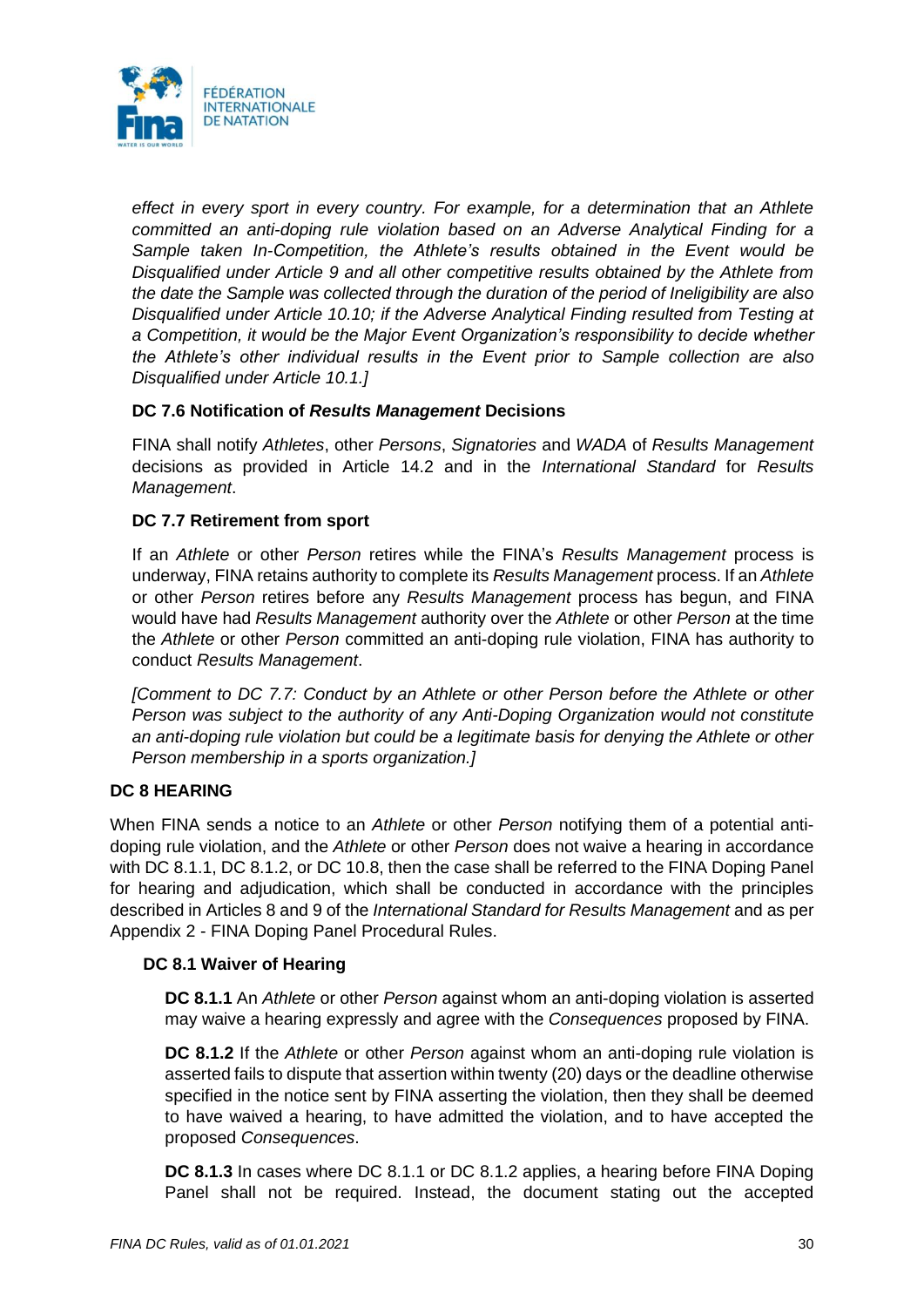*effect in every sport in every country. For example, for a determination that an Athlete committed an anti-doping rule violation based on an Adverse Analytical Finding for a Sample taken In-Competition, the Athlete's results obtained in the Event would be Disqualified under Article 9 and all other competitive results obtained by the Athlete from the date the Sample was collected through the duration of the period of Ineligibility are also Disqualified under Article 10.10; if the Adverse Analytical Finding resulted from Testing at a Competition, it would be the Major Event Organization's responsibility to decide whether the Athlete's other individual results in the Event prior to Sample collection are also Disqualified under Article 10.1.]*

### DC 7.6 Notification of *Results Management* Decisions

FINA shall notify *Athletes*, other *Persons*, *Signatories* and *WADA* of *Results Management* decisions as provided in Article 14.2 and in the *International Standard* for *Results Management*.

### DC 7.7 Retirement from sport

If an *Athlete* or other *Person* retires while the FINA's *Results Management* process is underway, FINA retains authority to complete its *Results Management* process. If an *Athlete* or other *Person* retires before any *Results Management* process has begun, and FINA would have had *Results Management* authority over the *Athlete* or other *Person* at the time the *Athlete* or other *Person* committed an anti-doping rule violation, FINA has authority to conduct *Results Management*.

*[Comment to DC 7.7: Conduct by an Athlete or other Person before the Athlete or other Person was subject to the authority of any Anti-Doping Organization would not constitute an anti-doping rule violation but could be a legitimate basis for denying the Athlete or other Person membership in a sports organization.]*

## DC 8 HEARING

When FINA sends a notice to an *Athlete* or other *Person* notifying them of a potential anti-doping rule violation, and the *Athlete* or other *Person* does not waive a hearing in accordance with DC 8.1.1, DC 8.1.2, or DC 10.8, then the case shall be referred to the FINA Doping Panel for hearing and adjudication, which shall be conducted in accordance with the principles described in Articles 8 and 9 of the *International Standard for Results Management* and as per Appendix 2 - FINA Doping Panel Procedural Rules.

### DC 8.1 Waiver of Hearing

**DC 8.1.1** An *Athlete* or other *Person* against whom an anti-doping violation is asserted may waive a hearing expressly and agree with the *Consequences* proposed by FINA.

**DC 8.1.2** If the *Athlete* or other *Person* against whom an anti-doping rule violation is asserted fails to dispute that assertion within twenty (20) days or the deadline otherwise specified in the notice sent by FINA asserting the violation, then they shall be deemed to have waived a hearing, to have admitted the violation, and to have accepted the proposed *Consequences*.

**DC 8.1.3** In cases where DC 8.1.1 or DC 8.1.2 applies, a hearing before FINA Doping Panel shall not be required. Instead, the document stating out the accepted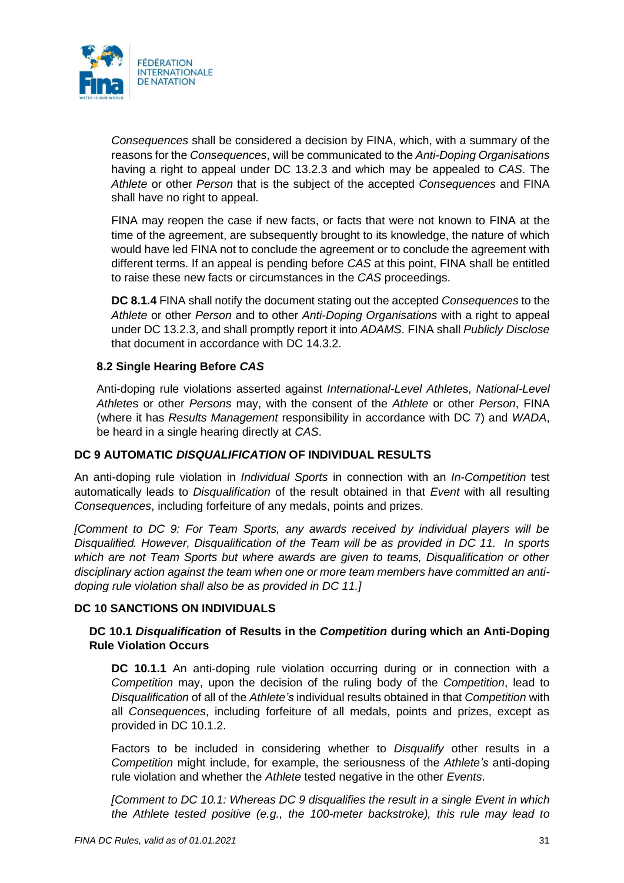*Consequences* shall be considered a decision by FINA, which, with a summary of the reasons for the *Consequences*, will be communicated to the *Anti-Doping Organisations* having a right to appeal under DC 13.2.3 and which may be appealed to *CAS*. The *Athlete* or other *Person* that is the subject of the accepted *Consequences* and FINA shall have no right to appeal.

FINA may reopen the case if new facts, or facts that were not known to FINA at the time of the agreement, are subsequently brought to its knowledge, the nature of which would have led FINA not to conclude the agreement or to conclude the agreement with different terms. If an appeal is pending before *CAS* at this point, FINA shall be entitled to raise these new facts or circumstances in the *CAS* proceedings.

**DC 8.1.4** FINA shall notify the document stating out the accepted *Consequences* to the *Athlete* or other *Person* and to other *Anti-Doping Organisations* with a right to appeal under DC 13.2.3, and shall promptly report it into *ADAMS*. FINA shall *Publicly Disclose* that document in accordance with DC 14.3.2.

### 8.2 Single Hearing Before *CAS*

Anti-doping rule violations asserted against *International-Level Athlete*s, *National-Level Athlete*s or other *Persons* may, with the consent of the *Athlete* or other *Person*, FINA (where it has *Results Management* responsibility in accordance with DC 7) and *WADA*, be heard in a single hearing directly at *CAS*.

## DC 9 AUTOMATIC *DISQUALIFICATION* OF INDIVIDUAL RESULTS

An anti-doping rule violation in *Individual Sports* in connection with an *In-Competition* test automatically leads to *Disqualification* of the result obtained in that *Event* with all resulting *Consequences*, including forfeiture of any medals, points and prizes.

*[Comment to DC 9: For Team Sports, any awards received by individual players will be Disqualified. However, Disqualification of the Team will be as provided in DC 11. In sports which are not Team Sports but where awards are given to teams, Disqualification or other disciplinary action against the team when one or more team members have committed an anti-doping rule violation shall also be as provided in DC 11.]*

## DC 10 SANCTIONS ON INDIVIDUALS

### DC 10.1 *Disqualification* of Results in the *Competition* during which an Anti-Doping Rule Violation Occurs

**DC 10.1.1** An anti-doping rule violation occurring during or in connection with a *Competition* may, upon the decision of the ruling body of the *Competition*, lead to *Disqualification* of all of the *Athlete's* individual results obtained in that *Competition* with all *Consequences*, including forfeiture of all medals, points and prizes, except as provided in DC 10.1.2.

Factors to be included in considering whether to *Disqualify* other results in a *Competition* might include, for example, the seriousness of the *Athlete's* anti-doping rule violation and whether the *Athlete* tested negative in the other *Events*.

*[Comment to DC 10.1: Whereas DC 9 disqualifies the result in a single Event in which the Athlete tested positive (e.g., the 100-meter backstroke), this rule may lead to*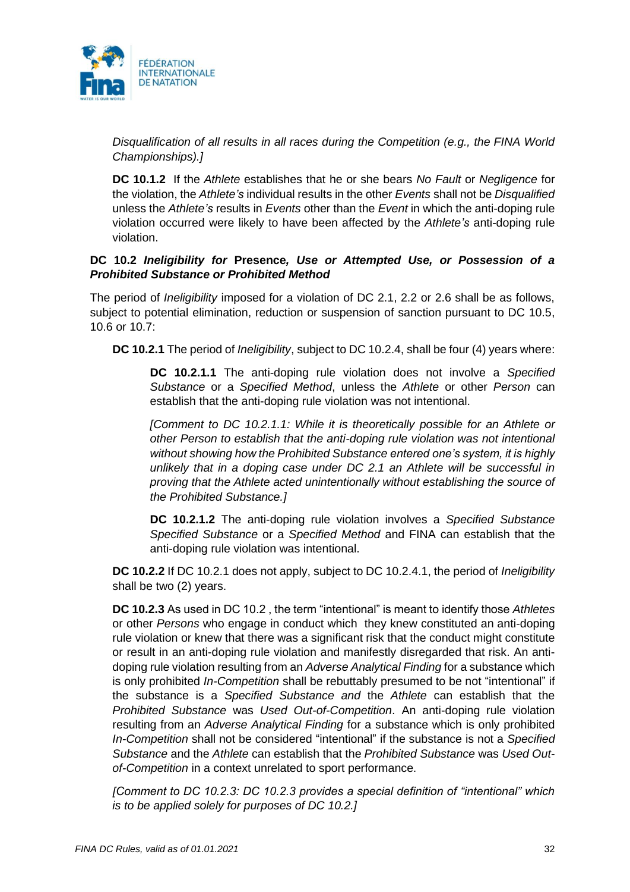*Disqualification of all results in all races during the Competition (e.g., the FINA World Championships).]*

**DC 10.1.2** If the *Athlete* establishes that he or she bears *No Fault* or *Negligence* for the violation, the *Athlete's* individual results in the other *Events* shall not be *Disqualified* unless the *Athlete's* results in *Events* other than the *Event* in which the anti-doping rule violation occurred were likely to have been affected by the *Athlete's* anti-doping rule violation.

**DC 10.2 *Ineligibility for* Presence*, Use or Attempted Use, or Possession of a Prohibited Substance or Prohibited Method***

The period of *Ineligibility* imposed for a violation of DC 2.1, 2.2 or 2.6 shall be as follows, subject to potential elimination, reduction or suspension of sanction pursuant to DC 10.5, 10.6 or 10.7:

**DC 10.2.1** The period of *Ineligibility*, subject to DC 10.2.4, shall be four (4) years where:

**DC 10.2.1.1** The anti-doping rule violation does not involve a *Specified Substance* or a *Specified Method*, unless the *Athlete* or other *Person* can establish that the anti-doping rule violation was not intentional.

*[Comment to DC 10.2.1.1: While it is theoretically possible for an Athlete or other Person to establish that the anti-doping rule violation was not intentional without showing how the Prohibited Substance entered one's system, it is highly unlikely that in a doping case under DC 2.1 an Athlete will be successful in proving that the Athlete acted unintentionally without establishing the source of the Prohibited Substance.]*

**DC 10.2.1.2** The anti-doping rule violation involves a *Specified Substance Specified Substance* or a *Specified Method* and FINA can establish that the anti-doping rule violation was intentional.

**DC 10.2.2** If DC 10.2.1 does not apply, subject to DC 10.2.4.1, the period of *Ineligibility* shall be two (2) years.

**DC 10.2.3** As used in DC 10.2 , the term "intentional" is meant to identify those *Athletes* or other *Persons* who engage in conduct which they knew constituted an anti-doping rule violation or knew that there was a significant risk that the conduct might constitute or result in an anti-doping rule violation and manifestly disregarded that risk. An anti-doping rule violation resulting from an *Adverse Analytical Finding* for a substance which is only prohibited *In-Competition* shall be rebuttably presumed to be not "intentional" if the substance is a *Specified Substance and* the *Athlete* can establish that the *Prohibited Substance* was *Used Out-of-Competition*. An anti-doping rule violation resulting from an *Adverse Analytical Finding* for a substance which is only prohibited *In-Competition* shall not be considered "intentional" if the substance is not a *Specified Substance* and the *Athlete* can establish that the *Prohibited Substance* was *Used Out-of-Competition* in a context unrelated to sport performance.

*[Comment to DC 10.2.3: DC 10.2.3 provides a special definition of "intentional" which is to be applied solely for purposes of DC 10.2.]*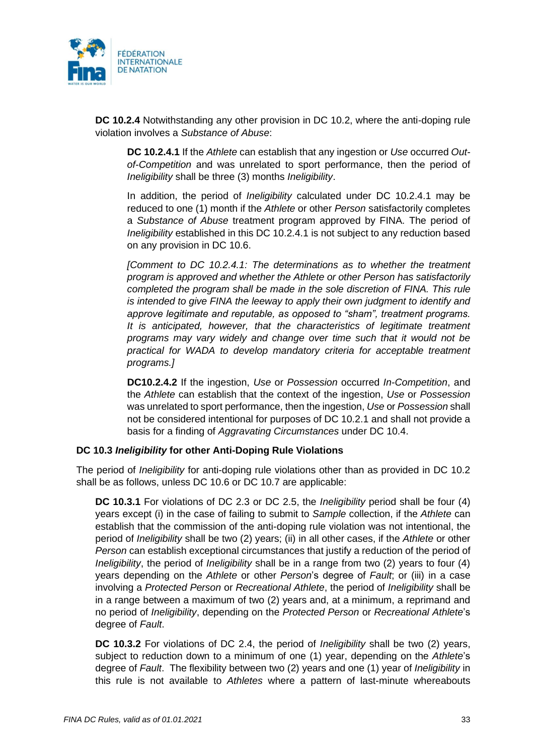**DC 10.2.4** Notwithstanding any other provision in DC 10.2, where the anti-doping rule violation involves a *Substance of Abuse*:

**DC 10.2.4.1** If the *Athlete* can establish that any ingestion or *Use* occurred *Out-of-Competition* and was unrelated to sport performance, then the period of *Ineligibility* shall be three (3) months *Ineligibility*.

In addition, the period of *Ineligibility* calculated under DC 10.2.4.1 may be reduced to one (1) month if the *Athlete* or other *Person* satisfactorily completes a *Substance of Abuse* treatment program approved by FINA. The period of *Ineligibility* established in this DC 10.2.4.1 is not subject to any reduction based on any provision in DC 10.6.

*[Comment to DC 10.2.4.1: The determinations as to whether the treatment program is approved and whether the Athlete or other Person has satisfactorily completed the program shall be made in the sole discretion of FINA. This rule is intended to give FINA the leeway to apply their own judgment to identify and approve legitimate and reputable, as opposed to "sham", treatment programs. It is anticipated, however, that the characteristics of legitimate treatment programs may vary widely and change over time such that it would not be practical for WADA to develop mandatory criteria for acceptable treatment programs.]*

**DC10.2.4.2** If the ingestion, *Use* or *Possession* occurred *In-Competition*, and the *Athlete* can establish that the context of the ingestion, *Use* or *Possession* was unrelated to sport performance, then the ingestion, *Use* or *Possession* shall not be considered intentional for purposes of DC 10.2.1 and shall not provide a basis for a finding of *Aggravating Circumstances* under DC 10.4.

### DC 10.3 *Ineligibility* for other Anti-Doping Rule Violations

The period of *Ineligibility* for anti-doping rule violations other than as provided in DC 10.2 shall be as follows, unless DC 10.6 or DC 10.7 are applicable:

**DC 10.3.1** For violations of DC 2.3 or DC 2.5, the *Ineligibility* period shall be four (4) years except (i) in the case of failing to submit to *Sample* collection, if the *Athlete* can establish that the commission of the anti-doping rule violation was not intentional, the period of *Ineligibility* shall be two (2) years; (ii) in all other cases, if the *Athlete* or other *Person* can establish exceptional circumstances that justify a reduction of the period of *Ineligibility*, the period of *Ineligibility* shall be in a range from two (2) years to four (4) years depending on the *Athlete* or other *Person*'s degree of *Fault*; or (iii) in a case involving a *Protected Person* or *Recreational Athlete*, the period of *Ineligibility* shall be in a range between a maximum of two (2) years and, at a minimum, a reprimand and no period of *Ineligibility*, depending on the *Protected Person* or *Recreational Athlete*'s degree of *Fault*.

**DC 10.3.2** For violations of DC 2.4, the period of *Ineligibility* shall be two (2) years, subject to reduction down to a minimum of one (1) year, depending on the *Athlete*'s degree of *Fault*. The flexibility between two (2) years and one (1) year of *Ineligibility* in this rule is not available to *Athletes* where a pattern of last-minute whereabouts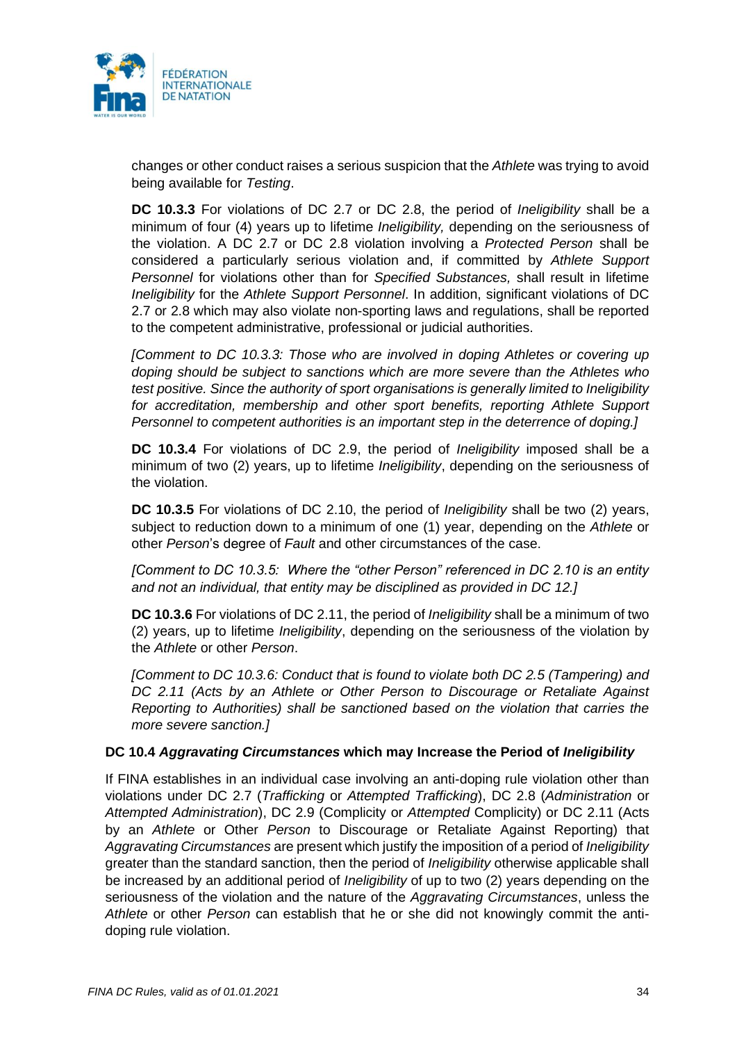changes or other conduct raises a serious suspicion that the *Athlete* was trying to avoid being available for *Testing*.

**DC 10.3.3** For violations of DC 2.7 or DC 2.8, the period of *Ineligibility* shall be a minimum of four (4) years up to lifetime *Ineligibility,* depending on the seriousness of the violation. A DC 2.7 or DC 2.8 violation involving a *Protected Person* shall be considered a particularly serious violation and, if committed by *Athlete Support Personnel* for violations other than for *Specified Substances,* shall result in lifetime *Ineligibility* for the *Athlete Support Personnel*. In addition, significant violations of DC 2.7 or 2.8 which may also violate non-sporting laws and regulations, shall be reported to the competent administrative, professional or judicial authorities.

*[Comment to DC 10.3.3: Those who are involved in doping Athletes or covering up doping should be subject to sanctions which are more severe than the Athletes who test positive. Since the authority of sport organisations is generally limited to Ineligibility for accreditation, membership and other sport benefits, reporting Athlete Support Personnel to competent authorities is an important step in the deterrence of doping.]*

**DC 10.3.4** For violations of DC 2.9, the period of *Ineligibility* imposed shall be a minimum of two (2) years, up to lifetime *Ineligibility*, depending on the seriousness of the violation.

**DC 10.3.5** For violations of DC 2.10, the period of *Ineligibility* shall be two (2) years, subject to reduction down to a minimum of one (1) year, depending on the *Athlete* or other *Person*'s degree of *Fault* and other circumstances of the case.

*[Comment to DC 10.3.5: Where the "other Person" referenced in DC 2.10 is an entity and not an individual, that entity may be disciplined as provided in DC 12.]*

**DC 10.3.6** For violations of DC 2.11, the period of *Ineligibility* shall be a minimum of two (2) years, up to lifetime *Ineligibility*, depending on the seriousness of the violation by the *Athlete* or other *Person*.

*[Comment to DC 10.3.6: Conduct that is found to violate both DC 2.5 (Tampering) and DC 2.11 (Acts by an Athlete or Other Person to Discourage or Retaliate Against Reporting to Authorities) shall be sanctioned based on the violation that carries the more severe sanction.]*

### DC 10.4 *Aggravating Circumstances* which may Increase the Period of *Ineligibility*

If FINA establishes in an individual case involving an anti-doping rule violation other than violations under DC 2.7 (*Trafficking* or *Attempted Trafficking*), DC 2.8 (*Administration* or *Attempted Administration*), DC 2.9 (Complicity or *Attempted* Complicity) or DC 2.11 (Acts by an *Athlete* or Other *Person* to Discourage or Retaliate Against Reporting) that *Aggravating Circumstances* are present which justify the imposition of a period of *Ineligibility* greater than the standard sanction, then the period of *Ineligibility* otherwise applicable shall be increased by an additional period of *Ineligibility* of up to two (2) years depending on the seriousness of the violation and the nature of the *Aggravating Circumstances*, unless the *Athlete* or other *Person* can establish that he or she did not knowingly commit the anti-doping rule violation.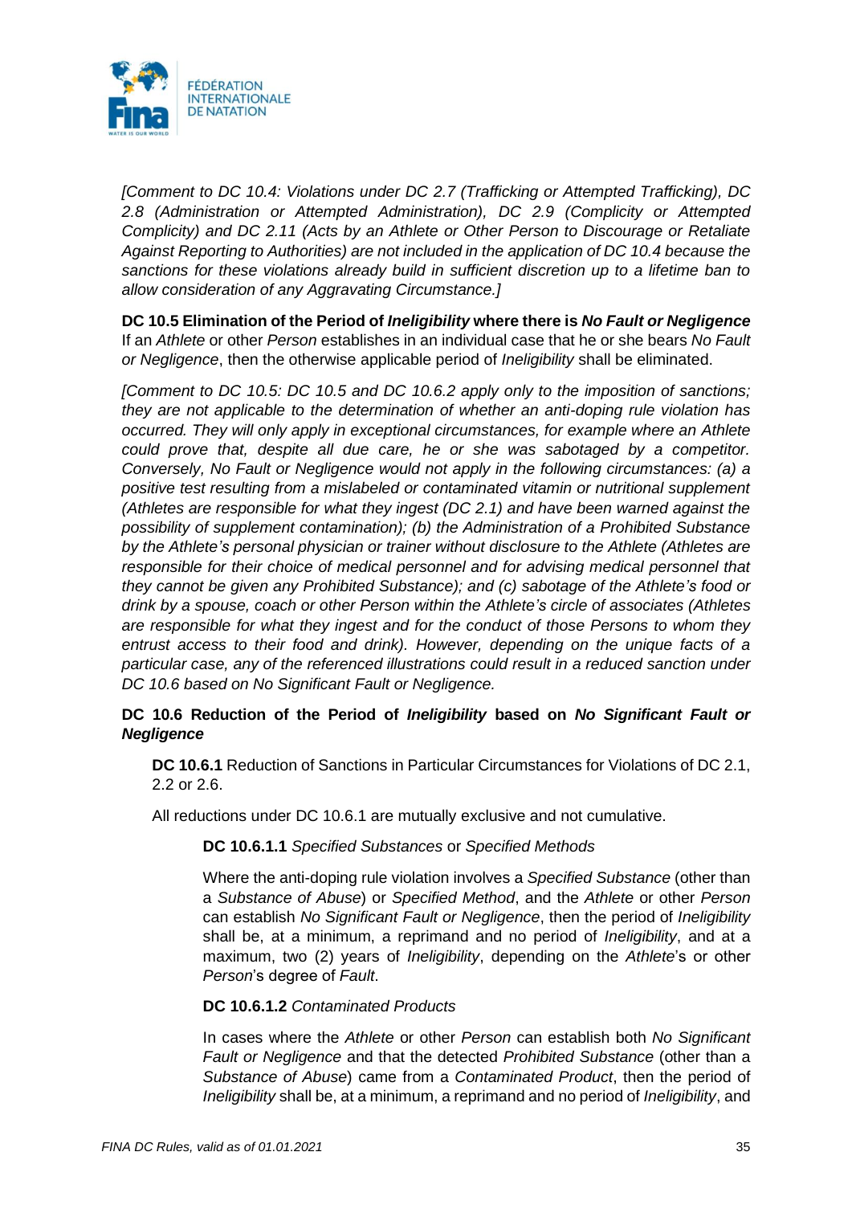*[Comment to DC 10.4: Violations under DC 2.7 (Trafficking or Attempted Trafficking), DC 2.8 (Administration or Attempted Administration), DC 2.9 (Complicity or Attempted Complicity) and DC 2.11 (Acts by an Athlete or Other Person to Discourage or Retaliate Against Reporting to Authorities) are not included in the application of DC 10.4 because the sanctions for these violations already build in sufficient discretion up to a lifetime ban to allow consideration of any Aggravating Circumstance.]*

**DC 10.5 Elimination of the Period of *Ineligibility* where there is *No Fault or Negligence***

If an *Athlete* or other *Person* establishes in an individual case that he or she bears *No Fault or Negligence*, then the otherwise applicable period of *Ineligibility* shall be eliminated.

*[Comment to DC 10.5: DC 10.5 and DC 10.6.2 apply only to the imposition of sanctions; they are not applicable to the determination of whether an anti-doping rule violation has occurred. They will only apply in exceptional circumstances, for example where an Athlete could prove that, despite all due care, he or she was sabotaged by a competitor. Conversely, No Fault or Negligence would not apply in the following circumstances: (a) a positive test resulting from a mislabeled or contaminated vitamin or nutritional supplement (Athletes are responsible for what they ingest (DC 2.1) and have been warned against the possibility of supplement contamination); (b) the Administration of a Prohibited Substance by the Athlete's personal physician or trainer without disclosure to the Athlete (Athletes are responsible for their choice of medical personnel and for advising medical personnel that they cannot be given any Prohibited Substance); and (c) sabotage of the Athlete's food or drink by a spouse, coach or other Person within the Athlete's circle of associates (Athletes are responsible for what they ingest and for the conduct of those Persons to whom they entrust access to their food and drink). However, depending on the unique facts of a particular case, any of the referenced illustrations could result in a reduced sanction under DC 10.6 based on No Significant Fault or Negligence.*

**DC 10.6 Reduction of the Period of *Ineligibility* based on *No Significant Fault or Negligence***

**DC 10.6.1** Reduction of Sanctions in Particular Circumstances for Violations of DC 2.1, 2.2 or 2.6.

All reductions under DC 10.6.1 are mutually exclusive and not cumulative.

**DC 10.6.1.1** *Specified Substances* or *Specified Methods*

Where the anti-doping rule violation involves a *Specified Substance* (other than a *Substance of Abuse*) or *Specified Method*, and the *Athlete* or other *Person* can establish *No Significant Fault or Negligence*, then the period of *Ineligibility* shall be, at a minimum, a reprimand and no period of *Ineligibility*, and at a maximum, two (2) years of *Ineligibility*, depending on the *Athlete*'s or other *Person*'s degree of *Fault*.

**DC 10.6.1.2** *Contaminated Products*

In cases where the *Athlete* or other *Person* can establish both *No Significant Fault or Negligence* and that the detected *Prohibited Substance* (other than a *Substance of Abuse*) came from a *Contaminated Product*, then the period of *Ineligibility* shall be, at a minimum, a reprimand and no period of *Ineligibility*, and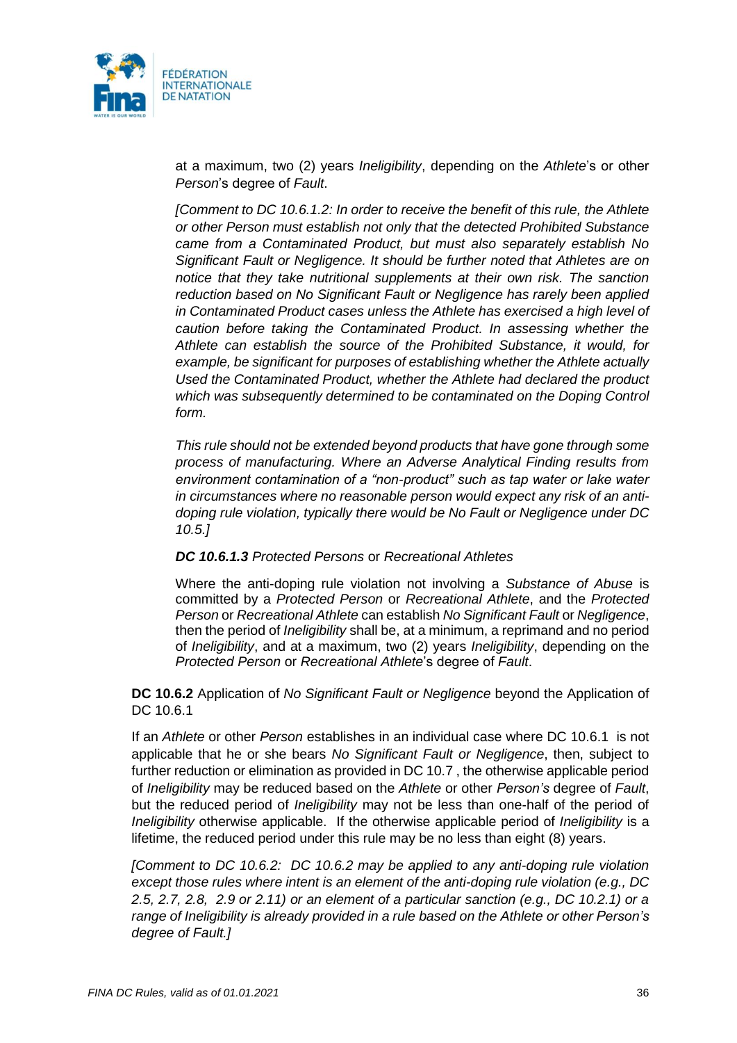at a maximum, two (2) years *Ineligibility*, depending on the *Athlete*'s or other *Person*'s degree of *Fault*.

*[Comment to DC 10.6.1.2: In order to receive the benefit of this rule, the Athlete or other Person must establish not only that the detected Prohibited Substance came from a Contaminated Product, but must also separately establish No Significant Fault or Negligence. It should be further noted that Athletes are on notice that they take nutritional supplements at their own risk. The sanction reduction based on No Significant Fault or Negligence has rarely been applied in Contaminated Product cases unless the Athlete has exercised a high level of caution before taking the Contaminated Product. In assessing whether the Athlete can establish the source of the Prohibited Substance, it would, for example, be significant for purposes of establishing whether the Athlete actually Used the Contaminated Product, whether the Athlete had declared the product which was subsequently determined to be contaminated on the Doping Control form.*

*This rule should not be extended beyond products that have gone through some process of manufacturing. Where an Adverse Analytical Finding results from environment contamination of a "non-product" such as tap water or lake water in circumstances where no reasonable person would expect any risk of an anti-doping rule violation, typically there would be No Fault or Negligence under DC 10.5.]*

***DC 10.6.1.3*** *Protected Persons* or *Recreational Athletes*

Where the anti-doping rule violation not involving a *Substance of Abuse* is committed by a *Protected Person* or *Recreational Athlete*, and the *Protected Person* or *Recreational Athlete* can establish *No Significant Fault* or *Negligence*, then the period of *Ineligibility* shall be, at a minimum, a reprimand and no period of *Ineligibility*, and at a maximum, two (2) years *Ineligibility*, depending on the *Protected Person* or *Recreational Athlete*'s degree of *Fault*.

**DC 10.6.2** Application of *No Significant Fault or Negligence* beyond the Application of DC 10.6.1

If an *Athlete* or other *Person* establishes in an individual case where DC 10.6.1 is not applicable that he or she bears *No Significant Fault or Negligence*, then, subject to further reduction or elimination as provided in DC 10.7 , the otherwise applicable period of *Ineligibility* may be reduced based on the *Athlete* or other *Person's* degree of *Fault*, but the reduced period of *Ineligibility* may not be less than one-half of the period of *Ineligibility* otherwise applicable. If the otherwise applicable period of *Ineligibility* is a lifetime, the reduced period under this rule may be no less than eight (8) years.

*[Comment to DC 10.6.2: DC 10.6.2 may be applied to any anti-doping rule violation except those rules where intent is an element of the anti-doping rule violation (e.g., DC 2.5, 2.7, 2.8, 2.9 or 2.11) or an element of a particular sanction (e.g., DC 10.2.1) or a range of Ineligibility is already provided in a rule based on the Athlete or other Person's degree of Fault.]*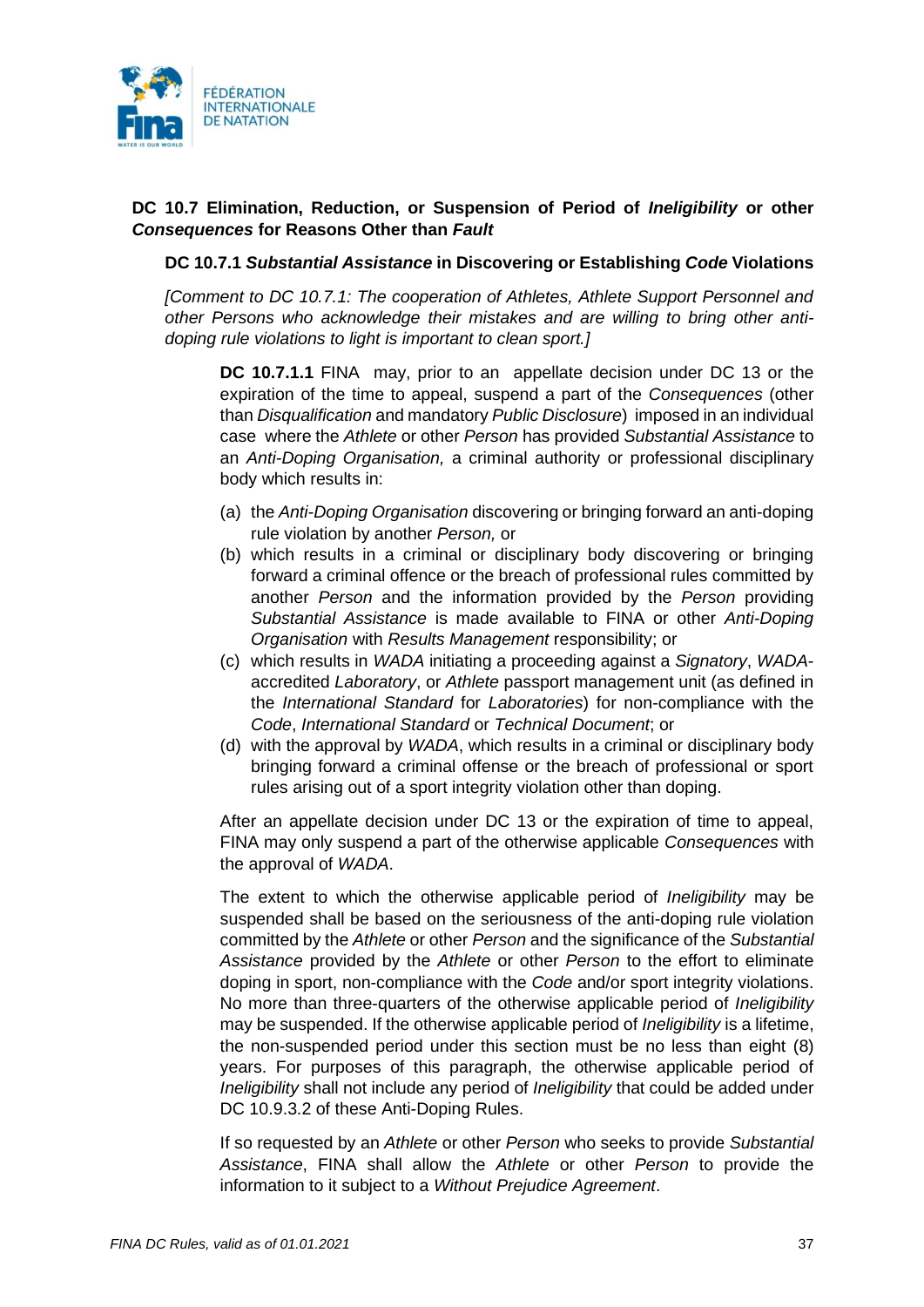### DC 10.7 Elimination, Reduction, or Suspension of Period of *Ineligibility* or other *Consequences* for Reasons Other than *Fault*

#### DC 10.7.1 *Substantial Assistance* in Discovering or Establishing *Code* Violations

*[Comment to DC 10.7.1: The cooperation of Athletes, Athlete Support Personnel and other Persons who acknowledge their mistakes and are willing to bring other anti-doping rule violations to light is important to clean sport.]*

**DC 10.7.1.1** FINA may, prior to an appellate decision under DC 13 or the expiration of the time to appeal, suspend a part of the *Consequences* (other than *Disqualification* and mandatory *Public Disclosure*) imposed in an individual case where the *Athlete* or other *Person* has provided *Substantial Assistance* to an *Anti-Doping Organisation,* a criminal authority or professional disciplinary body which results in:

(a) the *Anti-Doping Organisation* discovering or bringing forward an anti-doping rule violation by another *Person,* or

(b) which results in a criminal or disciplinary body discovering or bringing forward a criminal offence or the breach of professional rules committed by another *Person* and the information provided by the *Person* providing *Substantial Assistance* is made available to FINA or other *Anti-Doping Organisation* with *Results Management* responsibility; or

(c) which results in *WADA* initiating a proceeding against a *Signatory*, *WADA*-accredited *Laboratory*, or *Athlete* passport management unit (as defined in the *International Standard* for *Laboratories*) for non-compliance with the *Code*, *International Standard* or *Technical Document*; or

(d) with the approval by *WADA*, which results in a criminal or disciplinary body bringing forward a criminal offense or the breach of professional or sport rules arising out of a sport integrity violation other than doping.

After an appellate decision under DC 13 or the expiration of time to appeal, FINA may only suspend a part of the otherwise applicable *Consequences* with the approval of *WADA*.

The extent to which the otherwise applicable period of *Ineligibility* may be suspended shall be based on the seriousness of the anti-doping rule violation committed by the *Athlete* or other *Person* and the significance of the *Substantial Assistance* provided by the *Athlete* or other *Person* to the effort to eliminate doping in sport, non-compliance with the *Code* and/or sport integrity violations. No more than three-quarters of the otherwise applicable period of *Ineligibility* may be suspended. If the otherwise applicable period of *Ineligibility* is a lifetime, the non-suspended period under this section must be no less than eight (8) years. For purposes of this paragraph, the otherwise applicable period of *Ineligibility* shall not include any period of *Ineligibility* that could be added under DC 10.9.3.2 of these Anti-Doping Rules.

If so requested by an *Athlete* or other *Person* who seeks to provide *Substantial Assistance*, FINA shall allow the *Athlete* or other *Person* to provide the information to it subject to a *Without Prejudice Agreement*.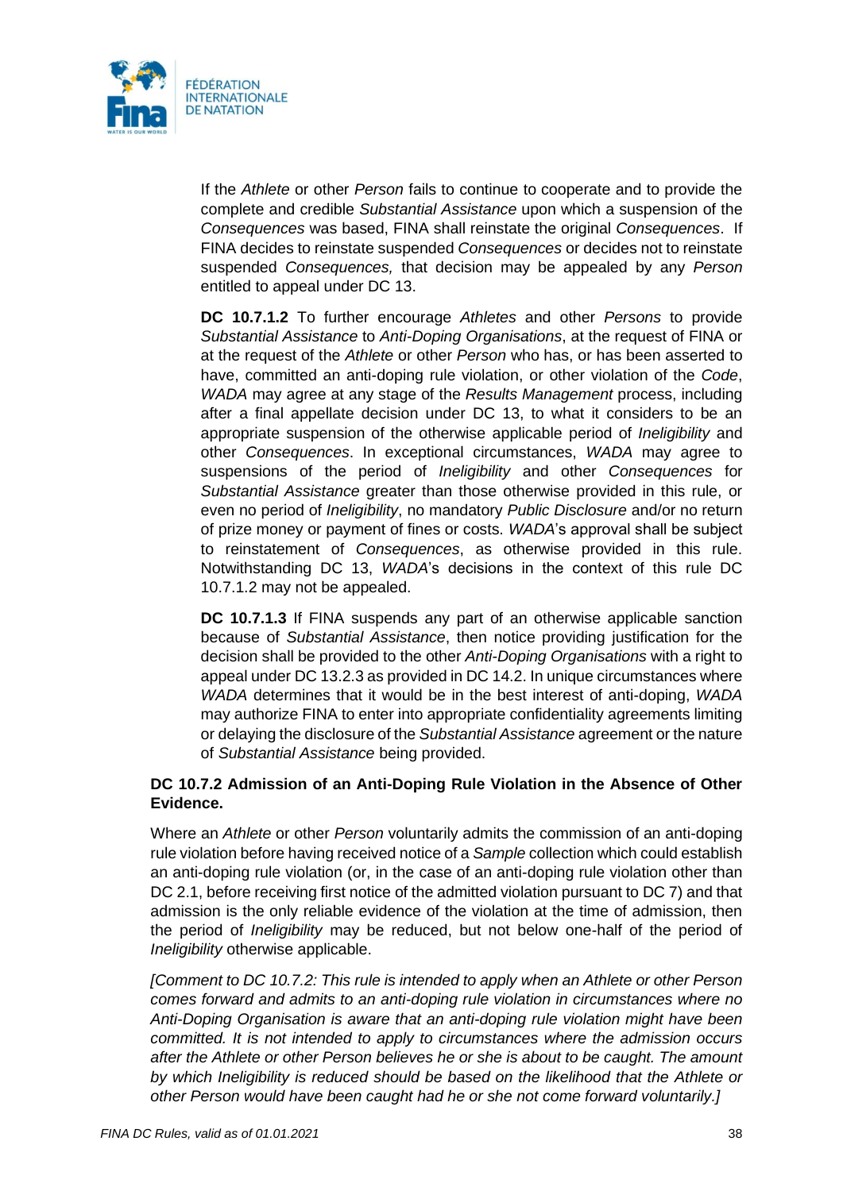If the *Athlete* or other *Person* fails to continue to cooperate and to provide the complete and credible *Substantial Assistance* upon which a suspension of the *Consequences* was based, FINA shall reinstate the original *Consequences*. If FINA decides to reinstate suspended *Consequences* or decides not to reinstate suspended *Consequences,* that decision may be appealed by any *Person* entitled to appeal under DC 13.

**DC 10.7.1.2** To further encourage *Athletes* and other *Persons* to provide *Substantial Assistance* to *Anti-Doping Organisations*, at the request of FINA or at the request of the *Athlete* or other *Person* who has, or has been asserted to have, committed an anti-doping rule violation, or other violation of the *Code*, *WADA* may agree at any stage of the *Results Management* process, including after a final appellate decision under DC 13, to what it considers to be an appropriate suspension of the otherwise applicable period of *Ineligibility* and other *Consequences*. In exceptional circumstances, *WADA* may agree to suspensions of the period of *Ineligibility* and other *Consequences* for *Substantial Assistance* greater than those otherwise provided in this rule, or even no period of *Ineligibility*, no mandatory *Public Disclosure* and/or no return of prize money or payment of fines or costs. *WADA*'s approval shall be subject to reinstatement of *Consequences*, as otherwise provided in this rule. Notwithstanding DC 13, *WADA*'s decisions in the context of this rule DC 10.7.1.2 may not be appealed.

**DC 10.7.1.3** If FINA suspends any part of an otherwise applicable sanction because of *Substantial Assistance*, then notice providing justification for the decision shall be provided to the other *Anti-Doping Organisations* with a right to appeal under DC 13.2.3 as provided in DC 14.2. In unique circumstances where *WADA* determines that it would be in the best interest of anti-doping, *WADA* may authorize FINA to enter into appropriate confidentiality agreements limiting or delaying the disclosure of the *Substantial Assistance* agreement or the nature of *Substantial Assistance* being provided.

**DC 10.7.2 Admission of an Anti-Doping Rule Violation in the Absence of Other Evidence.**

Where an *Athlete* or other *Person* voluntarily admits the commission of an anti-doping rule violation before having received notice of a *Sample* collection which could establish an anti-doping rule violation (or, in the case of an anti-doping rule violation other than DC 2.1, before receiving first notice of the admitted violation pursuant to DC 7) and that admission is the only reliable evidence of the violation at the time of admission, then the period of *Ineligibility* may be reduced, but not below one-half of the period of *Ineligibility* otherwise applicable.

*[Comment to DC 10.7.2: This rule is intended to apply when an Athlete or other Person comes forward and admits to an anti-doping rule violation in circumstances where no Anti-Doping Organisation is aware that an anti-doping rule violation might have been committed. It is not intended to apply to circumstances where the admission occurs after the Athlete or other Person believes he or she is about to be caught. The amount by which Ineligibility is reduced should be based on the likelihood that the Athlete or other Person would have been caught had he or she not come forward voluntarily.]*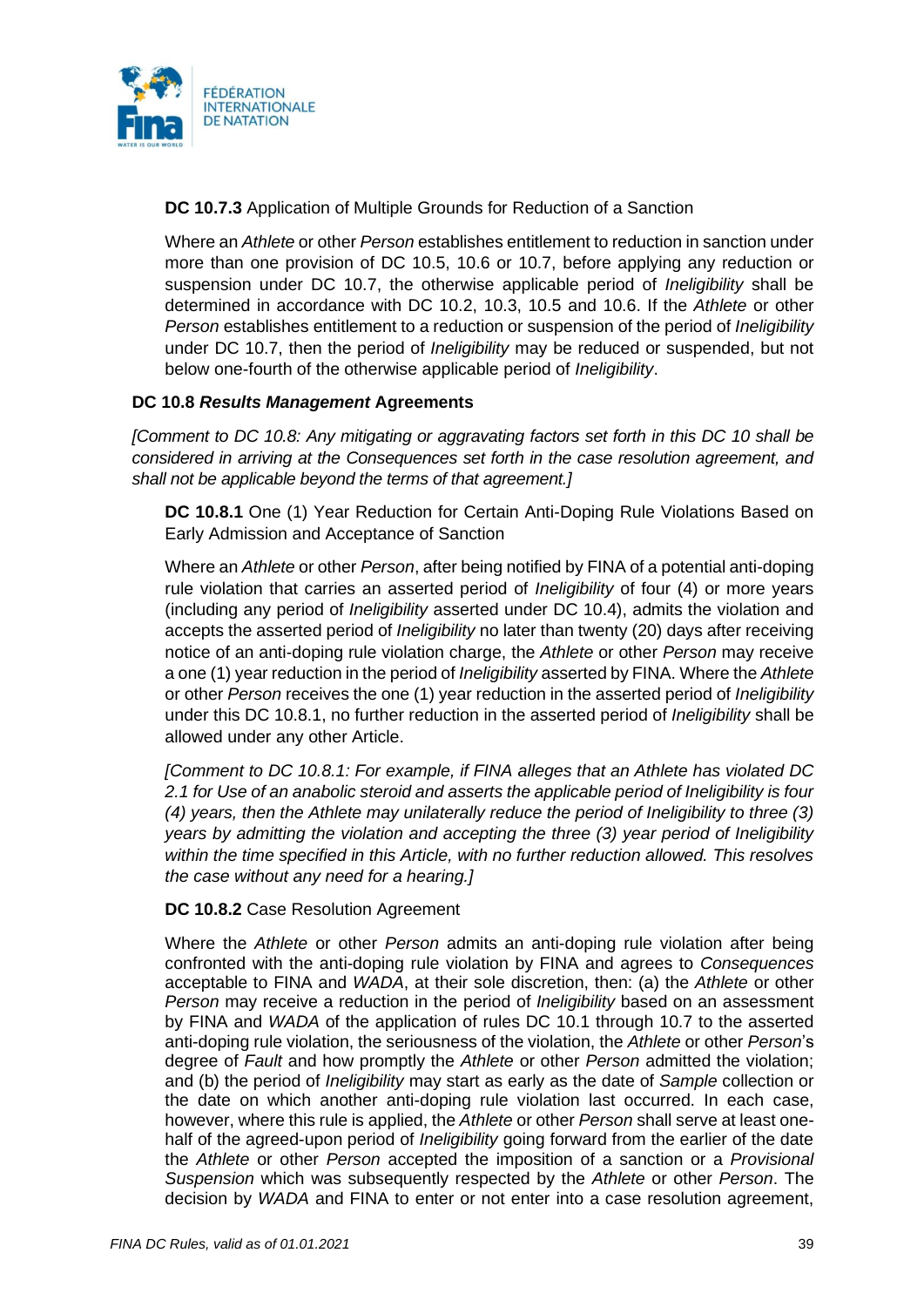**DC 10.7.3** Application of Multiple Grounds for Reduction of a Sanction

Where an *Athlete* or other *Person* establishes entitlement to reduction in sanction under more than one provision of DC 10.5, 10.6 or 10.7, before applying any reduction or suspension under DC 10.7, the otherwise applicable period of *Ineligibility* shall be determined in accordance with DC 10.2, 10.3, 10.5 and 10.6. If the *Athlete* or other *Person* establishes entitlement to a reduction or suspension of the period of *Ineligibility* under DC 10.7, then the period of *Ineligibility* may be reduced or suspended, but not below one-fourth of the otherwise applicable period of *Ineligibility*.

### DC 10.8 *Results Management* Agreements

*[Comment to DC 10.8: Any mitigating or aggravating factors set forth in this DC 10 shall be considered in arriving at the Consequences set forth in the case resolution agreement, and shall not be applicable beyond the terms of that agreement.]*

**DC 10.8.1** One (1) Year Reduction for Certain Anti-Doping Rule Violations Based on Early Admission and Acceptance of Sanction

Where an *Athlete* or other *Person*, after being notified by FINA of a potential anti-doping rule violation that carries an asserted period of *Ineligibility* of four (4) or more years (including any period of *Ineligibility* asserted under DC 10.4), admits the violation and accepts the asserted period of *Ineligibility* no later than twenty (20) days after receiving notice of an anti-doping rule violation charge, the *Athlete* or other *Person* may receive a one (1) year reduction in the period of *Ineligibility* asserted by FINA. Where the *Athlete* or other *Person* receives the one (1) year reduction in the asserted period of *Ineligibility* under this DC 10.8.1, no further reduction in the asserted period of *Ineligibility* shall be allowed under any other Article.

*[Comment to DC 10.8.1: For example, if FINA alleges that an Athlete has violated DC 2.1 for Use of an anabolic steroid and asserts the applicable period of Ineligibility is four (4) years, then the Athlete may unilaterally reduce the period of Ineligibility to three (3) years by admitting the violation and accepting the three (3) year period of Ineligibility within the time specified in this Article, with no further reduction allowed. This resolves the case without any need for a hearing.]*

**DC 10.8.2** Case Resolution Agreement

Where the *Athlete* or other *Person* admits an anti-doping rule violation after being confronted with the anti-doping rule violation by FINA and agrees to *Consequences* acceptable to FINA and *WADA*, at their sole discretion, then: (a) the *Athlete* or other *Person* may receive a reduction in the period of *Ineligibility* based on an assessment by FINA and *WADA* of the application of rules DC 10.1 through 10.7 to the asserted anti-doping rule violation, the seriousness of the violation, the *Athlete* or other *Person*'s degree of *Fault* and how promptly the *Athlete* or other *Person* admitted the violation; and (b) the period of *Ineligibility* may start as early as the date of *Sample* collection or the date on which another anti-doping rule violation last occurred. In each case, however, where this rule is applied, the *Athlete* or other *Person* shall serve at least one-half of the agreed-upon period of *Ineligibility* going forward from the earlier of the date the *Athlete* or other *Person* accepted the imposition of a sanction or a *Provisional Suspension* which was subsequently respected by the *Athlete* or other *Person*. The decision by *WADA* and FINA to enter or not enter into a case resolution agreement,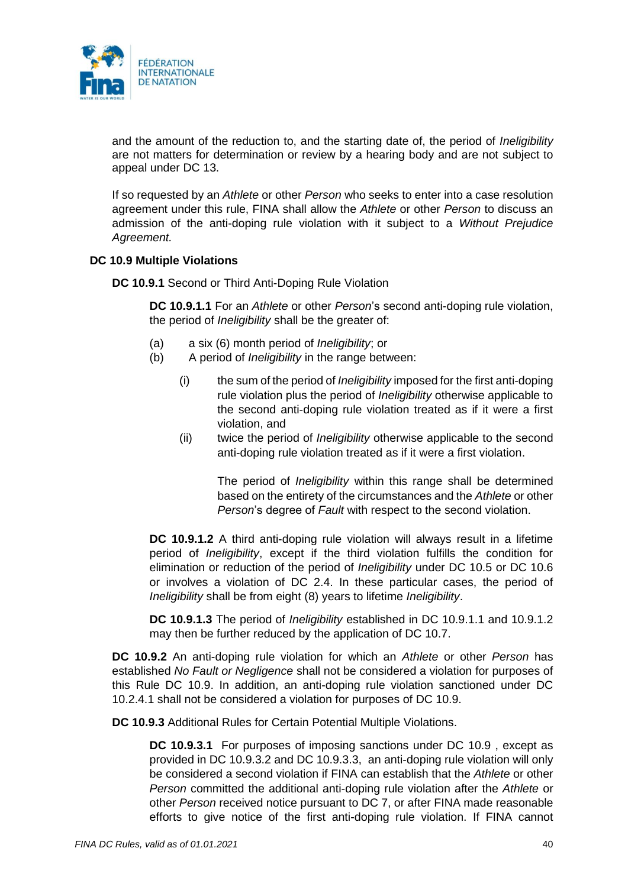and the amount of the reduction to, and the starting date of, the period of *Ineligibility* are not matters for determination or review by a hearing body and are not subject to appeal under DC 13.

If so requested by an *Athlete* or other *Person* who seeks to enter into a case resolution agreement under this rule, FINA shall allow the *Athlete* or other *Person* to discuss an admission of the anti-doping rule violation with it subject to a *Without Prejudice Agreement.*

**DC 10.9 Multiple Violations**

**DC 10.9.1** Second or Third Anti-Doping Rule Violation

**DC 10.9.1.1** For an *Athlete* or other *Person*'s second anti-doping rule violation, the period of *Ineligibility* shall be the greater of:

(a) a six (6) month period of *Ineligibility*; or

(b) A period of *Ineligibility* in the range between:

(i) the sum of the period of *Ineligibility* imposed for the first anti-doping rule violation plus the period of *Ineligibility* otherwise applicable to the second anti-doping rule violation treated as if it were a first violation, and

(ii) twice the period of *Ineligibility* otherwise applicable to the second anti-doping rule violation treated as if it were a first violation.

The period of *Ineligibility* within this range shall be determined based on the entirety of the circumstances and the *Athlete* or other *Person*'s degree of *Fault* with respect to the second violation.

**DC 10.9.1.2** A third anti-doping rule violation will always result in a lifetime period of *Ineligibility*, except if the third violation fulfills the condition for elimination or reduction of the period of *Ineligibility* under DC 10.5 or DC 10.6 or involves a violation of DC 2.4. In these particular cases, the period of *Ineligibility* shall be from eight (8) years to lifetime *Ineligibility*.

**DC 10.9.1.3** The period of *Ineligibility* established in DC 10.9.1.1 and 10.9.1.2 may then be further reduced by the application of DC 10.7.

**DC 10.9.2** An anti-doping rule violation for which an *Athlete* or other *Person* has established *No Fault or Negligence* shall not be considered a violation for purposes of this Rule DC 10.9. In addition, an anti-doping rule violation sanctioned under DC 10.2.4.1 shall not be considered a violation for purposes of DC 10.9.

**DC 10.9.3** Additional Rules for Certain Potential Multiple Violations.

**DC 10.9.3.1** For purposes of imposing sanctions under DC 10.9 , except as provided in DC 10.9.3.2 and DC 10.9.3.3, an anti-doping rule violation will only be considered a second violation if FINA can establish that the *Athlete* or other *Person* committed the additional anti-doping rule violation after the *Athlete* or other *Person* received notice pursuant to DC 7, or after FINA made reasonable efforts to give notice of the first anti-doping rule violation. If FINA cannot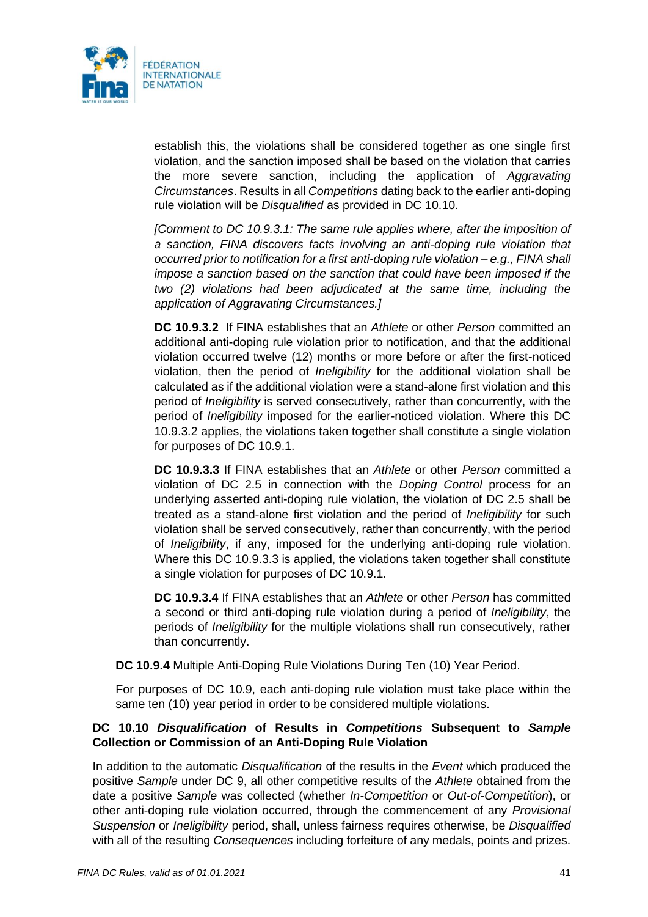establish this, the violations shall be considered together as one single first violation, and the sanction imposed shall be based on the violation that carries the more severe sanction, including the application of *Aggravating Circumstances*. Results in all *Competitions* dating back to the earlier anti-doping rule violation will be *Disqualified* as provided in DC 10.10.

*[Comment to DC 10.9.3.1: The same rule applies where, after the imposition of a sanction, FINA discovers facts involving an anti-doping rule violation that occurred prior to notification for a first anti-doping rule violation – e.g., FINA shall impose a sanction based on the sanction that could have been imposed if the two (2) violations had been adjudicated at the same time, including the application of Aggravating Circumstances.]*

**DC 10.9.3.2** If FINA establishes that an *Athlete* or other *Person* committed an additional anti-doping rule violation prior to notification, and that the additional violation occurred twelve (12) months or more before or after the first-noticed violation, then the period of *Ineligibility* for the additional violation shall be calculated as if the additional violation were a stand-alone first violation and this period of *Ineligibility* is served consecutively, rather than concurrently, with the period of *Ineligibility* imposed for the earlier-noticed violation. Where this DC 10.9.3.2 applies, the violations taken together shall constitute a single violation for purposes of DC 10.9.1.

**DC 10.9.3.3** If FINA establishes that an *Athlete* or other *Person* committed a violation of DC 2.5 in connection with the *Doping Control* process for an underlying asserted anti-doping rule violation, the violation of DC 2.5 shall be treated as a stand-alone first violation and the period of *Ineligibility* for such violation shall be served consecutively, rather than concurrently, with the period of *Ineligibility*, if any, imposed for the underlying anti-doping rule violation. Where this DC 10.9.3.3 is applied, the violations taken together shall constitute a single violation for purposes of DC 10.9.1.

**DC 10.9.3.4** If FINA establishes that an *Athlete* or other *Person* has committed a second or third anti-doping rule violation during a period of *Ineligibility*, the periods of *Ineligibility* for the multiple violations shall run consecutively, rather than concurrently.

**DC 10.9.4** Multiple Anti-Doping Rule Violations During Ten (10) Year Period.

For purposes of DC 10.9, each anti-doping rule violation must take place within the same ten (10) year period in order to be considered multiple violations.

**DC 10.10 *Disqualification* of Results in *Competitions* Subsequent to *Sample* Collection or Commission of an Anti-Doping Rule Violation**

In addition to the automatic *Disqualification* of the results in the *Event* which produced the positive *Sample* under DC 9, all other competitive results of the *Athlete* obtained from the date a positive *Sample* was collected (whether *In-Competition* or *Out-of-Competition*), or other anti-doping rule violation occurred, through the commencement of any *Provisional Suspension* or *Ineligibility* period, shall, unless fairness requires otherwise, be *Disqualified* with all of the resulting *Consequences* including forfeiture of any medals, points and prizes.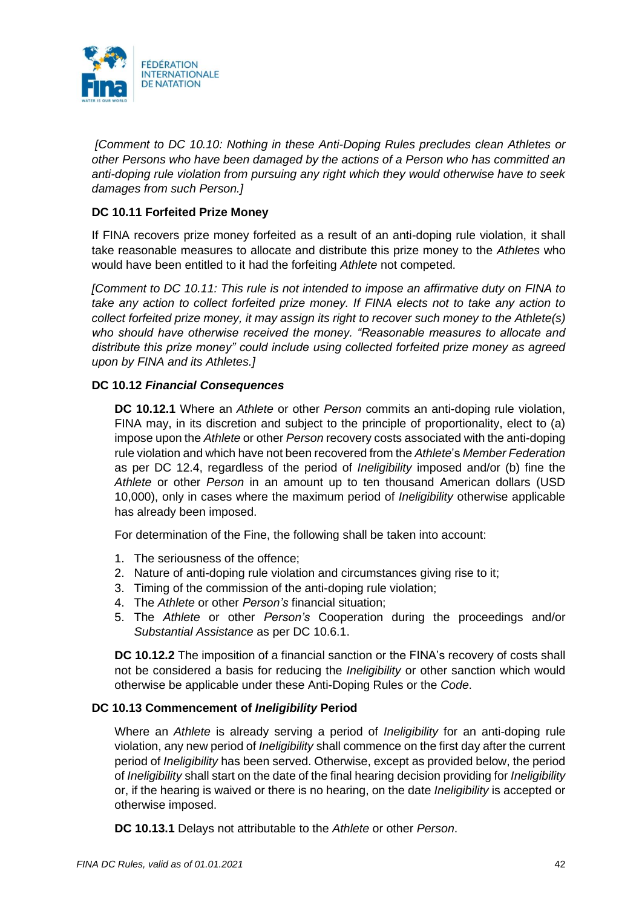*[Comment to DC 10.10: Nothing in these Anti-Doping Rules precludes clean Athletes or other Persons who have been damaged by the actions of a Person who has committed an anti-doping rule violation from pursuing any right which they would otherwise have to seek damages from such Person.]*

### DC 10.11 Forfeited Prize Money

If FINA recovers prize money forfeited as a result of an anti-doping rule violation, it shall take reasonable measures to allocate and distribute this prize money to the *Athletes* who would have been entitled to it had the forfeiting *Athlete* not competed.

*[Comment to DC 10.11: This rule is not intended to impose an affirmative duty on FINA to take any action to collect forfeited prize money. If FINA elects not to take any action to collect forfeited prize money, it may assign its right to recover such money to the Athlete(s) who should have otherwise received the money. "Reasonable measures to allocate and distribute this prize money" could include using collected forfeited prize money as agreed upon by FINA and its Athletes.]*

### DC 10.12 *Financial Consequences*

**DC 10.12.1** Where an *Athlete* or other *Person* commits an anti-doping rule violation, FINA may, in its discretion and subject to the principle of proportionality, elect to (a) impose upon the *Athlete* or other *Person* recovery costs associated with the anti-doping rule violation and which have not been recovered from the *Athlete*'s *Member Federation* as per DC 12.4, regardless of the period of *Ineligibility* imposed and/or (b) fine the *Athlete* or other *Person* in an amount up to ten thousand American dollars (USD 10,000), only in cases where the maximum period of *Ineligibility* otherwise applicable has already been imposed.

For determination of the Fine, the following shall be taken into account:

1. The seriousness of the offence;
2. Nature of anti-doping rule violation and circumstances giving rise to it;
3. Timing of the commission of the anti-doping rule violation;
4. The *Athlete* or other *Person's* financial situation;
5. The *Athlete* or other *Person's* Cooperation during the proceedings and/or *Substantial Assistance* as per DC 10.6.1.

**DC 10.12.2** The imposition of a financial sanction or the FINA's recovery of costs shall not be considered a basis for reducing the *Ineligibility* or other sanction which would otherwise be applicable under these Anti-Doping Rules or the *Code*.

### DC 10.13 Commencement of *Ineligibility* Period

Where an *Athlete* is already serving a period of *Ineligibility* for an anti-doping rule violation, any new period of *Ineligibility* shall commence on the first day after the current period of *Ineligibility* has been served. Otherwise, except as provided below, the period of *Ineligibility* shall start on the date of the final hearing decision providing for *Ineligibility* or, if the hearing is waived or there is no hearing, on the date *Ineligibility* is accepted or otherwise imposed.

**DC 10.13.1** Delays not attributable to the *Athlete* or other *Person*.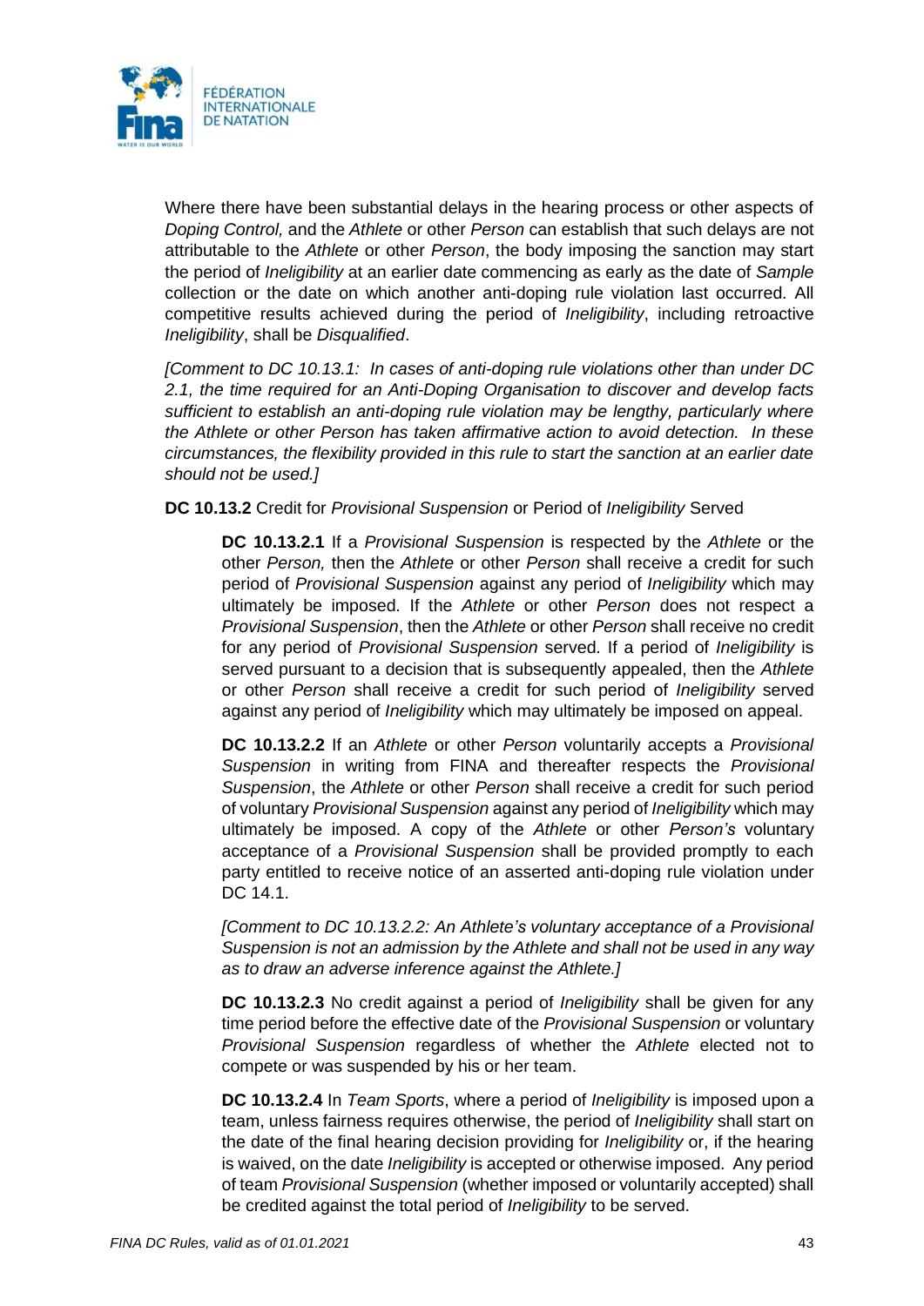Where there have been substantial delays in the hearing process or other aspects of *Doping Control,* and the *Athlete* or other *Person* can establish that such delays are not attributable to the *Athlete* or other *Person*, the body imposing the sanction may start the period of *Ineligibility* at an earlier date commencing as early as the date of *Sample* collection or the date on which another anti-doping rule violation last occurred. All competitive results achieved during the period of *Ineligibility*, including retroactive *Ineligibility*, shall be *Disqualified*.

*[Comment to DC 10.13.1: In cases of anti-doping rule violations other than under DC 2.1, the time required for an Anti-Doping Organisation to discover and develop facts sufficient to establish an anti-doping rule violation may be lengthy, particularly where the Athlete or other Person has taken affirmative action to avoid detection. In these circumstances, the flexibility provided in this rule to start the sanction at an earlier date should not be used.]*

**DC 10.13.2** Credit for *Provisional Suspension* or Period of *Ineligibility* Served

**DC 10.13.2.1** If a *Provisional Suspension* is respected by the *Athlete* or the other *Person,* then the *Athlete* or other *Person* shall receive a credit for such period of *Provisional Suspension* against any period of *Ineligibility* which may ultimately be imposed. If the *Athlete* or other *Person* does not respect a *Provisional Suspension*, then the *Athlete* or other *Person* shall receive no credit for any period of *Provisional Suspension* served. If a period of *Ineligibility* is served pursuant to a decision that is subsequently appealed, then the *Athlete* or other *Person* shall receive a credit for such period of *Ineligibility* served against any period of *Ineligibility* which may ultimately be imposed on appeal.

**DC 10.13.2.2** If an *Athlete* or other *Person* voluntarily accepts a *Provisional Suspension* in writing from FINA and thereafter respects the *Provisional Suspension*, the *Athlete* or other *Person* shall receive a credit for such period of voluntary *Provisional Suspension* against any period of *Ineligibility* which may ultimately be imposed. A copy of the *Athlete* or other *Person's* voluntary acceptance of a *Provisional Suspension* shall be provided promptly to each party entitled to receive notice of an asserted anti-doping rule violation under DC 14.1.

*[Comment to DC 10.13.2.2: An Athlete's voluntary acceptance of a Provisional Suspension is not an admission by the Athlete and shall not be used in any way as to draw an adverse inference against the Athlete.]*

**DC 10.13.2.3** No credit against a period of *Ineligibility* shall be given for any time period before the effective date of the *Provisional Suspension* or voluntary *Provisional Suspension* regardless of whether the *Athlete* elected not to compete or was suspended by his or her team.

**DC 10.13.2.4** In *Team Sports*, where a period of *Ineligibility* is imposed upon a team, unless fairness requires otherwise, the period of *Ineligibility* shall start on the date of the final hearing decision providing for *Ineligibility* or, if the hearing is waived, on the date *Ineligibility* is accepted or otherwise imposed. Any period of team *Provisional Suspension* (whether imposed or voluntarily accepted) shall be credited against the total period of *Ineligibility* to be served.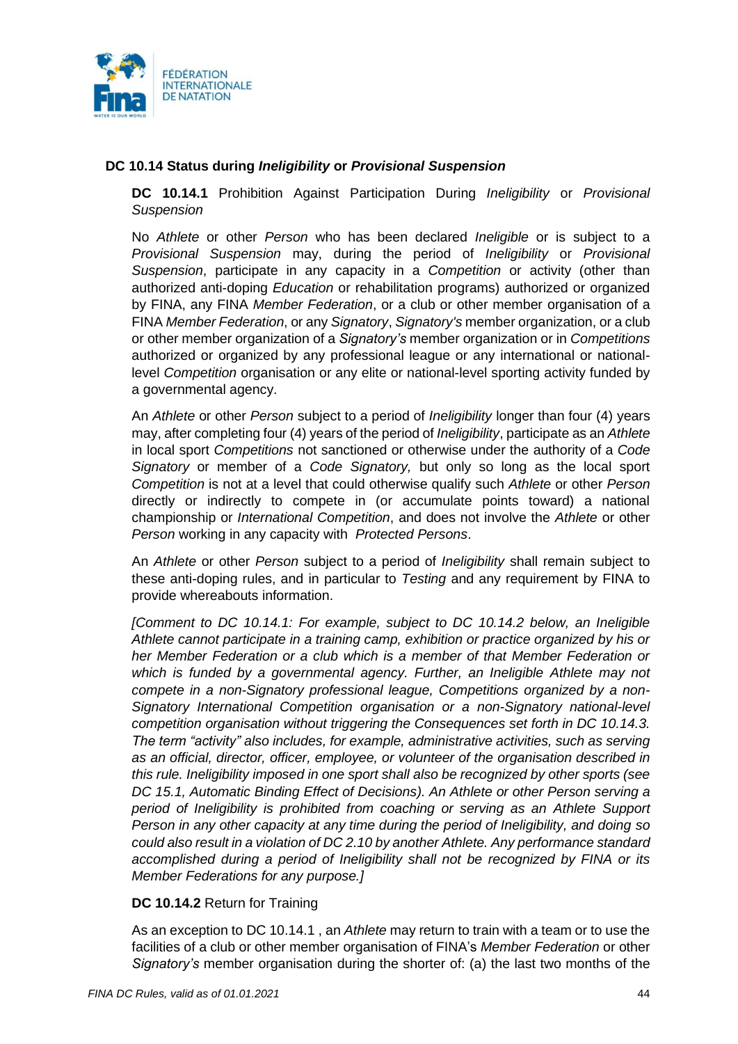### DC 10.14 Status during *Ineligibility* or *Provisional Suspension*

**DC 10.14.1** Prohibition Against Participation During *Ineligibility* or *Provisional Suspension*

No *Athlete* or other *Person* who has been declared *Ineligible* or is subject to a *Provisional Suspension* may, during the period of *Ineligibility* or *Provisional Suspension*, participate in any capacity in a *Competition* or activity (other than authorized anti-doping *Education* or rehabilitation programs) authorized or organized by FINA, any FINA *Member Federation*, or a club or other member organisation of a FINA *Member Federation*, or any *Signatory*, *Signatory's* member organization, or a club or other member organization of a *Signatory's* member organization or in *Competitions* authorized or organized by any professional league or any international or national-level *Competition* organisation or any elite or national-level sporting activity funded by a governmental agency.

An *Athlete* or other *Person* subject to a period of *Ineligibility* longer than four (4) years may, after completing four (4) years of the period of *Ineligibility*, participate as an *Athlete* in local sport *Competitions* not sanctioned or otherwise under the authority of a *Code Signatory* or member of a *Code Signatory,* but only so long as the local sport *Competition* is not at a level that could otherwise qualify such *Athlete* or other *Person* directly or indirectly to compete in (or accumulate points toward) a national championship or *International Competition*, and does not involve the *Athlete* or other *Person* working in any capacity with *Protected Persons*.

An *Athlete* or other *Person* subject to a period of *Ineligibility* shall remain subject to these anti-doping rules, and in particular to *Testing* and any requirement by FINA to provide whereabouts information.

*[Comment to DC 10.14.1: For example, subject to DC 10.14.2 below, an Ineligible Athlete cannot participate in a training camp, exhibition or practice organized by his or her Member Federation or a club which is a member of that Member Federation or which is funded by a governmental agency. Further, an Ineligible Athlete may not compete in a non-Signatory professional league, Competitions organized by a non-Signatory International Competition organisation or a non-Signatory national-level competition organisation without triggering the Consequences set forth in DC 10.14.3. The term "activity" also includes, for example, administrative activities, such as serving as an official, director, officer, employee, or volunteer of the organisation described in this rule. Ineligibility imposed in one sport shall also be recognized by other sports (see DC 15.1, Automatic Binding Effect of Decisions). An Athlete or other Person serving a period of Ineligibility is prohibited from coaching or serving as an Athlete Support Person in any other capacity at any time during the period of Ineligibility, and doing so could also result in a violation of DC 2.10 by another Athlete. Any performance standard accomplished during a period of Ineligibility shall not be recognized by FINA or its Member Federations for any purpose.]*

**DC 10.14.2** Return for Training

As an exception to DC 10.14.1 , an *Athlete* may return to train with a team or to use the facilities of a club or other member organisation of FINA's *Member Federation* or other *Signatory's* member organisation during the shorter of: (a) the last two months of the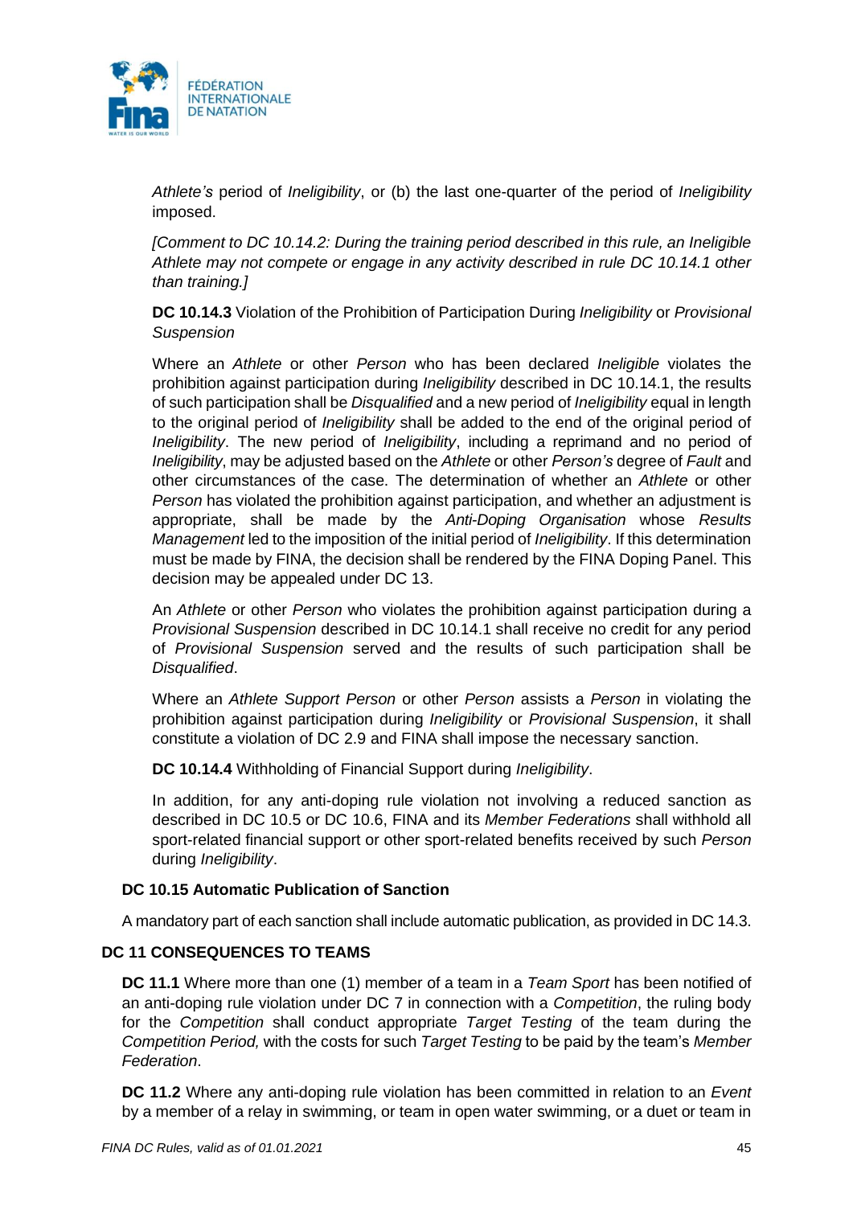*Athlete's* period of *Ineligibility*, or (b) the last one-quarter of the period of *Ineligibility* imposed.

*[Comment to DC 10.14.2: During the training period described in this rule, an Ineligible Athlete may not compete or engage in any activity described in rule DC 10.14.1 other than training.]*

**DC 10.14.3** Violation of the Prohibition of Participation During *Ineligibility* or *Provisional Suspension*

Where an *Athlete* or other *Person* who has been declared *Ineligible* violates the prohibition against participation during *Ineligibility* described in DC 10.14.1, the results of such participation shall be *Disqualified* and a new period of *Ineligibility* equal in length to the original period of *Ineligibility* shall be added to the end of the original period of *Ineligibility*. The new period of *Ineligibility*, including a reprimand and no period of *Ineligibility*, may be adjusted based on the *Athlete* or other *Person's* degree of *Fault* and other circumstances of the case. The determination of whether an *Athlete* or other *Person* has violated the prohibition against participation, and whether an adjustment is appropriate, shall be made by the *Anti-Doping Organisation* whose *Results Management* led to the imposition of the initial period of *Ineligibility*. If this determination must be made by FINA, the decision shall be rendered by the FINA Doping Panel. This decision may be appealed under DC 13.

An *Athlete* or other *Person* who violates the prohibition against participation during a *Provisional Suspension* described in DC 10.14.1 shall receive no credit for any period of *Provisional Suspension* served and the results of such participation shall be *Disqualified*.

Where an *Athlete Support Person* or other *Person* assists a *Person* in violating the prohibition against participation during *Ineligibility* or *Provisional Suspension*, it shall constitute a violation of DC 2.9 and FINA shall impose the necessary sanction.

**DC 10.14.4** Withholding of Financial Support during *Ineligibility*.

In addition, for any anti-doping rule violation not involving a reduced sanction as described in DC 10.5 or DC 10.6, FINA and its *Member Federations* shall withhold all sport-related financial support or other sport-related benefits received by such *Person* during *Ineligibility*.

### DC 10.15 Automatic Publication of Sanction

A mandatory part of each sanction shall include automatic publication, as provided in DC 14.3.

## DC 11 CONSEQUENCES TO TEAMS

**DC 11.1** Where more than one (1) member of a team in a *Team Sport* has been notified of an anti-doping rule violation under DC 7 in connection with a *Competition*, the ruling body for the *Competition* shall conduct appropriate *Target Testing* of the team during the *Competition Period,* with the costs for such *Target Testing* to be paid by the team's *Member Federation*.

**DC 11.2** Where any anti-doping rule violation has been committed in relation to an *Event* by a member of a relay in swimming, or team in open water swimming, or a duet or team in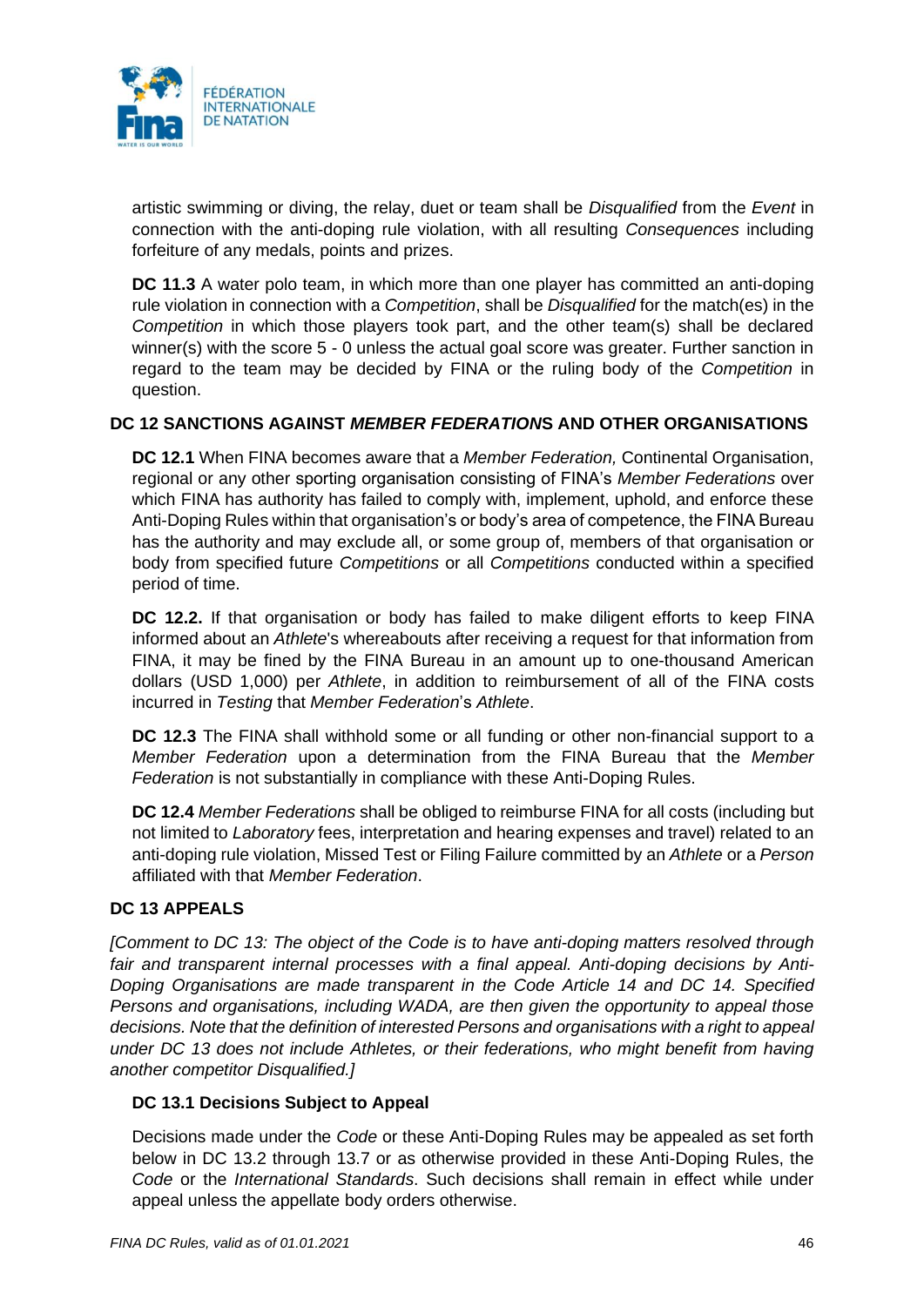artistic swimming or diving, the relay, duet or team shall be *Disqualified* from the *Event* in connection with the anti-doping rule violation, with all resulting *Consequences* including forfeiture of any medals, points and prizes.

**DC 11.3** A water polo team, in which more than one player has committed an anti-doping rule violation in connection with a *Competition*, shall be *Disqualified* for the match(es) in the *Competition* in which those players took part, and the other team(s) shall be declared winner(s) with the score 5 - 0 unless the actual goal score was greater. Further sanction in regard to the team may be decided by FINA or the ruling body of the *Competition* in question.

## DC 12 SANCTIONS AGAINST *MEMBER FEDERATION*S AND OTHER ORGANISATIONS

**DC 12.1** When FINA becomes aware that a *Member Federation,* Continental Organisation, regional or any other sporting organisation consisting of FINA's *Member Federations* over which FINA has authority has failed to comply with, implement, uphold, and enforce these Anti-Doping Rules within that organisation's or body's area of competence, the FINA Bureau has the authority and may exclude all, or some group of, members of that organisation or body from specified future *Competitions* or all *Competitions* conducted within a specified period of time.

**DC 12.2.** If that organisation or body has failed to make diligent efforts to keep FINA informed about an *Athlete*'s whereabouts after receiving a request for that information from FINA, it may be fined by the FINA Bureau in an amount up to one-thousand American dollars (USD 1,000) per *Athlete*, in addition to reimbursement of all of the FINA costs incurred in *Testing* that *Member Federation*'s *Athlete*.

**DC 12.3** The FINA shall withhold some or all funding or other non-financial support to a *Member Federation* upon a determination from the FINA Bureau that the *Member Federation* is not substantially in compliance with these Anti-Doping Rules.

**DC 12.4** *Member Federations* shall be obliged to reimburse FINA for all costs (including but not limited to *Laboratory* fees, interpretation and hearing expenses and travel) related to an anti-doping rule violation, Missed Test or Filing Failure committed by an *Athlete* or a *Person* affiliated with that *Member Federation*.

## DC 13 APPEALS

*[Comment to DC 13: The object of the Code is to have anti-doping matters resolved through fair and transparent internal processes with a final appeal. Anti-doping decisions by Anti-Doping Organisations are made transparent in the Code Article 14 and DC 14. Specified Persons and organisations, including WADA, are then given the opportunity to appeal those decisions. Note that the definition of interested Persons and organisations with a right to appeal under DC 13 does not include Athletes, or their federations, who might benefit from having another competitor Disqualified.]*

### DC 13.1 Decisions Subject to Appeal

Decisions made under the *Code* or these Anti-Doping Rules may be appealed as set forth below in DC 13.2 through 13.7 or as otherwise provided in these Anti-Doping Rules, the *Code* or the *International Standards*. Such decisions shall remain in effect while under appeal unless the appellate body orders otherwise.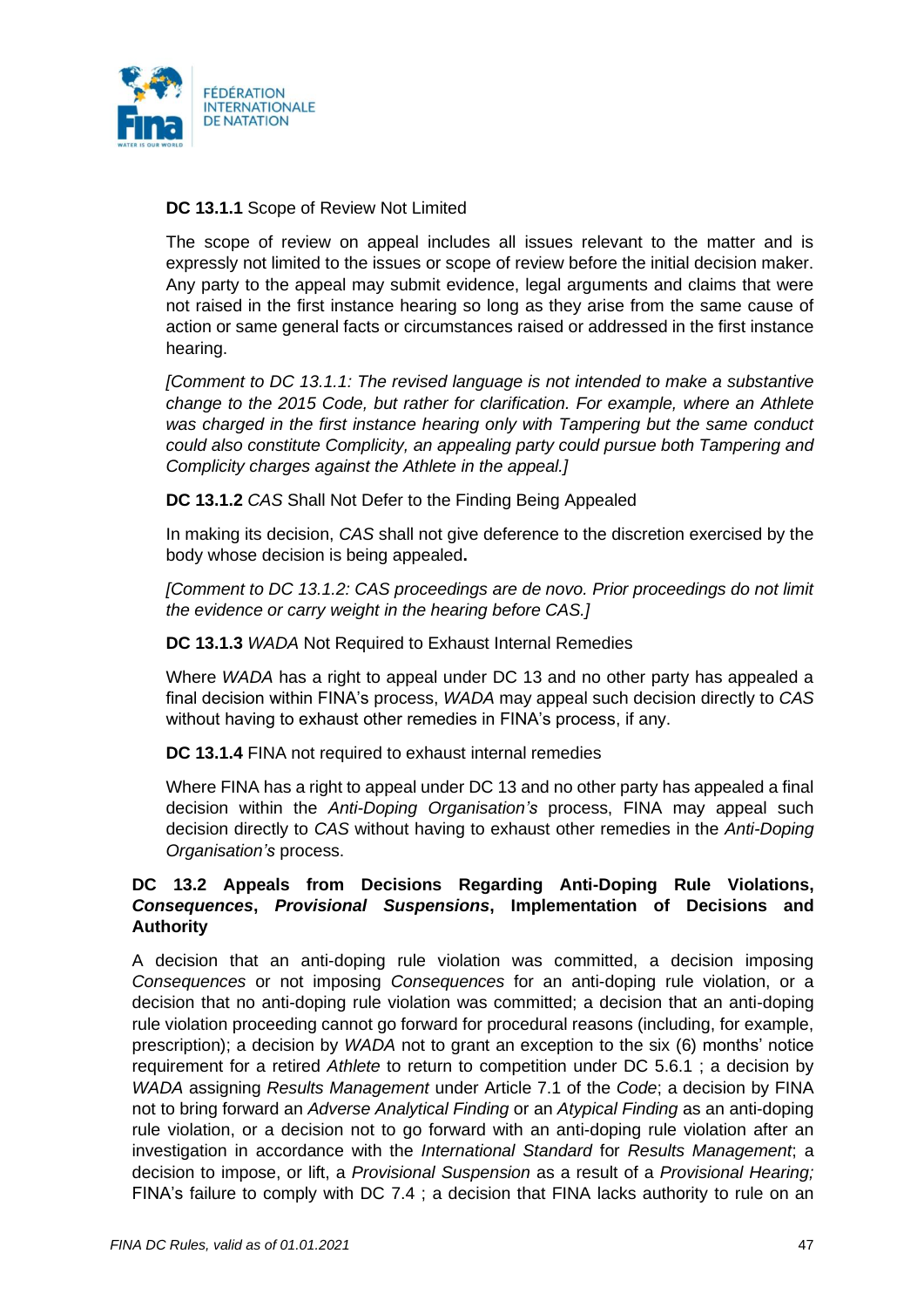**DC 13.1.1** Scope of Review Not Limited

The scope of review on appeal includes all issues relevant to the matter and is expressly not limited to the issues or scope of review before the initial decision maker. Any party to the appeal may submit evidence, legal arguments and claims that were not raised in the first instance hearing so long as they arise from the same cause of action or same general facts or circumstances raised or addressed in the first instance hearing.

*[Comment to DC 13.1.1: The revised language is not intended to make a substantive change to the 2015 Code, but rather for clarification. For example, where an Athlete was charged in the first instance hearing only with Tampering but the same conduct could also constitute Complicity, an appealing party could pursue both Tampering and Complicity charges against the Athlete in the appeal.]*

**DC 13.1.2** *CAS* Shall Not Defer to the Finding Being Appealed

In making its decision, *CAS* shall not give deference to the discretion exercised by the body whose decision is being appealed**.**

*[Comment to DC 13.1.2: CAS proceedings are de novo. Prior proceedings do not limit the evidence or carry weight in the hearing before CAS.]*

**DC 13.1.3** *WADA* Not Required to Exhaust Internal Remedies

Where *WADA* has a right to appeal under DC 13 and no other party has appealed a final decision within FINA's process, *WADA* may appeal such decision directly to *CAS* without having to exhaust other remedies in FINA's process, if any.

**DC 13.1.4** FINA not required to exhaust internal remedies

Where FINA has a right to appeal under DC 13 and no other party has appealed a final decision within the *Anti-Doping Organisation's* process, FINA may appeal such decision directly to *CAS* without having to exhaust other remedies in the *Anti-Doping Organisation's* process.

**DC 13.2 Appeals from Decisions Regarding Anti-Doping Rule Violations, *Consequences*, *Provisional Suspensions*, Implementation of Decisions and Authority**

A decision that an anti-doping rule violation was committed, a decision imposing *Consequences* or not imposing *Consequences* for an anti-doping rule violation, or a decision that no anti-doping rule violation was committed; a decision that an anti-doping rule violation proceeding cannot go forward for procedural reasons (including, for example, prescription); a decision by *WADA* not to grant an exception to the six (6) months' notice requirement for a retired *Athlete* to return to competition under DC 5.6.1 ; a decision by *WADA* assigning *Results Management* under Article 7.1 of the *Code*; a decision by FINA not to bring forward an *Adverse Analytical Finding* or an *Atypical Finding* as an anti-doping rule violation, or a decision not to go forward with an anti-doping rule violation after an investigation in accordance with the *International Standard* for *Results Management*; a decision to impose, or lift, a *Provisional Suspension* as a result of a *Provisional Hearing;* FINA's failure to comply with DC 7.4 ; a decision that FINA lacks authority to rule on an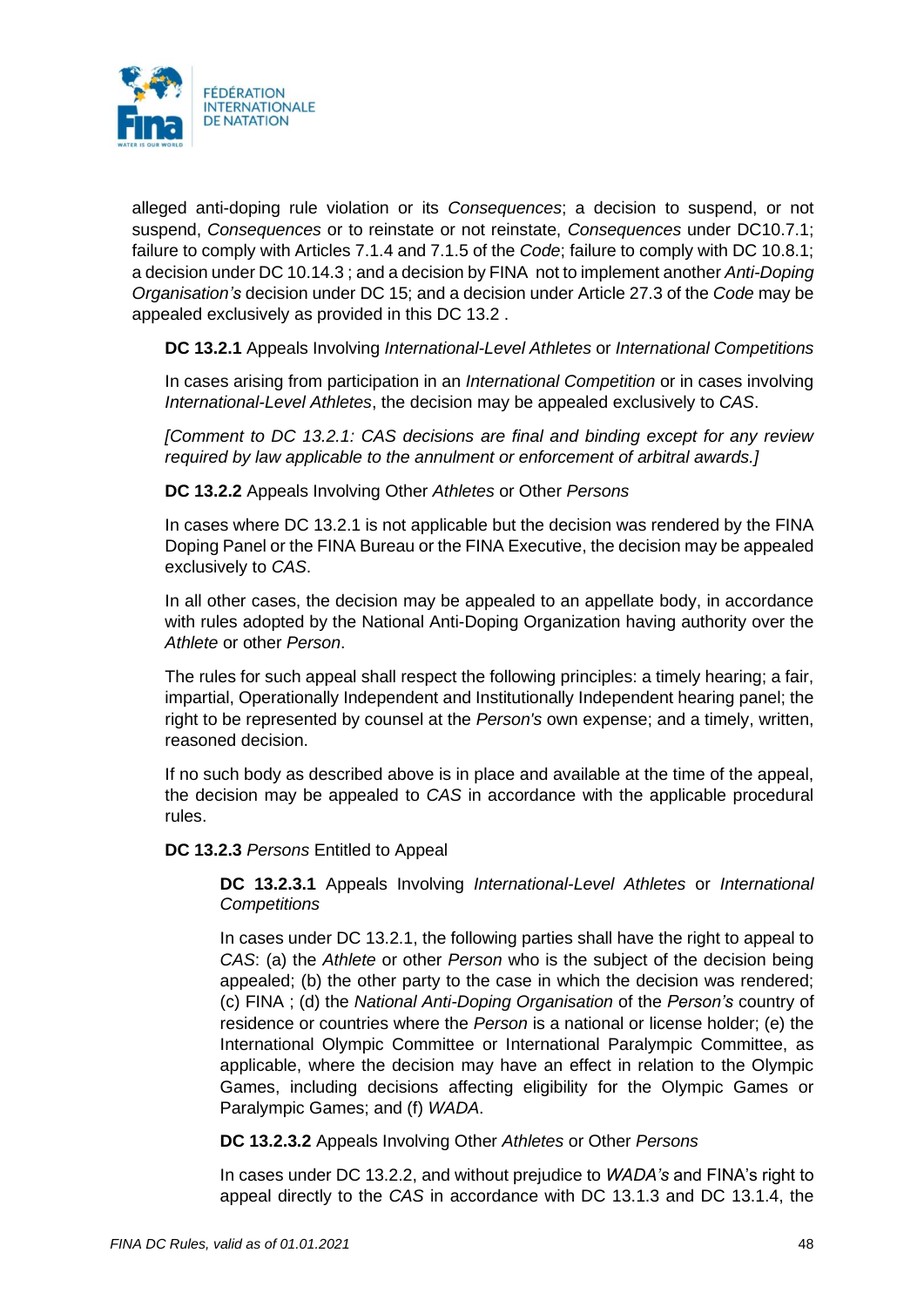alleged anti-doping rule violation or its *Consequences*; a decision to suspend, or not suspend, *Consequences* or to reinstate or not reinstate, *Consequences* under DC10.7.1; failure to comply with Articles 7.1.4 and 7.1.5 of the *Code*; failure to comply with DC 10.8.1; a decision under DC 10.14.3 ; and a decision by FINA not to implement another *Anti-Doping Organisation's* decision under DC 15; and a decision under Article 27.3 of the *Code* may be appealed exclusively as provided in this DC 13.2 .

**DC 13.2.1** Appeals Involving *International-Level Athletes* or *International Competitions*

In cases arising from participation in an *International Competition* or in cases involving *International-Level Athletes*, the decision may be appealed exclusively to *CAS*.

*[Comment to DC 13.2.1: CAS decisions are final and binding except for any review required by law applicable to the annulment or enforcement of arbitral awards.]*

**DC 13.2.2** Appeals Involving Other *Athletes* or Other *Persons*

In cases where DC 13.2.1 is not applicable but the decision was rendered by the FINA Doping Panel or the FINA Bureau or the FINA Executive, the decision may be appealed exclusively to *CAS*.

In all other cases, the decision may be appealed to an appellate body, in accordance with rules adopted by the National Anti-Doping Organization having authority over the *Athlete* or other *Person*.

The rules for such appeal shall respect the following principles: a timely hearing; a fair, impartial, Operationally Independent and Institutionally Independent hearing panel; the right to be represented by counsel at the *Person's* own expense; and a timely, written, reasoned decision.

If no such body as described above is in place and available at the time of the appeal, the decision may be appealed to *CAS* in accordance with the applicable procedural rules.

**DC 13.2.3** *Persons* Entitled to Appeal

**DC 13.2.3.1** Appeals Involving *International-Level Athletes* or *International Competitions*

In cases under DC 13.2.1, the following parties shall have the right to appeal to *CAS*: (a) the *Athlete* or other *Person* who is the subject of the decision being appealed; (b) the other party to the case in which the decision was rendered; (c) FINA ; (d) the *National Anti-Doping Organisation* of the *Person's* country of residence or countries where the *Person* is a national or license holder; (e) the International Olympic Committee or International Paralympic Committee, as applicable, where the decision may have an effect in relation to the Olympic Games, including decisions affecting eligibility for the Olympic Games or Paralympic Games; and (f) *WADA*.

**DC 13.2.3.2** Appeals Involving Other *Athletes* or Other *Persons*

In cases under DC 13.2.2, and without prejudice to *WADA's* and FINA's right to appeal directly to the *CAS* in accordance with DC 13.1.3 and DC 13.1.4, the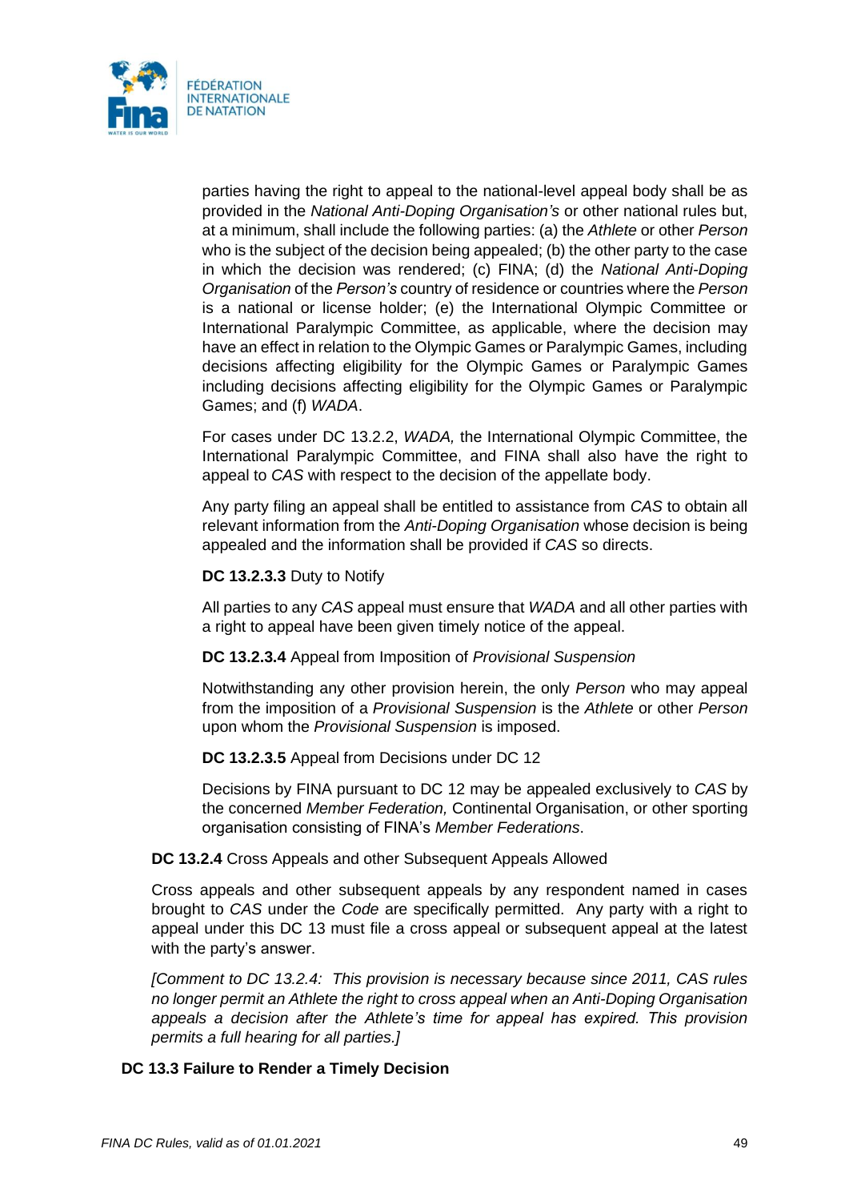parties having the right to appeal to the national-level appeal body shall be as provided in the *National Anti-Doping Organisation's* or other national rules but, at a minimum, shall include the following parties: (a) the *Athlete* or other *Person* who is the subject of the decision being appealed; (b) the other party to the case in which the decision was rendered; (c) FINA; (d) the *National Anti-Doping Organisation* of the *Person's* country of residence or countries where the *Person* is a national or license holder; (e) the International Olympic Committee or International Paralympic Committee, as applicable, where the decision may have an effect in relation to the Olympic Games or Paralympic Games, including decisions affecting eligibility for the Olympic Games or Paralympic Games including decisions affecting eligibility for the Olympic Games or Paralympic Games; and (f) *WADA*.

For cases under DC 13.2.2, *WADA,* the International Olympic Committee, the International Paralympic Committee, and FINA shall also have the right to appeal to *CAS* with respect to the decision of the appellate body.

Any party filing an appeal shall be entitled to assistance from *CAS* to obtain all relevant information from the *Anti-Doping Organisation* whose decision is being appealed and the information shall be provided if *CAS* so directs.

**DC 13.2.3.3** Duty to Notify

All parties to any *CAS* appeal must ensure that *WADA* and all other parties with a right to appeal have been given timely notice of the appeal.

**DC 13.2.3.4** Appeal from Imposition of *Provisional Suspension*

Notwithstanding any other provision herein, the only *Person* who may appeal from the imposition of a *Provisional Suspension* is the *Athlete* or other *Person* upon whom the *Provisional Suspension* is imposed.

**DC 13.2.3.5** Appeal from Decisions under DC 12

Decisions by FINA pursuant to DC 12 may be appealed exclusively to *CAS* by the concerned *Member Federation,* Continental Organisation, or other sporting organisation consisting of FINA's *Member Federations*.

**DC 13.2.4** Cross Appeals and other Subsequent Appeals Allowed

Cross appeals and other subsequent appeals by any respondent named in cases brought to *CAS* under the *Code* are specifically permitted. Any party with a right to appeal under this DC 13 must file a cross appeal or subsequent appeal at the latest with the party's answer.

*[Comment to DC 13.2.4: This provision is necessary because since 2011, CAS rules no longer permit an Athlete the right to cross appeal when an Anti-Doping Organisation appeals a decision after the Athlete's time for appeal has expired. This provision permits a full hearing for all parties.]*

**DC 13.3 Failure to Render a Timely Decision**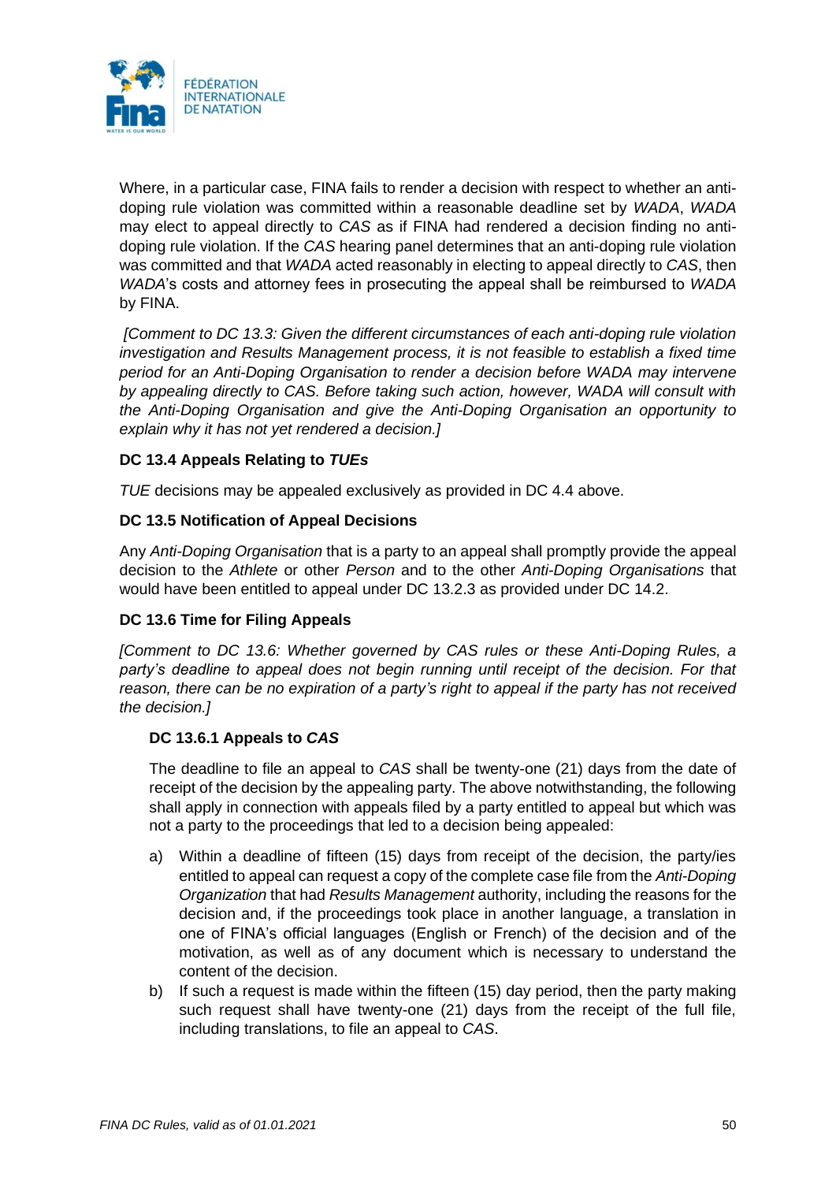Where, in a particular case, FINA fails to render a decision with respect to whether an anti-doping rule violation was committed within a reasonable deadline set by *WADA*, *WADA* may elect to appeal directly to *CAS* as if FINA had rendered a decision finding no anti-doping rule violation. If the *CAS* hearing panel determines that an anti-doping rule violation was committed and that *WADA* acted reasonably in electing to appeal directly to *CAS*, then *WADA*'s costs and attorney fees in prosecuting the appeal shall be reimbursed to *WADA* by FINA.

*[Comment to DC 13.3: Given the different circumstances of each anti-doping rule violation investigation and Results Management process, it is not feasible to establish a fixed time period for an Anti-Doping Organisation to render a decision before WADA may intervene by appealing directly to CAS. Before taking such action, however, WADA will consult with the Anti-Doping Organisation and give the Anti-Doping Organisation an opportunity to explain why it has not yet rendered a decision.]*

### DC 13.4 Appeals Relating to *TUEs*

*TUE* decisions may be appealed exclusively as provided in DC 4.4 above.

### DC 13.5 Notification of Appeal Decisions

Any *Anti-Doping Organisation* that is a party to an appeal shall promptly provide the appeal decision to the *Athlete* or other *Person* and to the other *Anti-Doping Organisations* that would have been entitled to appeal under DC 13.2.3 as provided under DC 14.2.

### DC 13.6 Time for Filing Appeals

*[Comment to DC 13.6: Whether governed by CAS rules or these Anti-Doping Rules, a party's deadline to appeal does not begin running until receipt of the decision. For that reason, there can be no expiration of a party's right to appeal if the party has not received the decision.]*

#### DC 13.6.1 Appeals to *CAS*

The deadline to file an appeal to *CAS* shall be twenty-one (21) days from the date of receipt of the decision by the appealing party. The above notwithstanding, the following shall apply in connection with appeals filed by a party entitled to appeal but which was not a party to the proceedings that led to a decision being appealed:

a) Within a deadline of fifteen (15) days from receipt of the decision, the party/ies entitled to appeal can request a copy of the complete case file from the *Anti-Doping Organization* that had *Results Management* authority, including the reasons for the decision and, if the proceedings took place in another language, a translation in one of FINA's official languages (English or French) of the decision and of the motivation, as well as of any document which is necessary to understand the content of the decision.

b) If such a request is made within the fifteen (15) day period, then the party making such request shall have twenty-one (21) days from the receipt of the full file, including translations, to file an appeal to *CAS*.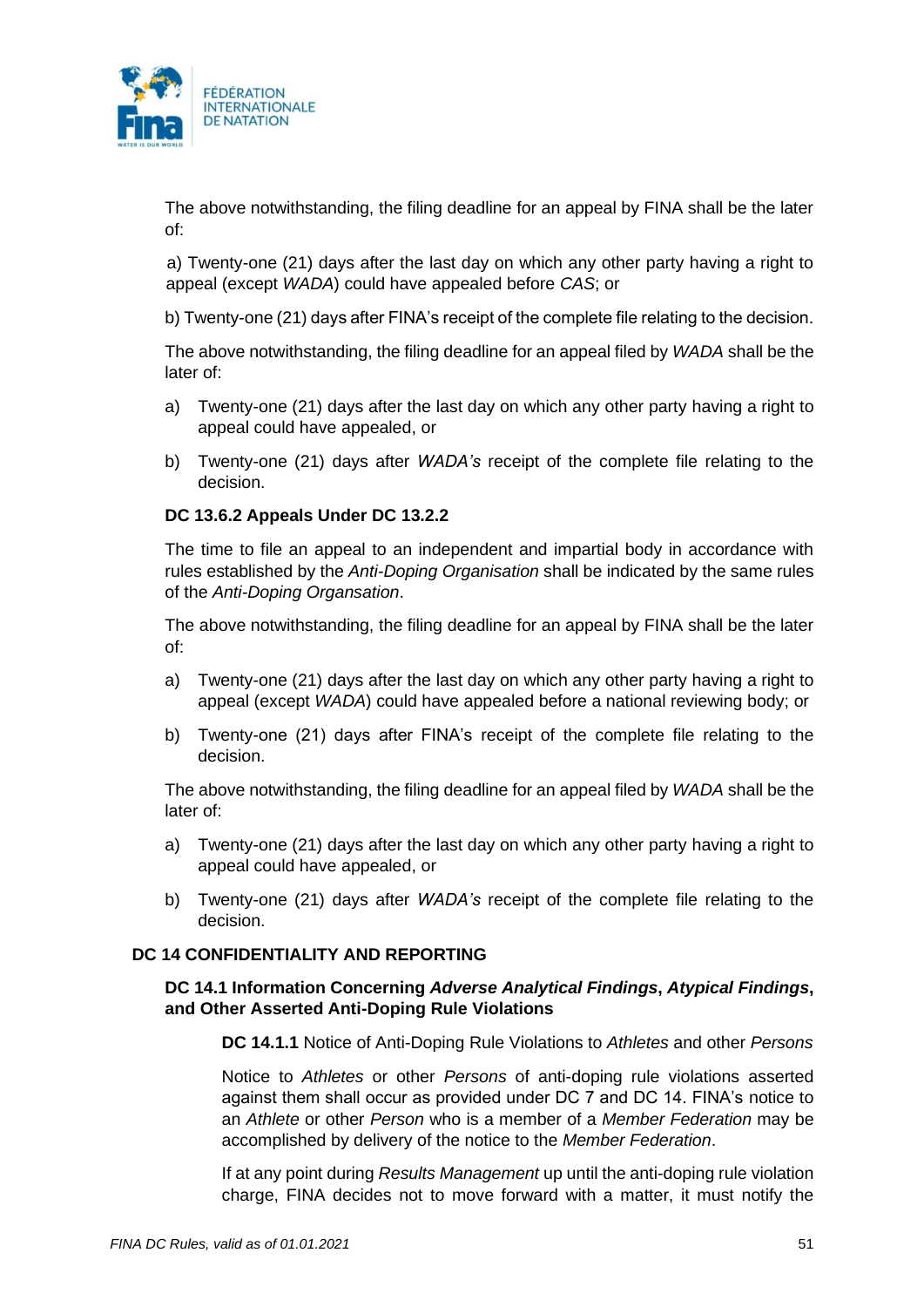The above notwithstanding, the filing deadline for an appeal by FINA shall be the later of:

a) Twenty-one (21) days after the last day on which any other party having a right to appeal (except *WADA*) could have appealed before *CAS*; or

b) Twenty-one (21) days after FINA's receipt of the complete file relating to the decision.

The above notwithstanding, the filing deadline for an appeal filed by *WADA* shall be the later of:

a) Twenty-one (21) days after the last day on which any other party having a right to appeal could have appealed, or

b) Twenty-one (21) days after *WADA's* receipt of the complete file relating to the decision.

### DC 13.6.2 Appeals Under DC 13.2.2

The time to file an appeal to an independent and impartial body in accordance with rules established by the *Anti-Doping Organisation* shall be indicated by the same rules of the *Anti-Doping Organsation*.

The above notwithstanding, the filing deadline for an appeal by FINA shall be the later of:

a) Twenty-one (21) days after the last day on which any other party having a right to appeal (except *WADA*) could have appealed before a national reviewing body; or

b) Twenty-one (21) days after FINA's receipt of the complete file relating to the decision.

The above notwithstanding, the filing deadline for an appeal filed by *WADA* shall be the later of:

a) Twenty-one (21) days after the last day on which any other party having a right to appeal could have appealed, or

b) Twenty-one (21) days after *WADA's* receipt of the complete file relating to the decision.

## DC 14 CONFIDENTIALITY AND REPORTING

### DC 14.1 Information Concerning *Adverse Analytical Findings*, *Atypical Findings*, and Other Asserted Anti-Doping Rule Violations

**DC 14.1.1** Notice of Anti-Doping Rule Violations to *Athletes* and other *Persons*

Notice to *Athletes* or other *Persons* of anti-doping rule violations asserted against them shall occur as provided under DC 7 and DC 14. FINA's notice to an *Athlete* or other *Person* who is a member of a *Member Federation* may be accomplished by delivery of the notice to the *Member Federation*.

If at any point during *Results Management* up until the anti-doping rule violation charge, FINA decides not to move forward with a matter, it must notify the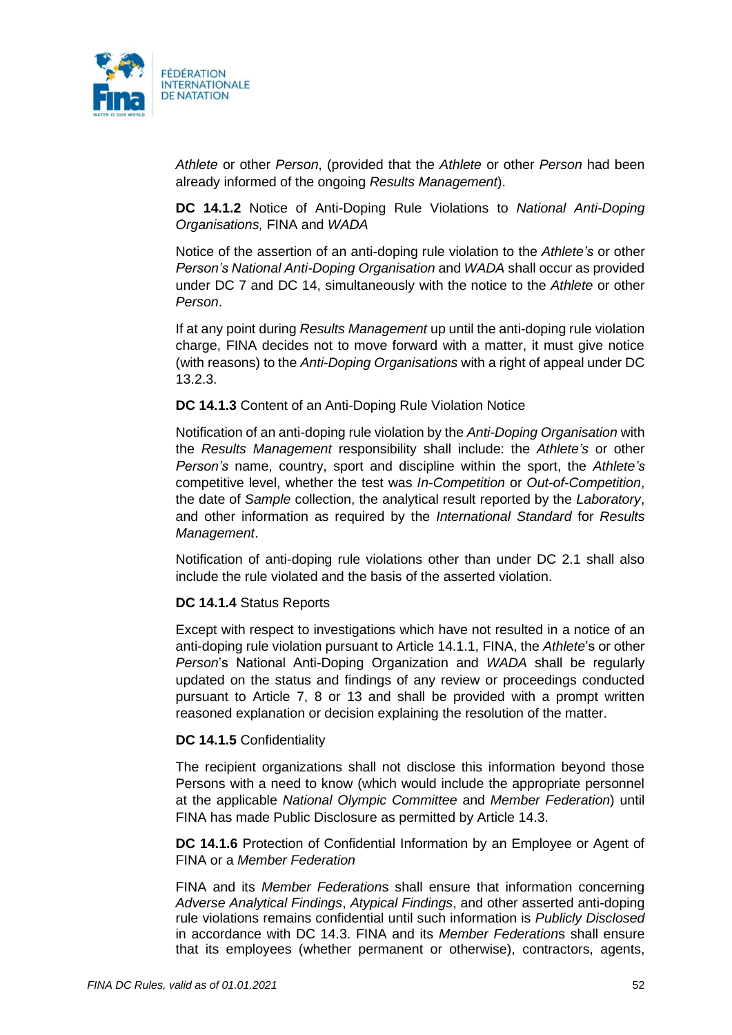*Athlete* or other *Person*, (provided that the *Athlete* or other *Person* had been already informed of the ongoing *Results Management*).

**DC 14.1.2** Notice of Anti-Doping Rule Violations to *National Anti-Doping Organisations,* FINA and *WADA*

Notice of the assertion of an anti-doping rule violation to the *Athlete's* or other *Person's National Anti-Doping Organisation* and *WADA* shall occur as provided under DC 7 and DC 14, simultaneously with the notice to the *Athlete* or other *Person*.

If at any point during *Results Management* up until the anti-doping rule violation charge, FINA decides not to move forward with a matter, it must give notice (with reasons) to the *Anti-Doping Organisations* with a right of appeal under DC 13.2.3.

**DC 14.1.3** Content of an Anti-Doping Rule Violation Notice

Notification of an anti-doping rule violation by the *Anti-Doping Organisation* with the *Results Management* responsibility shall include: the *Athlete's* or other *Person's* name, country, sport and discipline within the sport, the *Athlete's* competitive level, whether the test was *In-Competition* or *Out-of-Competition*, the date of *Sample* collection, the analytical result reported by the *Laboratory*, and other information as required by the *International Standard* for *Results Management*.

Notification of anti-doping rule violations other than under DC 2.1 shall also include the rule violated and the basis of the asserted violation.

**DC 14.1.4** Status Reports

Except with respect to investigations which have not resulted in a notice of an anti-doping rule violation pursuant to Article 14.1.1, FINA, the *Athlete*'s or other *Person*'s National Anti-Doping Organization and *WADA* shall be regularly updated on the status and findings of any review or proceedings conducted pursuant to Article 7, 8 or 13 and shall be provided with a prompt written reasoned explanation or decision explaining the resolution of the matter.

**DC 14.1.5** Confidentiality

The recipient organizations shall not disclose this information beyond those Persons with a need to know (which would include the appropriate personnel at the applicable *National Olympic Committee* and *Member Federation*) until FINA has made Public Disclosure as permitted by Article 14.3.

**DC 14.1.6** Protection of Confidential Information by an Employee or Agent of FINA or a *Member Federation*

FINA and its *Member Federation*s shall ensure that information concerning *Adverse Analytical Findings*, *Atypical Findings*, and other asserted anti-doping rule violations remains confidential until such information is *Publicly Disclosed* in accordance with DC 14.3. FINA and its *Member Federation*s shall ensure that its employees (whether permanent or otherwise), contractors, agents,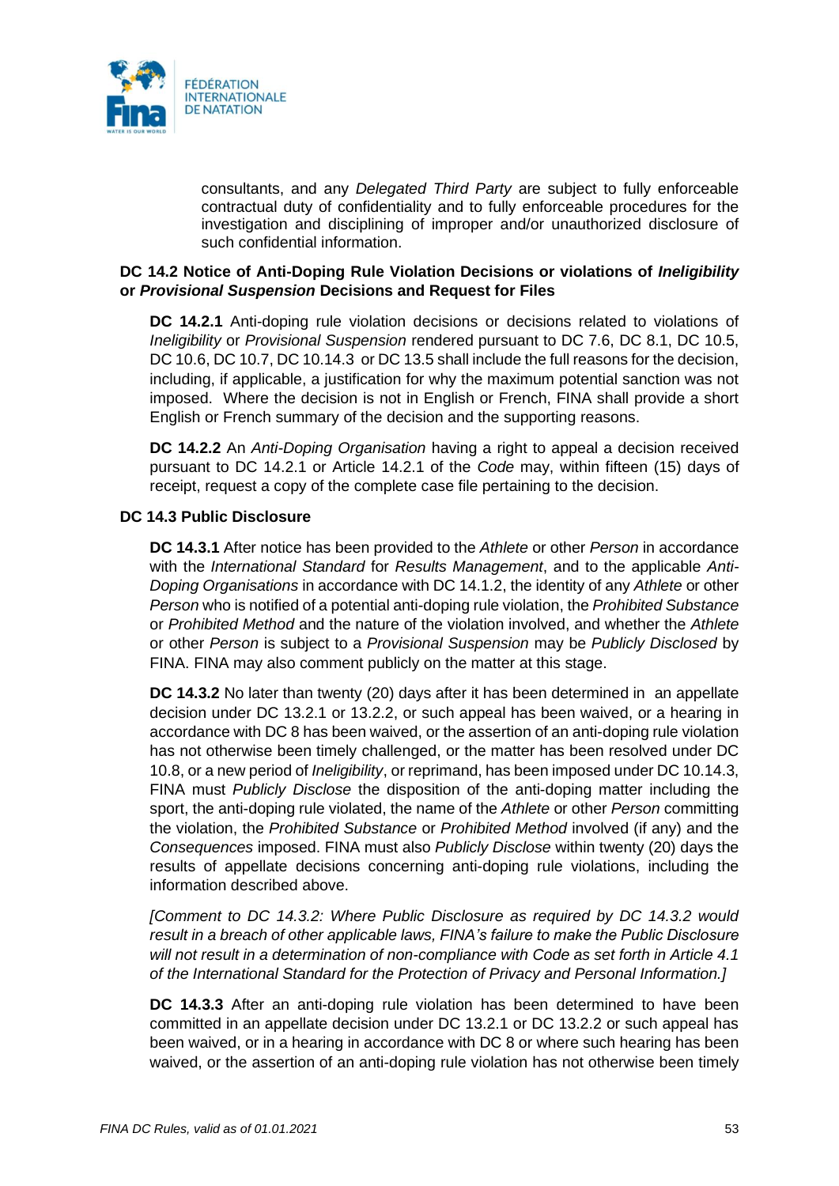consultants, and any *Delegated Third Party* are subject to fully enforceable contractual duty of confidentiality and to fully enforceable procedures for the investigation and disciplining of improper and/or unauthorized disclosure of such confidential information.

### DC 14.2 Notice of Anti-Doping Rule Violation Decisions or violations of *Ineligibility* or *Provisional Suspension* Decisions and Request for Files

**DC 14.2.1** Anti-doping rule violation decisions or decisions related to violations of *Ineligibility* or *Provisional Suspension* rendered pursuant to DC 7.6, DC 8.1, DC 10.5, DC 10.6, DC 10.7, DC 10.14.3 or DC 13.5 shall include the full reasons for the decision, including, if applicable, a justification for why the maximum potential sanction was not imposed. Where the decision is not in English or French, FINA shall provide a short English or French summary of the decision and the supporting reasons.

**DC 14.2.2** An *Anti-Doping Organisation* having a right to appeal a decision received pursuant to DC 14.2.1 or Article 14.2.1 of the *Code* may, within fifteen (15) days of receipt, request a copy of the complete case file pertaining to the decision.

### DC 14.3 Public Disclosure

**DC 14.3.1** After notice has been provided to the *Athlete* or other *Person* in accordance with the *International Standard* for *Results Management*, and to the applicable *Anti-Doping Organisations* in accordance with DC 14.1.2, the identity of any *Athlete* or other *Person* who is notified of a potential anti-doping rule violation, the *Prohibited Substance* or *Prohibited Method* and the nature of the violation involved, and whether the *Athlete* or other *Person* is subject to a *Provisional Suspension* may be *Publicly Disclosed* by FINA. FINA may also comment publicly on the matter at this stage.

**DC 14.3.2** No later than twenty (20) days after it has been determined in an appellate decision under DC 13.2.1 or 13.2.2, or such appeal has been waived, or a hearing in accordance with DC 8 has been waived, or the assertion of an anti-doping rule violation has not otherwise been timely challenged, or the matter has been resolved under DC 10.8, or a new period of *Ineligibility*, or reprimand, has been imposed under DC 10.14.3, FINA must *Publicly Disclose* the disposition of the anti-doping matter including the sport, the anti-doping rule violated, the name of the *Athlete* or other *Person* committing the violation, the *Prohibited Substance* or *Prohibited Method* involved (if any) and the *Consequences* imposed. FINA must also *Publicly Disclose* within twenty (20) days the results of appellate decisions concerning anti-doping rule violations, including the information described above.

*[Comment to DC 14.3.2: Where Public Disclosure as required by DC 14.3.2 would result in a breach of other applicable laws, FINA's failure to make the Public Disclosure will not result in a determination of non-compliance with Code as set forth in Article 4.1 of the International Standard for the Protection of Privacy and Personal Information.]*

**DC 14.3.3** After an anti-doping rule violation has been determined to have been committed in an appellate decision under DC 13.2.1 or DC 13.2.2 or such appeal has been waived, or in a hearing in accordance with DC 8 or where such hearing has been waived, or the assertion of an anti-doping rule violation has not otherwise been timely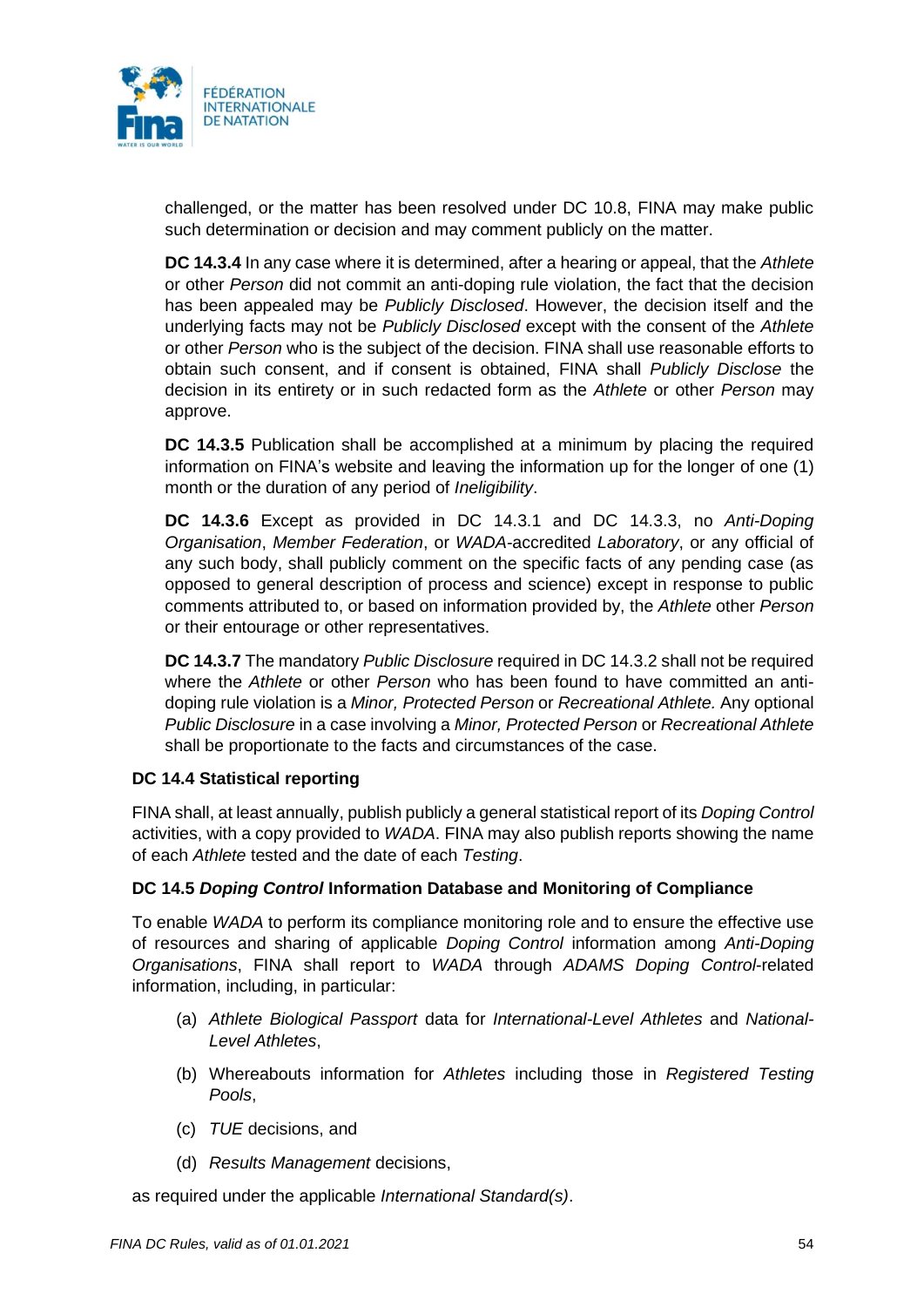challenged, or the matter has been resolved under DC 10.8, FINA may make public such determination or decision and may comment publicly on the matter.

**DC 14.3.4** In any case where it is determined, after a hearing or appeal, that the *Athlete* or other *Person* did not commit an anti-doping rule violation, the fact that the decision has been appealed may be *Publicly Disclosed*. However, the decision itself and the underlying facts may not be *Publicly Disclosed* except with the consent of the *Athlete* or other *Person* who is the subject of the decision. FINA shall use reasonable efforts to obtain such consent, and if consent is obtained, FINA shall *Publicly Disclose* the decision in its entirety or in such redacted form as the *Athlete* or other *Person* may approve.

**DC 14.3.5** Publication shall be accomplished at a minimum by placing the required information on FINA's website and leaving the information up for the longer of one (1) month or the duration of any period of *Ineligibility*.

**DC 14.3.6** Except as provided in DC 14.3.1 and DC 14.3.3, no *Anti-Doping Organisation*, *Member Federation*, or *WADA*-accredited *Laboratory*, or any official of any such body, shall publicly comment on the specific facts of any pending case (as opposed to general description of process and science) except in response to public comments attributed to, or based on information provided by, the *Athlete* other *Person* or their entourage or other representatives.

**DC 14.3.7** The mandatory *Public Disclosure* required in DC 14.3.2 shall not be required where the *Athlete* or other *Person* who has been found to have committed an anti-doping rule violation is a *Minor, Protected Person* or *Recreational Athlete.* Any optional *Public Disclosure* in a case involving a *Minor, Protected Person* or *Recreational Athlete* shall be proportionate to the facts and circumstances of the case.

### DC 14.4 Statistical reporting

FINA shall, at least annually, publish publicly a general statistical report of its *Doping Control* activities, with a copy provided to *WADA*. FINA may also publish reports showing the name of each *Athlete* tested and the date of each *Testing*.

### DC 14.5 *Doping Control* Information Database and Monitoring of Compliance

To enable *WADA* to perform its compliance monitoring role and to ensure the effective use of resources and sharing of applicable *Doping Control* information among *Anti-Doping Organisations*, FINA shall report to *WADA* through *ADAMS Doping Control*-related information, including, in particular:

(a) *Athlete Biological Passport* data for *International-Level Athletes* and *National-Level Athletes*,

(b) Whereabouts information for *Athletes* including those in *Registered Testing Pools*,

(c) *TUE* decisions, and

(d) *Results Management* decisions,

as required under the applicable *International Standard(s)*.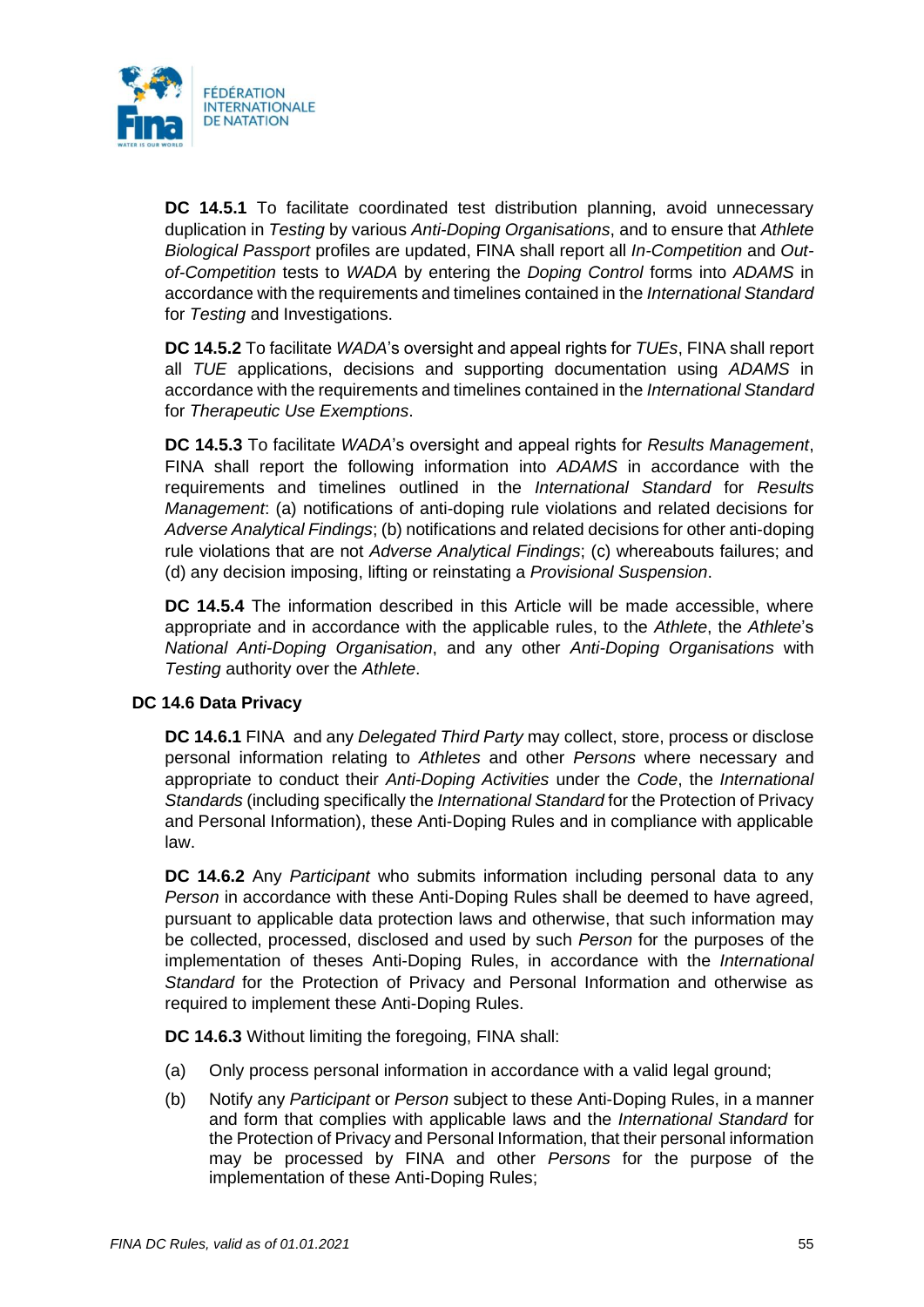**DC 14.5.1** To facilitate coordinated test distribution planning, avoid unnecessary duplication in *Testing* by various *Anti-Doping Organisations*, and to ensure that *Athlete Biological Passport* profiles are updated, FINA shall report all *In-Competition* and *Out-of-Competition* tests to *WADA* by entering the *Doping Control* forms into *ADAMS* in accordance with the requirements and timelines contained in the *International Standard* for *Testing* and Investigations.

**DC 14.5.2** To facilitate *WADA*'s oversight and appeal rights for *TUEs*, FINA shall report all *TUE* applications, decisions and supporting documentation using *ADAMS* in accordance with the requirements and timelines contained in the *International Standard* for *Therapeutic Use Exemptions*.

**DC 14.5.3** To facilitate *WADA*'s oversight and appeal rights for *Results Management*, FINA shall report the following information into *ADAMS* in accordance with the requirements and timelines outlined in the *International Standard* for *Results Management*: (a) notifications of anti-doping rule violations and related decisions for *Adverse Analytical Findings*; (b) notifications and related decisions for other anti-doping rule violations that are not *Adverse Analytical Findings*; (c) whereabouts failures; and (d) any decision imposing, lifting or reinstating a *Provisional Suspension*.

**DC 14.5.4** The information described in this Article will be made accessible, where appropriate and in accordance with the applicable rules, to the *Athlete*, the *Athlete*'s *National Anti-Doping Organisation*, and any other *Anti-Doping Organisations* with *Testing* authority over the *Athlete*.

**DC 14.6 Data Privacy**

**DC 14.6.1** FINA and any *Delegated Third Party* may collect, store, process or disclose personal information relating to *Athletes* and other *Persons* where necessary and appropriate to conduct their *Anti-Doping Activities* under the *Code*, the *International Standards* (including specifically the *International Standard* for the Protection of Privacy and Personal Information), these Anti-Doping Rules and in compliance with applicable law.

**DC 14.6.2** Any *Participant* who submits information including personal data to any *Person* in accordance with these Anti-Doping Rules shall be deemed to have agreed, pursuant to applicable data protection laws and otherwise, that such information may be collected, processed, disclosed and used by such *Person* for the purposes of the implementation of theses Anti-Doping Rules, in accordance with the *International Standard* for the Protection of Privacy and Personal Information and otherwise as required to implement these Anti-Doping Rules.

**DC 14.6.3** Without limiting the foregoing, FINA shall:

(a) Only process personal information in accordance with a valid legal ground;

(b) Notify any *Participant* or *Person* subject to these Anti-Doping Rules, in a manner and form that complies with applicable laws and the *International Standard* for the Protection of Privacy and Personal Information, that their personal information may be processed by FINA and other *Persons* for the purpose of the implementation of these Anti-Doping Rules;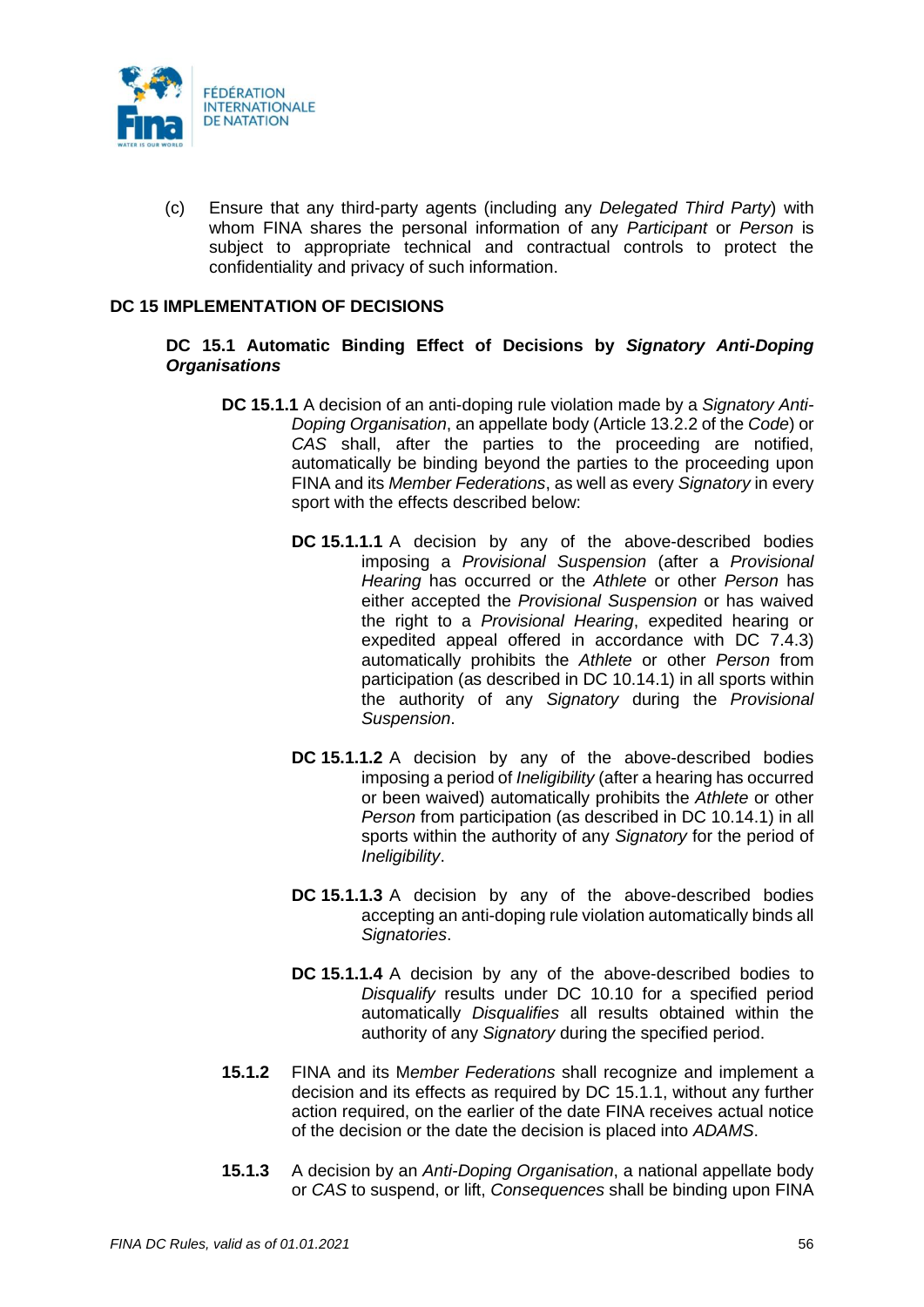(c) Ensure that any third-party agents (including any *Delegated Third Party*) with whom FINA shares the personal information of any *Participant* or *Person* is subject to appropriate technical and contractual controls to protect the confidentiality and privacy of such information.

## DC 15 IMPLEMENTATION OF DECISIONS

### DC 15.1 Automatic Binding Effect of Decisions by *Signatory Anti-Doping Organisations*

**DC 15.1.1** A decision of an anti-doping rule violation made by a *Signatory Anti-Doping Organisation*, an appellate body (Article 13.2.2 of the *Code*) or *CAS* shall, after the parties to the proceeding are notified, automatically be binding beyond the parties to the proceeding upon FINA and its *Member Federations*, as well as every *Signatory* in every sport with the effects described below:

**DC 15.1.1.1** A decision by any of the above-described bodies imposing a *Provisional Suspension* (after a *Provisional Hearing* has occurred or the *Athlete* or other *Person* has either accepted the *Provisional Suspension* or has waived the right to a *Provisional Hearing*, expedited hearing or expedited appeal offered in accordance with DC 7.4.3) automatically prohibits the *Athlete* or other *Person* from participation (as described in DC 10.14.1) in all sports within the authority of any *Signatory* during the *Provisional Suspension*.

**DC 15.1.1.2** A decision by any of the above-described bodies imposing a period of *Ineligibility* (after a hearing has occurred or been waived) automatically prohibits the *Athlete* or other *Person* from participation (as described in DC 10.14.1) in all sports within the authority of any *Signatory* for the period of *Ineligibility*.

**DC 15.1.1.3** A decision by any of the above-described bodies accepting an anti-doping rule violation automatically binds all *Signatories*.

**DC 15.1.1.4** A decision by any of the above-described bodies to *Disqualify* results under DC 10.10 for a specified period automatically *Disqualifies* all results obtained within the authority of any *Signatory* during the specified period.

**15.1.2** FINA and its M*ember Federations* shall recognize and implement a decision and its effects as required by DC 15.1.1, without any further action required, on the earlier of the date FINA receives actual notice of the decision or the date the decision is placed into *ADAMS*.

**15.1.3** A decision by an *Anti-Doping Organisation*, a national appellate body or *CAS* to suspend, or lift, *Consequences* shall be binding upon FINA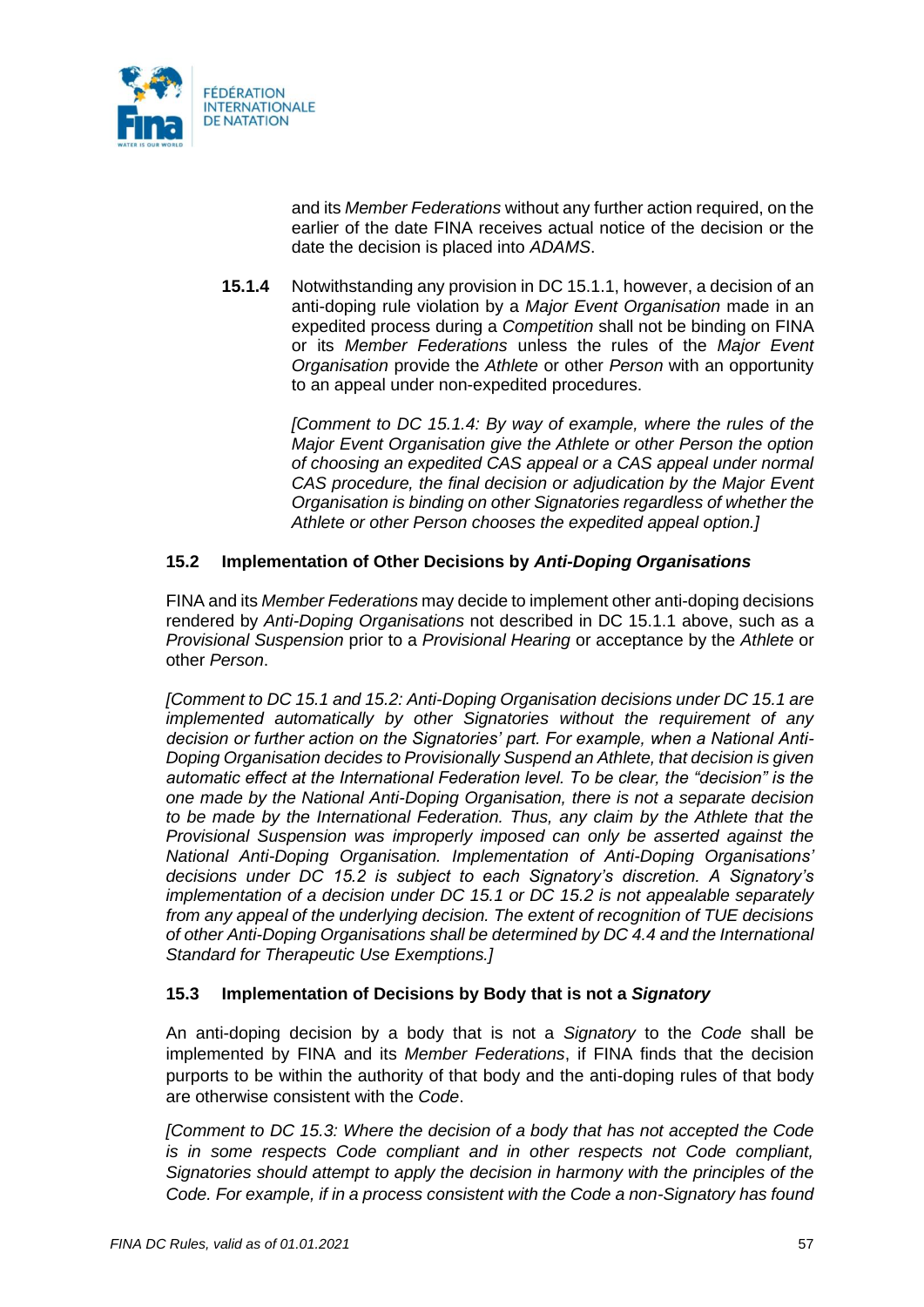and its *Member Federations* without any further action required, on the earlier of the date FINA receives actual notice of the decision or the date the decision is placed into *ADAMS*.

**15.1.4** Notwithstanding any provision in DC 15.1.1, however, a decision of an anti-doping rule violation by a *Major Event Organisation* made in an expedited process during a *Competition* shall not be binding on FINA or its *Member Federations* unless the rules of the *Major Event Organisation* provide the *Athlete* or other *Person* with an opportunity to an appeal under non-expedited procedures.

*[Comment to DC 15.1.4: By way of example, where the rules of the Major Event Organisation give the Athlete or other Person the option of choosing an expedited CAS appeal or a CAS appeal under normal CAS procedure, the final decision or adjudication by the Major Event Organisation is binding on other Signatories regardless of whether the Athlete or other Person chooses the expedited appeal option.]*

### 15.2 Implementation of Other Decisions by *Anti-Doping Organisations*

FINA and its *Member Federations* may decide to implement other anti-doping decisions rendered by *Anti-Doping Organisations* not described in DC 15.1.1 above, such as a *Provisional Suspension* prior to a *Provisional Hearing* or acceptance by the *Athlete* or other *Person*.

*[Comment to DC 15.1 and 15.2: Anti-Doping Organisation decisions under DC 15.1 are implemented automatically by other Signatories without the requirement of any decision or further action on the Signatories' part. For example, when a National Anti-Doping Organisation decides to Provisionally Suspend an Athlete, that decision is given automatic effect at the International Federation level. To be clear, the "decision" is the one made by the National Anti-Doping Organisation, there is not a separate decision to be made by the International Federation. Thus, any claim by the Athlete that the Provisional Suspension was improperly imposed can only be asserted against the National Anti-Doping Organisation. Implementation of Anti-Doping Organisations' decisions under DC 15.2 is subject to each Signatory's discretion. A Signatory's implementation of a decision under DC 15.1 or DC 15.2 is not appealable separately from any appeal of the underlying decision. The extent of recognition of TUE decisions of other Anti-Doping Organisations shall be determined by DC 4.4 and the International Standard for Therapeutic Use Exemptions.]*

### 15.3 Implementation of Decisions by Body that is not a *Signatory*

An anti-doping decision by a body that is not a *Signatory* to the *Code* shall be implemented by FINA and its *Member Federations*, if FINA finds that the decision purports to be within the authority of that body and the anti-doping rules of that body are otherwise consistent with the *Code*.

*[Comment to DC 15.3: Where the decision of a body that has not accepted the Code is in some respects Code compliant and in other respects not Code compliant, Signatories should attempt to apply the decision in harmony with the principles of the Code. For example, if in a process consistent with the Code a non-Signatory has found*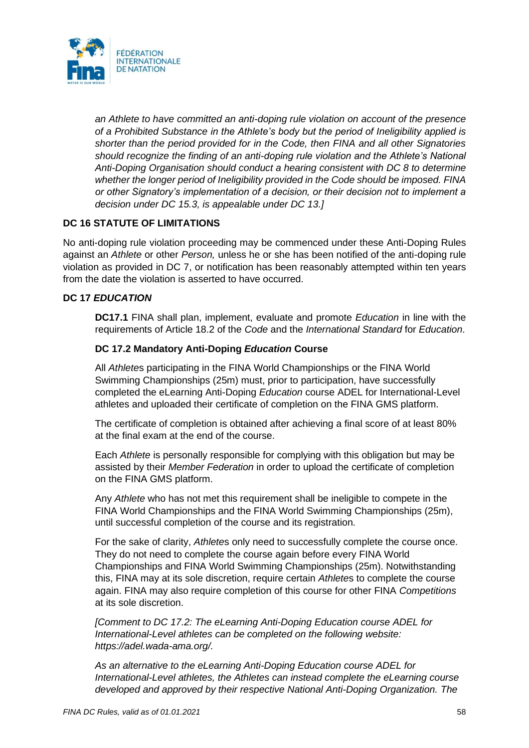*an Athlete to have committed an anti-doping rule violation on account of the presence of a Prohibited Substance in the Athlete's body but the period of Ineligibility applied is shorter than the period provided for in the Code, then FINA and all other Signatories should recognize the finding of an anti-doping rule violation and the Athlete's National Anti-Doping Organisation should conduct a hearing consistent with DC 8 to determine whether the longer period of Ineligibility provided in the Code should be imposed. FINA or other Signatory's implementation of a decision, or their decision not to implement a decision under DC 15.3, is appealable under DC 13.]*

## DC 16 STATUTE OF LIMITATIONS

No anti-doping rule violation proceeding may be commenced under these Anti-Doping Rules against an *Athlete* or other *Person,* unless he or she has been notified of the anti-doping rule violation as provided in DC 7, or notification has been reasonably attempted within ten years from the date the violation is asserted to have occurred.

## DC 17 *EDUCATION*

**DC17.1** FINA shall plan, implement, evaluate and promote *Education* in line with the requirements of Article 18.2 of the *Code* and the *International Standard* for *Education*.

### DC 17.2 Mandatory Anti-Doping *Education* Course

All *Athlete*s participating in the FINA World Championships or the FINA World Swimming Championships (25m) must, prior to participation, have successfully completed the eLearning Anti-Doping *Education* course ADEL for International-Level athletes and uploaded their certificate of completion on the FINA GMS platform.

The certificate of completion is obtained after achieving a final score of at least 80% at the final exam at the end of the course.

Each *Athlete* is personally responsible for complying with this obligation but may be assisted by their *Member Federation* in order to upload the certificate of completion on the FINA GMS platform.

Any *Athlete* who has not met this requirement shall be ineligible to compete in the FINA World Championships and the FINA World Swimming Championships (25m), until successful completion of the course and its registration.

For the sake of clarity, *Athlete*s only need to successfully complete the course once. They do not need to complete the course again before every FINA World Championships and FINA World Swimming Championships (25m). Notwithstanding this, FINA may at its sole discretion, require certain *Athlete*s to complete the course again. FINA may also require completion of this course for other FINA *Competitions* at its sole discretion.

*[Comment to DC 17.2: The eLearning Anti-Doping Education course ADEL for International-Level athletes can be completed on the following website: https://adel.wada-ama.org/.*

*As an alternative to the eLearning Anti-Doping Education course ADEL for International-Level athletes, the Athletes can instead complete the eLearning course developed and approved by their respective National Anti-Doping Organization. The*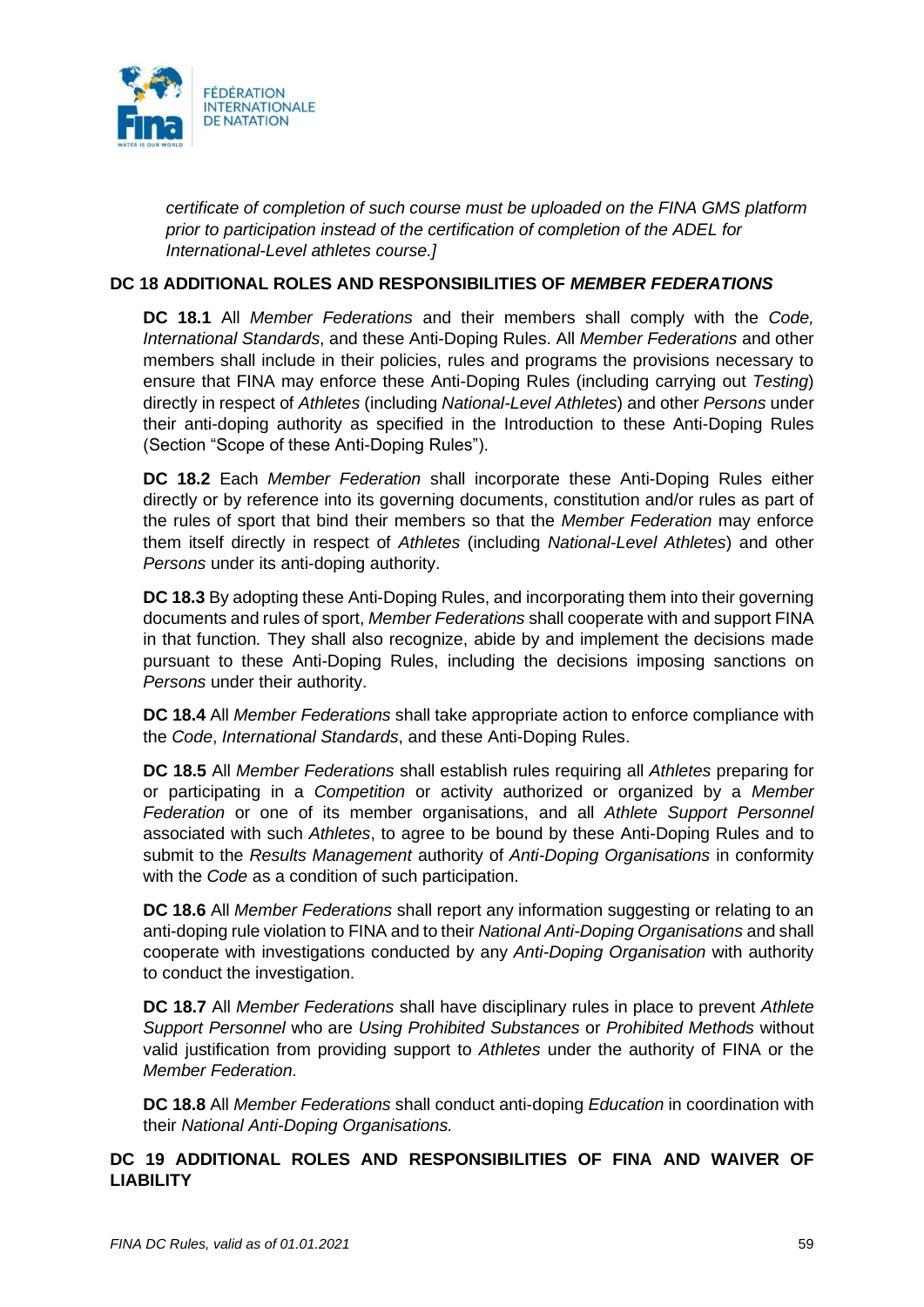*certificate of completion of such course must be uploaded on the FINA GMS platform prior to participation instead of the certification of completion of the ADEL for International-Level athletes course.]*

## DC 18 ADDITIONAL ROLES AND RESPONSIBILITIES OF *MEMBER FEDERATIONS*

**DC 18.1** All *Member Federations* and their members shall comply with the *Code, International Standards*, and these Anti-Doping Rules. All *Member Federations* and other members shall include in their policies, rules and programs the provisions necessary to ensure that FINA may enforce these Anti-Doping Rules (including carrying out *Testing*) directly in respect of *Athletes* (including *National-Level Athletes*) and other *Persons* under their anti-doping authority as specified in the Introduction to these Anti-Doping Rules (Section "Scope of these Anti-Doping Rules").

**DC 18.2** Each *Member Federation* shall incorporate these Anti-Doping Rules either directly or by reference into its governing documents, constitution and/or rules as part of the rules of sport that bind their members so that the *Member Federation* may enforce them itself directly in respect of *Athletes* (including *National-Level Athletes*) and other *Persons* under its anti-doping authority.

**DC 18.3** By adopting these Anti-Doping Rules, and incorporating them into their governing documents and rules of sport, *Member Federations* shall cooperate with and support FINA in that function*.* They shall also recognize, abide by and implement the decisions made pursuant to these Anti-Doping Rules, including the decisions imposing sanctions on *Persons* under their authority.

**DC 18.4** All *Member Federations* shall take appropriate action to enforce compliance with the *Code*, *International Standards*, and these Anti-Doping Rules.

**DC 18.5** All *Member Federations* shall establish rules requiring all *Athletes* preparing for or participating in a *Competition* or activity authorized or organized by a *Member Federation* or one of its member organisations, and all *Athlete Support Personnel* associated with such *Athletes*, to agree to be bound by these Anti-Doping Rules and to submit to the *Results Management* authority of *Anti-Doping Organisations* in conformity with the *Code* as a condition of such participation.

**DC 18.6** All *Member Federations* shall report any information suggesting or relating to an anti-doping rule violation to FINA and to their *National Anti-Doping Organisations* and shall cooperate with investigations conducted by any *Anti-Doping Organisation* with authority to conduct the investigation.

**DC 18.7** All *Member Federations* shall have disciplinary rules in place to prevent *Athlete Support Personnel* who are *Using Prohibited Substances* or *Prohibited Methods* without valid justification from providing support to *Athletes* under the authority of FINA or the *Member Federation*.

**DC 18.8** All *Member Federations* shall conduct anti-doping *Education* in coordination with their *National Anti-Doping Organisations.*

## DC 19 ADDITIONAL ROLES AND RESPONSIBILITIES OF FINA AND WAIVER OF LIABILITY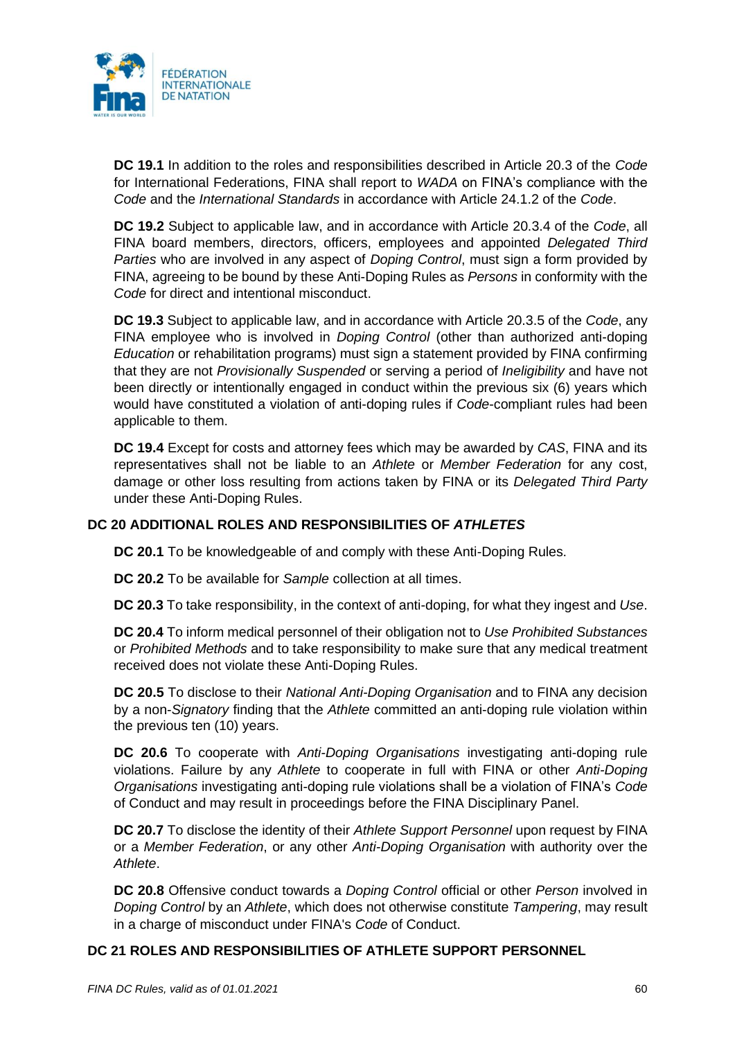**DC 19.1** In addition to the roles and responsibilities described in Article 20.3 of the *Code* for International Federations, FINA shall report to *WADA* on FINA's compliance with the *Code* and the *International Standards* in accordance with Article 24.1.2 of the *Code*.

**DC 19.2** Subject to applicable law, and in accordance with Article 20.3.4 of the *Code*, all FINA board members, directors, officers, employees and appointed *Delegated Third Parties* who are involved in any aspect of *Doping Control*, must sign a form provided by FINA, agreeing to be bound by these Anti-Doping Rules as *Persons* in conformity with the *Code* for direct and intentional misconduct.

**DC 19.3** Subject to applicable law, and in accordance with Article 20.3.5 of the *Code*, any FINA employee who is involved in *Doping Control* (other than authorized anti-doping *Education* or rehabilitation programs) must sign a statement provided by FINA confirming that they are not *Provisionally Suspended* or serving a period of *Ineligibility* and have not been directly or intentionally engaged in conduct within the previous six (6) years which would have constituted a violation of anti-doping rules if *Code*-compliant rules had been applicable to them.

**DC 19.4** Except for costs and attorney fees which may be awarded by *CAS*, FINA and its representatives shall not be liable to an *Athlete* or *Member Federation* for any cost, damage or other loss resulting from actions taken by FINA or its *Delegated Third Party* under these Anti-Doping Rules.

## DC 20 ADDITIONAL ROLES AND RESPONSIBILITIES OF *ATHLETES*

**DC 20.1** To be knowledgeable of and comply with these Anti-Doping Rules.

**DC 20.2** To be available for *Sample* collection at all times.

**DC 20.3** To take responsibility, in the context of anti-doping, for what they ingest and *Use*.

**DC 20.4** To inform medical personnel of their obligation not to *Use Prohibited Substances* or *Prohibited Methods* and to take responsibility to make sure that any medical treatment received does not violate these Anti-Doping Rules.

**DC 20.5** To disclose to their *National Anti-Doping Organisation* and to FINA any decision by a non-*Signatory* finding that the *Athlete* committed an anti-doping rule violation within the previous ten (10) years.

**DC 20.6** To cooperate with *Anti-Doping Organisations* investigating anti-doping rule violations. Failure by any *Athlete* to cooperate in full with FINA or other *Anti-Doping Organisations* investigating anti-doping rule violations shall be a violation of FINA's *Code* of Conduct and may result in proceedings before the FINA Disciplinary Panel.

**DC 20.7** To disclose the identity of their *Athlete Support Personnel* upon request by FINA or a *Member Federation*, or any other *Anti-Doping Organisation* with authority over the *Athlete*.

**DC 20.8** Offensive conduct towards a *Doping Control* official or other *Person* involved in *Doping Control* by an *Athlete*, which does not otherwise constitute *Tampering*, may result in a charge of misconduct under FINA's *Code* of Conduct.

## DC 21 ROLES AND RESPONSIBILITIES OF ATHLETE SUPPORT PERSONNEL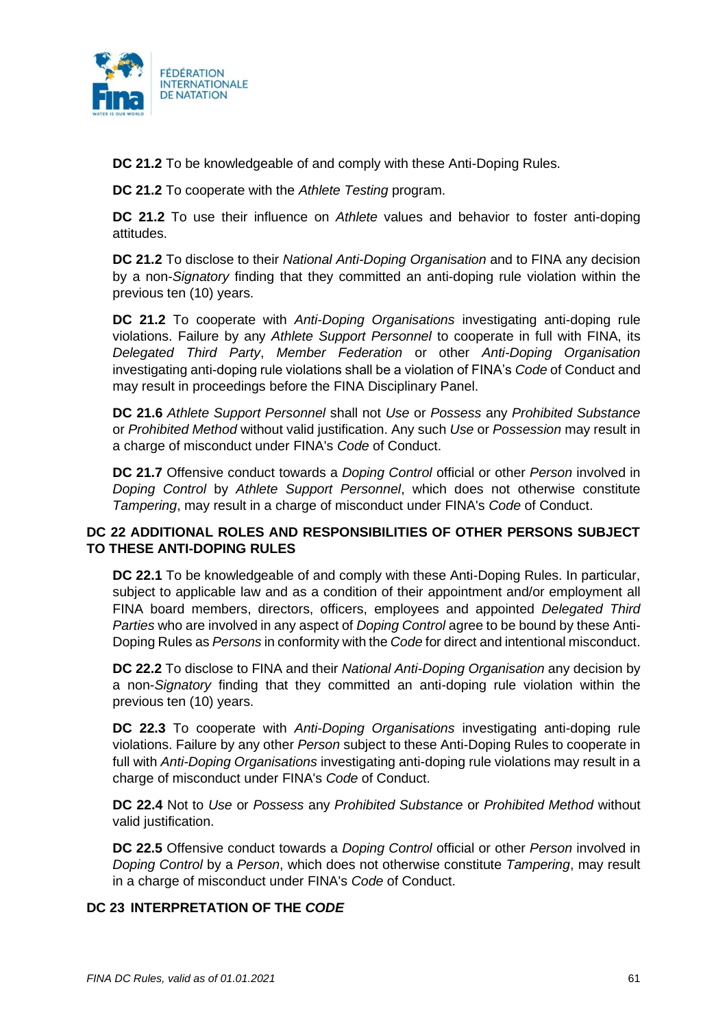**DC 21.2** To be knowledgeable of and comply with these Anti-Doping Rules.

**DC 21.2** To cooperate with the *Athlete Testing* program.

**DC 21.2** To use their influence on *Athlete* values and behavior to foster anti-doping attitudes.

**DC 21.2** To disclose to their *National Anti-Doping Organisation* and to FINA any decision by a non-*Signatory* finding that they committed an anti-doping rule violation within the previous ten (10) years.

**DC 21.2** To cooperate with *Anti-Doping Organisations* investigating anti-doping rule violations. Failure by any *Athlete Support Personnel* to cooperate in full with FINA, its *Delegated Third Party*, *Member Federation* or other *Anti-Doping Organisation* investigating anti-doping rule violations shall be a violation of FINA's *Code* of Conduct and may result in proceedings before the FINA Disciplinary Panel.

**DC 21.6** *Athlete Support Personnel* shall not *Use* or *Possess* any *Prohibited Substance* or *Prohibited Method* without valid justification. Any such *Use* or *Possession* may result in a charge of misconduct under FINA's *Code* of Conduct.

**DC 21.7** Offensive conduct towards a *Doping Control* official or other *Person* involved in *Doping Control* by *Athlete Support Personnel*, which does not otherwise constitute *Tampering*, may result in a charge of misconduct under FINA's *Code* of Conduct.

## DC 22 ADDITIONAL ROLES AND RESPONSIBILITIES OF OTHER PERSONS SUBJECT TO THESE ANTI-DOPING RULES

**DC 22.1** To be knowledgeable of and comply with these Anti-Doping Rules. In particular, subject to applicable law and as a condition of their appointment and/or employment all FINA board members, directors, officers, employees and appointed *Delegated Third Parties* who are involved in any aspect of *Doping Control* agree to be bound by these Anti-Doping Rules as *Persons* in conformity with the *Code* for direct and intentional misconduct.

**DC 22.2** To disclose to FINA and their *National Anti-Doping Organisation* any decision by a non-*Signatory* finding that they committed an anti-doping rule violation within the previous ten (10) years.

**DC 22.3** To cooperate with *Anti-Doping Organisations* investigating anti-doping rule violations. Failure by any other *Person* subject to these Anti-Doping Rules to cooperate in full with *Anti-Doping Organisations* investigating anti-doping rule violations may result in a charge of misconduct under FINA's *Code* of Conduct.

**DC 22.4** Not to *Use* or *Possess* any *Prohibited Substance* or *Prohibited Method* without valid justification.

**DC 22.5** Offensive conduct towards a *Doping Control* official or other *Person* involved in *Doping Control* by a *Person*, which does not otherwise constitute *Tampering*, may result in a charge of misconduct under FINA's *Code* of Conduct.

## DC 23 INTERPRETATION OF THE *CODE*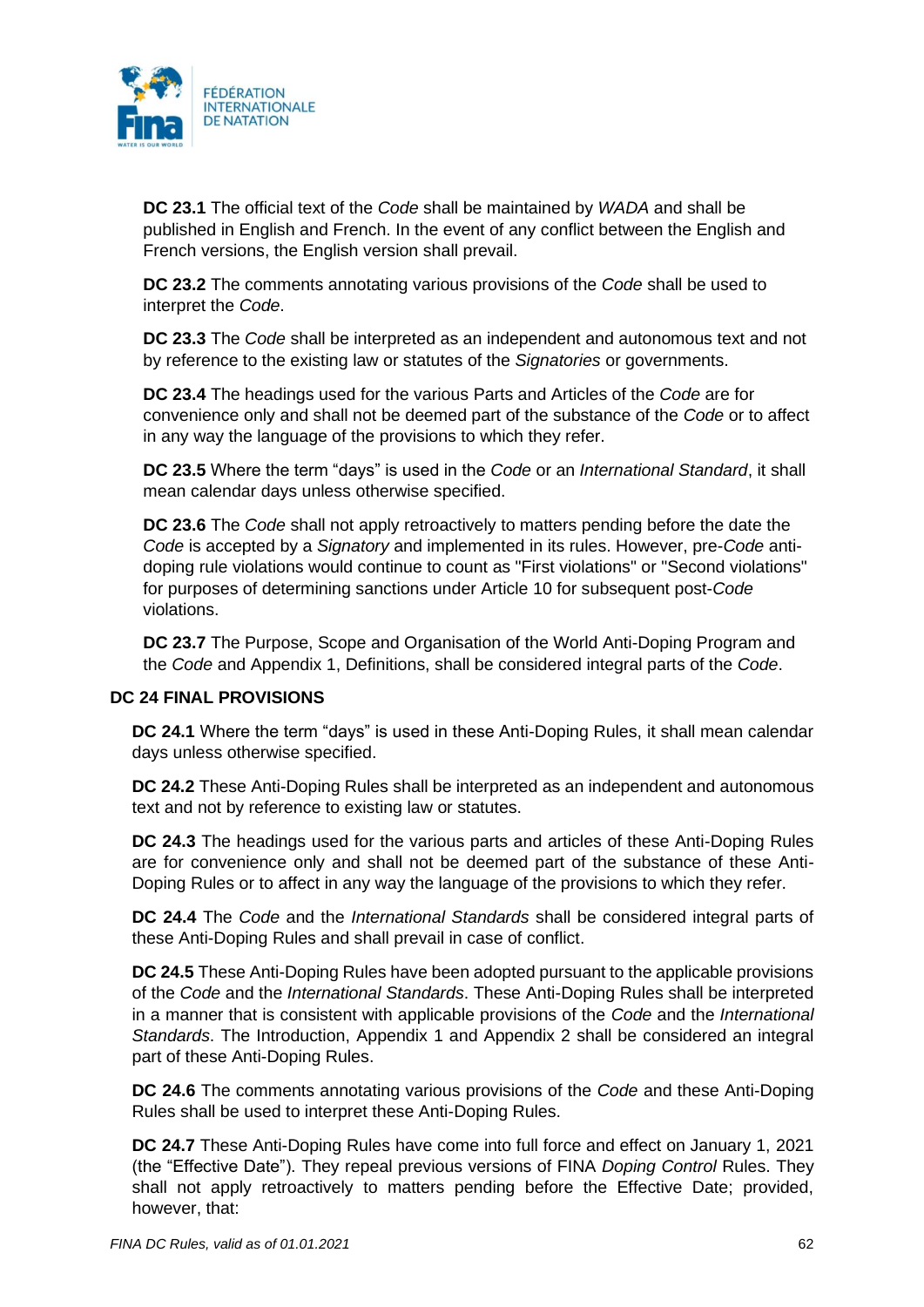**DC 23.1** The official text of the *Code* shall be maintained by *WADA* and shall be published in English and French. In the event of any conflict between the English and French versions, the English version shall prevail.

**DC 23.2** The comments annotating various provisions of the *Code* shall be used to interpret the *Code*.

**DC 23.3** The *Code* shall be interpreted as an independent and autonomous text and not by reference to the existing law or statutes of the *Signatories* or governments.

**DC 23.4** The headings used for the various Parts and Articles of the *Code* are for convenience only and shall not be deemed part of the substance of the *Code* or to affect in any way the language of the provisions to which they refer.

**DC 23.5** Where the term "days" is used in the *Code* or an *International Standard*, it shall mean calendar days unless otherwise specified.

**DC 23.6** The *Code* shall not apply retroactively to matters pending before the date the *Code* is accepted by a *Signatory* and implemented in its rules. However, pre-*Code* anti-doping rule violations would continue to count as "First violations" or "Second violations" for purposes of determining sanctions under Article 10 for subsequent post-*Code* violations.

**DC 23.7** The Purpose, Scope and Organisation of the World Anti-Doping Program and the *Code* and Appendix 1, Definitions, shall be considered integral parts of the *Code*.

## DC 24 FINAL PROVISIONS

**DC 24.1** Where the term "days" is used in these Anti-Doping Rules, it shall mean calendar days unless otherwise specified.

**DC 24.2** These Anti-Doping Rules shall be interpreted as an independent and autonomous text and not by reference to existing law or statutes.

**DC 24.3** The headings used for the various parts and articles of these Anti-Doping Rules are for convenience only and shall not be deemed part of the substance of these Anti-Doping Rules or to affect in any way the language of the provisions to which they refer.

**DC 24.4** The *Code* and the *International Standards* shall be considered integral parts of these Anti-Doping Rules and shall prevail in case of conflict.

**DC 24.5** These Anti-Doping Rules have been adopted pursuant to the applicable provisions of the *Code* and the *International Standards*. These Anti-Doping Rules shall be interpreted in a manner that is consistent with applicable provisions of the *Code* and the *International Standards*. The Introduction, Appendix 1 and Appendix 2 shall be considered an integral part of these Anti-Doping Rules.

**DC 24.6** The comments annotating various provisions of the *Code* and these Anti-Doping Rules shall be used to interpret these Anti-Doping Rules.

**DC 24.7** These Anti-Doping Rules have come into full force and effect on January 1, 2021 (the "Effective Date"). They repeal previous versions of FINA *Doping Control* Rules. They shall not apply retroactively to matters pending before the Effective Date; provided, however, that: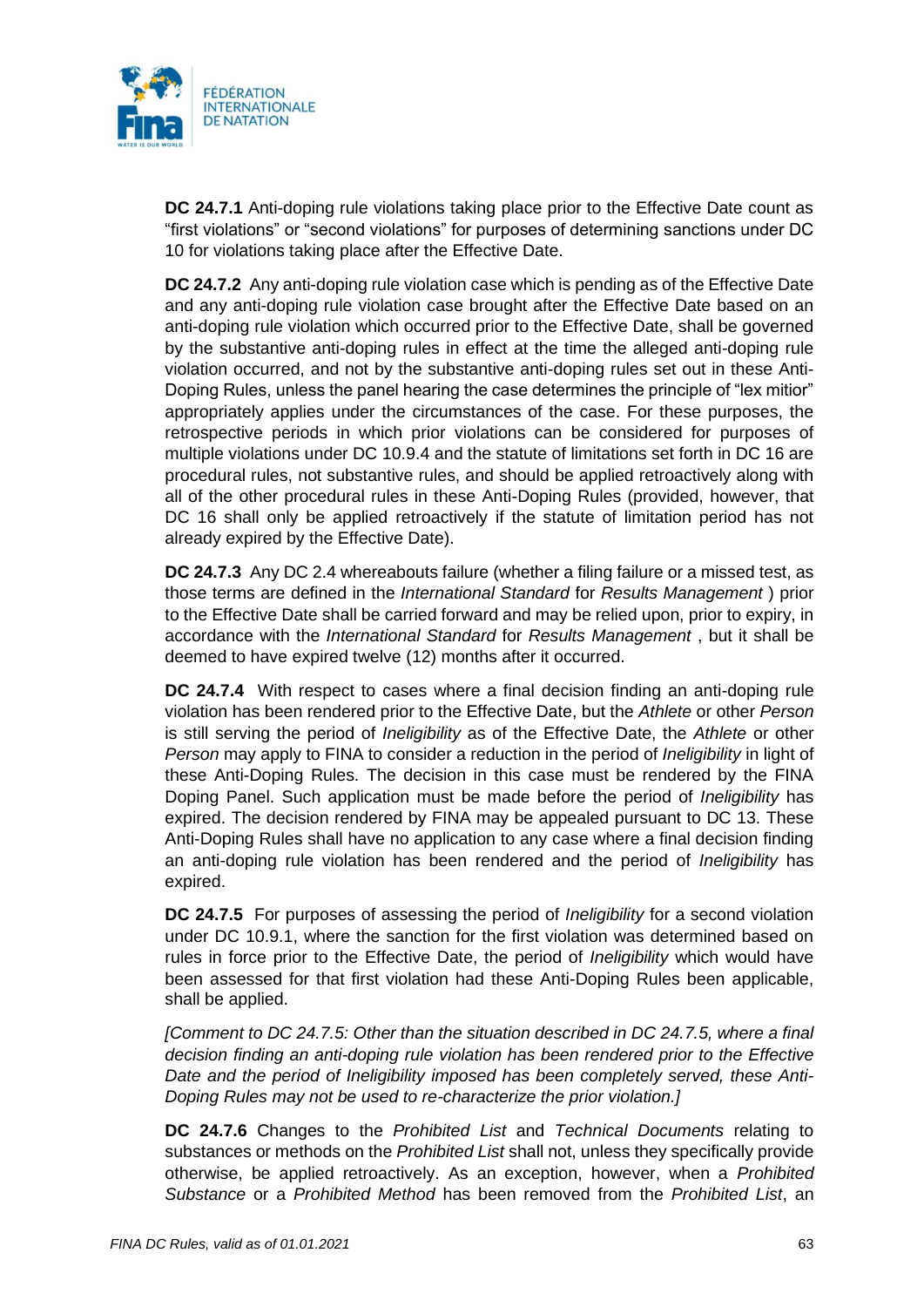**DC 24.7.1** Anti-doping rule violations taking place prior to the Effective Date count as "first violations" or "second violations" for purposes of determining sanctions under DC 10 for violations taking place after the Effective Date.

**DC 24.7.2** Any anti-doping rule violation case which is pending as of the Effective Date and any anti-doping rule violation case brought after the Effective Date based on an anti-doping rule violation which occurred prior to the Effective Date, shall be governed by the substantive anti-doping rules in effect at the time the alleged anti-doping rule violation occurred, and not by the substantive anti-doping rules set out in these Anti-Doping Rules, unless the panel hearing the case determines the principle of "lex mitior" appropriately applies under the circumstances of the case. For these purposes, the retrospective periods in which prior violations can be considered for purposes of multiple violations under DC 10.9.4 and the statute of limitations set forth in DC 16 are procedural rules, not substantive rules, and should be applied retroactively along with all of the other procedural rules in these Anti-Doping Rules (provided, however, that DC 16 shall only be applied retroactively if the statute of limitation period has not already expired by the Effective Date).

**DC 24.7.3** Any DC 2.4 whereabouts failure (whether a filing failure or a missed test, as those terms are defined in the *International Standard* for *Results Management* ) prior to the Effective Date shall be carried forward and may be relied upon, prior to expiry, in accordance with the *International Standard* for *Results Management* , but it shall be deemed to have expired twelve (12) months after it occurred.

**DC 24.7.4** With respect to cases where a final decision finding an anti-doping rule violation has been rendered prior to the Effective Date, but the *Athlete* or other *Person* is still serving the period of *Ineligibility* as of the Effective Date, the *Athlete* or other *Person* may apply to FINA to consider a reduction in the period of *Ineligibility* in light of these Anti-Doping Rules. The decision in this case must be rendered by the FINA Doping Panel. Such application must be made before the period of *Ineligibility* has expired. The decision rendered by FINA may be appealed pursuant to DC 13. These Anti-Doping Rules shall have no application to any case where a final decision finding an anti-doping rule violation has been rendered and the period of *Ineligibility* has expired.

**DC 24.7.5** For purposes of assessing the period of *Ineligibility* for a second violation under DC 10.9.1, where the sanction for the first violation was determined based on rules in force prior to the Effective Date, the period of *Ineligibility* which would have been assessed for that first violation had these Anti-Doping Rules been applicable, shall be applied.

*[Comment to DC 24.7.5: Other than the situation described in DC 24.7.5, where a final decision finding an anti-doping rule violation has been rendered prior to the Effective Date and the period of Ineligibility imposed has been completely served, these Anti-Doping Rules may not be used to re-characterize the prior violation.]*

**DC 24.7.6** Changes to the *Prohibited List* and *Technical Documents* relating to substances or methods on the *Prohibited List* shall not, unless they specifically provide otherwise, be applied retroactively. As an exception, however, when a *Prohibited Substance* or a *Prohibited Method* has been removed from the *Prohibited List*, an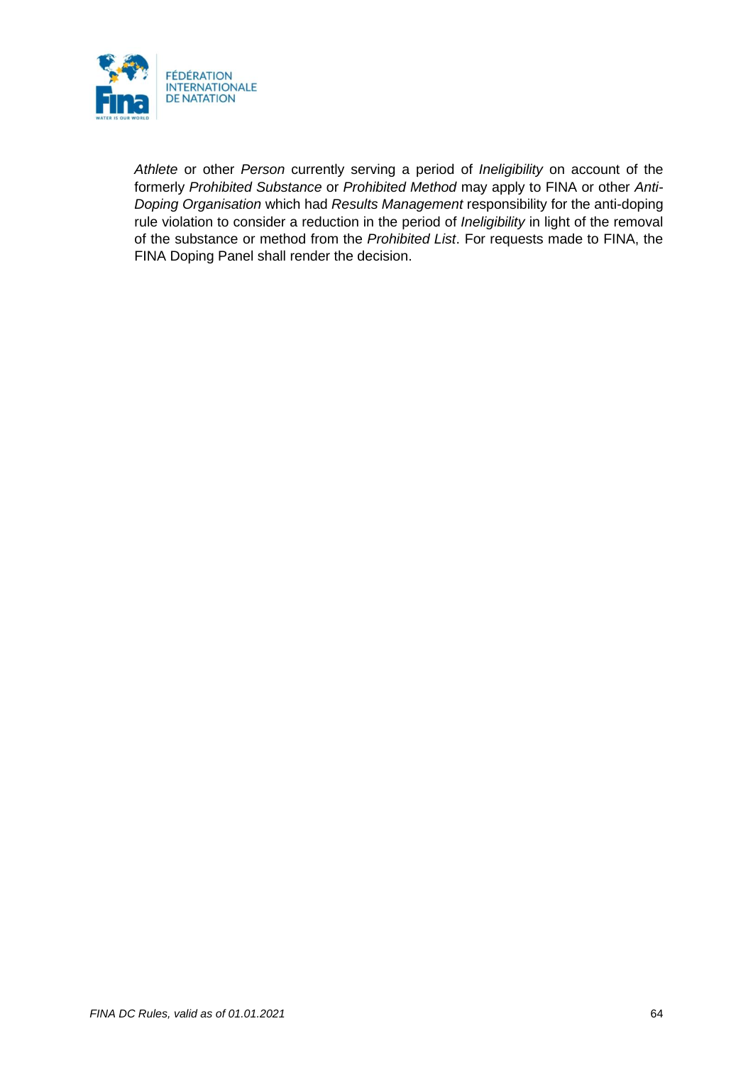*Athlete* or other *Person* currently serving a period of *Ineligibility* on account of the formerly *Prohibited Substance* or *Prohibited Method* may apply to FINA or other *Anti-Doping Organisation* which had *Results Management* responsibility for the anti-doping rule violation to consider a reduction in the period of *Ineligibility* in light of the removal of the substance or method from the *Prohibited List*. For requests made to FINA, the FINA Doping Panel shall render the decision.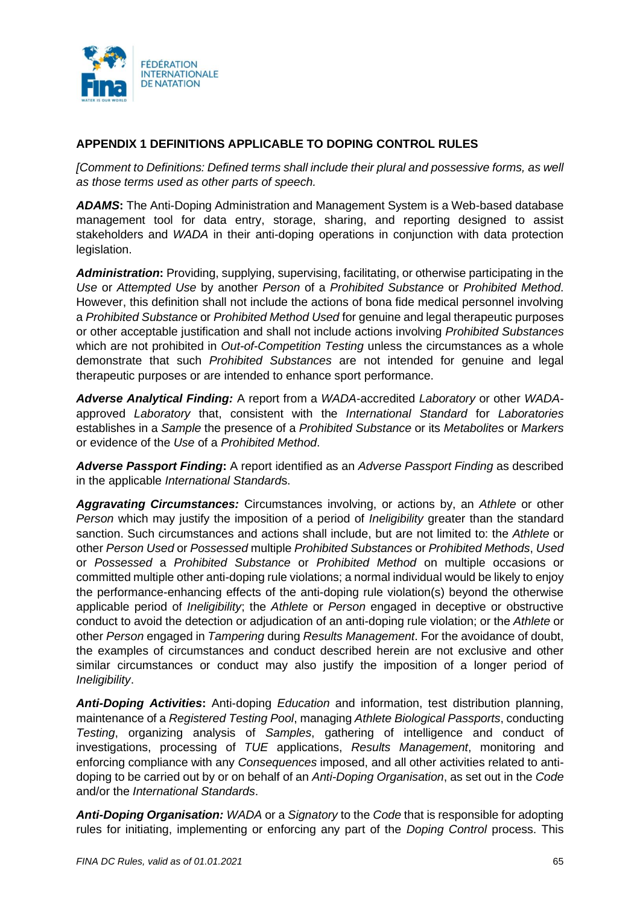## APPENDIX 1 DEFINITIONS APPLICABLE TO DOPING CONTROL RULES

*[Comment to Definitions: Defined terms shall include their plural and possessive forms, as well as those terms used as other parts of speech.*

***ADAMS*:** The Anti-Doping Administration and Management System is a Web-based database management tool for data entry, storage, sharing, and reporting designed to assist stakeholders and *WADA* in their anti-doping operations in conjunction with data protection legislation.

***Administration*:** Providing, supplying, supervising, facilitating, or otherwise participating in the *Use* or *Attempted Use* by another *Person* of a *Prohibited Substance* or *Prohibited Method*. However, this definition shall not include the actions of bona fide medical personnel involving a *Prohibited Substance* or *Prohibited Method Used* for genuine and legal therapeutic purposes or other acceptable justification and shall not include actions involving *Prohibited Substances* which are not prohibited in *Out-of-Competition Testing* unless the circumstances as a whole demonstrate that such *Prohibited Substances* are not intended for genuine and legal therapeutic purposes or are intended to enhance sport performance.

***Adverse Analytical Finding:*** A report from a *WADA*-accredited *Laboratory* or other *WADA*-approved *Laboratory* that, consistent with the *International Standard* for *Laboratories* establishes in a *Sample* the presence of a *Prohibited Substance* or its *Metabolites* or *Markers* or evidence of the *Use* of a *Prohibited Method*.

***Adverse Passport Finding*:** A report identified as an *Adverse Passport Finding* as described in the applicable *International Standard*s.

***Aggravating Circumstances:*** Circumstances involving, or actions by, an *Athlete* or other *Person* which may justify the imposition of a period of *Ineligibility* greater than the standard sanction. Such circumstances and actions shall include, but are not limited to: the *Athlete* or other *Person Used* or *Possessed* multiple *Prohibited Substances* or *Prohibited Methods*, *Used* or *Possessed* a *Prohibited Substance* or *Prohibited Method* on multiple occasions or committed multiple other anti-doping rule violations; a normal individual would be likely to enjoy the performance-enhancing effects of the anti-doping rule violation(s) beyond the otherwise applicable period of *Ineligibility*; the *Athlete* or *Person* engaged in deceptive or obstructive conduct to avoid the detection or adjudication of an anti-doping rule violation; or the *Athlete* or other *Person* engaged in *Tampering* during *Results Management*. For the avoidance of doubt, the examples of circumstances and conduct described herein are not exclusive and other similar circumstances or conduct may also justify the imposition of a longer period of *Ineligibility*.

***Anti-Doping Activities*:** Anti-doping *Education* and information, test distribution planning, maintenance of a *Registered Testing Pool*, managing *Athlete Biological Passports*, conducting *Testing*, organizing analysis of *Samples*, gathering of intelligence and conduct of investigations, processing of *TUE* applications, *Results Management*, monitoring and enforcing compliance with any *Consequences* imposed, and all other activities related to anti-doping to be carried out by or on behalf of an *Anti-Doping Organisation*, as set out in the *Code* and/or the *International Standards*.

***Anti-Doping Organisation:*** *WADA* or a *Signatory* to the *Code* that is responsible for adopting rules for initiating, implementing or enforcing any part of the *Doping Control* process. This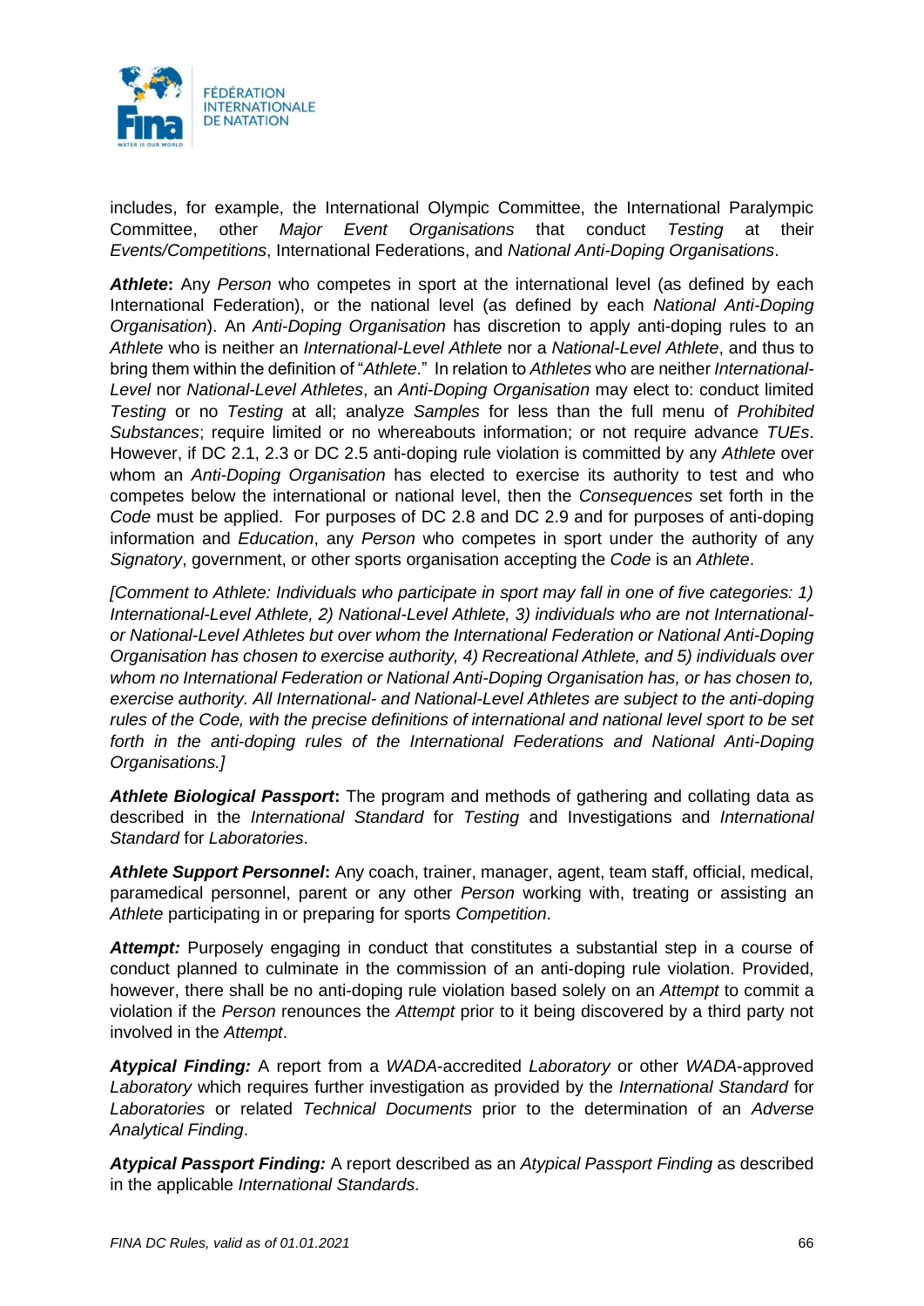includes, for example, the International Olympic Committee, the International Paralympic Committee, other *Major Event Organisations* that conduct *Testing* at their *Events/Competitions*, International Federations, and *National Anti-Doping Organisations*.

***Athlete*:** Any *Person* who competes in sport at the international level (as defined by each International Federation), or the national level (as defined by each *National Anti-Doping Organisation*). An *Anti-Doping Organisation* has discretion to apply anti-doping rules to an *Athlete* who is neither an *International-Level Athlete* nor a *National-Level Athlete*, and thus to bring them within the definition of "*Athlete*." In relation to *Athletes* who are neither *International-Level* nor *National-Level Athletes*, an *Anti-Doping Organisation* may elect to: conduct limited *Testing* or no *Testing* at all; analyze *Samples* for less than the full menu of *Prohibited Substances*; require limited or no whereabouts information; or not require advance *TUEs*. However, if DC 2.1, 2.3 or DC 2.5 anti-doping rule violation is committed by any *Athlete* over whom an *Anti-Doping Organisation* has elected to exercise its authority to test and who competes below the international or national level, then the *Consequences* set forth in the *Code* must be applied. For purposes of DC 2.8 and DC 2.9 and for purposes of anti-doping information and *Education*, any *Person* who competes in sport under the authority of any *Signatory*, government, or other sports organisation accepting the *Code* is an *Athlete*.

*[Comment to Athlete: Individuals who participate in sport may fall in one of five categories: 1) International-Level Athlete, 2) National-Level Athlete, 3) individuals who are not International- or National-Level Athletes but over whom the International Federation or National Anti-Doping Organisation has chosen to exercise authority, 4) Recreational Athlete, and 5) individuals over whom no International Federation or National Anti-Doping Organisation has, or has chosen to, exercise authority. All International- and National-Level Athletes are subject to the anti-doping rules of the Code, with the precise definitions of international and national level sport to be set forth in the anti-doping rules of the International Federations and National Anti-Doping Organisations.]*

***Athlete Biological Passport*:** The program and methods of gathering and collating data as described in the *International Standard* for *Testing* and Investigations and *International Standard* for *Laboratories*.

***Athlete Support Personnel*:** Any coach, trainer, manager, agent, team staff, official, medical, paramedical personnel, parent or any other *Person* working with, treating or assisting an *Athlete* participating in or preparing for sports *Competition*.

***Attempt:*** Purposely engaging in conduct that constitutes a substantial step in a course of conduct planned to culminate in the commission of an anti-doping rule violation. Provided, however, there shall be no anti-doping rule violation based solely on an *Attempt* to commit a violation if the *Person* renounces the *Attempt* prior to it being discovered by a third party not involved in the *Attempt*.

***Atypical Finding:*** A report from a *WADA*-accredited *Laboratory* or other *WADA*-approved *Laboratory* which requires further investigation as provided by the *International Standard* for *Laboratories* or related *Technical Documents* prior to the determination of an *Adverse Analytical Finding*.

***Atypical Passport Finding:*** A report described as an *Atypical Passport Finding* as described in the applicable *International Standards*.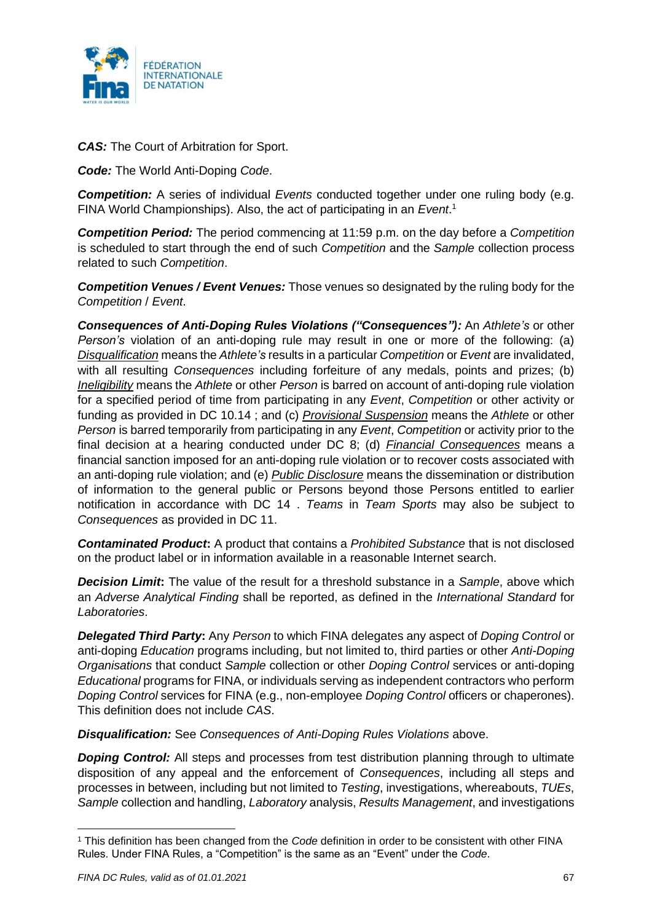***CAS:*** The Court of Arbitration for Sport.

***Code:*** The World Anti-Doping *Code*.

***Competition:*** A series of individual *Events* conducted together under one ruling body (e.g. FINA World Championships). Also, the act of participating in an *Event*.[1]

***Competition Period:*** The period commencing at 11:59 p.m. on the day before a *Competition* is scheduled to start through the end of such *Competition* and the *Sample* collection process related to such *Competition*.

***Competition Venues / Event Venues:*** Those venues so designated by the ruling body for the *Competition* / *Event*.

***Consequences of Anti-Doping Rules Violations ("Consequences"):*** An *Athlete's* or other *Person's* violation of an anti-doping rule may result in one or more of the following: (a) *Disqualification* means the *Athlete's* results in a particular *Competition* or *Event* are invalidated, with all resulting *Consequences* including forfeiture of any medals, points and prizes; (b) *Ineligibility* means the *Athlete* or other *Person* is barred on account of anti-doping rule violation for a specified period of time from participating in any *Event*, *Competition* or other activity or funding as provided in DC 10.14 ; and (c) *Provisional Suspension* means the *Athlete* or other *Person* is barred temporarily from participating in any *Event*, *Competition* or activity prior to the final decision at a hearing conducted under DC 8; (d) *Financial Consequences* means a financial sanction imposed for an anti-doping rule violation or to recover costs associated with an anti-doping rule violation; and (e) *Public Disclosure* means the dissemination or distribution of information to the general public or Persons beyond those Persons entitled to earlier notification in accordance with DC 14 . *Teams* in *Team Sports* may also be subject to *Consequences* as provided in DC 11.

***Contaminated Product*:** A product that contains a *Prohibited Substance* that is not disclosed on the product label or in information available in a reasonable Internet search.

***Decision Limit*:** The value of the result for a threshold substance in a *Sample*, above which an *Adverse Analytical Finding* shall be reported, as defined in the *International Standard* for *Laboratories*.

***Delegated Third Party*:** Any *Person* to which FINA delegates any aspect of *Doping Control* or anti-doping *Education* programs including, but not limited to, third parties or other *Anti-Doping Organisations* that conduct *Sample* collection or other *Doping Control* services or anti-doping *Educational* programs for FINA, or individuals serving as independent contractors who perform *Doping Control* services for FINA (e.g., non-employee *Doping Control* officers or chaperones). This definition does not include *CAS*.

***Disqualification:*** See *Consequences of Anti-Doping Rules Violations* above.

***Doping Control:*** All steps and processes from test distribution planning through to ultimate disposition of any appeal and the enforcement of *Consequences*, including all steps and processes in between, including but not limited to *Testing*, investigations, whereabouts, *TUEs*, *Sample* collection and handling, *Laboratory* analysis, *Results Management*, and investigations

---

[1] This definition has been changed from the *Code* definition in order to be consistent with other FINA Rules. Under FINA Rules, a "Competition" is the same as an "Event" under the *Code*.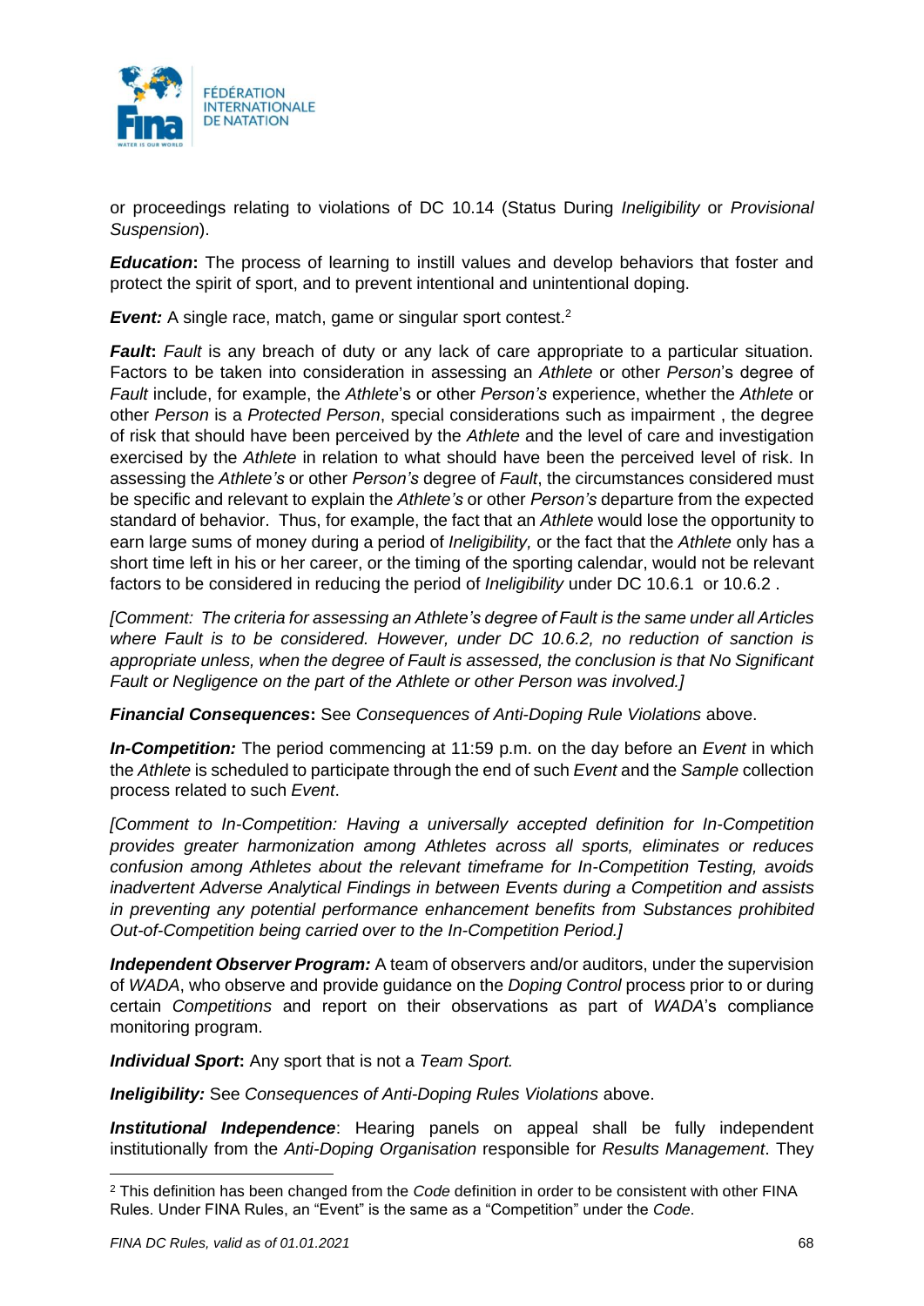or proceedings relating to violations of DC 10.14 (Status During *Ineligibility* or *Provisional Suspension*).

***Education*****:** The process of learning to instill values and develop behaviors that foster and protect the spirit of sport, and to prevent intentional and unintentional doping.

***Event:*** A single race, match, game or singular sport contest.[2]

***Fault*****:** *Fault* is any breach of duty or any lack of care appropriate to a particular situation. Factors to be taken into consideration in assessing an *Athlete* or other *Person*'s degree of *Fault* include, for example, the *Athlete*'s or other *Person's* experience, whether the *Athlete* or other *Person* is a *Protected Person*, special considerations such as impairment , the degree of risk that should have been perceived by the *Athlete* and the level of care and investigation exercised by the *Athlete* in relation to what should have been the perceived level of risk. In assessing the *Athlete's* or other *Person's* degree of *Fault*, the circumstances considered must be specific and relevant to explain the *Athlete's* or other *Person's* departure from the expected standard of behavior. Thus, for example, the fact that an *Athlete* would lose the opportunity to earn large sums of money during a period of *Ineligibility,* or the fact that the *Athlete* only has a short time left in his or her career, or the timing of the sporting calendar, would not be relevant factors to be considered in reducing the period of *Ineligibility* under DC 10.6.1 or 10.6.2 .

*[Comment: The criteria for assessing an Athlete's degree of Fault is the same under all Articles where Fault is to be considered. However, under DC 10.6.2, no reduction of sanction is appropriate unless, when the degree of Fault is assessed, the conclusion is that No Significant Fault or Negligence on the part of the Athlete or other Person was involved.]*

***Financial Consequences*****:** See *Consequences of Anti-Doping Rule Violations* above.

***In-Competition:*** The period commencing at 11:59 p.m. on the day before an *Event* in which the *Athlete* is scheduled to participate through the end of such *Event* and the *Sample* collection process related to such *Event*.

*[Comment to In-Competition: Having a universally accepted definition for In-Competition provides greater harmonization among Athletes across all sports, eliminates or reduces confusion among Athletes about the relevant timeframe for In-Competition Testing, avoids inadvertent Adverse Analytical Findings in between Events during a Competition and assists in preventing any potential performance enhancement benefits from Substances prohibited Out-of-Competition being carried over to the In-Competition Period.]*

***Independent Observer Program:*** A team of observers and/or auditors, under the supervision of *WADA*, who observe and provide guidance on the *Doping Control* process prior to or during certain *Competitions* and report on their observations as part of *WADA*'s compliance monitoring program.

***Individual Sport*****:** Any sport that is not a *Team Sport.*

***Ineligibility:*** See *Consequences of Anti-Doping Rules Violations* above.

***Institutional Independence***: Hearing panels on appeal shall be fully independent institutionally from the *Anti-Doping Organisation* responsible for *Results Management*. They

[2] This definition has been changed from the *Code* definition in order to be consistent with other FINA Rules. Under FINA Rules, an "Event" is the same as a "Competition" under the *Code*.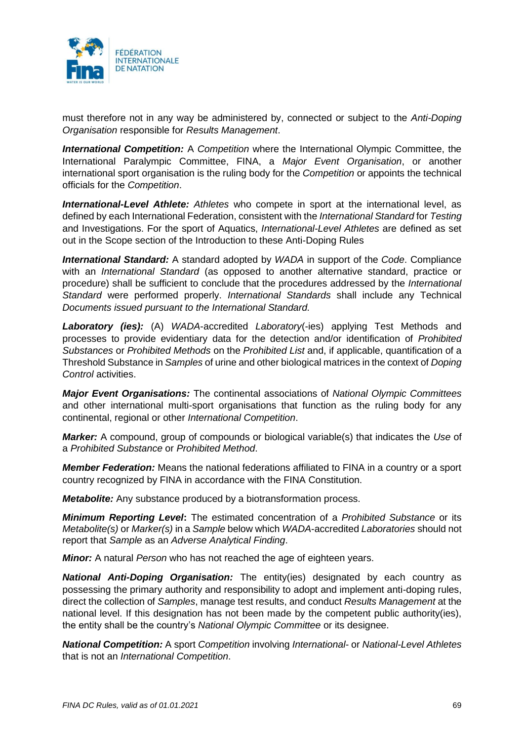must therefore not in any way be administered by, connected or subject to the *Anti-Doping Organisation* responsible for *Results Management*.

***International Competition:*** A *Competition* where the International Olympic Committee, the International Paralympic Committee, FINA, a *Major Event Organisation*, or another international sport organisation is the ruling body for the *Competition* or appoints the technical officials for the *Competition*.

***International-Level Athlete:*** *Athletes* who compete in sport at the international level, as defined by each International Federation, consistent with the *International Standard* for *Testing* and Investigations. For the sport of Aquatics, *International-Level Athletes* are defined as set out in the Scope section of the Introduction to these Anti-Doping Rules

***International Standard:*** A standard adopted by *WADA* in support of the *Code*. Compliance with an *International Standard* (as opposed to another alternative standard, practice or procedure) shall be sufficient to conclude that the procedures addressed by the *International Standard* were performed properly. *International Standards* shall include any Technical *Documents issued pursuant to the International Standard.*

***Laboratory (ies):*** (A) *WADA*-accredited *Laboratory*(-ies) applying Test Methods and processes to provide evidentiary data for the detection and/or identification of *Prohibited Substances* or *Prohibited Methods* on the *Prohibited List* and, if applicable, quantification of a Threshold Substance in *Samples* of urine and other biological matrices in the context of *Doping Control* activities.

***Major Event Organisations:*** The continental associations of *National Olympic Committees* and other international multi-sport organisations that function as the ruling body for any continental, regional or other *International Competition*.

***Marker:*** A compound, group of compounds or biological variable(s) that indicates the *Use* of a *Prohibited Substance* or *Prohibited Method*.

***Member Federation:*** Means the national federations affiliated to FINA in a country or a sport country recognized by FINA in accordance with the FINA Constitution.

***Metabolite:*** Any substance produced by a biotransformation process.

***Minimum Reporting Level*:** The estimated concentration of a *Prohibited Substance* or its *Metabolite(s)* or *Marker(s)* in a *Sample* below which *WADA*-accredited *Laboratories* should not report that *Sample* as an *Adverse Analytical Finding*.

***Minor:*** A natural *Person* who has not reached the age of eighteen years.

***National Anti-Doping Organisation:*** The entity(ies) designated by each country as possessing the primary authority and responsibility to adopt and implement anti-doping rules, direct the collection of *Samples*, manage test results, and conduct *Results Management* at the national level. If this designation has not been made by the competent public authority(ies), the entity shall be the country's *National Olympic Committee* or its designee.

***National Competition:*** A sport *Competition* involving *International-* or *National-Level Athletes* that is not an *International Competition*.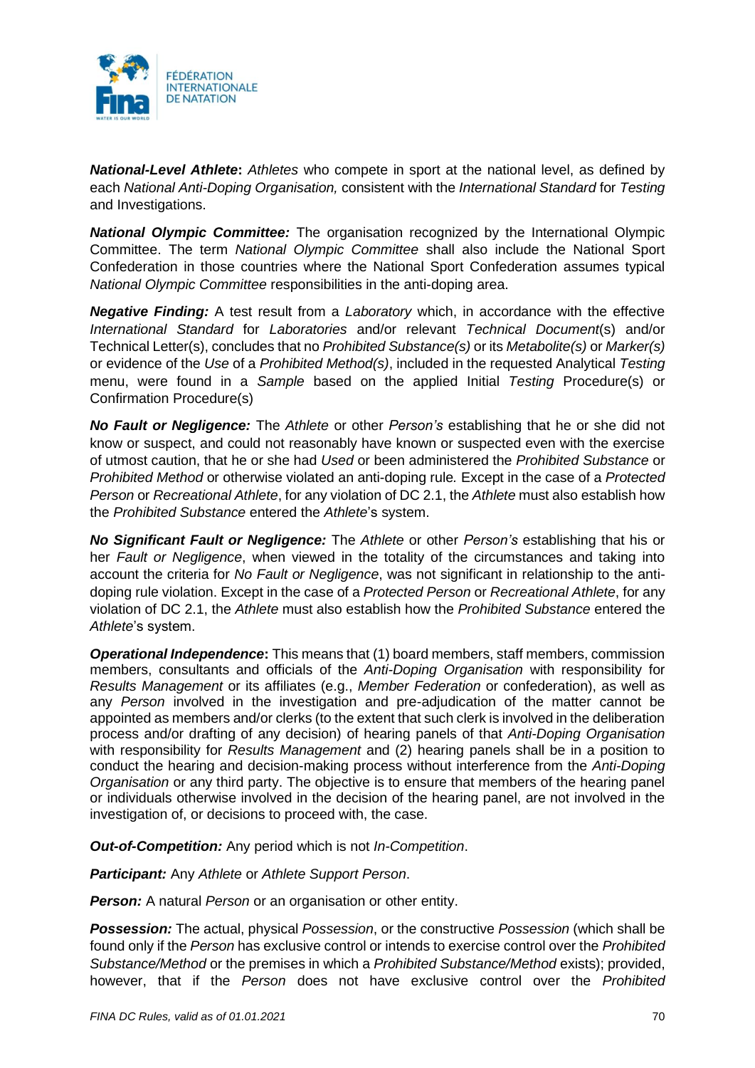***National-Level Athlete*****:** *Athletes* who compete in sport at the national level, as defined by each *National Anti-Doping Organisation,* consistent with the *International Standard* for *Testing* and Investigations.

***National Olympic Committee:*** The organisation recognized by the International Olympic Committee. The term *National Olympic Committee* shall also include the National Sport Confederation in those countries where the National Sport Confederation assumes typical *National Olympic Committee* responsibilities in the anti-doping area.

***Negative Finding:*** A test result from a *Laboratory* which, in accordance with the effective *International Standard* for *Laboratories* and/or relevant *Technical Document*(s) and/or Technical Letter(s), concludes that no *Prohibited Substance(s)* or its *Metabolite(s)* or *Marker(s)* or evidence of the *Use* of a *Prohibited Method(s)*, included in the requested Analytical *Testing* menu, were found in a *Sample* based on the applied Initial *Testing* Procedure(s) or Confirmation Procedure(s)

***No Fault or Negligence:*** The *Athlete* or other *Person's* establishing that he or she did not know or suspect, and could not reasonably have known or suspected even with the exercise of utmost caution, that he or she had *Used* or been administered the *Prohibited Substance* or *Prohibited Method* or otherwise violated an anti-doping rule*.* Except in the case of a *Protected Person* or *Recreational Athlete*, for any violation of DC 2.1, the *Athlete* must also establish how the *Prohibited Substance* entered the *Athlete*'s system.

***No Significant Fault or Negligence:*** The *Athlete* or other *Person's* establishing that his or her *Fault or Negligence*, when viewed in the totality of the circumstances and taking into account the criteria for *No Fault or Negligence*, was not significant in relationship to the anti-doping rule violation. Except in the case of a *Protected Person* or *Recreational Athlete*, for any violation of DC 2.1, the *Athlete* must also establish how the *Prohibited Substance* entered the *Athlete*'s system.

***Operational Independence*****:** This means that (1) board members, staff members, commission members, consultants and officials of the *Anti-Doping Organisation* with responsibility for *Results Management* or its affiliates (e.g., *Member Federation* or confederation), as well as any *Person* involved in the investigation and pre-adjudication of the matter cannot be appointed as members and/or clerks (to the extent that such clerk is involved in the deliberation process and/or drafting of any decision) of hearing panels of that *Anti-Doping Organisation* with responsibility for *Results Management* and (2) hearing panels shall be in a position to conduct the hearing and decision-making process without interference from the *Anti-Doping Organisation* or any third party. The objective is to ensure that members of the hearing panel or individuals otherwise involved in the decision of the hearing panel, are not involved in the investigation of, or decisions to proceed with, the case.

***Out-of-Competition:*** Any period which is not *In-Competition*.

***Participant:*** Any *Athlete* or *Athlete Support Person*.

***Person:*** A natural *Person* or an organisation or other entity.

***Possession:*** The actual, physical *Possession*, or the constructive *Possession* (which shall be found only if the *Person* has exclusive control or intends to exercise control over the *Prohibited Substance/Method* or the premises in which a *Prohibited Substance/Method* exists); provided, however, that if the *Person* does not have exclusive control over the *Prohibited*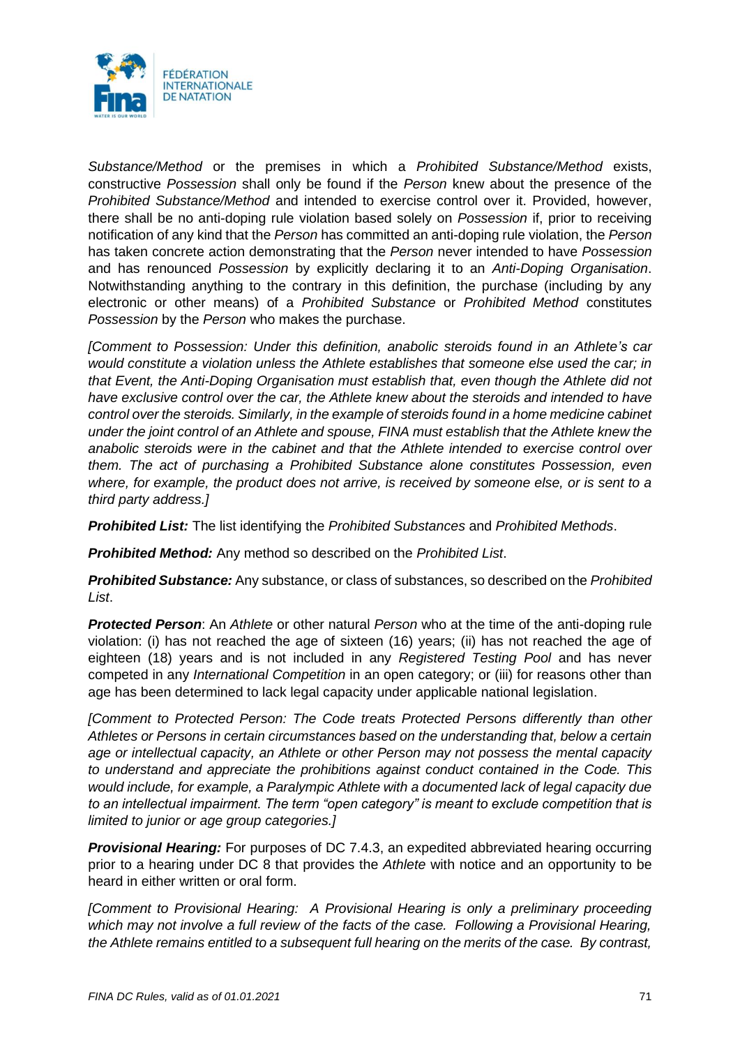*Substance/Method* or the premises in which a *Prohibited Substance/Method* exists, constructive *Possession* shall only be found if the *Person* knew about the presence of the *Prohibited Substance/Method* and intended to exercise control over it. Provided, however, there shall be no anti-doping rule violation based solely on *Possession* if, prior to receiving notification of any kind that the *Person* has committed an anti-doping rule violation, the *Person* has taken concrete action demonstrating that the *Person* never intended to have *Possession* and has renounced *Possession* by explicitly declaring it to an *Anti-Doping Organisation*. Notwithstanding anything to the contrary in this definition, the purchase (including by any electronic or other means) of a *Prohibited Substance* or *Prohibited Method* constitutes *Possession* by the *Person* who makes the purchase.

*[Comment to Possession: Under this definition, anabolic steroids found in an Athlete's car would constitute a violation unless the Athlete establishes that someone else used the car; in that Event, the Anti-Doping Organisation must establish that, even though the Athlete did not have exclusive control over the car, the Athlete knew about the steroids and intended to have control over the steroids. Similarly, in the example of steroids found in a home medicine cabinet under the joint control of an Athlete and spouse, FINA must establish that the Athlete knew the anabolic steroids were in the cabinet and that the Athlete intended to exercise control over them. The act of purchasing a Prohibited Substance alone constitutes Possession, even where, for example, the product does not arrive, is received by someone else, or is sent to a third party address.]*

***Prohibited List:*** The list identifying the *Prohibited Substances* and *Prohibited Methods*.

***Prohibited Method:*** Any method so described on the *Prohibited List*.

***Prohibited Substance:*** Any substance, or class of substances, so described on the *Prohibited List*.

***Protected Person***: An *Athlete* or other natural *Person* who at the time of the anti-doping rule violation: (i) has not reached the age of sixteen (16) years; (ii) has not reached the age of eighteen (18) years and is not included in any *Registered Testing Pool* and has never competed in any *International Competition* in an open category; or (iii) for reasons other than age has been determined to lack legal capacity under applicable national legislation.

*[Comment to Protected Person: The Code treats Protected Persons differently than other Athletes or Persons in certain circumstances based on the understanding that, below a certain age or intellectual capacity, an Athlete or other Person may not possess the mental capacity to understand and appreciate the prohibitions against conduct contained in the Code. This would include, for example, a Paralympic Athlete with a documented lack of legal capacity due to an intellectual impairment. The term "open category" is meant to exclude competition that is limited to junior or age group categories.]*

***Provisional Hearing:*** For purposes of DC 7.4.3, an expedited abbreviated hearing occurring prior to a hearing under DC 8 that provides the *Athlete* with notice and an opportunity to be heard in either written or oral form.

*[Comment to Provisional Hearing: A Provisional Hearing is only a preliminary proceeding which may not involve a full review of the facts of the case. Following a Provisional Hearing, the Athlete remains entitled to a subsequent full hearing on the merits of the case. By contrast,*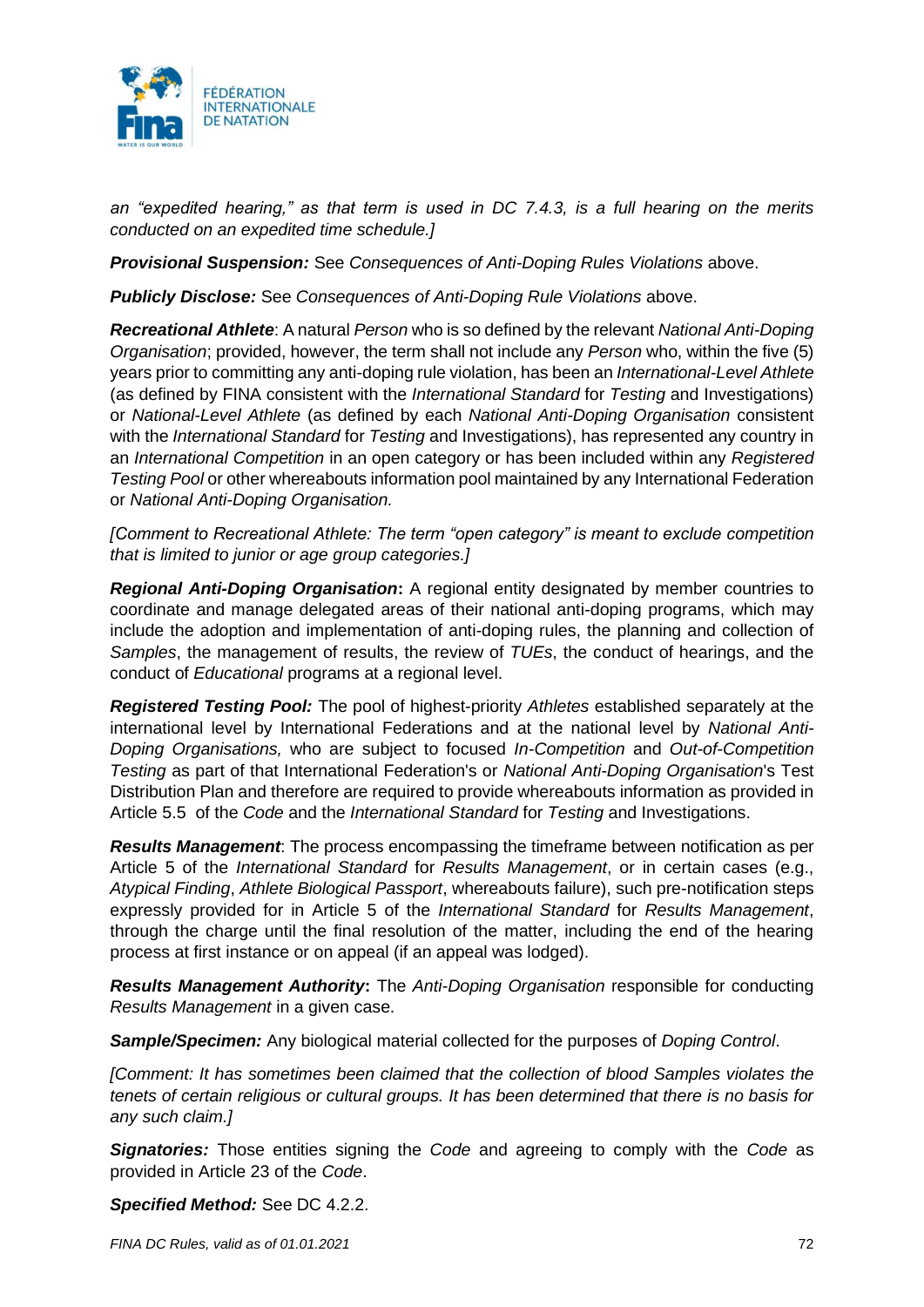*an "expedited hearing," as that term is used in DC 7.4.3, is a full hearing on the merits conducted on an expedited time schedule.]*

***Provisional Suspension:*** See *Consequences of Anti-Doping Rules Violations* above.

***Publicly Disclose:*** See *Consequences of Anti-Doping Rule Violations* above.

***Recreational Athlete***: A natural *Person* who is so defined by the relevant *National Anti-Doping Organisation*; provided, however, the term shall not include any *Person* who, within the five (5) years prior to committing any anti-doping rule violation, has been an *International-Level Athlete* (as defined by FINA consistent with the *International Standard* for *Testing* and Investigations) or *National-Level Athlete* (as defined by each *National Anti-Doping Organisation* consistent with the *International Standard* for *Testing* and Investigations), has represented any country in an *International Competition* in an open category or has been included within any *Registered Testing Pool* or other whereabouts information pool maintained by any International Federation or *National Anti-Doping Organisation.*

*[Comment to Recreational Athlete: The term "open category" is meant to exclude competition that is limited to junior or age group categories.]*

***Regional Anti-Doping Organisation*:** A regional entity designated by member countries to coordinate and manage delegated areas of their national anti-doping programs, which may include the adoption and implementation of anti-doping rules, the planning and collection of *Samples*, the management of results, the review of *TUEs*, the conduct of hearings, and the conduct of *Educational* programs at a regional level.

***Registered Testing Pool:*** The pool of highest-priority *Athletes* established separately at the international level by International Federations and at the national level by *National Anti-Doping Organisations,* who are subject to focused *In-Competition* and *Out-of-Competition Testing* as part of that International Federation's or *National Anti-Doping Organisation*'s Test Distribution Plan and therefore are required to provide whereabouts information as provided in Article 5.5 of the *Code* and the *International Standard* for *Testing* and Investigations.

***Results Management***: The process encompassing the timeframe between notification as per Article 5 of the *International Standard* for *Results Management*, or in certain cases (e.g., *Atypical Finding*, *Athlete Biological Passport*, whereabouts failure), such pre-notification steps expressly provided for in Article 5 of the *International Standard* for *Results Management*, through the charge until the final resolution of the matter, including the end of the hearing process at first instance or on appeal (if an appeal was lodged).

***Results Management Authority*:** The *Anti-Doping Organisation* responsible for conducting *Results Management* in a given case.

***Sample/Specimen:*** Any biological material collected for the purposes of *Doping Control*.

*[Comment: It has sometimes been claimed that the collection of blood Samples violates the tenets of certain religious or cultural groups. It has been determined that there is no basis for any such claim.]*

***Signatories:*** Those entities signing the *Code* and agreeing to comply with the *Code* as provided in Article 23 of the *Code*.

***Specified Method:*** See DC 4.2.2.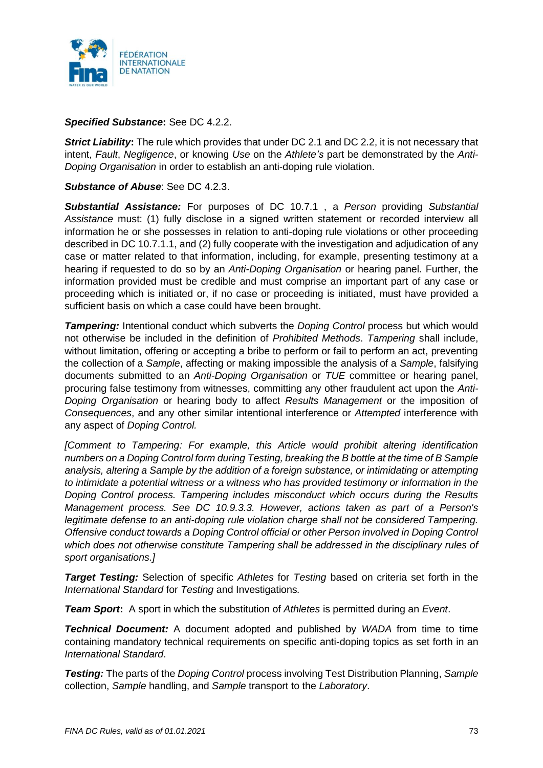***Specified Substance*:** See DC 4.2.2.

***Strict Liability*:** The rule which provides that under DC 2.1 and DC 2.2, it is not necessary that intent, *Fault*, *Negligence*, or knowing *Use* on the *Athlete's* part be demonstrated by the *Anti-Doping Organisation* in order to establish an anti-doping rule violation.

***Substance of Abuse***: See DC 4.2.3.

***Substantial Assistance:*** For purposes of DC 10.7.1 , a *Person* providing *Substantial Assistance* must: (1) fully disclose in a signed written statement or recorded interview all information he or she possesses in relation to anti-doping rule violations or other proceeding described in DC 10.7.1.1, and (2) fully cooperate with the investigation and adjudication of any case or matter related to that information, including, for example, presenting testimony at a hearing if requested to do so by an *Anti-Doping Organisation* or hearing panel. Further, the information provided must be credible and must comprise an important part of any case or proceeding which is initiated or, if no case or proceeding is initiated, must have provided a sufficient basis on which a case could have been brought.

***Tampering:*** Intentional conduct which subverts the *Doping Control* process but which would not otherwise be included in the definition of *Prohibited Methods*. *Tampering* shall include, without limitation, offering or accepting a bribe to perform or fail to perform an act, preventing the collection of a *Sample*, affecting or making impossible the analysis of a *Sample*, falsifying documents submitted to an *Anti-Doping Organisation* or *TUE* committee or hearing panel, procuring false testimony from witnesses, committing any other fraudulent act upon the *Anti-Doping Organisation* or hearing body to affect *Results Management* or the imposition of *Consequences*, and any other similar intentional interference or *Attempted* interference with any aspect of *Doping Control.*

*[Comment to Tampering: For example, this Article would prohibit altering identification numbers on a Doping Control form during Testing, breaking the B bottle at the time of B Sample analysis, altering a Sample by the addition of a foreign substance, or intimidating or attempting to intimidate a potential witness or a witness who has provided testimony or information in the Doping Control process. Tampering includes misconduct which occurs during the Results Management process. See DC 10.9.3.3. However, actions taken as part of a Person's legitimate defense to an anti-doping rule violation charge shall not be considered Tampering. Offensive conduct towards a Doping Control official or other Person involved in Doping Control which does not otherwise constitute Tampering shall be addressed in the disciplinary rules of sport organisations.]*

***Target Testing:*** Selection of specific *Athletes* for *Testing* based on criteria set forth in the *International Standard* for *Testing* and Investigations*.*

***Team Sport*:** A sport in which the substitution of *Athletes* is permitted during an *Event*.

***Technical Document:*** A document adopted and published by *WADA* from time to time containing mandatory technical requirements on specific anti-doping topics as set forth in an *International Standard*.

***Testing:*** The parts of the *Doping Control* process involving Test Distribution Planning, *Sample* collection, *Sample* handling, and *Sample* transport to the *Laboratory*.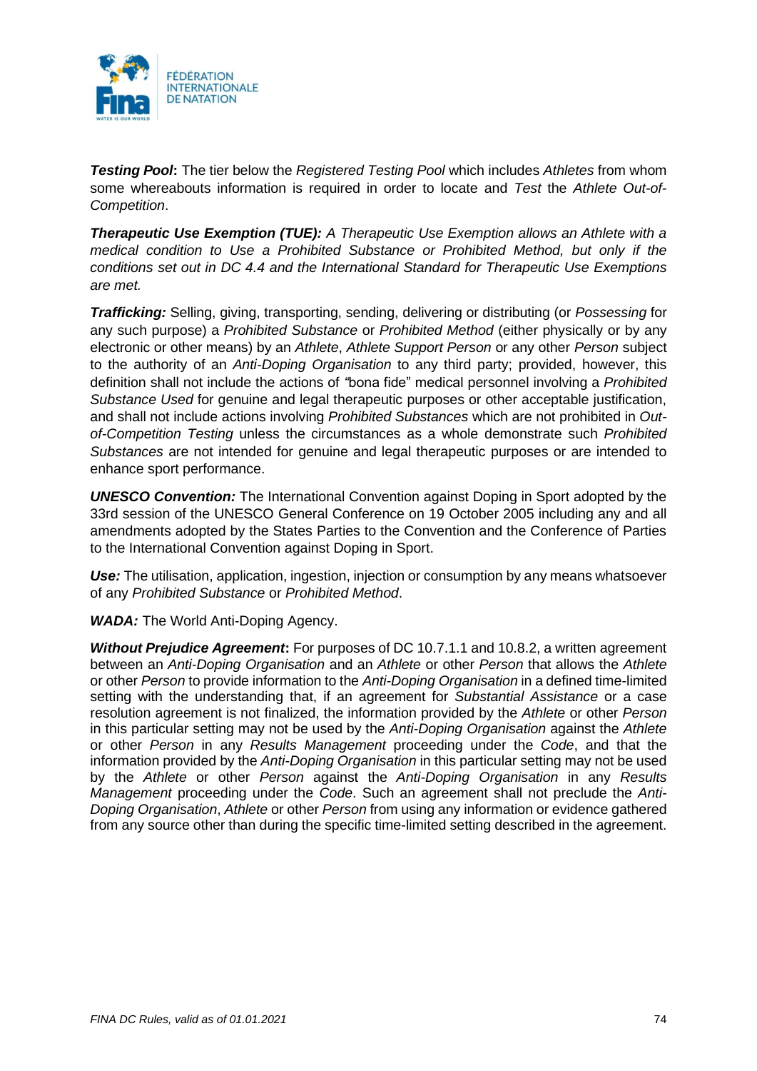***Testing Pool*****:** The tier below the *Registered Testing Pool* which includes *Athletes* from whom some whereabouts information is required in order to locate and *Test* the *Athlete Out-of-Competition*.

***Therapeutic Use Exemption (TUE):*** *A Therapeutic Use Exemption allows an Athlete with a medical condition to Use a Prohibited Substance or Prohibited Method, but only if the conditions set out in DC 4.4 and the International Standard for Therapeutic Use Exemptions are met.*

***Trafficking:*** Selling, giving, transporting, sending, delivering or distributing (or *Possessing* for any such purpose) a *Prohibited Substance* or *Prohibited Method* (either physically or by any electronic or other means) by an *Athlete*, *Athlete Support Person* or any other *Person* subject to the authority of an *Anti-Doping Organisation* to any third party; provided, however, this definition shall not include the actions of "bona fide" medical personnel involving a *Prohibited Substance Used* for genuine and legal therapeutic purposes or other acceptable justification, and shall not include actions involving *Prohibited Substances* which are not prohibited in *Out-of-Competition Testing* unless the circumstances as a whole demonstrate such *Prohibited Substances* are not intended for genuine and legal therapeutic purposes or are intended to enhance sport performance.

***UNESCO Convention:*** The International Convention against Doping in Sport adopted by the 33rd session of the UNESCO General Conference on 19 October 2005 including any and all amendments adopted by the States Parties to the Convention and the Conference of Parties to the International Convention against Doping in Sport.

***Use:*** The utilisation, application, ingestion, injection or consumption by any means whatsoever of any *Prohibited Substance* or *Prohibited Method*.

***WADA:*** The World Anti-Doping Agency.

***Without Prejudice Agreement*****:** For purposes of DC 10.7.1.1 and 10.8.2, a written agreement between an *Anti-Doping Organisation* and an *Athlete* or other *Person* that allows the *Athlete* or other *Person* to provide information to the *Anti-Doping Organisation* in a defined time-limited setting with the understanding that, if an agreement for *Substantial Assistance* or a case resolution agreement is not finalized, the information provided by the *Athlete* or other *Person* in this particular setting may not be used by the *Anti-Doping Organisation* against the *Athlete* or other *Person* in any *Results Management* proceeding under the *Code*, and that the information provided by the *Anti-Doping Organisation* in this particular setting may not be used by the *Athlete* or other *Person* against the *Anti-Doping Organisation* in any *Results Management* proceeding under the *Code*. Such an agreement shall not preclude the *Anti-Doping Organisation*, *Athlete* or other *Person* from using any information or evidence gathered from any source other than during the specific time-limited setting described in the agreement.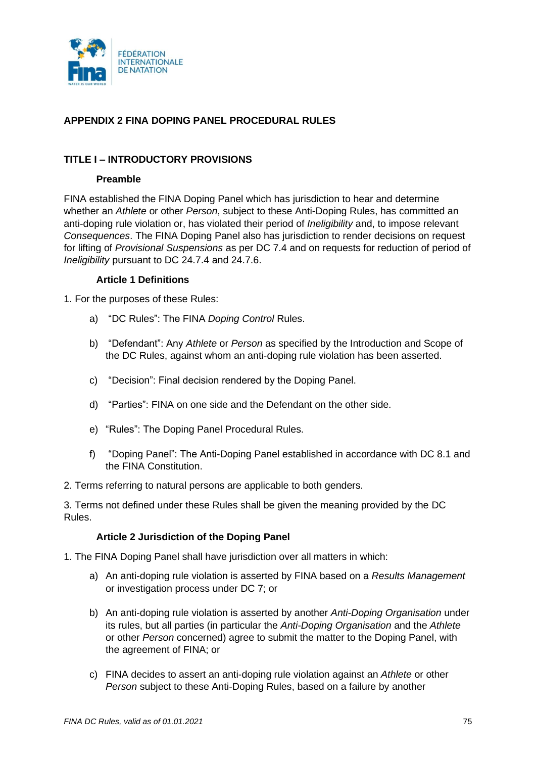## APPENDIX 2 FINA DOPING PANEL PROCEDURAL RULES

### TITLE I – INTRODUCTORY PROVISIONS

#### Preamble

FINA established the FINA Doping Panel which has jurisdiction to hear and determine whether an *Athlete* or other *Person*, subject to these Anti-Doping Rules, has committed an anti-doping rule violation or, has violated their period of *Ineligibility* and, to impose relevant *Consequences*. The FINA Doping Panel also has jurisdiction to render decisions on request for lifting of *Provisional Suspensions* as per DC 7.4 and on requests for reduction of period of *Ineligibility* pursuant to DC 24.7.4 and 24.7.6.

#### Article 1 Definitions

1. For the purposes of these Rules:

   a) "DC Rules": The FINA *Doping Control* Rules.

   b) "Defendant": Any *Athlete* or *Person* as specified by the Introduction and Scope of the DC Rules, against whom an anti-doping rule violation has been asserted.

   c) "Decision": Final decision rendered by the Doping Panel.

   d) "Parties": FINA on one side and the Defendant on the other side.

   e) "Rules": The Doping Panel Procedural Rules.

   f) "Doping Panel": The Anti-Doping Panel established in accordance with DC 8.1 and the FINA Constitution.

2. Terms referring to natural persons are applicable to both genders.

3. Terms not defined under these Rules shall be given the meaning provided by the DC Rules.

#### Article 2 Jurisdiction of the Doping Panel

1. The FINA Doping Panel shall have jurisdiction over all matters in which:

   a) An anti-doping rule violation is asserted by FINA based on a *Results Management* or investigation process under DC 7; or

   b) An anti-doping rule violation is asserted by another *Anti-Doping Organisation* under its rules, but all parties (in particular the *Anti-Doping Organisation* and the *Athlete* or other *Person* concerned) agree to submit the matter to the Doping Panel, with the agreement of FINA; or

   c) FINA decides to assert an anti-doping rule violation against an *Athlete* or other *Person* subject to these Anti-Doping Rules, based on a failure by another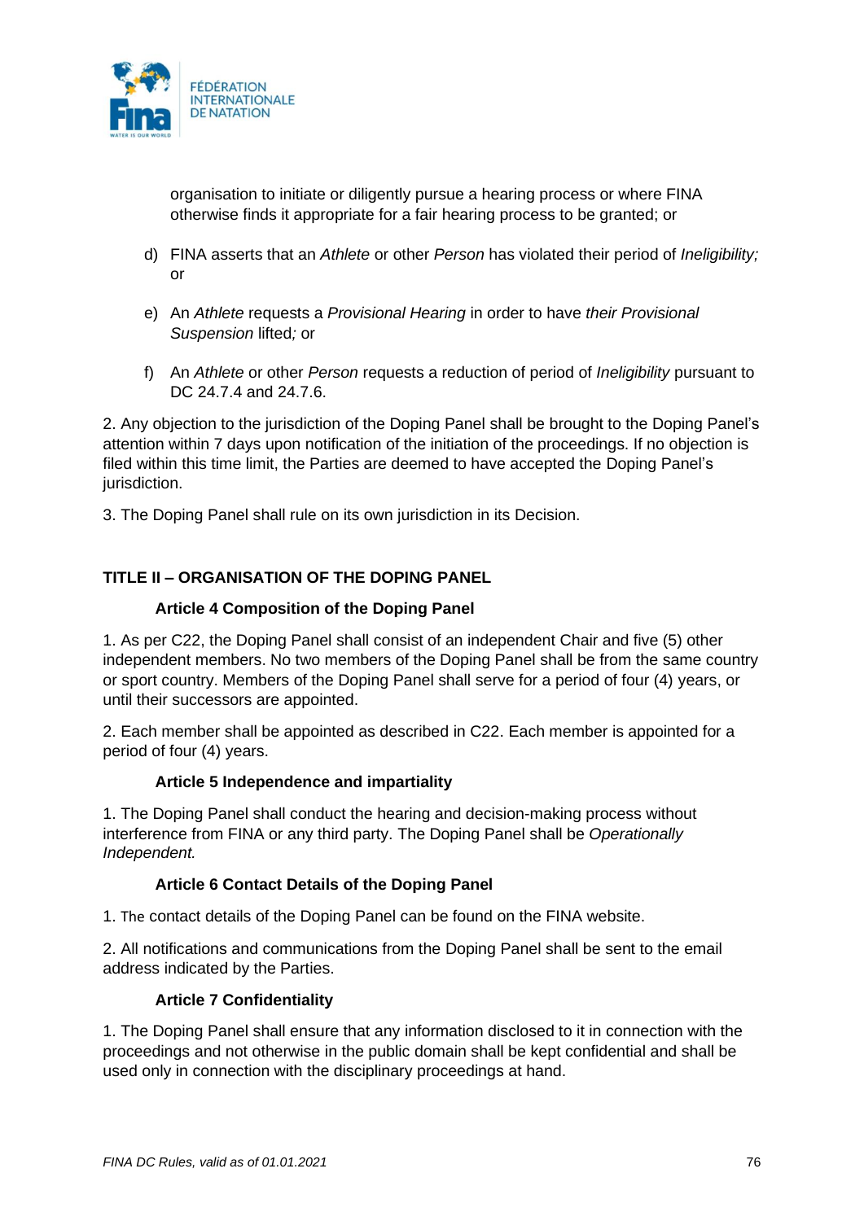organisation to initiate or diligently pursue a hearing process or where FINA otherwise finds it appropriate for a fair hearing process to be granted; or

d) FINA asserts that an *Athlete* or other *Person* has violated their period of *Ineligibility;* or

e) An *Athlete* requests a *Provisional Hearing* in order to have *their Provisional Suspension* lifted*;* or

f) An *Athlete* or other *Person* requests a reduction of period of *Ineligibility* pursuant to DC 24.7.4 and 24.7.6.

2. Any objection to the jurisdiction of the Doping Panel shall be brought to the Doping Panel's attention within 7 days upon notification of the initiation of the proceedings. If no objection is filed within this time limit, the Parties are deemed to have accepted the Doping Panel's jurisdiction.

3. The Doping Panel shall rule on its own jurisdiction in its Decision.

## TITLE II – ORGANISATION OF THE DOPING PANEL

### Article 4 Composition of the Doping Panel

1. As per C22, the Doping Panel shall consist of an independent Chair and five (5) other independent members. No two members of the Doping Panel shall be from the same country or sport country. Members of the Doping Panel shall serve for a period of four (4) years, or until their successors are appointed.

2. Each member shall be appointed as described in C22. Each member is appointed for a period of four (4) years.

### Article 5 Independence and impartiality

1. The Doping Panel shall conduct the hearing and decision-making process without interference from FINA or any third party. The Doping Panel shall be *Operationally Independent.*

### Article 6 Contact Details of the Doping Panel

1. The contact details of the Doping Panel can be found on the FINA website.

2. All notifications and communications from the Doping Panel shall be sent to the email address indicated by the Parties.

### Article 7 Confidentiality

1. The Doping Panel shall ensure that any information disclosed to it in connection with the proceedings and not otherwise in the public domain shall be kept confidential and shall be used only in connection with the disciplinary proceedings at hand.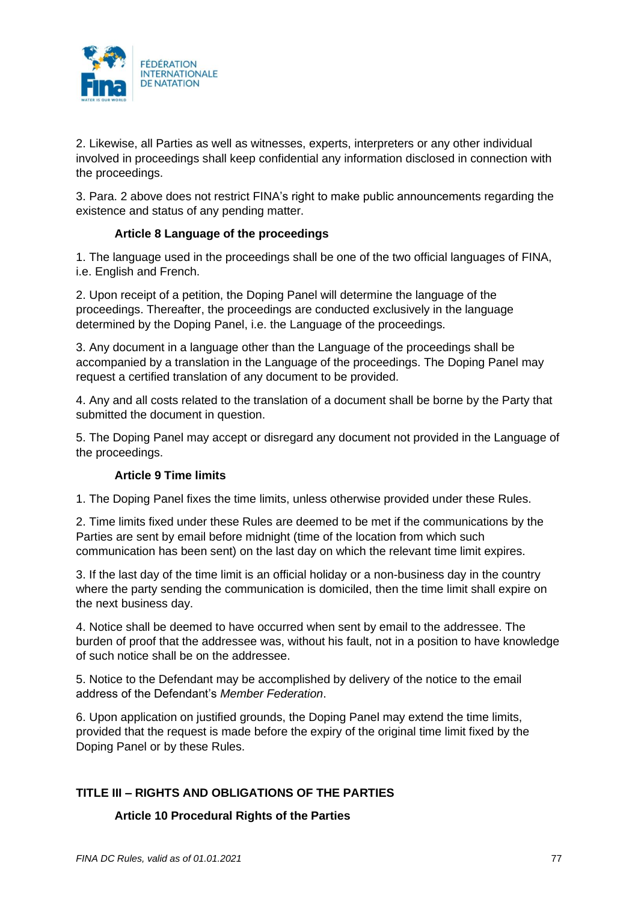2. Likewise, all Parties as well as witnesses, experts, interpreters or any other individual involved in proceedings shall keep confidential any information disclosed in connection with the proceedings.

3. Para. 2 above does not restrict FINA's right to make public announcements regarding the existence and status of any pending matter.

### Article 8 Language of the proceedings

1. The language used in the proceedings shall be one of the two official languages of FINA, i.e. English and French.

2. Upon receipt of a petition, the Doping Panel will determine the language of the proceedings. Thereafter, the proceedings are conducted exclusively in the language determined by the Doping Panel, i.e. the Language of the proceedings.

3. Any document in a language other than the Language of the proceedings shall be accompanied by a translation in the Language of the proceedings. The Doping Panel may request a certified translation of any document to be provided.

4. Any and all costs related to the translation of a document shall be borne by the Party that submitted the document in question.

5. The Doping Panel may accept or disregard any document not provided in the Language of the proceedings.

### Article 9 Time limits

1. The Doping Panel fixes the time limits, unless otherwise provided under these Rules.

2. Time limits fixed under these Rules are deemed to be met if the communications by the Parties are sent by email before midnight (time of the location from which such communication has been sent) on the last day on which the relevant time limit expires.

3. If the last day of the time limit is an official holiday or a non-business day in the country where the party sending the communication is domiciled, then the time limit shall expire on the next business day.

4. Notice shall be deemed to have occurred when sent by email to the addressee. The burden of proof that the addressee was, without his fault, not in a position to have knowledge of such notice shall be on the addressee.

5. Notice to the Defendant may be accomplished by delivery of the notice to the email address of the Defendant's *Member Federation*.

6. Upon application on justified grounds, the Doping Panel may extend the time limits, provided that the request is made before the expiry of the original time limit fixed by the Doping Panel or by these Rules.

## TITLE III – RIGHTS AND OBLIGATIONS OF THE PARTIES

### Article 10 Procedural Rights of the Parties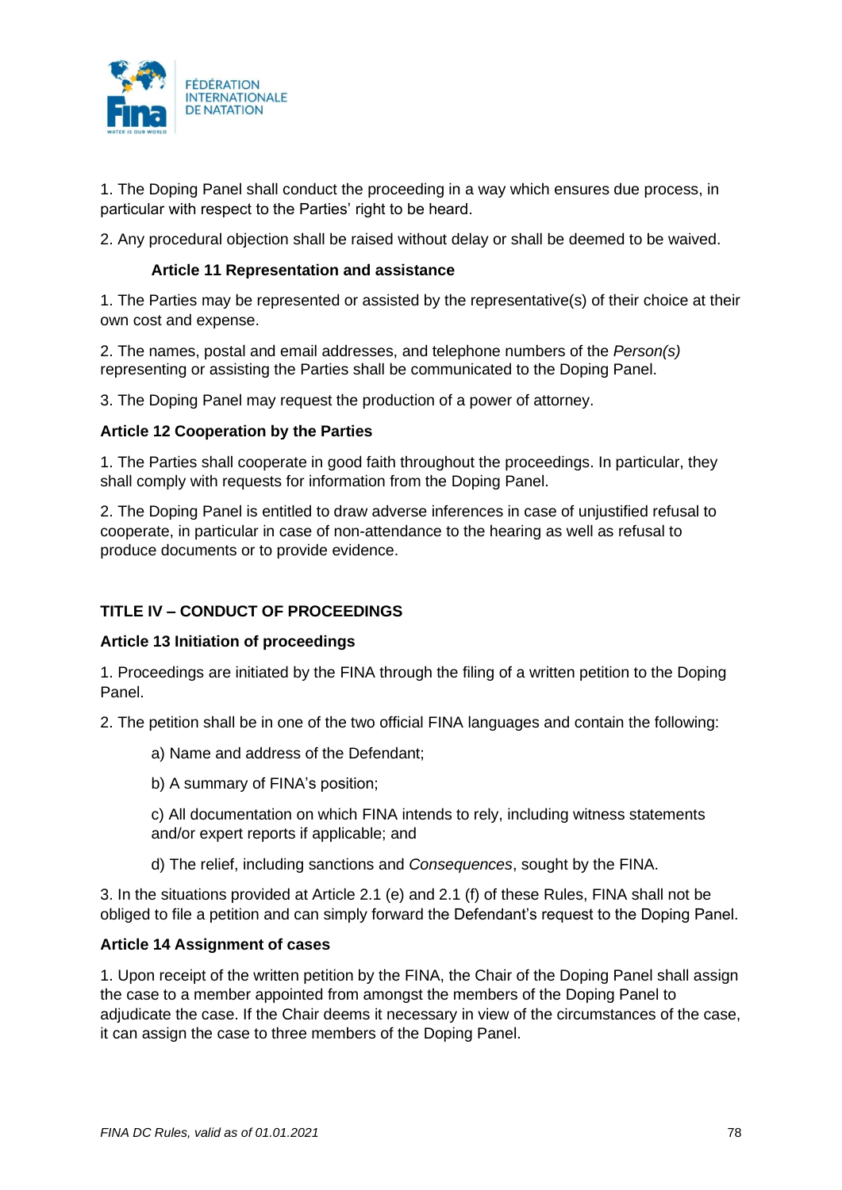1. The Doping Panel shall conduct the proceeding in a way which ensures due process, in particular with respect to the Parties' right to be heard.

2. Any procedural objection shall be raised without delay or shall be deemed to be waived.

**Article 11 Representation and assistance**

1. The Parties may be represented or assisted by the representative(s) of their choice at their own cost and expense.

2. The names, postal and email addresses, and telephone numbers of the *Person(s)* representing or assisting the Parties shall be communicated to the Doping Panel.

3. The Doping Panel may request the production of a power of attorney.

**Article 12 Cooperation by the Parties**

1. The Parties shall cooperate in good faith throughout the proceedings. In particular, they shall comply with requests for information from the Doping Panel.

2. The Doping Panel is entitled to draw adverse inferences in case of unjustified refusal to cooperate, in particular in case of non-attendance to the hearing as well as refusal to produce documents or to provide evidence.

## TITLE IV – CONDUCT OF PROCEEDINGS

**Article 13 Initiation of proceedings**

1. Proceedings are initiated by the FINA through the filing of a written petition to the Doping Panel.

2. The petition shall be in one of the two official FINA languages and contain the following:

   a) Name and address of the Defendant;

   b) A summary of FINA's position;

   c) All documentation on which FINA intends to rely, including witness statements and/or expert reports if applicable; and

   d) The relief, including sanctions and *Consequences*, sought by the FINA.

3. In the situations provided at Article 2.1 (e) and 2.1 (f) of these Rules, FINA shall not be obliged to file a petition and can simply forward the Defendant's request to the Doping Panel.

**Article 14 Assignment of cases**

1. Upon receipt of the written petition by the FINA, the Chair of the Doping Panel shall assign the case to a member appointed from amongst the members of the Doping Panel to adjudicate the case. If the Chair deems it necessary in view of the circumstances of the case, it can assign the case to three members of the Doping Panel.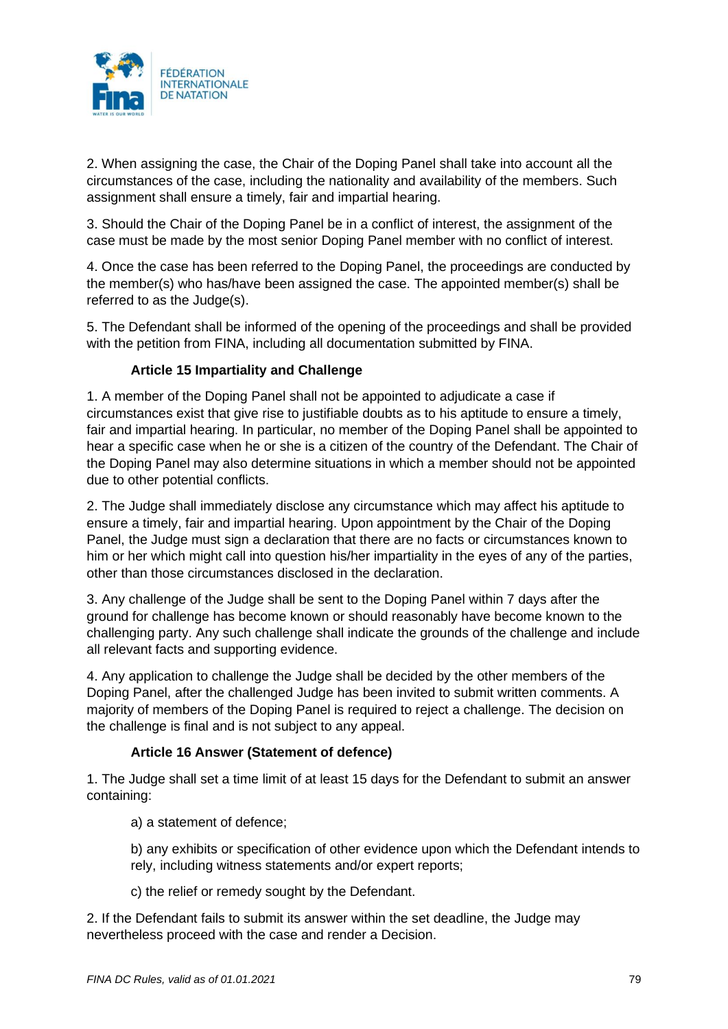2. When assigning the case, the Chair of the Doping Panel shall take into account all the circumstances of the case, including the nationality and availability of the members. Such assignment shall ensure a timely, fair and impartial hearing.

3. Should the Chair of the Doping Panel be in a conflict of interest, the assignment of the case must be made by the most senior Doping Panel member with no conflict of interest.

4. Once the case has been referred to the Doping Panel, the proceedings are conducted by the member(s) who has/have been assigned the case. The appointed member(s) shall be referred to as the Judge(s).

5. The Defendant shall be informed of the opening of the proceedings and shall be provided with the petition from FINA, including all documentation submitted by FINA.

### Article 15 Impartiality and Challenge

1. A member of the Doping Panel shall not be appointed to adjudicate a case if circumstances exist that give rise to justifiable doubts as to his aptitude to ensure a timely, fair and impartial hearing. In particular, no member of the Doping Panel shall be appointed to hear a specific case when he or she is a citizen of the country of the Defendant. The Chair of the Doping Panel may also determine situations in which a member should not be appointed due to other potential conflicts.

2. The Judge shall immediately disclose any circumstance which may affect his aptitude to ensure a timely, fair and impartial hearing. Upon appointment by the Chair of the Doping Panel, the Judge must sign a declaration that there are no facts or circumstances known to him or her which might call into question his/her impartiality in the eyes of any of the parties, other than those circumstances disclosed in the declaration.

3. Any challenge of the Judge shall be sent to the Doping Panel within 7 days after the ground for challenge has become known or should reasonably have become known to the challenging party. Any such challenge shall indicate the grounds of the challenge and include all relevant facts and supporting evidence.

4. Any application to challenge the Judge shall be decided by the other members of the Doping Panel, after the challenged Judge has been invited to submit written comments. A majority of members of the Doping Panel is required to reject a challenge. The decision on the challenge is final and is not subject to any appeal.

### Article 16 Answer (Statement of defence)

1. The Judge shall set a time limit of at least 15 days for the Defendant to submit an answer containing:

a) a statement of defence;

b) any exhibits or specification of other evidence upon which the Defendant intends to rely, including witness statements and/or expert reports;

c) the relief or remedy sought by the Defendant.

2. If the Defendant fails to submit its answer within the set deadline, the Judge may nevertheless proceed with the case and render a Decision.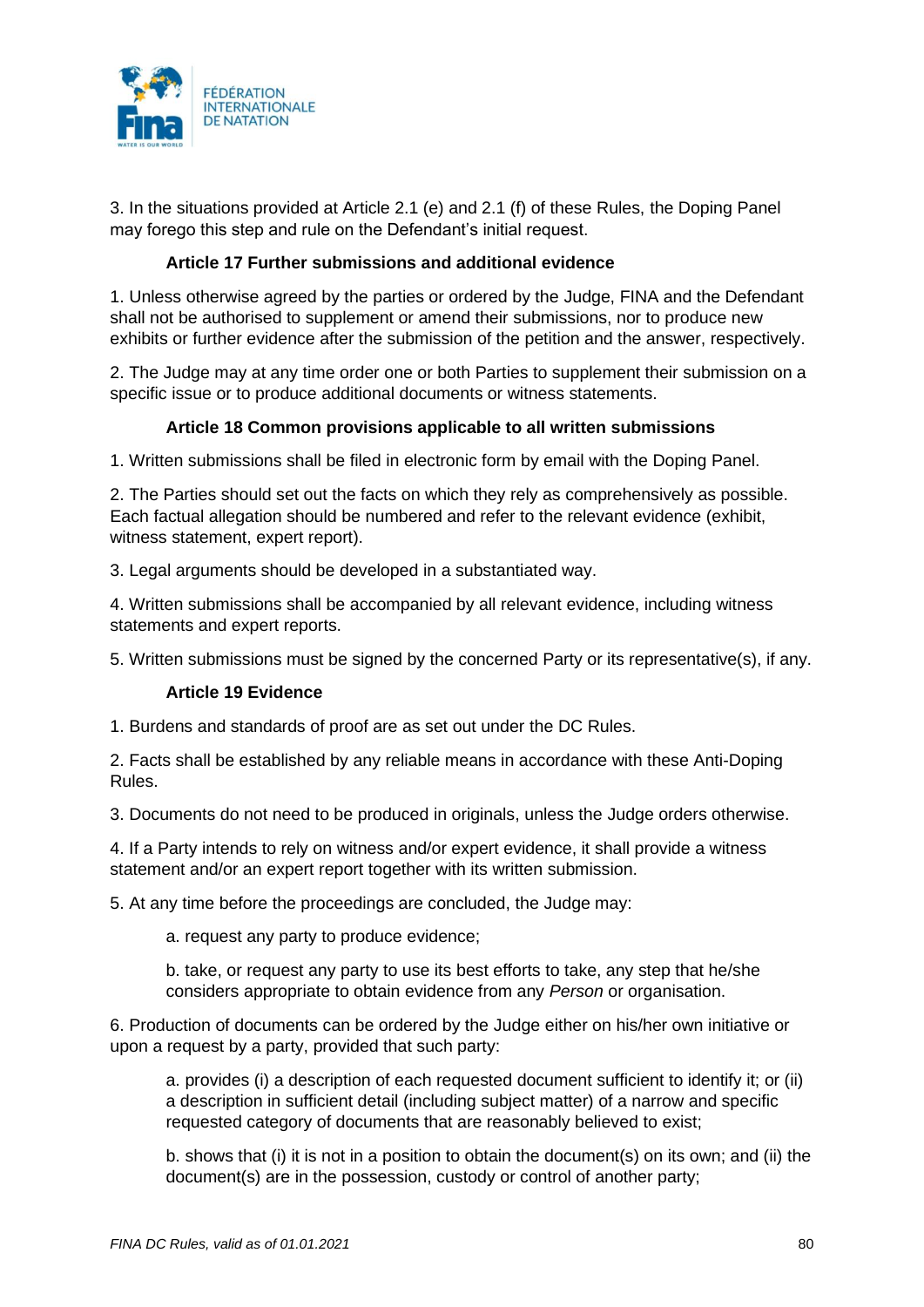3. In the situations provided at Article 2.1 (e) and 2.1 (f) of these Rules, the Doping Panel may forego this step and rule on the Defendant's initial request.

### Article 17 Further submissions and additional evidence

1. Unless otherwise agreed by the parties or ordered by the Judge, FINA and the Defendant shall not be authorised to supplement or amend their submissions, nor to produce new exhibits or further evidence after the submission of the petition and the answer, respectively.

2. The Judge may at any time order one or both Parties to supplement their submission on a specific issue or to produce additional documents or witness statements.

### Article 18 Common provisions applicable to all written submissions

1. Written submissions shall be filed in electronic form by email with the Doping Panel.

2. The Parties should set out the facts on which they rely as comprehensively as possible. Each factual allegation should be numbered and refer to the relevant evidence (exhibit, witness statement, expert report).

3. Legal arguments should be developed in a substantiated way.

4. Written submissions shall be accompanied by all relevant evidence, including witness statements and expert reports.

5. Written submissions must be signed by the concerned Party or its representative(s), if any.

### Article 19 Evidence

1. Burdens and standards of proof are as set out under the DC Rules.

2. Facts shall be established by any reliable means in accordance with these Anti-Doping Rules.

3. Documents do not need to be produced in originals, unless the Judge orders otherwise.

4. If a Party intends to rely on witness and/or expert evidence, it shall provide a witness statement and/or an expert report together with its written submission.

5. At any time before the proceedings are concluded, the Judge may:

   a. request any party to produce evidence;

   b. take, or request any party to use its best efforts to take, any step that he/she considers appropriate to obtain evidence from any *Person* or organisation.

6. Production of documents can be ordered by the Judge either on his/her own initiative or upon a request by a party, provided that such party:

   a. provides (i) a description of each requested document sufficient to identify it; or (ii) a description in sufficient detail (including subject matter) of a narrow and specific requested category of documents that are reasonably believed to exist;

   b. shows that (i) it is not in a position to obtain the document(s) on its own; and (ii) the document(s) are in the possession, custody or control of another party;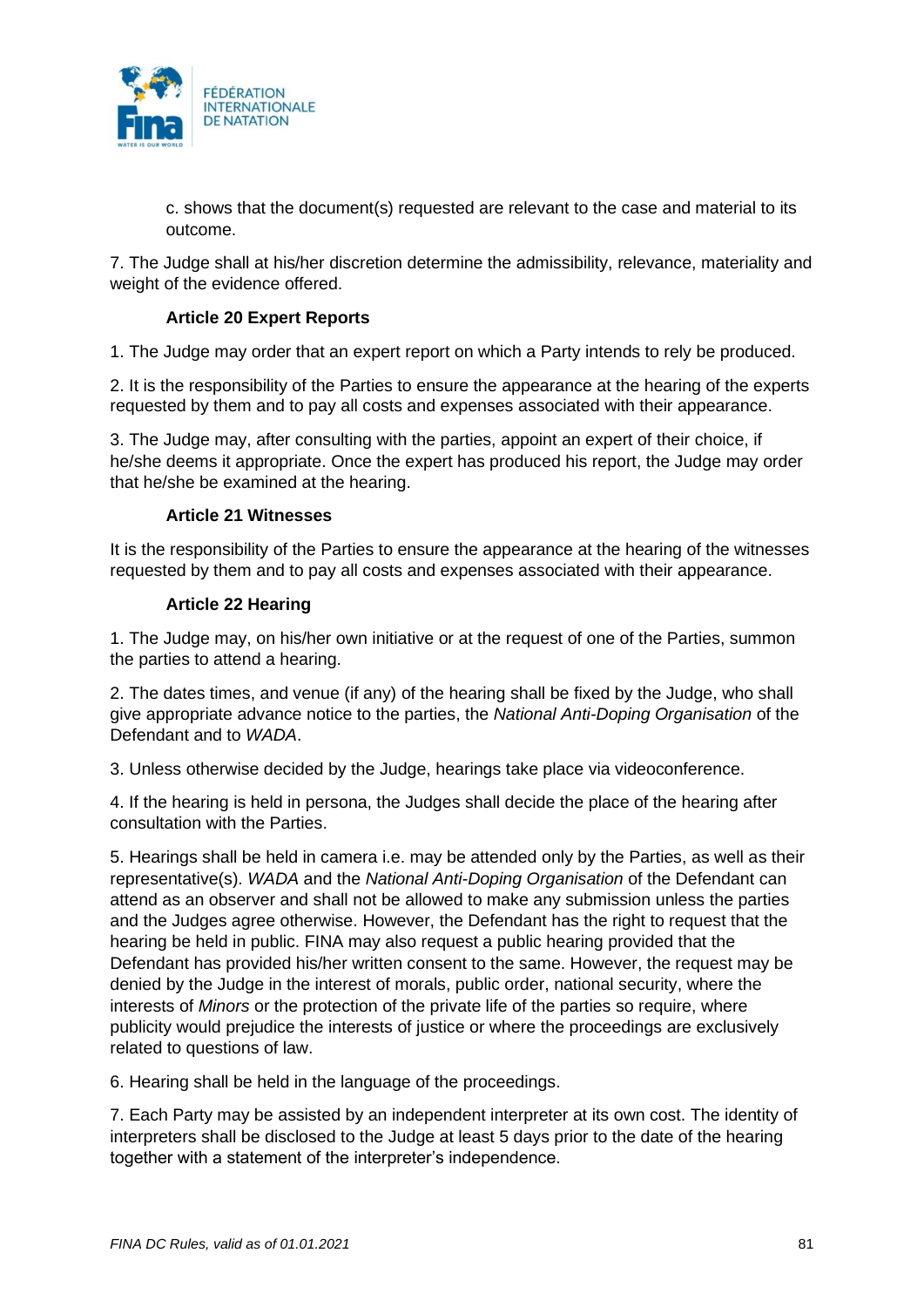c. shows that the document(s) requested are relevant to the case and material to its outcome.

7. The Judge shall at his/her discretion determine the admissibility, relevance, materiality and weight of the evidence offered.

### Article 20 Expert Reports

1. The Judge may order that an expert report on which a Party intends to rely be produced.

2. It is the responsibility of the Parties to ensure the appearance at the hearing of the experts requested by them and to pay all costs and expenses associated with their appearance.

3. The Judge may, after consulting with the parties, appoint an expert of their choice, if he/she deems it appropriate. Once the expert has produced his report, the Judge may order that he/she be examined at the hearing.

### Article 21 Witnesses

It is the responsibility of the Parties to ensure the appearance at the hearing of the witnesses requested by them and to pay all costs and expenses associated with their appearance.

### Article 22 Hearing

1. The Judge may, on his/her own initiative or at the request of one of the Parties, summon the parties to attend a hearing.

2. The dates times, and venue (if any) of the hearing shall be fixed by the Judge, who shall give appropriate advance notice to the parties, the *National Anti-Doping Organisation* of the Defendant and to *WADA*.

3. Unless otherwise decided by the Judge, hearings take place via videoconference.

4. If the hearing is held in persona, the Judges shall decide the place of the hearing after consultation with the Parties.

5. Hearings shall be held in camera i.e. may be attended only by the Parties, as well as their representative(s). *WADA* and the *National Anti-Doping Organisation* of the Defendant can attend as an observer and shall not be allowed to make any submission unless the parties and the Judges agree otherwise. However, the Defendant has the right to request that the hearing be held in public. FINA may also request a public hearing provided that the Defendant has provided his/her written consent to the same. However, the request may be denied by the Judge in the interest of morals, public order, national security, where the interests of *Minors* or the protection of the private life of the parties so require, where publicity would prejudice the interests of justice or where the proceedings are exclusively related to questions of law.

6. Hearing shall be held in the language of the proceedings.

7. Each Party may be assisted by an independent interpreter at its own cost. The identity of interpreters shall be disclosed to the Judge at least 5 days prior to the date of the hearing together with a statement of the interpreter's independence.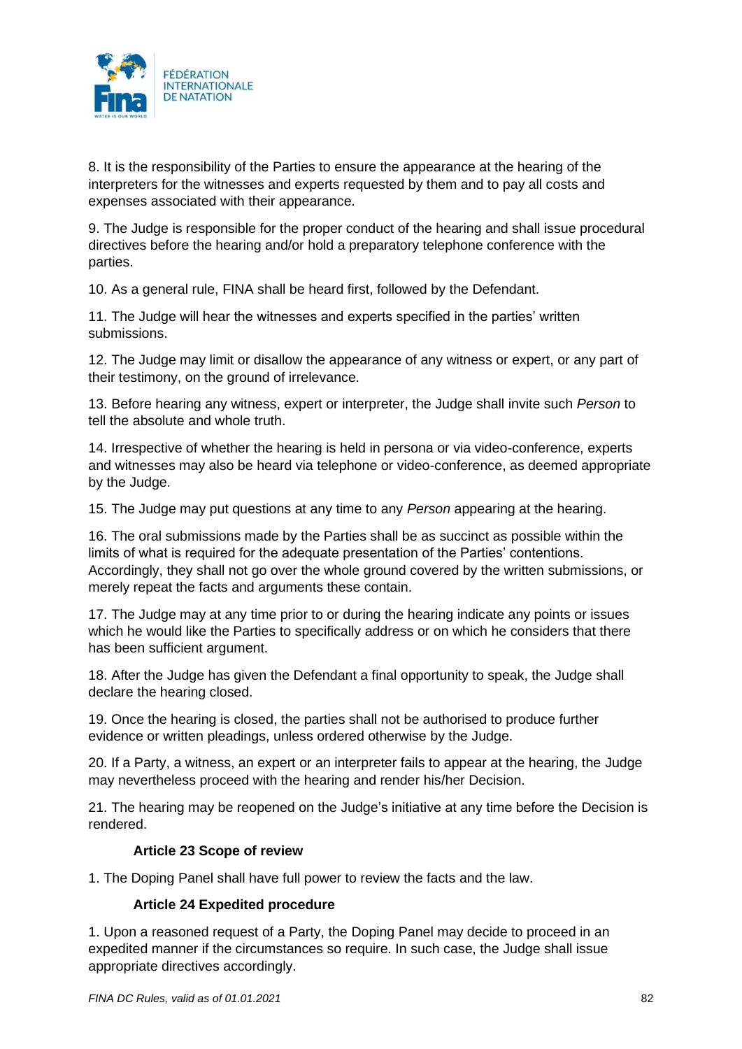8. It is the responsibility of the Parties to ensure the appearance at the hearing of the interpreters for the witnesses and experts requested by them and to pay all costs and expenses associated with their appearance.

9. The Judge is responsible for the proper conduct of the hearing and shall issue procedural directives before the hearing and/or hold a preparatory telephone conference with the parties.

10. As a general rule, FINA shall be heard first, followed by the Defendant.

11. The Judge will hear the witnesses and experts specified in the parties' written submissions.

12. The Judge may limit or disallow the appearance of any witness or expert, or any part of their testimony, on the ground of irrelevance.

13. Before hearing any witness, expert or interpreter, the Judge shall invite such *Person* to tell the absolute and whole truth.

14. Irrespective of whether the hearing is held in persona or via video-conference, experts and witnesses may also be heard via telephone or video-conference, as deemed appropriate by the Judge.

15. The Judge may put questions at any time to any *Person* appearing at the hearing.

16. The oral submissions made by the Parties shall be as succinct as possible within the limits of what is required for the adequate presentation of the Parties' contentions. Accordingly, they shall not go over the whole ground covered by the written submissions, or merely repeat the facts and arguments these contain.

17. The Judge may at any time prior to or during the hearing indicate any points or issues which he would like the Parties to specifically address or on which he considers that there has been sufficient argument.

18. After the Judge has given the Defendant a final opportunity to speak, the Judge shall declare the hearing closed.

19. Once the hearing is closed, the parties shall not be authorised to produce further evidence or written pleadings, unless ordered otherwise by the Judge.

20. If a Party, a witness, an expert or an interpreter fails to appear at the hearing, the Judge may nevertheless proceed with the hearing and render his/her Decision.

21. The hearing may be reopened on the Judge's initiative at any time before the Decision is rendered.

### Article 23 Scope of review

1. The Doping Panel shall have full power to review the facts and the law.

### Article 24 Expedited procedure

1. Upon a reasoned request of a Party, the Doping Panel may decide to proceed in an expedited manner if the circumstances so require. In such case, the Judge shall issue appropriate directives accordingly.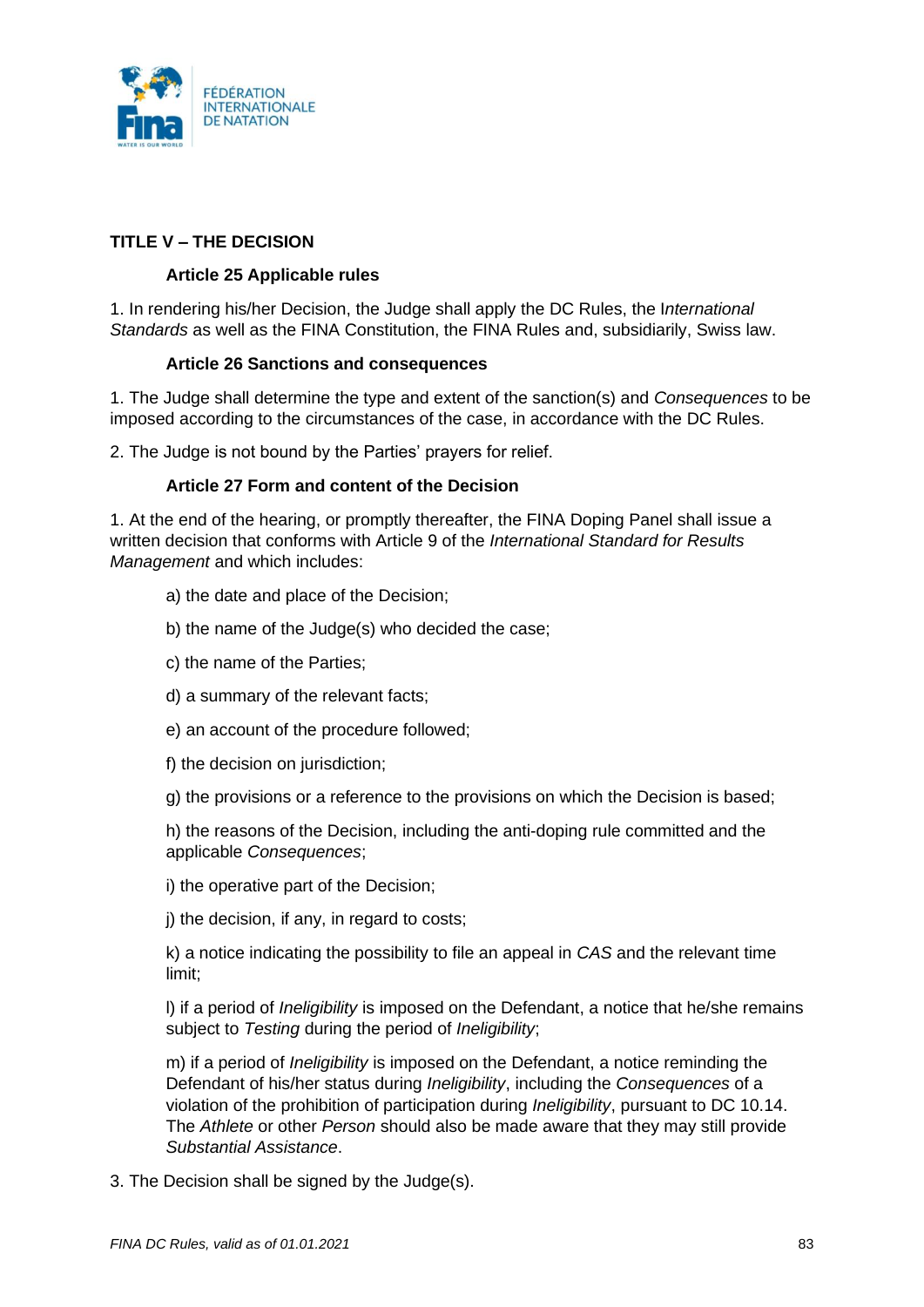## TITLE V – THE DECISION

### Article 25 Applicable rules

1. In rendering his/her Decision, the Judge shall apply the DC Rules, the I*nternational Standards* as well as the FINA Constitution, the FINA Rules and, subsidiarily, Swiss law.

### Article 26 Sanctions and consequences

1. The Judge shall determine the type and extent of the sanction(s) and *Consequences* to be imposed according to the circumstances of the case, in accordance with the DC Rules.

2. The Judge is not bound by the Parties' prayers for relief.

### Article 27 Form and content of the Decision

1. At the end of the hearing, or promptly thereafter, the FINA Doping Panel shall issue a written decision that conforms with Article 9 of the *International Standard for Results Management* and which includes:

a) the date and place of the Decision;

b) the name of the Judge(s) who decided the case;

c) the name of the Parties;

d) a summary of the relevant facts;

e) an account of the procedure followed;

f) the decision on jurisdiction;

g) the provisions or a reference to the provisions on which the Decision is based;

h) the reasons of the Decision, including the anti-doping rule committed and the applicable *Consequences*;

i) the operative part of the Decision;

j) the decision, if any, in regard to costs;

k) a notice indicating the possibility to file an appeal in *CAS* and the relevant time limit;

l) if a period of *Ineligibility* is imposed on the Defendant, a notice that he/she remains subject to *Testing* during the period of *Ineligibility*;

m) if a period of *Ineligibility* is imposed on the Defendant, a notice reminding the Defendant of his/her status during *Ineligibility*, including the *Consequences* of a violation of the prohibition of participation during *Ineligibility*, pursuant to DC 10.14. The *Athlete* or other *Person* should also be made aware that they may still provide *Substantial Assistance*.

3. The Decision shall be signed by the Judge(s).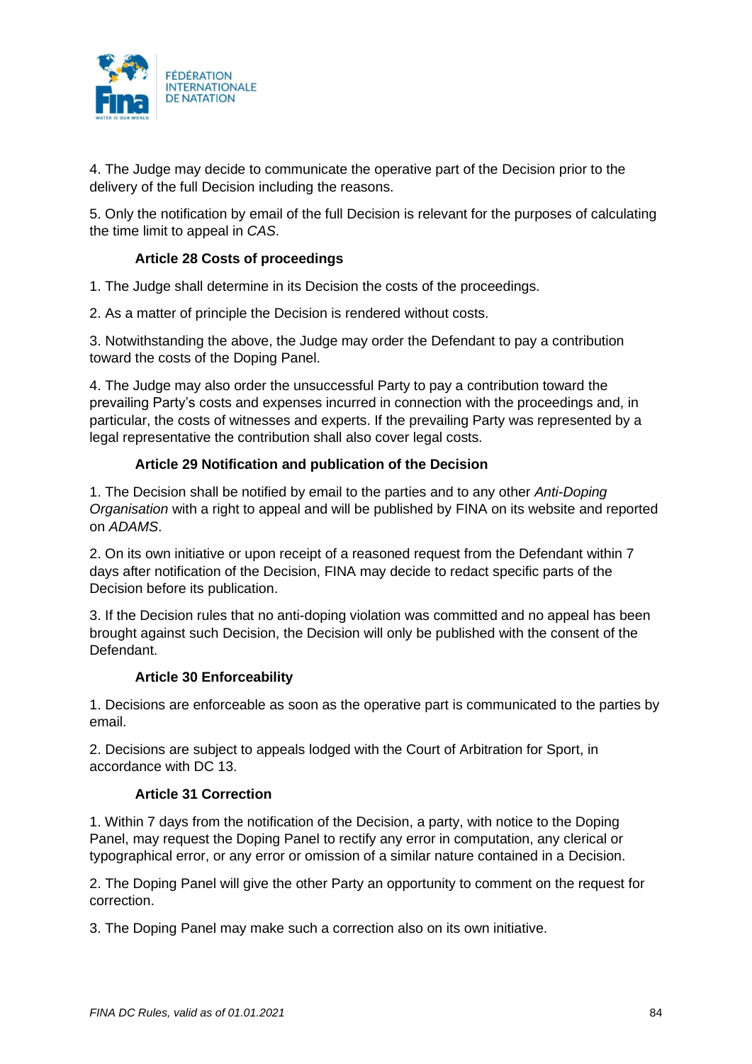4. The Judge may decide to communicate the operative part of the Decision prior to the delivery of the full Decision including the reasons.

5. Only the notification by email of the full Decision is relevant for the purposes of calculating the time limit to appeal in *CAS*.

### Article 28 Costs of proceedings

1. The Judge shall determine in its Decision the costs of the proceedings.

2. As a matter of principle the Decision is rendered without costs.

3. Notwithstanding the above, the Judge may order the Defendant to pay a contribution toward the costs of the Doping Panel.

4. The Judge may also order the unsuccessful Party to pay a contribution toward the prevailing Party's costs and expenses incurred in connection with the proceedings and, in particular, the costs of witnesses and experts. If the prevailing Party was represented by a legal representative the contribution shall also cover legal costs.

### Article 29 Notification and publication of the Decision

1. The Decision shall be notified by email to the parties and to any other *Anti-Doping Organisation* with a right to appeal and will be published by FINA on its website and reported on *ADAMS*.

2. On its own initiative or upon receipt of a reasoned request from the Defendant within 7 days after notification of the Decision, FINA may decide to redact specific parts of the Decision before its publication.

3. If the Decision rules that no anti-doping violation was committed and no appeal has been brought against such Decision, the Decision will only be published with the consent of the Defendant.

### Article 30 Enforceability

1. Decisions are enforceable as soon as the operative part is communicated to the parties by email.

2. Decisions are subject to appeals lodged with the Court of Arbitration for Sport, in accordance with DC 13.

### Article 31 Correction

1. Within 7 days from the notification of the Decision, a party, with notice to the Doping Panel, may request the Doping Panel to rectify any error in computation, any clerical or typographical error, or any error or omission of a similar nature contained in a Decision.

2. The Doping Panel will give the other Party an opportunity to comment on the request for correction.

3. The Doping Panel may make such a correction also on its own initiative.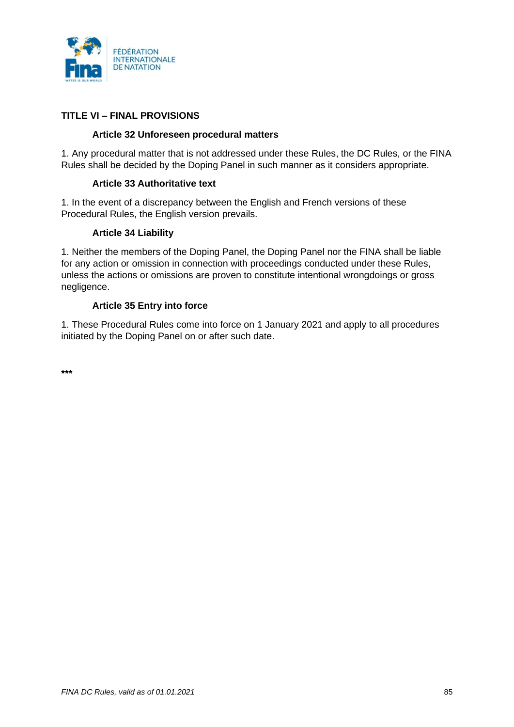## TITLE VI – FINAL PROVISIONS

### Article 32 Unforeseen procedural matters

1. Any procedural matter that is not addressed under these Rules, the DC Rules, or the FINA Rules shall be decided by the Doping Panel in such manner as it considers appropriate.

### Article 33 Authoritative text

1. In the event of a discrepancy between the English and French versions of these Procedural Rules, the English version prevails.

### Article 34 Liability

1. Neither the members of the Doping Panel, the Doping Panel nor the FINA shall be liable for any action or omission in connection with proceedings conducted under these Rules, unless the actions or omissions are proven to constitute intentional wrongdoings or gross negligence.

### Article 35 Entry into force

1. These Procedural Rules come into force on 1 January 2021 and apply to all procedures initiated by the Doping Panel on or after such date.

***